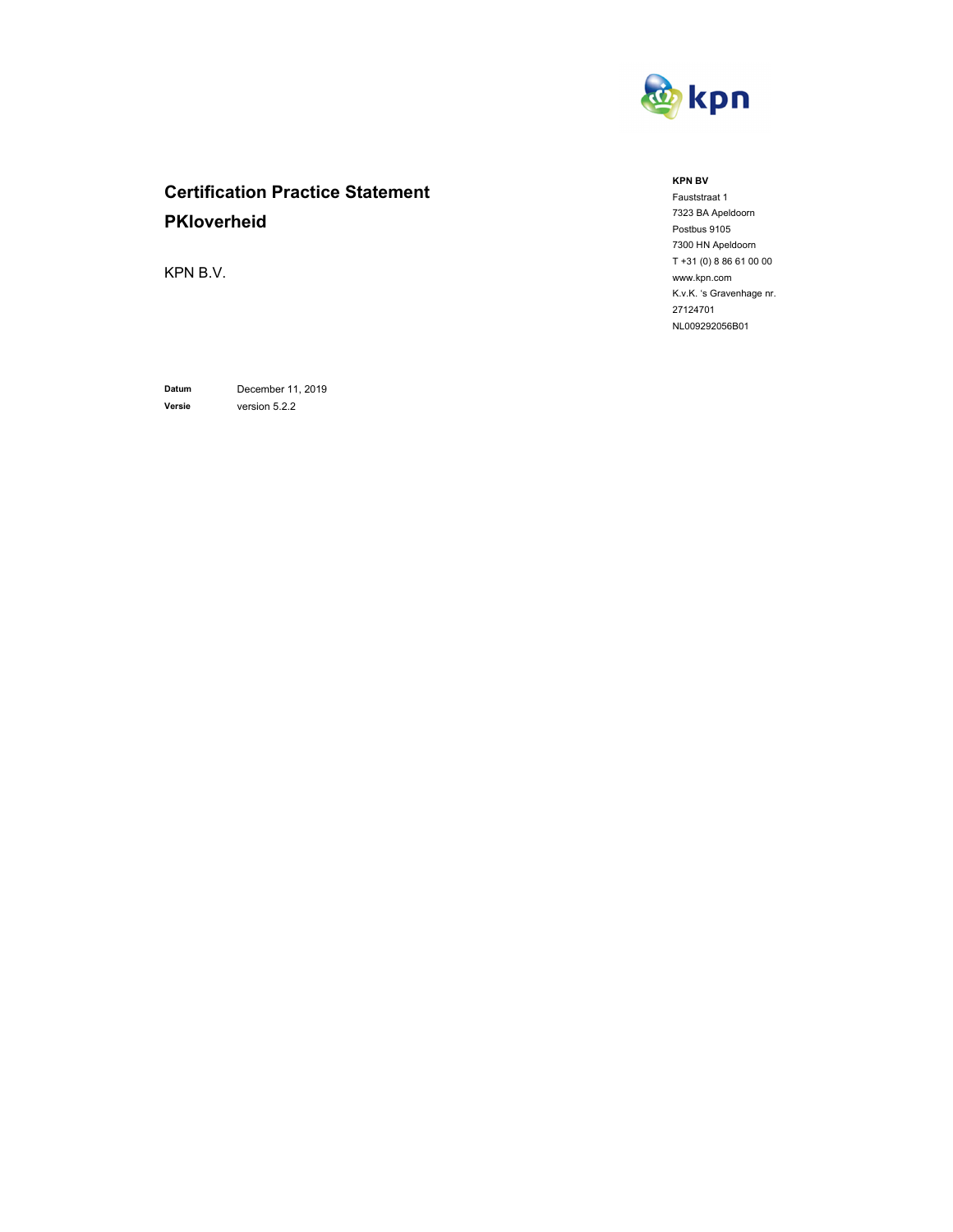# Certification Practice Statement

# PKIoverheid

KPN B.V.

**KPN BV**
Fauststraat 1
7323 BA Apeldoorn
Postbus 9105
7300 HN Apeldoorn
T +31 (0) 8 86 61 00 00
www.kpn.com
K.v.K. 's Gravenhage nr. 27124701
NL009292056B01

| | |
|---|---|
| **Datum** | December 11, 2019 |
| **Versie** | version 5.2.2 |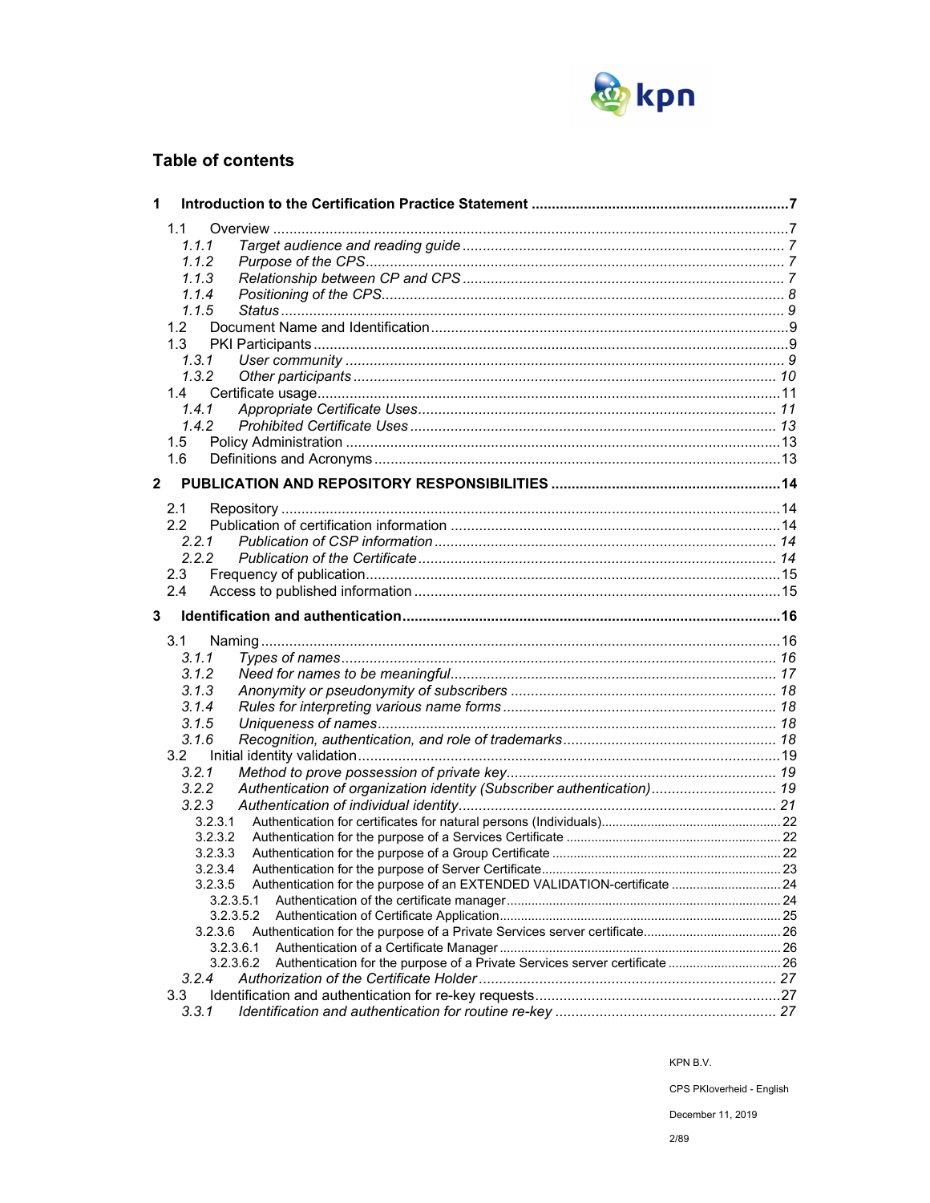## Table of contents

**1 Introduction to the Certification Practice Statement ....................................................... 7**

1.1 Overview ................................................................................................................... 7
*1.1.1 Target audience and reading guide .............................................................. 7*
*1.1.2 Purpose of the CPS ...................................................................................... 7*
*1.1.3 Relationship between CP and CPS .............................................................. 7*
*1.1.4 Positioning of the CPS.................................................................................. 8*
*1.1.5 Status ........................................................................................................... 9*
1.2 Document Name and Identification ......................................................................... 9
1.3 PKI Participants ....................................................................................................... 9
*1.3.1 User community ............................................................................................ 9*
*1.3.2 Other participants ........................................................................................ 10*
1.4 Certificate usage.................................................................................................... 11
*1.4.1 Appropriate Certificate Uses........................................................................ 11*
*1.4.2 Prohibited Certificate Uses .......................................................................... 13*
1.5 Policy Administration ............................................................................................. 13
1.6 Definitions and Acronyms ...................................................................................... 13

**2 PUBLICATION AND REPOSITORY RESPONSIBILITIES ........................................... 14**

2.1 Repository ............................................................................................................. 14
2.2 Publication of certification information .................................................................. 14
*2.2.1 Publication of CSP information .................................................................... 14*
*2.2.2 Publication of the Certificate ........................................................................ 14*
2.3 Frequency of publication........................................................................................ 15
2.4 Access to published information ........................................................................... 15

**3 Identification and authentication................................................................................. 16**

3.1 Naming .................................................................................................................. 16
*3.1.1 Types of names............................................................................................ 16*
*3.1.2 Need for names to be meaningful................................................................ 17*
*3.1.3 Anonymity or pseudonymity of subscribers ................................................. 18*
*3.1.4 Rules for interpreting various name forms ................................................... 18*
*3.1.5 Uniqueness of names................................................................................... 18*
*3.1.6 Recognition, authentication, and role of trademarks .................................... 18*
3.2 Initial identity validation.......................................................................................... 19
*3.2.1 Method to prove possession of private key................................................... 19*
*3.2.2 Authentication of organization identity (Subscriber authentication)............... 19*
*3.2.3 Authentication of individual identity.............................................................. 21*
3.2.3.1 Authentication for certificates for natural persons (Individuals).................................................. 22
3.2.3.2 Authentication for the purpose of a Services Certificate ............................................................ 22
3.2.3.3 Authentication for the purpose of a Group Certificate ................................................................ 22
3.2.3.4 Authentication for the purpose of Server Certificate................................................................... 23
3.2.3.5 Authentication for the purpose of an EXTENDED VALIDATION-certificate ............................... 24
3.2.3.5.1 Authentication of the certificate manager ............................................................................ 24
3.2.3.5.2 Authentication of Certificate Application............................................................................... 25
3.2.3.6 Authentication for the purpose of a Private Services server certificate....................................... 26
3.2.3.6.1 Authentication of a Certificate Manager ............................................................................... 26
3.2.3.6.2 Authentication for the purpose of a Private Services server certificate ................................ 26
*3.2.4 Authorization of the Certificate Holder ......................................................... 27*
3.3 Identification and authentication for re-key requests............................................. 27
*3.3.1 Identification and authentication for routine re-key ...................................... 27*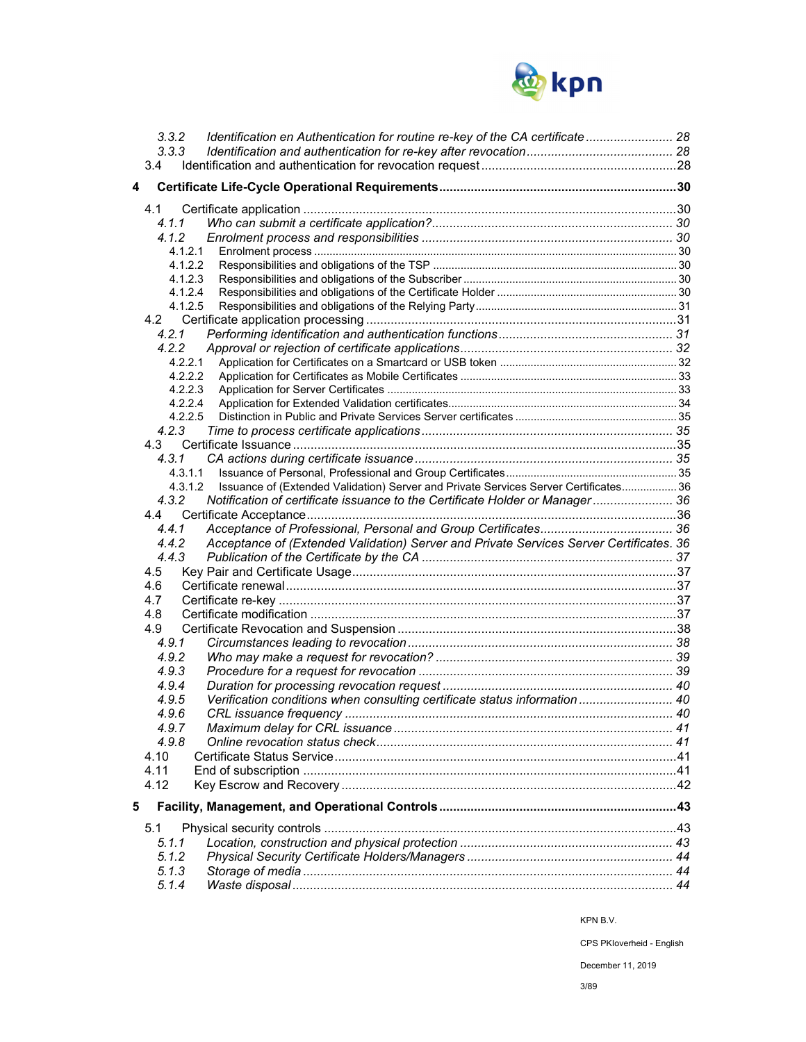3.3.2 *Identification en Authentication for routine re-key of the CA certificate* ........................ 28
3.3.3 *Identification and authentication for re-key after revocation* .......................................... 28
3.4 Identification and authentication for revocation request ........................................................28

**4 Certificate Life-Cycle Operational Requirements** ....................................................................**30**

4.1 Certificate application ...........................................................................................................30
4.1.1 *Who can submit a certificate application?* ..................................................................... 30
4.1.2 *Enrolment process and responsibilities* ........................................................................ 30
4.1.2.1 Enrolment process ..........................................................................................................30
4.1.2.2 Responsibilities and obligations of the TSP ...................................................................30
4.1.2.3 Responsibilities and obligations of the Subscriber ..........................................................30
4.1.2.4 Responsibilities and obligations of the Certificate Holder ...............................................30
4.1.2.5 Responsibilities and obligations of the Relying Party .....................................................31
4.2 Certificate application processing .........................................................................................31
4.2.1 *Performing identification and authentication functions* .................................................. 31
4.2.2 *Approval or rejection of certificate applications* ............................................................. 32
4.2.2.1 Application for Certificates on a Smartcard or USB token ..............................................32
4.2.2.2 Application for Certificates as Mobile Certificates ..........................................................33
4.2.2.3 Application for Server Certificates ..................................................................................33
4.2.2.4 Application for Extended Validation certificates ..............................................................34
4.2.2.5 Distinction in Public and Private Services Server certificates .........................................35
4.2.3 *Time to process certificate applications* ........................................................................ 35
4.3 Certificate Issuance ..............................................................................................................35
4.3.1 *CA actions during certificate issuance* .......................................................................... 35
4.3.1.1 Issuance of Personal, Professional and Group Certificates ............................................35
4.3.1.2 Issuance of (Extended Validation) Server and Private Services Server Certificates ........36
4.3.2 *Notification of certificate issuance to the Certificate Holder or Manager* ....................... 36
4.4 Certificate Acceptance ..........................................................................................................36
4.4.1 *Acceptance of Professional, Personal and Group Certificates* ...................................... 36
4.4.2 *Acceptance of (Extended Validation) Server and Private Services Server Certificates*. 36
4.4.3 *Publication of the Certificate by the CA* ........................................................................ 37
4.5 Key Pair and Certificate Usage .............................................................................................37
4.6 Certificate renewal ................................................................................................................37
4.7 Certificate re-key ..................................................................................................................37
4.8 Certificate modification .........................................................................................................37
4.9 Certificate Revocation and Suspension ................................................................................38
4.9.1 *Circumstances leading to revocation* ............................................................................ 38
4.9.2 *Who may make a request for revocation?* .................................................................... 39
4.9.3 *Procedure for a request for revocation* ......................................................................... 39
4.9.4 *Duration for processing revocation request* .................................................................. 40
4.9.5 *Verification conditions when consulting certificate status information* ........................... 40
4.9.6 *CRL issuance frequency* .............................................................................................. 40
4.9.7 *Maximum delay for CRL issuance* ................................................................................ 41
4.9.8 *Online revocation status check* ..................................................................................... 41
4.10 Certificate Status Service ....................................................................................................41
4.11 End of subscription .............................................................................................................41
4.12 Key Escrow and Recovery ...................................................................................................42

**5 Facility, Management, and Operational Controls** ...................................................................**43**

5.1 Physical security controls .....................................................................................................43
5.1.1 *Location, construction and physical protection* ............................................................. 43
5.1.2 *Physical Security Certificate Holders/Managers* ........................................................... 44
5.1.3 *Storage of media* .......................................................................................................... 44
5.1.4 *Waste disposal* ............................................................................................................. 44

KPN B.V.

CPS PKIoverheid - English

December 11, 2019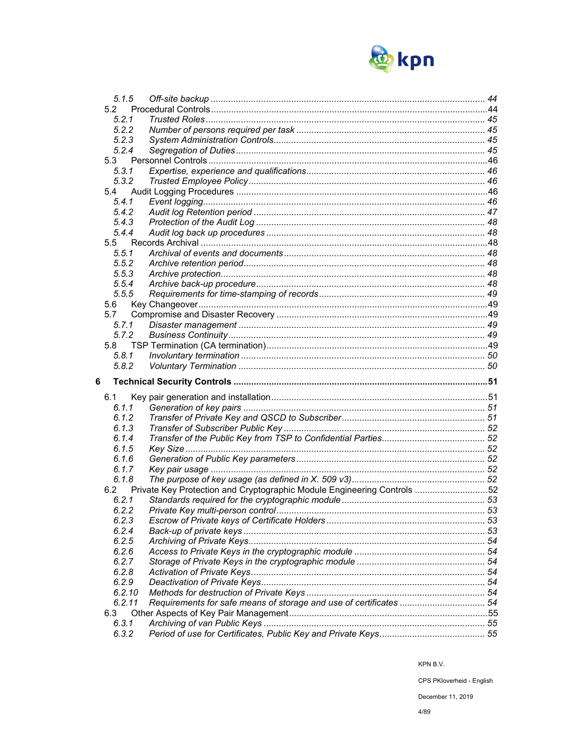5.1.5 *Off-site backup* ........ 44
5.2 Procedural Controls ........ 44
5.2.1 *Trusted Roles* ........ 45
5.2.2 *Number of persons required per task* ........ 45
5.2.3 *System Administration Controls* ........ 45
5.2.4 *Segregation of Duties* ........ 45
5.3 Personnel Controls ........ 46
5.3.1 *Expertise, experience and qualifications* ........ 46
5.3.2 *Trusted Employee Policy* ........ 46
5.4 Audit Logging Procedures ........ 46
5.4.1 *Event logging* ........ 46
5.4.2 *Audit log Retention period* ........ 47
5.4.3 *Protection of the Audit Log* ........ 48
5.4.4 *Audit log back up procedures* ........ 48
5.5 Records Archival ........ 48
5.5.1 *Archival of events and documents* ........ 48
5.5.2 *Archive retention period* ........ 48
5.5.3 *Archive protection* ........ 48
5.5.4 *Archive back-up procedure* ........ 48
5.5.5 *Requirements for time-stamping of records* ........ 49
5.6 Key Changeover ........ 49
5.7 Compromise and Disaster Recovery ........ 49
5.7.1 *Disaster management* ........ 49
5.7.2 *Business Continuity* ........ 49
5.8 TSP Termination (CA termination) ........ 49
5.8.1 *Involuntary termination* ........ 50
5.8.2 *Voluntary Termination* ........ 50

**6 Technical Security Controls ........ 51**

6.1 Key pair generation and installation ........ 51
6.1.1 *Generation of key pairs* ........ 51
6.1.2 *Transfer of Private Key and QSCD to Subscriber* ........ 51
6.1.3 *Transfer of Subscriber Public Key* ........ 52
6.1.4 *Transfer of the Public Key from TSP to Confidential Parties* ........ 52
6.1.5 *Key Size* ........ 52
6.1.6 *Generation of Public Key parameters* ........ 52
6.1.7 *Key pair usage* ........ 52
6.1.8 *The purpose of key usage (as defined in X. 509 v3)* ........ 52
6.2 Private Key Protection and Cryptographic Module Engineering Controls ........ 52
6.2.1 *Standards required for the cryptographic module* ........ 53
6.2.2 *Private Key multi-person control* ........ 53
6.2.3 *Escrow of Private keys of Certificate Holders* ........ 53
6.2.4 *Back-up of private keys* ........ 53
6.2.5 *Archiving of Private Keys* ........ 54
6.2.6 *Access to Private Keys in the cryptographic module* ........ 54
6.2.7 *Storage of Private Keys in the cryptographic module* ........ 54
6.2.8 *Activation of Private Keys* ........ 54
6.2.9 *Deactivation of Private Keys* ........ 54
6.2.10 *Methods for destruction of Private Keys* ........ 54
6.2.11 *Requirements for safe means of storage and use of certificates* ........ 54
6.3 Other Aspects of Key Pair Management ........ 55
6.3.1 *Archiving of van Public Keys* ........ 55
6.3.2 *Period of use for Certificates, Public Key and Private Keys* ........ 55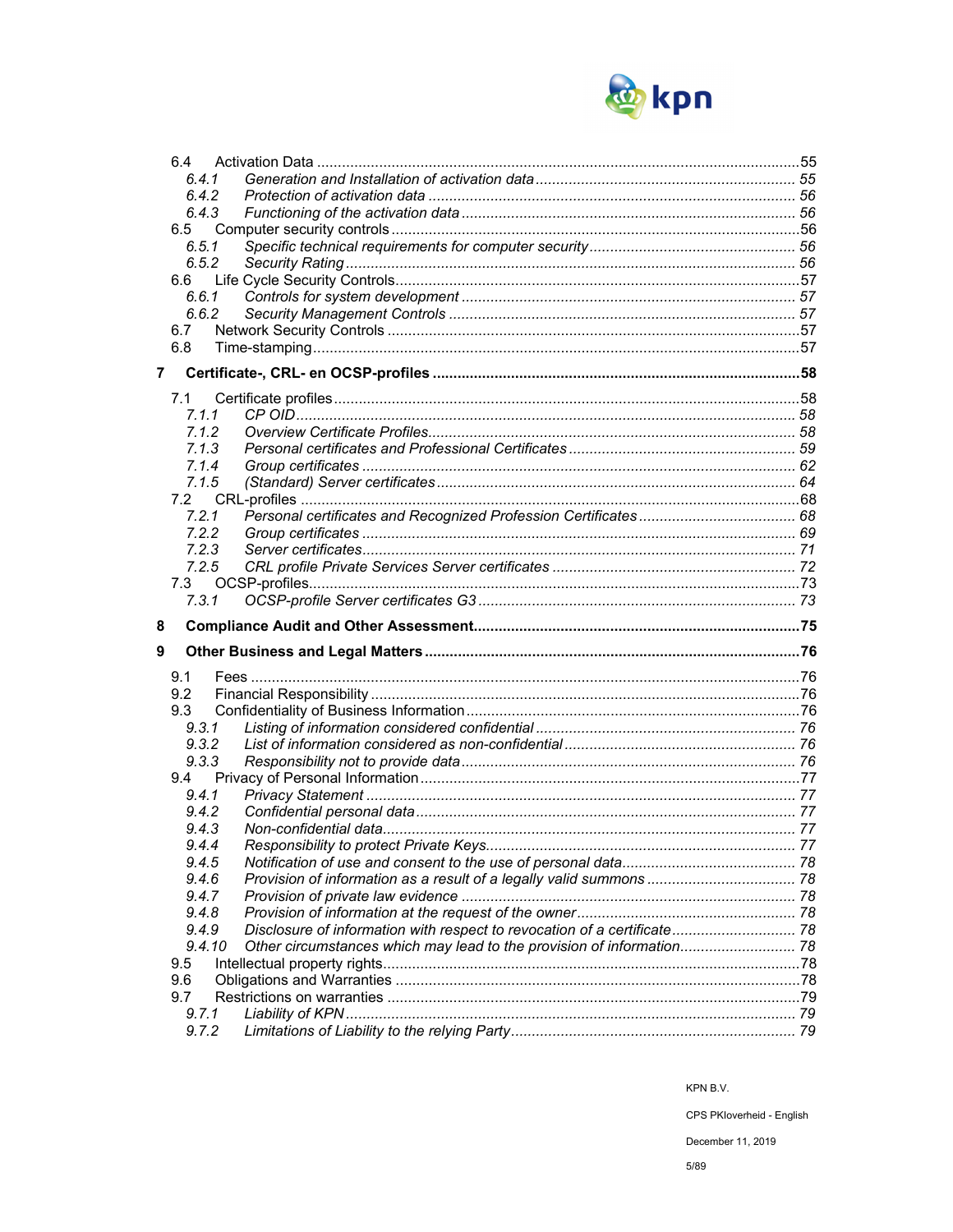6.4 Activation Data ....................................................................................................................55
  *6.4.1 Generation and Installation of activation data ............................................................... 55*
  *6.4.2 Protection of activation data ........................................................................................ 56*
  *6.4.3 Functioning of the activation data ................................................................................ 56*
6.5 Computer security controls ..................................................................................................56
  *6.5.1 Specific technical requirements for computer security ................................................. 56*
  *6.5.2 Security Rating ............................................................................................................ 56*
6.6 Life Cycle Security Controls.................................................................................................57
  *6.6.1 Controls for system development ................................................................................. 57*
  *6.6.2 Security Management Controls ................................................................................... 57*
6.7 Network Security Controls ...................................................................................................57
6.8 Time-stamping.....................................................................................................................57

**7 Certificate-, CRL- en OCSP-profiles .........................................................................................58**

7.1 Certificate profiles ................................................................................................................58
  *7.1.1 CP OID ........................................................................................................................ 58*
  *7.1.2 Overview Certificate Profiles......................................................................................... 58*
  *7.1.3 Personal certificates and Professional Certificates ....................................................... 59*
  *7.1.4 Group certificates ........................................................................................................ 62*
  *7.1.5 (Standard) Server certificates ...................................................................................... 64*
7.2 CRL-profiles ........................................................................................................................68
  *7.2.1 Personal certificates and Recognized Profession Certificates ...................................... 68*
  *7.2.2 Group certificates ........................................................................................................ 69*
  *7.2.3 Server certificates ........................................................................................................ 71*
  *7.2.5 CRL profile Private Services Server certificates ........................................................... 72*
7.3 OCSP-profiles......................................................................................................................73
  *7.3.1 OCSP-profile Server certificates G3 ............................................................................. 73*

**8 Compliance Audit and Other Assessment...............................................................................75**

**9 Other Business and Legal Matters ...........................................................................................76**

9.1 Fees ....................................................................................................................................76
9.2 Financial Responsibility .......................................................................................................76
9.3 Confidentiality of Business Information ................................................................................76
  *9.3.1 Listing of information considered confidential ............................................................... 76*
  *9.3.2 List of information considered as non-confidential ........................................................ 76*
  *9.3.3 Responsibility not to provide data ................................................................................. 76*
9.4 Privacy of Personal Information ...........................................................................................77
  *9.4.1 Privacy Statement ........................................................................................................ 77*
  *9.4.2 Confidential personal data ............................................................................................ 77*
  *9.4.3 Non-confidential data.................................................................................................... 77*
  *9.4.4 Responsibility to protect Private Keys........................................................................... 77*
  *9.4.5 Notification of use and consent to the use of personal data .......................................... 78*
  *9.4.6 Provision of information as a result of a legally valid summons .................................... 78*
  *9.4.7 Provision of private law evidence ................................................................................. 78*
  *9.4.8 Provision of information at the request of the owner ..................................................... 78*
  *9.4.9 Disclosure of information with respect to revocation of a certificate .............................. 78*
  *9.4.10 Other circumstances which may lead to the provision of information............................ 78*
9.5 Intellectual property rights.....................................................................................................78
9.6 Obligations and Warranties ..................................................................................................78
9.7 Restrictions on warranties ....................................................................................................79
  *9.7.1 Liability of KPN ............................................................................................................. 79*
  *9.7.2 Limitations of Liability to the relying Party ..................................................................... 79*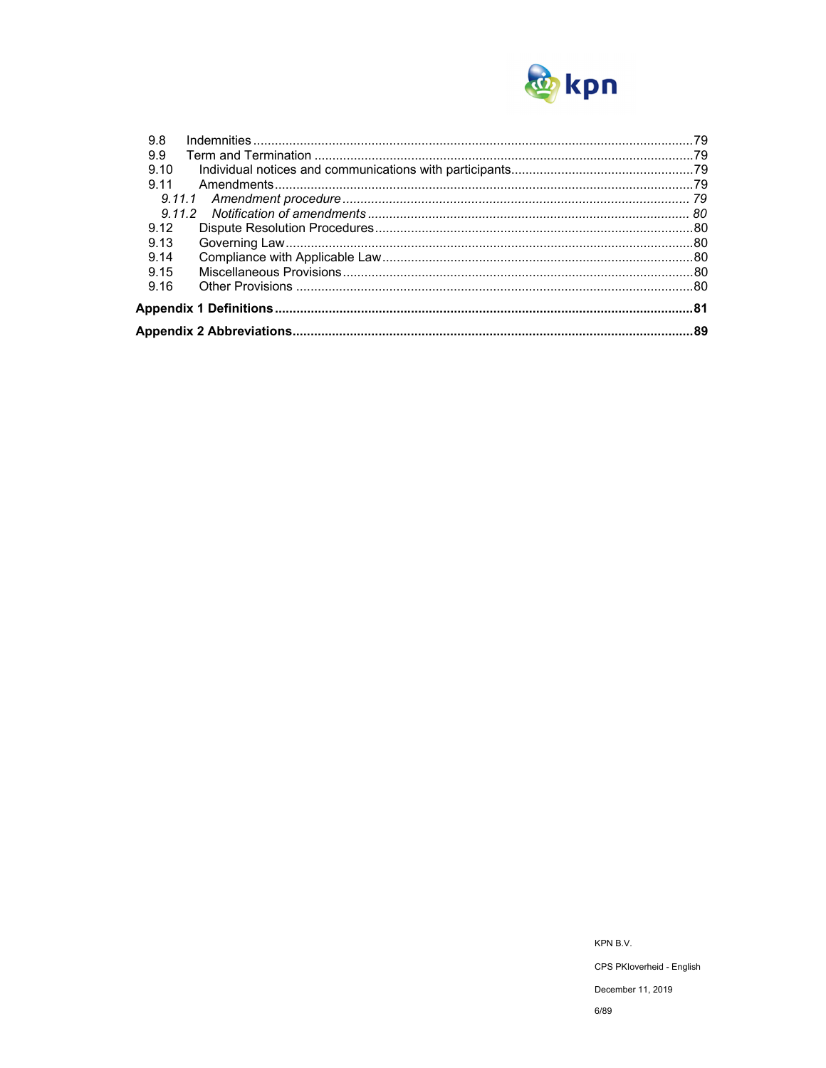9.8 Indemnities ........................................................................................................ 79
9.9 Term and Termination ........................................................................................ 79
9.10 Individual notices and communications with participants .................................... 79
9.11 Amendments ........................................................................................................ 79
*9.11.1 Amendment procedure* ........................................................................................ *79*
*9.11.2 Notification of amendments* ................................................................................ *80*
9.12 Dispute Resolution Procedures ........................................................................... 80
9.13 Governing Law .................................................................................................... 80
9.14 Compliance with Applicable Law ......................................................................... 80
9.15 Miscellaneous Provisions .................................................................................... 80
9.16 Other Provisions .................................................................................................. 80

**Appendix 1 Definitions ...................................................................................................... 81**

**Appendix 2 Abbreviations ................................................................................................. 89**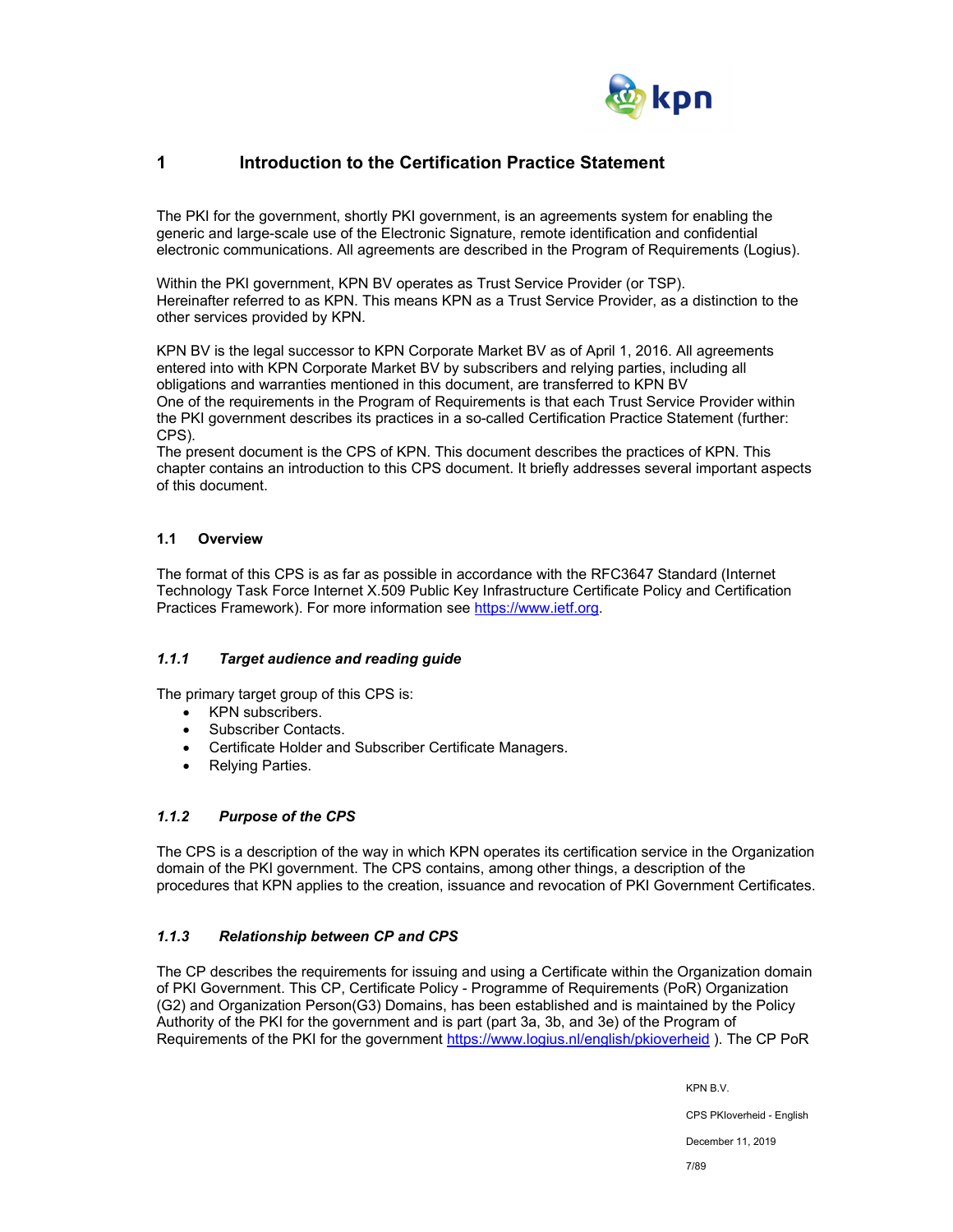# 1 Introduction to the Certification Practice Statement

The PKI for the government, shortly PKI government, is an agreements system for enabling the generic and large-scale use of the Electronic Signature, remote identification and confidential electronic communications. All agreements are described in the Program of Requirements (Logius).

Within the PKI government, KPN BV operates as Trust Service Provider (or TSP).
Hereinafter referred to as KPN. This means KPN as a Trust Service Provider, as a distinction to the other services provided by KPN.

KPN BV is the legal successor to KPN Corporate Market BV as of April 1, 2016. All agreements entered into with KPN Corporate Market BV by subscribers and relying parties, including all obligations and warranties mentioned in this document, are transferred to KPN BV
One of the requirements in the Program of Requirements is that each Trust Service Provider within the PKI government describes its practices in a so-called Certification Practice Statement (further: CPS).
The present document is the CPS of KPN. This document describes the practices of KPN. This chapter contains an introduction to this CPS document. It briefly addresses several important aspects of this document.

## 1.1 Overview

The format of this CPS is as far as possible in accordance with the RFC3647 Standard (Internet Technology Task Force Internet X.509 Public Key Infrastructure Certificate Policy and Certification Practices Framework). For more information see https://www.ietf.org.

### *1.1.1 Target audience and reading guide*

The primary target group of this CPS is:

- KPN subscribers.
- Subscriber Contacts.
- Certificate Holder and Subscriber Certificate Managers.
- Relying Parties.

### *1.1.2 Purpose of the CPS*

The CPS is a description of the way in which KPN operates its certification service in the Organization domain of the PKI government. The CPS contains, among other things, a description of the procedures that KPN applies to the creation, issuance and revocation of PKI Government Certificates.

### *1.1.3 Relationship between CP and CPS*

The CP describes the requirements for issuing and using a Certificate within the Organization domain of PKI Government. This CP, Certificate Policy - Programme of Requirements (PoR) Organization (G2) and Organization Person(G3) Domains, has been established and is maintained by the Policy Authority of the PKI for the government and is part (part 3a, 3b, and 3e) of the Program of Requirements of the PKI for the government https://www.logius.nl/english/pkioverheid ). The CP PoR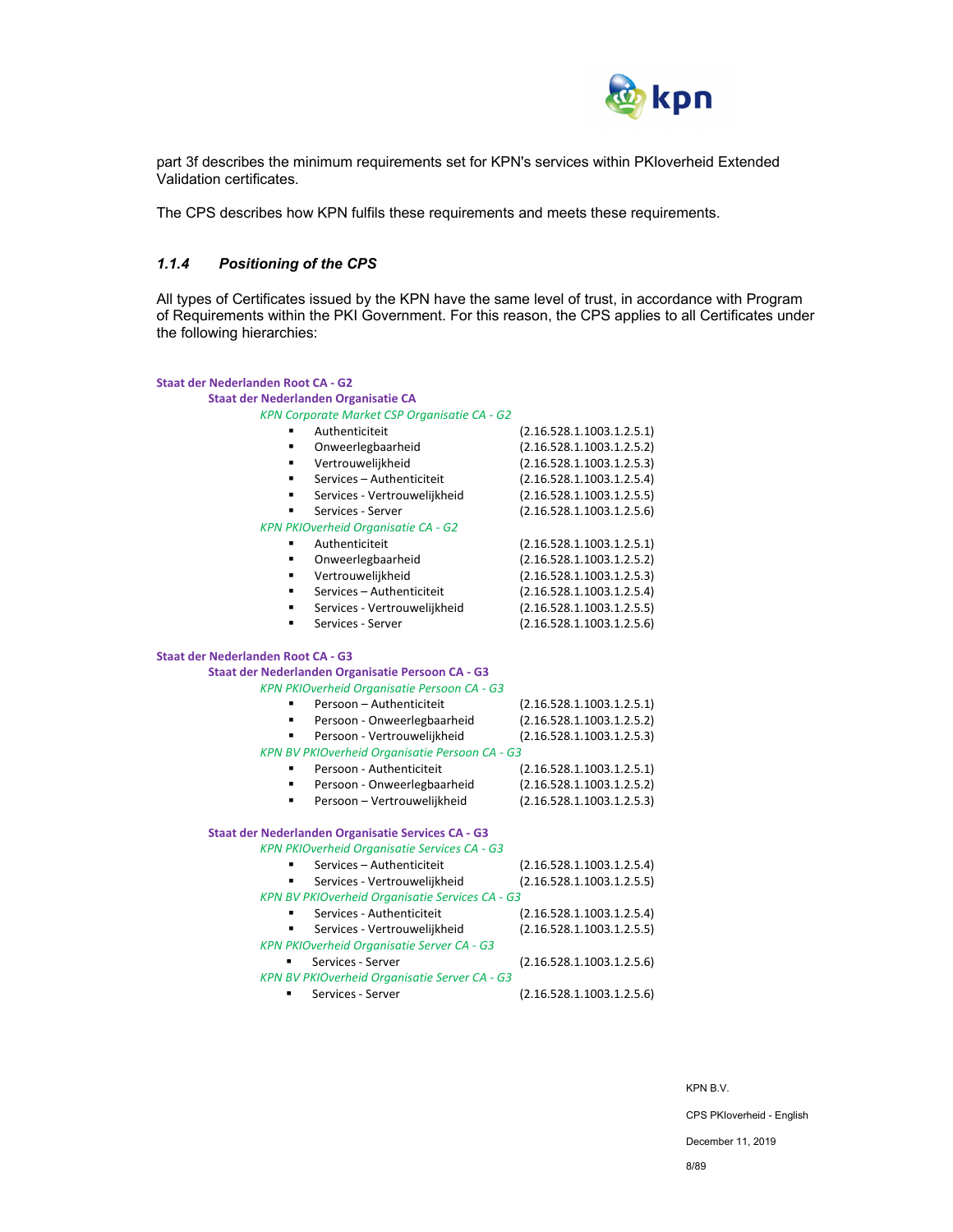part 3f describes the minimum requirements set for KPN's services within PKIoverheid Extended Validation certificates.

The CPS describes how KPN fulfils these requirements and meets these requirements.

### 1.1.4 Positioning of the CPS

All types of Certificates issued by the KPN have the same level of trust, in accordance with Program of Requirements within the PKI Government. For this reason, the CPS applies to all Certificates under the following hierarchies:

**Staat der Nederlanden Root CA - G2**

- **Staat der Nederlanden Organisatie CA**
  - *KPN Corporate Market CSP Organisatie CA - G2*
    - Authenticiteit (2.16.528.1.1003.1.2.5.1)
    - Onweerlegbaarheid (2.16.528.1.1003.1.2.5.2)
    - Vertrouwelijkheid (2.16.528.1.1003.1.2.5.3)
    - Services – Authenticiteit (2.16.528.1.1003.1.2.5.4)
    - Services - Vertrouwelijkheid (2.16.528.1.1003.1.2.5.5)
    - Services - Server (2.16.528.1.1003.1.2.5.6)
  - *KPN PKIOverheid Organisatie CA - G2*
    - Authenticiteit (2.16.528.1.1003.1.2.5.1)
    - Onweerlegbaarheid (2.16.528.1.1003.1.2.5.2)
    - Vertrouwelijkheid (2.16.528.1.1003.1.2.5.3)
    - Services – Authenticiteit (2.16.528.1.1003.1.2.5.4)
    - Services - Vertrouwelijkheid (2.16.528.1.1003.1.2.5.5)
    - Services - Server (2.16.528.1.1003.1.2.5.6)

**Staat der Nederlanden Root CA - G3**

- **Staat der Nederlanden Organisatie Persoon CA - G3**
  - *KPN PKIOverheid Organisatie Persoon CA - G3*
    - Persoon – Authenticiteit (2.16.528.1.1003.1.2.5.1)
    - Persoon - Onweerlegbaarheid (2.16.528.1.1003.1.2.5.2)
    - Persoon - Vertrouwelijkheid (2.16.528.1.1003.1.2.5.3)
  - *KPN BV PKIOverheid Organisatie Persoon CA - G3*
    - Persoon - Authenticiteit (2.16.528.1.1003.1.2.5.1)
    - Persoon - Onweerlegbaarheid (2.16.528.1.1003.1.2.5.2)
    - Persoon – Vertrouwelijkheid (2.16.528.1.1003.1.2.5.3)

- **Staat der Nederlanden Organisatie Services CA - G3**
  - *KPN PKIOverheid Organisatie Services CA - G3*
    - Services – Authenticiteit (2.16.528.1.1003.1.2.5.4)
    - Services - Vertrouwelijkheid (2.16.528.1.1003.1.2.5.5)
  - *KPN BV PKIOverheid Organisatie Services CA - G3*
    - Services - Authenticiteit (2.16.528.1.1003.1.2.5.4)
    - Services - Vertrouwelijkheid (2.16.528.1.1003.1.2.5.5)
  - *KPN PKIOverheid Organisatie Server CA - G3*
    - Services - Server (2.16.528.1.1003.1.2.5.6)
  - *KPN BV PKIOverheid Organisatie Server CA - G3*
    - Services - Server (2.16.528.1.1003.1.2.5.6)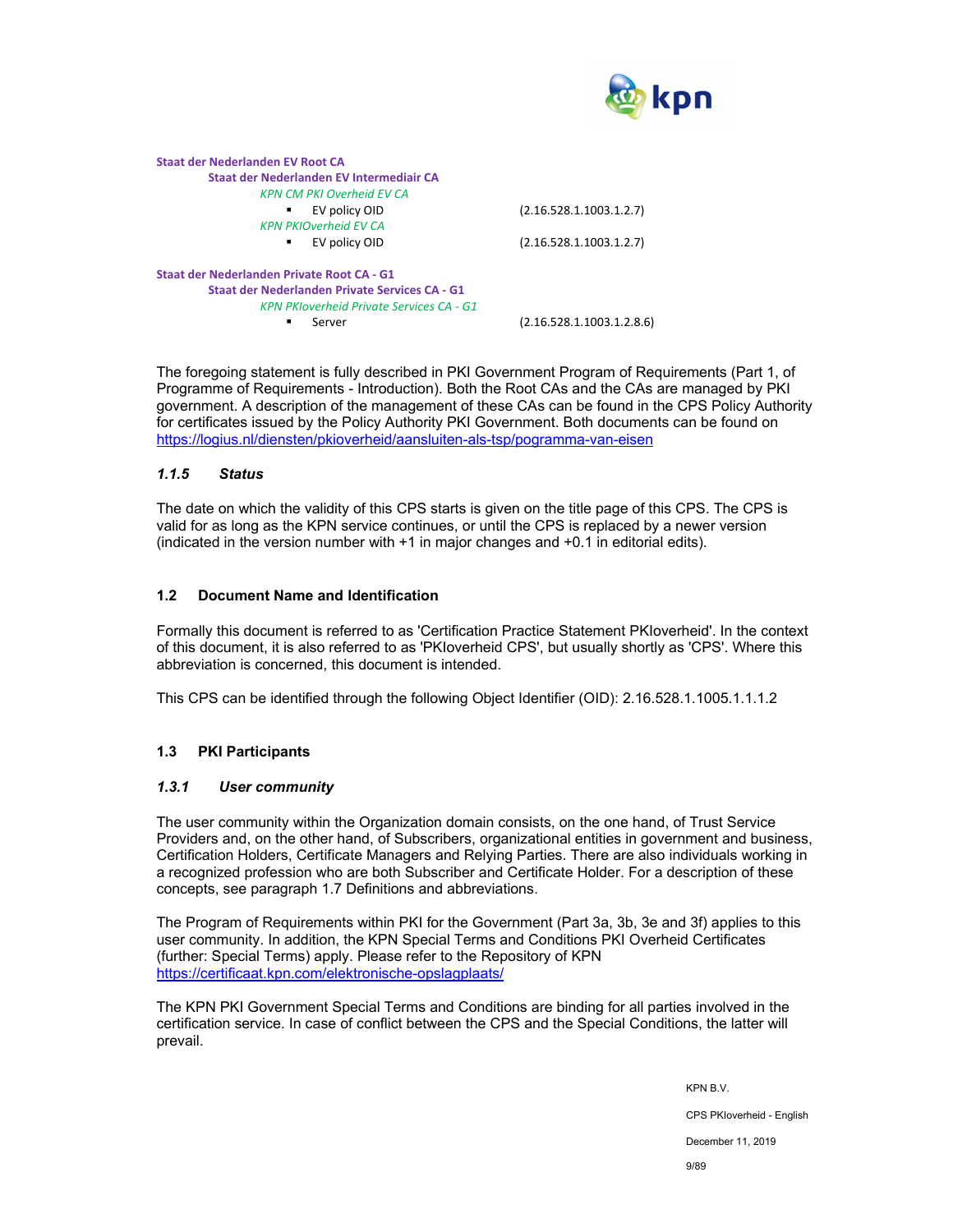**Staat der Nederlanden EV Root CA**

- **Staat der Nederlanden EV Intermediair CA**
  - *KPN CM PKI Overheid EV CA*
    - EV policy OID (2.16.528.1.1003.1.2.7)
  - *KPN PKIOverheid EV CA*
    - EV policy OID (2.16.528.1.1003.1.2.7)

**Staat der Nederlanden Private Root CA - G1**

- **Staat der Nederlanden Private Services CA - G1**
  - *KPN PKIoverheid Private Services CA - G1*
    - Server (2.16.528.1.1003.1.2.8.6)

The foregoing statement is fully described in PKI Government Program of Requirements (Part 1, of Programme of Requirements - Introduction). Both the Root CAs and the CAs are managed by PKI government. A description of the management of these CAs can be found in the CPS Policy Authority for certificates issued by the Policy Authority PKI Government. Both documents can be found on https://logius.nl/diensten/pkioverheid/aansluiten-als-tsp/pogramma-van-eisen

### *1.1.5 Status*

The date on which the validity of this CPS starts is given on the title page of this CPS. The CPS is valid for as long as the KPN service continues, or until the CPS is replaced by a newer version (indicated in the version number with +1 in major changes and +0.1 in editorial edits).

## 1.2 Document Name and Identification

Formally this document is referred to as 'Certification Practice Statement PKIoverheid'. In the context of this document, it is also referred to as 'PKIoverheid CPS', but usually shortly as 'CPS'. Where this abbreviation is concerned, this document is intended.

This CPS can be identified through the following Object Identifier (OID): 2.16.528.1.1005.1.1.1.2

## 1.3 PKI Participants

### *1.3.1 User community*

The user community within the Organization domain consists, on the one hand, of Trust Service Providers and, on the other hand, of Subscribers, organizational entities in government and business, Certification Holders, Certificate Managers and Relying Parties. There are also individuals working in a recognized profession who are both Subscriber and Certificate Holder. For a description of these concepts, see paragraph 1.7 Definitions and abbreviations.

The Program of Requirements within PKI for the Government (Part 3a, 3b, 3e and 3f) applies to this user community. In addition, the KPN Special Terms and Conditions PKI Overheid Certificates (further: Special Terms) apply. Please refer to the Repository of KPN https://certificaat.kpn.com/elektronische-opslagplaats/

The KPN PKI Government Special Terms and Conditions are binding for all parties involved in the certification service. In case of conflict between the CPS and the Special Conditions, the latter will prevail.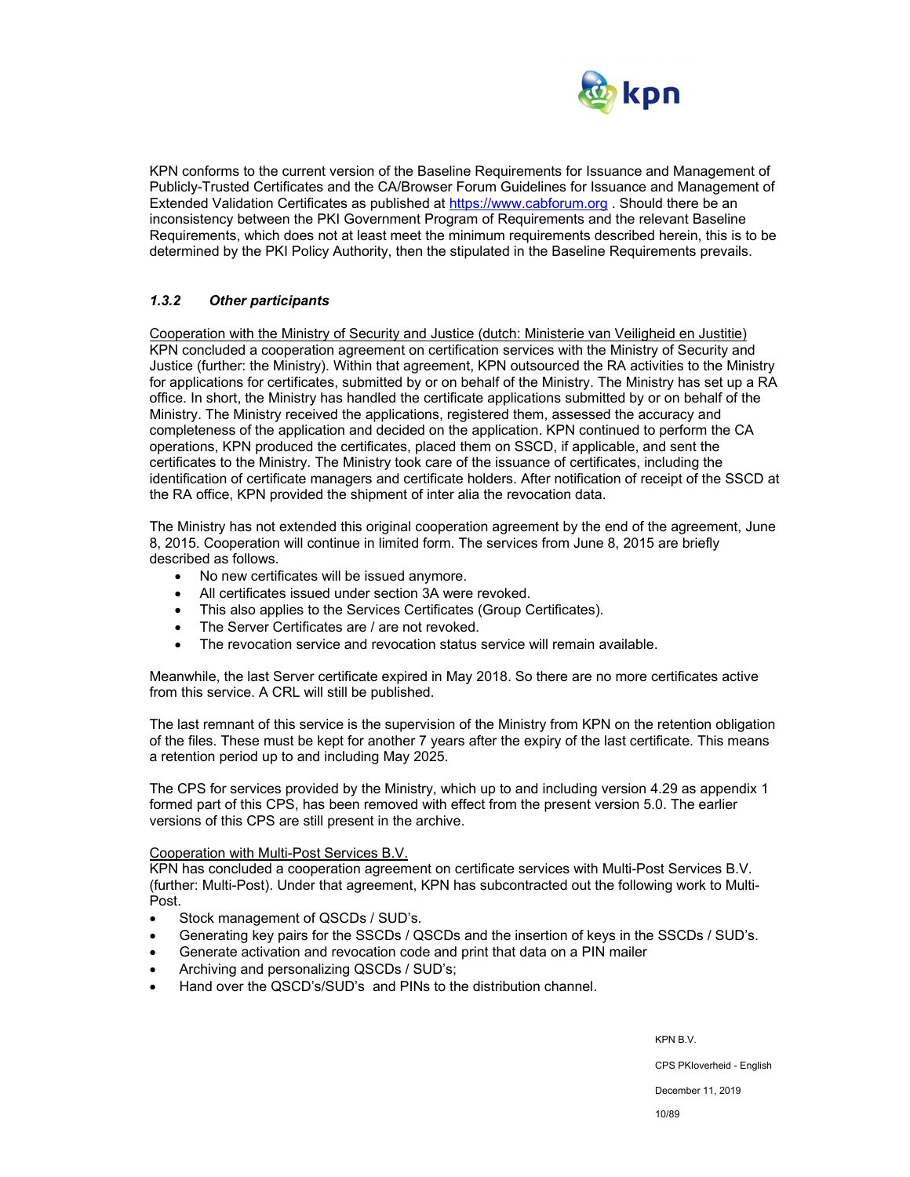KPN conforms to the current version of the Baseline Requirements for Issuance and Management of Publicly-Trusted Certificates and the CA/Browser Forum Guidelines for Issuance and Management of Extended Validation Certificates as published at https://www.cabforum.org . Should there be an inconsistency between the PKI Government Program of Requirements and the relevant Baseline Requirements, which does not at least meet the minimum requirements described herein, this is to be determined by the PKI Policy Authority, then the stipulated in the Baseline Requirements prevails.

### *1.3.2 Other participants*

Cooperation with the Ministry of Security and Justice (dutch: Ministerie van Veiligheid en Justitie)
KPN concluded a cooperation agreement on certification services with the Ministry of Security and Justice (further: the Ministry). Within that agreement, KPN outsourced the RA activities to the Ministry for applications for certificates, submitted by or on behalf of the Ministry. The Ministry has set up a RA office. In short, the Ministry has handled the certificate applications submitted by or on behalf of the Ministry. The Ministry received the applications, registered them, assessed the accuracy and completeness of the application and decided on the application. KPN continued to perform the CA operations, KPN produced the certificates, placed them on SSCD, if applicable, and sent the certificates to the Ministry. The Ministry took care of the issuance of certificates, including the identification of certificate managers and certificate holders. After notification of receipt of the SSCD at the RA office, KPN provided the shipment of inter alia the revocation data.

The Ministry has not extended this original cooperation agreement by the end of the agreement, June 8, 2015. Cooperation will continue in limited form. The services from June 8, 2015 are briefly described as follows.

- No new certificates will be issued anymore.
- All certificates issued under section 3A were revoked.
- This also applies to the Services Certificates (Group Certificates).
- The Server Certificates are / are not revoked.
- The revocation service and revocation status service will remain available.

Meanwhile, the last Server certificate expired in May 2018. So there are no more certificates active from this service. A CRL will still be published.

The last remnant of this service is the supervision of the Ministry from KPN on the retention obligation of the files. These must be kept for another 7 years after the expiry of the last certificate. This means a retention period up to and including May 2025.

The CPS for services provided by the Ministry, which up to and including version 4.29 as appendix 1 formed part of this CPS, has been removed with effect from the present version 5.0. The earlier versions of this CPS are still present in the archive.

Cooperation with Multi-Post Services B.V.
KPN has concluded a cooperation agreement on certificate services with Multi-Post Services B.V. (further: Multi-Post). Under that agreement, KPN has subcontracted out the following work to Multi-Post.

- Stock management of QSCDs / SUD's.
- Generating key pairs for the SSCDs / QSCDs and the insertion of keys in the SSCDs / SUD's.
- Generate activation and revocation code and print that data on a PIN mailer
- Archiving and personalizing QSCDs / SUD's;
- Hand over the QSCD's/SUD's and PINs to the distribution channel.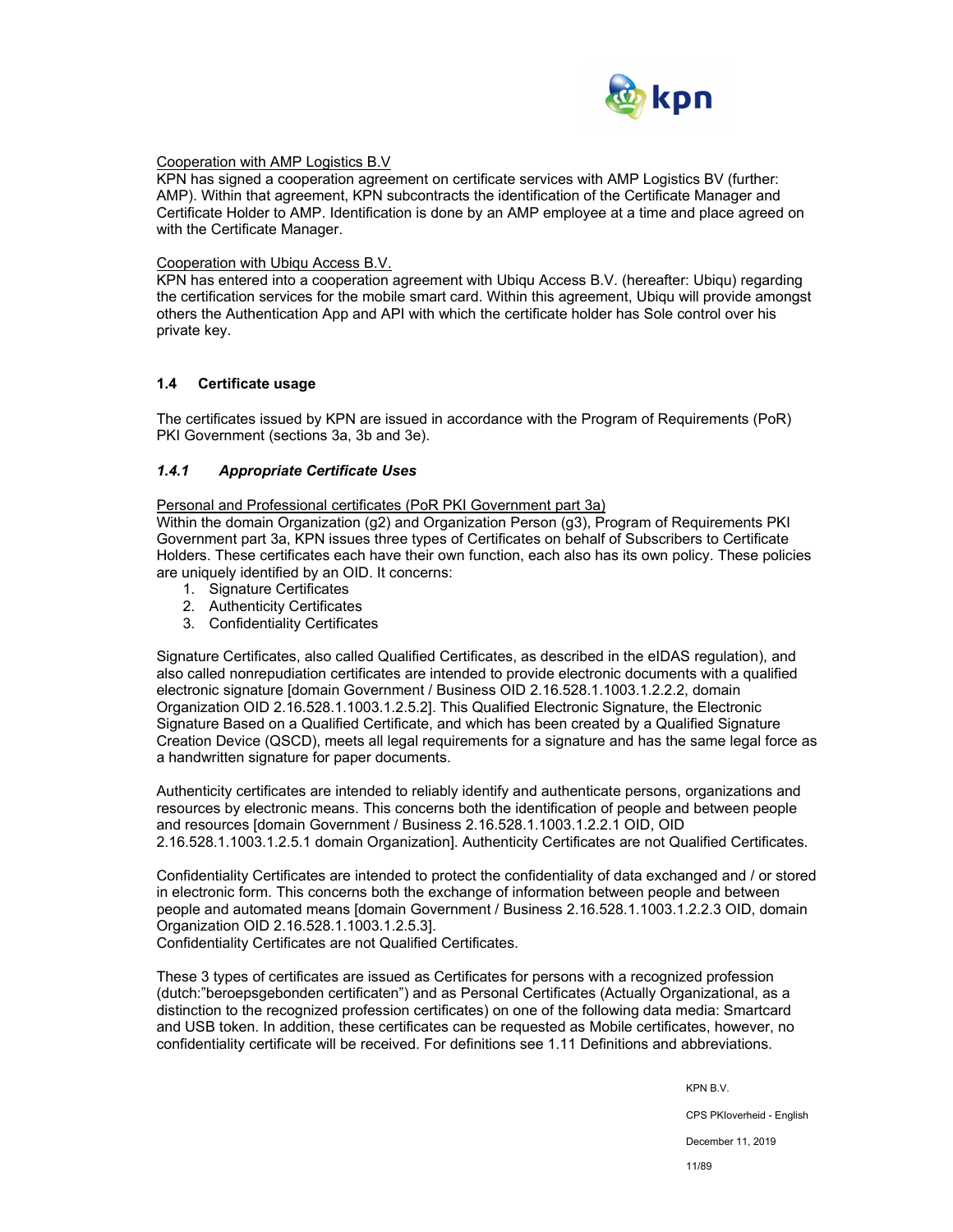Cooperation with AMP Logistics B.V

KPN has signed a cooperation agreement on certificate services with AMP Logistics BV (further: AMP). Within that agreement, KPN subcontracts the identification of the Certificate Manager and Certificate Holder to AMP. Identification is done by an AMP employee at a time and place agreed on with the Certificate Manager.

Cooperation with Ubiqu Access B.V.

KPN has entered into a cooperation agreement with Ubiqu Access B.V. (hereafter: Ubiqu) regarding the certification services for the mobile smart card. Within this agreement, Ubiqu will provide amongst others the Authentication App and API with which the certificate holder has Sole control over his private key.

## 1.4 Certificate usage

The certificates issued by KPN are issued in accordance with the Program of Requirements (PoR) PKI Government (sections 3a, 3b and 3e).

### *1.4.1 Appropriate Certificate Uses*

Personal and Professional certificates (PoR PKI Government part 3a)

Within the domain Organization (g2) and Organization Person (g3), Program of Requirements PKI Government part 3a, KPN issues three types of Certificates on behalf of Subscribers to Certificate Holders. These certificates each have their own function, each also has its own policy. These policies are uniquely identified by an OID. It concerns:

1. Signature Certificates
2. Authenticity Certificates
3. Confidentiality Certificates

Signature Certificates, also called Qualified Certificates, as described in the eIDAS regulation), and also called nonrepudiation certificates are intended to provide electronic documents with a qualified electronic signature [domain Government / Business OID 2.16.528.1.1003.1.2.2.2, domain Organization OID 2.16.528.1.1003.1.2.5.2]. This Qualified Electronic Signature, the Electronic Signature Based on a Qualified Certificate, and which has been created by a Qualified Signature Creation Device (QSCD), meets all legal requirements for a signature and has the same legal force as a handwritten signature for paper documents.

Authenticity certificates are intended to reliably identify and authenticate persons, organizations and resources by electronic means. This concerns both the identification of people and between people and resources [domain Government / Business 2.16.528.1.1003.1.2.2.1 OID, OID 2.16.528.1.1003.1.2.5.1 domain Organization]. Authenticity Certificates are not Qualified Certificates.

Confidentiality Certificates are intended to protect the confidentiality of data exchanged and / or stored in electronic form. This concerns both the exchange of information between people and between people and automated means [domain Government / Business 2.16.528.1.1003.1.2.2.3 OID, domain Organization OID 2.16.528.1.1003.1.2.5.3].
Confidentiality Certificates are not Qualified Certificates.

These 3 types of certificates are issued as Certificates for persons with a recognized profession (dutch:"beroepsgebonden certificaten") and as Personal Certificates (Actually Organizational, as a distinction to the recognized profession certificates) on one of the following data media: Smartcard and USB token. In addition, these certificates can be requested as Mobile certificates, however, no confidentiality certificate will be received. For definitions see 1.11 Definitions and abbreviations.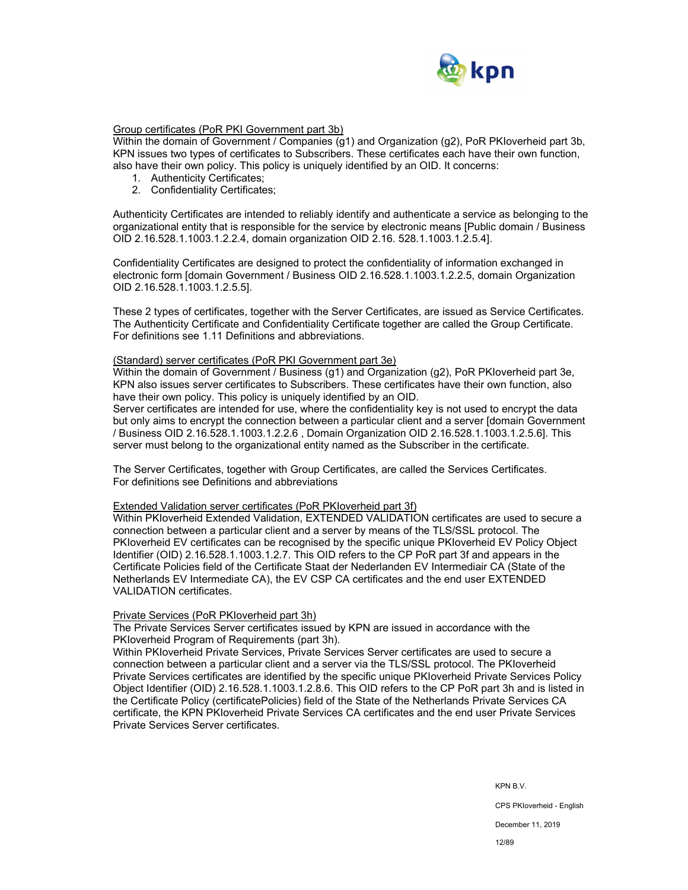Group certificates (PoR PKI Government part 3b)

Within the domain of Government / Companies (g1) and Organization (g2), PoR PKIoverheid part 3b, KPN issues two types of certificates to Subscribers. These certificates each have their own function, also have their own policy. This policy is uniquely identified by an OID. It concerns:

1. Authenticity Certificates;
2. Confidentiality Certificates;

Authenticity Certificates are intended to reliably identify and authenticate a service as belonging to the organizational entity that is responsible for the service by electronic means [Public domain / Business OID 2.16.528.1.1003.1.2.2.4, domain organization OID 2.16. 528.1.1003.1.2.5.4].

Confidentiality Certificates are designed to protect the confidentiality of information exchanged in electronic form [domain Government / Business OID 2.16.528.1.1003.1.2.2.5, domain Organization OID 2.16.528.1.1003.1.2.5.5].

These 2 types of certificates, together with the Server Certificates, are issued as Service Certificates. The Authenticity Certificate and Confidentiality Certificate together are called the Group Certificate. For definitions see 1.11 Definitions and abbreviations.

(Standard) server certificates (PoR PKI Government part 3e)

Within the domain of Government / Business (g1) and Organization (g2), PoR PKIoverheid part 3e, KPN also issues server certificates to Subscribers. These certificates have their own function, also have their own policy. This policy is uniquely identified by an OID.

Server certificates are intended for use, where the confidentiality key is not used to encrypt the data but only aims to encrypt the connection between a particular client and a server [domain Government / Business OID 2.16.528.1.1003.1.2.2.6 , Domain Organization OID 2.16.528.1.1003.1.2.5.6]. This server must belong to the organizational entity named as the Subscriber in the certificate.

The Server Certificates, together with Group Certificates, are called the Services Certificates. For definitions see Definitions and abbreviations

Extended Validation server certificates (PoR PKIoverheid part 3f)

Within PKIoverheid Extended Validation, EXTENDED VALIDATION certificates are used to secure a connection between a particular client and a server by means of the TLS/SSL protocol. The PKIoverheid EV certificates can be recognised by the specific unique PKIoverheid EV Policy Object Identifier (OID) 2.16.528.1.1003.1.2.7. This OID refers to the CP PoR part 3f and appears in the Certificate Policies field of the Certificate Staat der Nederlanden EV Intermediair CA (State of the Netherlands EV Intermediate CA), the EV CSP CA certificates and the end user EXTENDED VALIDATION certificates.

Private Services (PoR PKIoverheid part 3h)

The Private Services Server certificates issued by KPN are issued in accordance with the PKIoverheid Program of Requirements (part 3h).

Within PKIoverheid Private Services, Private Services Server certificates are used to secure a connection between a particular client and a server via the TLS/SSL protocol. The PKIoverheid Private Services certificates are identified by the specific unique PKIoverheid Private Services Policy Object Identifier (OID) 2.16.528.1.1003.1.2.8.6. This OID refers to the CP PoR part 3h and is listed in the Certificate Policy (certificatePolicies) field of the State of the Netherlands Private Services CA certificate, the KPN PKIoverheid Private Services CA certificates and the end user Private Services Private Services Server certificates.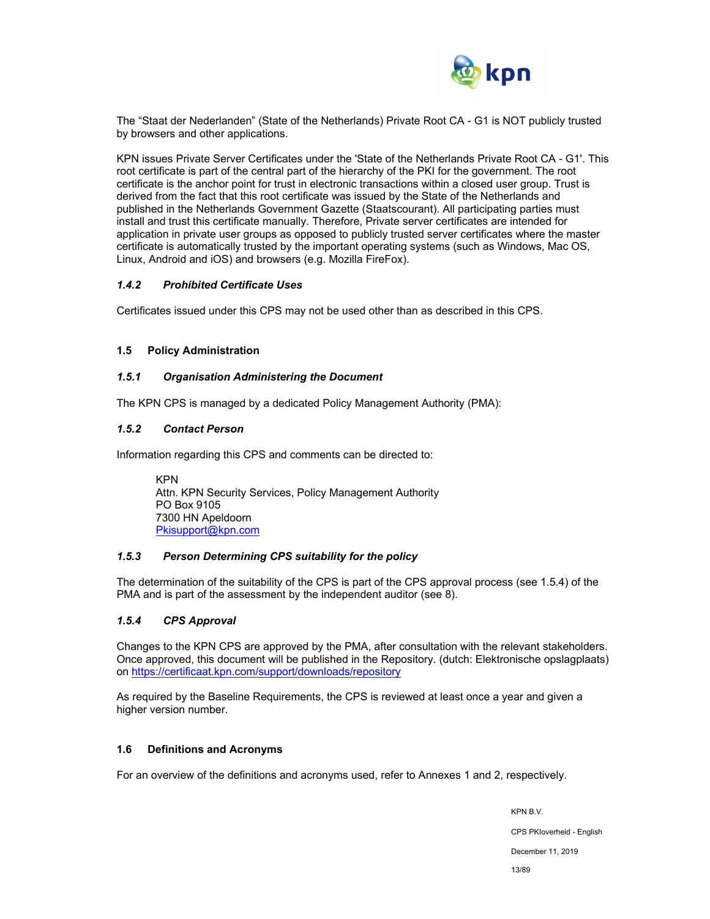The “Staat der Nederlanden” (State of the Netherlands) Private Root CA - G1 is NOT publicly trusted by browsers and other applications.

KPN issues Private Server Certificates under the 'State of the Netherlands Private Root CA - G1'. This root certificate is part of the central part of the hierarchy of the PKI for the government. The root certificate is the anchor point for trust in electronic transactions within a closed user group. Trust is derived from the fact that this root certificate was issued by the State of the Netherlands and published in the Netherlands Government Gazette (Staatscourant). All participating parties must install and trust this certificate manually. Therefore, Private server certificates are intended for application in private user groups as opposed to publicly trusted server certificates where the master certificate is automatically trusted by the important operating systems (such as Windows, Mac OS, Linux, Android and iOS) and browsers (e.g. Mozilla FireFox).

### *1.4.2 Prohibited Certificate Uses*

Certificates issued under this CPS may not be used other than as described in this CPS.

## 1.5 Policy Administration

### *1.5.1 Organisation Administering the Document*

The KPN CPS is managed by a dedicated Policy Management Authority (PMA):

### *1.5.2 Contact Person*

Information regarding this CPS and comments can be directed to:

> KPN
> Attn. KPN Security Services, Policy Management Authority
> PO Box 9105
> 7300 HN Apeldoorn
> Pkisupport@kpn.com

### *1.5.3 Person Determining CPS suitability for the policy*

The determination of the suitability of the CPS is part of the CPS approval process (see 1.5.4) of the PMA and is part of the assessment by the independent auditor (see 8).

### *1.5.4 CPS Approval*

Changes to the KPN CPS are approved by the PMA, after consultation with the relevant stakeholders. Once approved, this document will be published in the Repository. (dutch: Elektronische opslagplaats) on https://certificaat.kpn.com/support/downloads/repository

As required by the Baseline Requirements, the CPS is reviewed at least once a year and given a higher version number.

## 1.6 Definitions and Acronyms

For an overview of the definitions and acronyms used, refer to Annexes 1 and 2, respectively.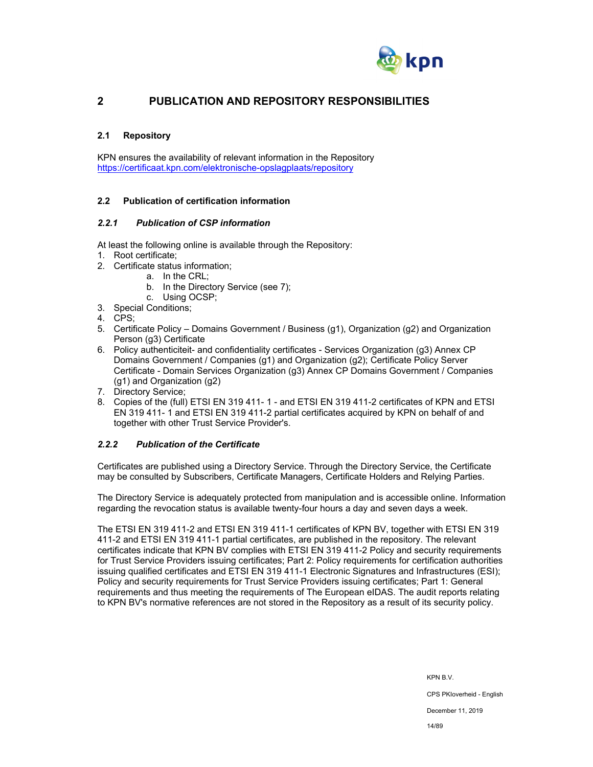## 2 PUBLICATION AND REPOSITORY RESPONSIBILITIES

### 2.1 Repository

KPN ensures the availability of relevant information in the Repository https://certificaat.kpn.com/elektronische-opslagplaats/repository

### 2.2 Publication of certification information

#### *2.2.1 Publication of CSP information*

At least the following online is available through the Repository:

1. Root certificate;
2. Certificate status information;
   a. In the CRL;
   b. In the Directory Service (see 7);
   c. Using OCSP;
3. Special Conditions;
4. CPS;
5. Certificate Policy – Domains Government / Business (g1), Organization (g2) and Organization Person (g3) Certificate
6. Policy authenticiteit- and confidentiality certificates - Services Organization (g3) Annex CP Domains Government / Companies (g1) and Organization (g2); Certificate Policy Server Certificate - Domain Services Organization (g3) Annex CP Domains Government / Companies (g1) and Organization (g2)
7. Directory Service;
8. Copies of the (full) ETSI EN 319 411- 1 - and ETSI EN 319 411-2 certificates of KPN and ETSI EN 319 411- 1 and ETSI EN 319 411-2 partial certificates acquired by KPN on behalf of and together with other Trust Service Provider's.

#### *2.2.2 Publication of the Certificate*

Certificates are published using a Directory Service. Through the Directory Service, the Certificate may be consulted by Subscribers, Certificate Managers, Certificate Holders and Relying Parties.

The Directory Service is adequately protected from manipulation and is accessible online. Information regarding the revocation status is available twenty-four hours a day and seven days a week.

The ETSI EN 319 411-2 and ETSI EN 319 411-1 certificates of KPN BV, together with ETSI EN 319 411-2 and ETSI EN 319 411-1 partial certificates, are published in the repository. The relevant certificates indicate that KPN BV complies with ETSI EN 319 411-2 Policy and security requirements for Trust Service Providers issuing certificates; Part 2: Policy requirements for certification authorities issuing qualified certificates and ETSI EN 319 411-1 Electronic Signatures and Infrastructures (ESI); Policy and security requirements for Trust Service Providers issuing certificates; Part 1: General requirements and thus meeting the requirements of The European eIDAS. The audit reports relating to KPN BV's normative references are not stored in the Repository as a result of its security policy.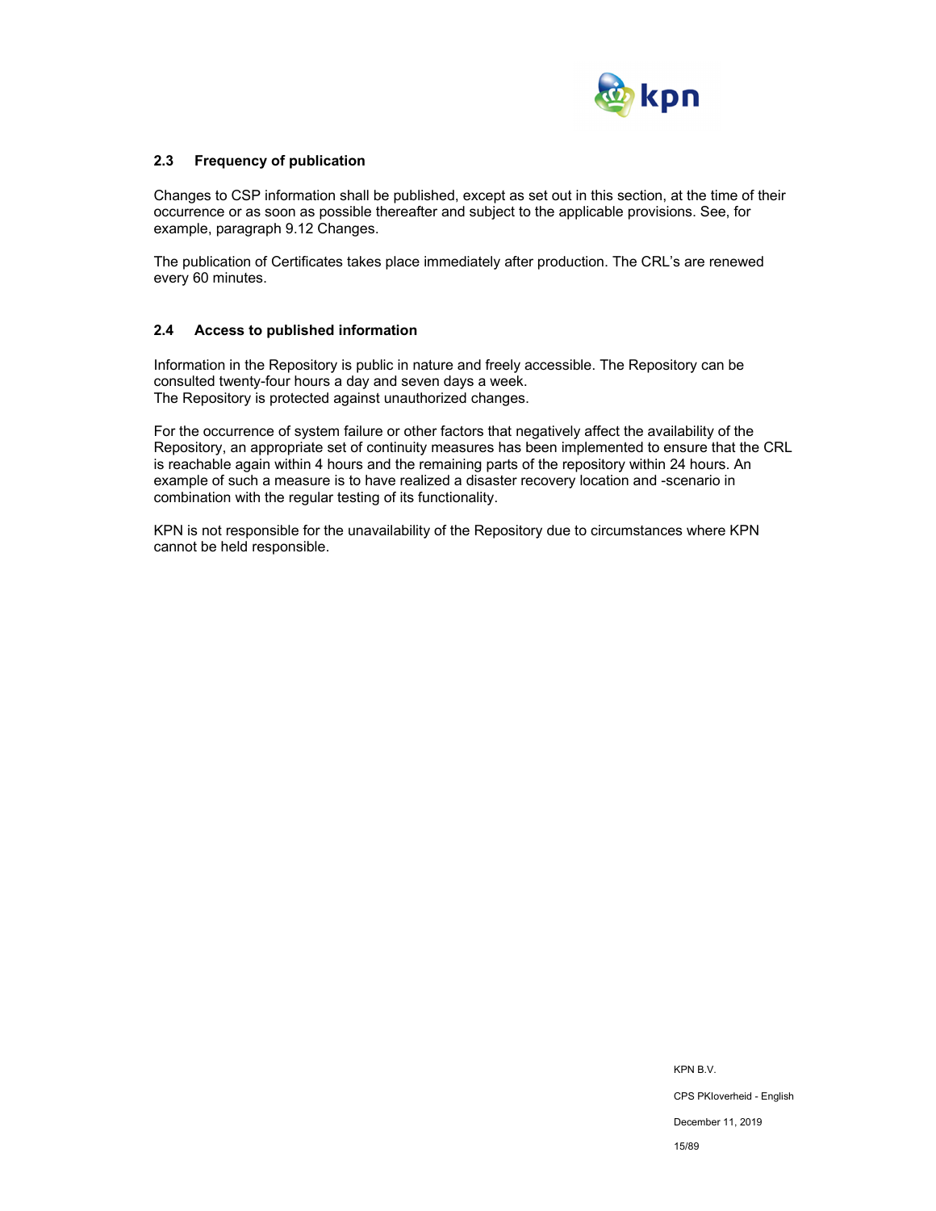### 2.3 Frequency of publication

Changes to CSP information shall be published, except as set out in this section, at the time of their occurrence or as soon as possible thereafter and subject to the applicable provisions. See, for example, paragraph 9.12 Changes.

The publication of Certificates takes place immediately after production. The CRL's are renewed every 60 minutes.

### 2.4 Access to published information

Information in the Repository is public in nature and freely accessible. The Repository can be consulted twenty-four hours a day and seven days a week.
The Repository is protected against unauthorized changes.

For the occurrence of system failure or other factors that negatively affect the availability of the Repository, an appropriate set of continuity measures has been implemented to ensure that the CRL is reachable again within 4 hours and the remaining parts of the repository within 24 hours. An example of such a measure is to have realized a disaster recovery location and -scenario in combination with the regular testing of its functionality.

KPN is not responsible for the unavailability of the Repository due to circumstances where KPN cannot be held responsible.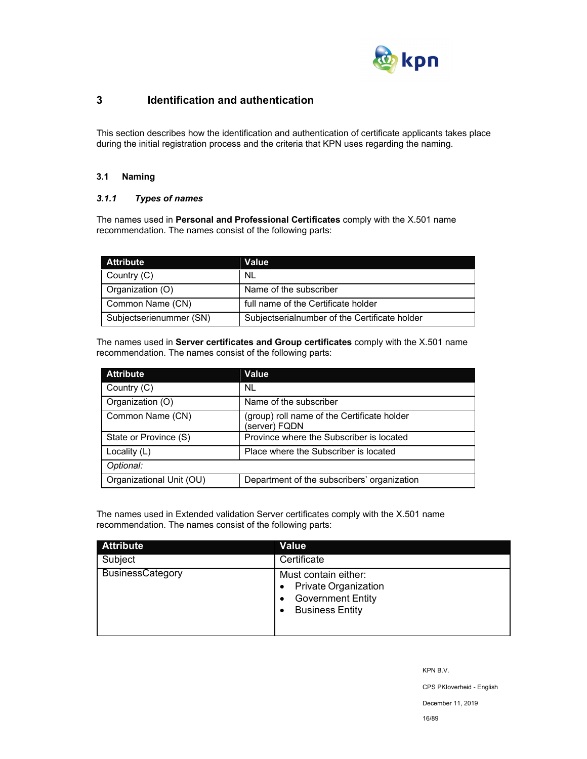# 3 Identification and authentication

This section describes how the identification and authentication of certificate applicants takes place during the initial registration process and the criteria that KPN uses regarding the naming.

## 3.1 Naming

### *3.1.1 Types of names*

The names used in **Personal and Professional Certificates** comply with the X.501 name recommendation. The names consist of the following parts:

| Attribute | Value |
|---|---|
| Country (C) | NL |
| Organization (O) | Name of the subscriber |
| Common Name (CN) | full name of the Certificate holder |
| Subjectserienummer (SN) | Subjectserialnumber of the Certificate holder |

The names used in **Server certificates and Group certificates** comply with the X.501 name recommendation. The names consist of the following parts:

| Attribute | Value |
|---|---|
| Country (C) | NL |
| Organization (O) | Name of the subscriber |
| Common Name (CN) | (group) roll name of the Certificate holder (server) FQDN |
| State or Province (S) | Province where the Subscriber is located |
| Locality (L) | Place where the Subscriber is located |
| *Optional:* | |
| Organizational Unit (OU) | Department of the subscribers' organization |

The names used in Extended validation Server certificates comply with the X.501 name recommendation. The names consist of the following parts:

| Attribute | Value |
|---|---|
| Subject | Certificate |
| BusinessCategory | Must contain either: <br>• Private Organization <br>• Government Entity <br>• Business Entity |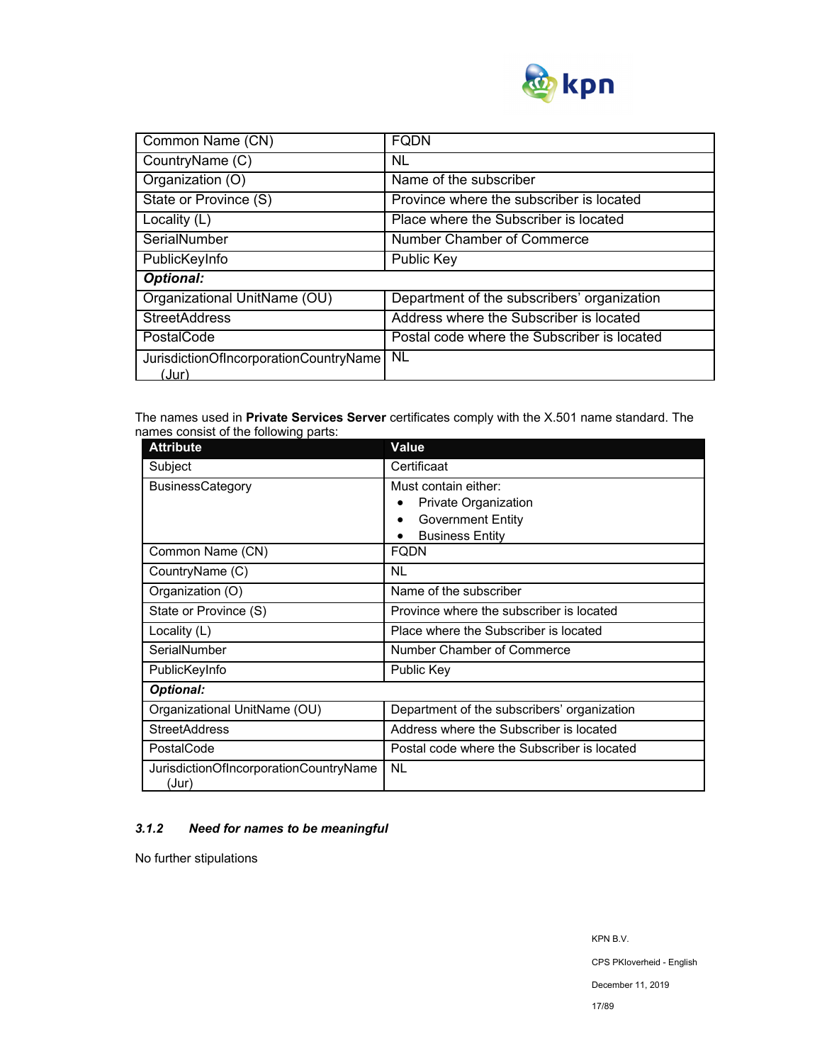| Common Name (CN) | FQDN |
|---|---|
| CountryName (C) | NL |
| Organization (O) | Name of the subscriber |
| State or Province (S) | Province where the subscriber is located |
| Locality (L) | Place where the Subscriber is located |
| SerialNumber | Number Chamber of Commerce |
| PublicKeyInfo | Public Key |
| ***Optional:*** | |
| Organizational UnitName (OU) | Department of the subscribers' organization |
| StreetAddress | Address where the Subscriber is located |
| PostalCode | Postal code where the Subscriber is located |
| JurisdictionOfIncorporationCountryName (Jur) | NL |

The names used in **Private Services Server** certificates comply with the X.501 name standard. The names consist of the following parts:

| Attribute | Value |
|---|---|
| Subject | Certificaat |
| BusinessCategory | Must contain either:<br>• Private Organization<br>• Government Entity<br>• Business Entity |
| Common Name (CN) | FQDN |
| CountryName (C) | NL |
| Organization (O) | Name of the subscriber |
| State or Province (S) | Province where the subscriber is located |
| Locality (L) | Place where the Subscriber is located |
| SerialNumber | Number Chamber of Commerce |
| PublicKeyInfo | Public Key |
| ***Optional:*** | |
| Organizational UnitName (OU) | Department of the subscribers' organization |
| StreetAddress | Address where the Subscriber is located |
| PostalCode | Postal code where the Subscriber is located |
| JurisdictionOfIncorporationCountryName (Jur) | NL |

### *3.1.2 Need for names to be meaningful*

No further stipulations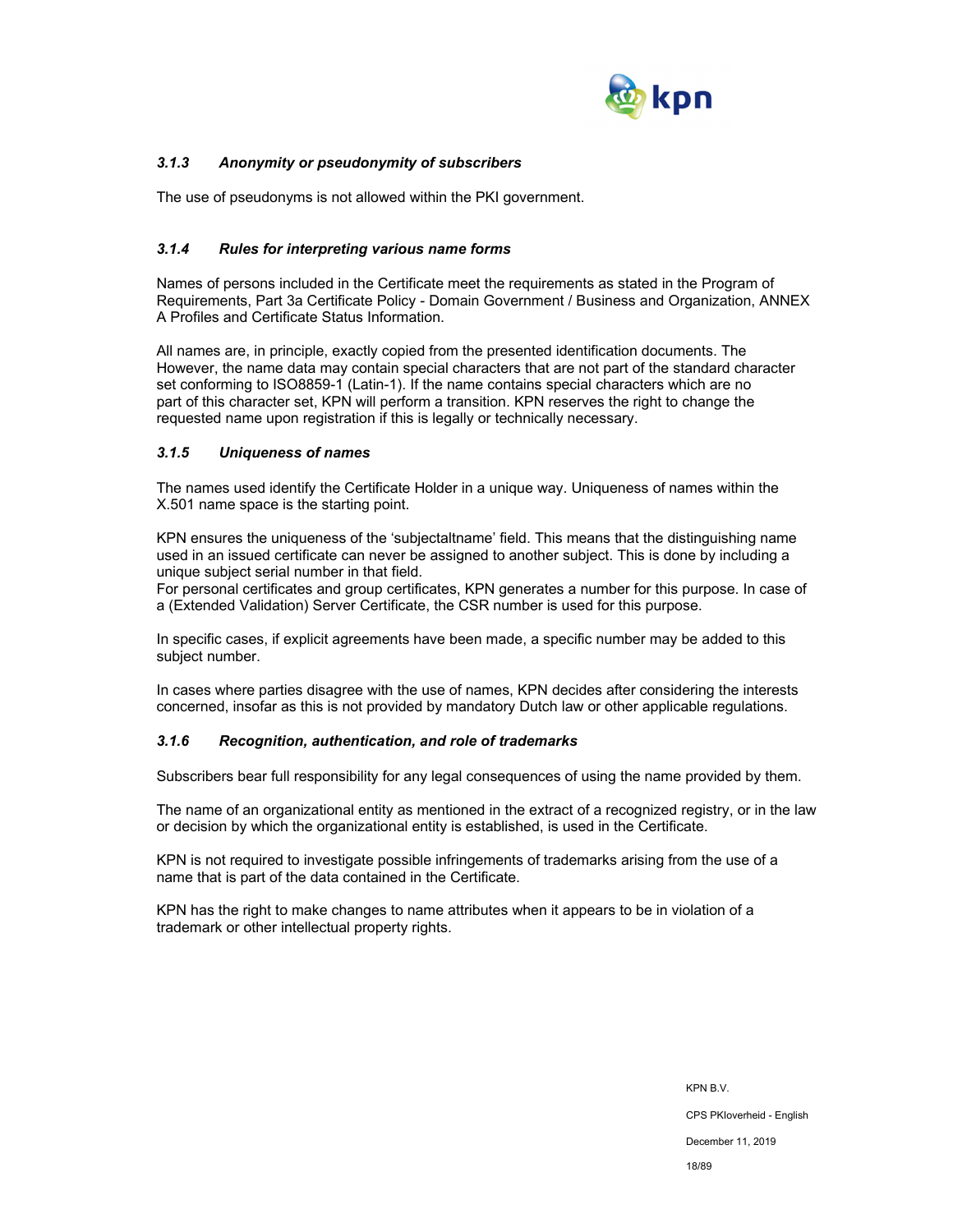### *3.1.3 Anonymity or pseudonymity of subscribers*

The use of pseudonyms is not allowed within the PKI government.

### *3.1.4 Rules for interpreting various name forms*

Names of persons included in the Certificate meet the requirements as stated in the Program of Requirements, Part 3a Certificate Policy - Domain Government / Business and Organization, ANNEX A Profiles and Certificate Status Information.

All names are, in principle, exactly copied from the presented identification documents. The However, the name data may contain special characters that are not part of the standard character set conforming to ISO8859-1 (Latin-1). If the name contains special characters which are no part of this character set, KPN will perform a transition. KPN reserves the right to change the requested name upon registration if this is legally or technically necessary.

### *3.1.5 Uniqueness of names*

The names used identify the Certificate Holder in a unique way. Uniqueness of names within the X.501 name space is the starting point.

KPN ensures the uniqueness of the 'subjectaltname' field. This means that the distinguishing name used in an issued certificate can never be assigned to another subject. This is done by including a unique subject serial number in that field.
For personal certificates and group certificates, KPN generates a number for this purpose. In case of a (Extended Validation) Server Certificate, the CSR number is used for this purpose.

In specific cases, if explicit agreements have been made, a specific number may be added to this subject number.

In cases where parties disagree with the use of names, KPN decides after considering the interests concerned, insofar as this is not provided by mandatory Dutch law or other applicable regulations.

### *3.1.6 Recognition, authentication, and role of trademarks*

Subscribers bear full responsibility for any legal consequences of using the name provided by them.

The name of an organizational entity as mentioned in the extract of a recognized registry, or in the law or decision by which the organizational entity is established, is used in the Certificate.

KPN is not required to investigate possible infringements of trademarks arising from the use of a name that is part of the data contained in the Certificate.

KPN has the right to make changes to name attributes when it appears to be in violation of a trademark or other intellectual property rights.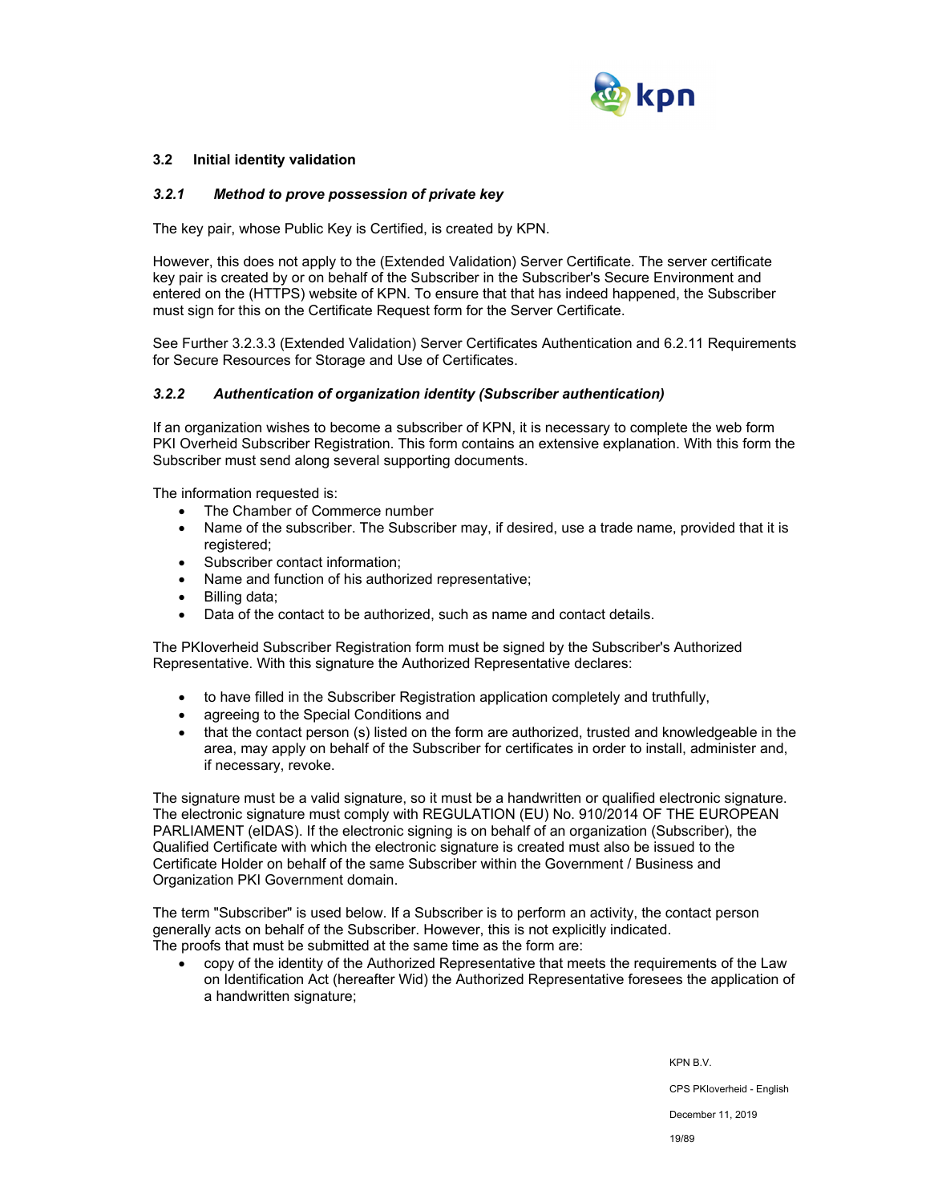## 3.2 Initial identity validation

### *3.2.1 Method to prove possession of private key*

The key pair, whose Public Key is Certified, is created by KPN.

However, this does not apply to the (Extended Validation) Server Certificate. The server certificate key pair is created by or on behalf of the Subscriber in the Subscriber's Secure Environment and entered on the (HTTPS) website of KPN. To ensure that that has indeed happened, the Subscriber must sign for this on the Certificate Request form for the Server Certificate.

See Further 3.2.3.3 (Extended Validation) Server Certificates Authentication and 6.2.11 Requirements for Secure Resources for Storage and Use of Certificates.

### *3.2.2 Authentication of organization identity (Subscriber authentication)*

If an organization wishes to become a subscriber of KPN, it is necessary to complete the web form PKI Overheid Subscriber Registration. This form contains an extensive explanation. With this form the Subscriber must send along several supporting documents.

The information requested is:

- The Chamber of Commerce number
- Name of the subscriber. The Subscriber may, if desired, use a trade name, provided that it is registered;
- Subscriber contact information;
- Name and function of his authorized representative;
- Billing data;
- Data of the contact to be authorized, such as name and contact details.

The PKIoverheid Subscriber Registration form must be signed by the Subscriber's Authorized Representative. With this signature the Authorized Representative declares:

- to have filled in the Subscriber Registration application completely and truthfully,
- agreeing to the Special Conditions and
- that the contact person (s) listed on the form are authorized, trusted and knowledgeable in the area, may apply on behalf of the Subscriber for certificates in order to install, administer and, if necessary, revoke.

The signature must be a valid signature, so it must be a handwritten or qualified electronic signature. The electronic signature must comply with REGULATION (EU) No. 910/2014 OF THE EUROPEAN PARLIAMENT (eIDAS). If the electronic signing is on behalf of an organization (Subscriber), the Qualified Certificate with which the electronic signature is created must also be issued to the Certificate Holder on behalf of the same Subscriber within the Government / Business and Organization PKI Government domain.

The term "Subscriber" is used below. If a Subscriber is to perform an activity, the contact person generally acts on behalf of the Subscriber. However, this is not explicitly indicated.
The proofs that must be submitted at the same time as the form are:

- copy of the identity of the Authorized Representative that meets the requirements of the Law on Identification Act (hereafter Wid) the Authorized Representative foresees the application of a handwritten signature;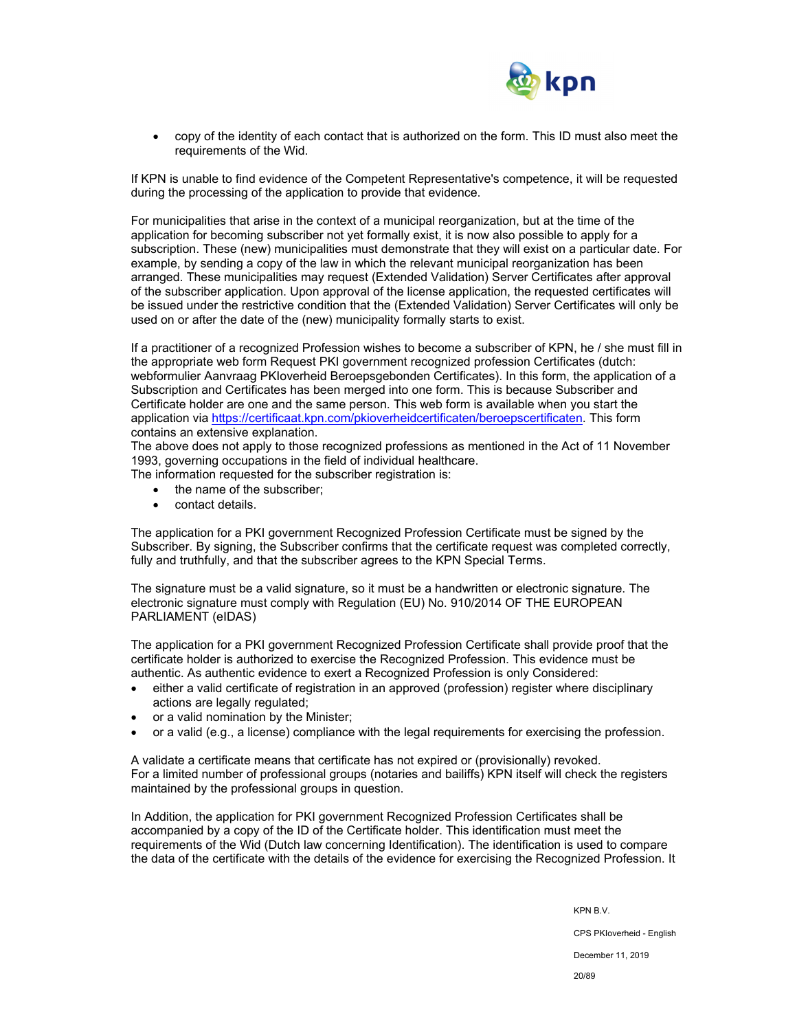- copy of the identity of each contact that is authorized on the form. This ID must also meet the requirements of the Wid.

If KPN is unable to find evidence of the Competent Representative's competence, it will be requested during the processing of the application to provide that evidence.

For municipalities that arise in the context of a municipal reorganization, but at the time of the application for becoming subscriber not yet formally exist, it is now also possible to apply for a subscription. These (new) municipalities must demonstrate that they will exist on a particular date. For example, by sending a copy of the law in which the relevant municipal reorganization has been arranged. These municipalities may request (Extended Validation) Server Certificates after approval of the subscriber application. Upon approval of the license application, the requested certificates will be issued under the restrictive condition that the (Extended Validation) Server Certificates will only be used on or after the date of the (new) municipality formally starts to exist.

If a practitioner of a recognized Profession wishes to become a subscriber of KPN, he / she must fill in the appropriate web form Request PKI government recognized profession Certificates (dutch: webformulier Aanvraag PKIoverheid Beroepsgebonden Certificates). In this form, the application of a Subscription and Certificates has been merged into one form. This is because Subscriber and Certificate holder are one and the same person. This web form is available when you start the application via https://certificaat.kpn.com/pkioverheidcertificaten/beroepscertificaten. This form contains an extensive explanation.
The above does not apply to those recognized professions as mentioned in the Act of 11 November 1993, governing occupations in the field of individual healthcare.
The information requested for the subscriber registration is:

- the name of the subscriber;
- contact details.

The application for a PKI government Recognized Profession Certificate must be signed by the Subscriber. By signing, the Subscriber confirms that the certificate request was completed correctly, fully and truthfully, and that the subscriber agrees to the KPN Special Terms.

The signature must be a valid signature, so it must be a handwritten or electronic signature. The electronic signature must comply with Regulation (EU) No. 910/2014 OF THE EUROPEAN PARLIAMENT (eIDAS)

The application for a PKI government Recognized Profession Certificate shall provide proof that the certificate holder is authorized to exercise the Recognized Profession. This evidence must be authentic. As authentic evidence to exert a Recognized Profession is only Considered:

- either a valid certificate of registration in an approved (profession) register where disciplinary actions are legally regulated;
- or a valid nomination by the Minister;
- or a valid (e.g., a license) compliance with the legal requirements for exercising the profession.

A validate a certificate means that certificate has not expired or (provisionally) revoked.
For a limited number of professional groups (notaries and bailiffs) KPN itself will check the registers maintained by the professional groups in question.

In Addition, the application for PKI government Recognized Profession Certificates shall be accompanied by a copy of the ID of the Certificate holder. This identification must meet the requirements of the Wid (Dutch law concerning Identification). The identification is used to compare the data of the certificate with the details of the evidence for exercising the Recognized Profession. It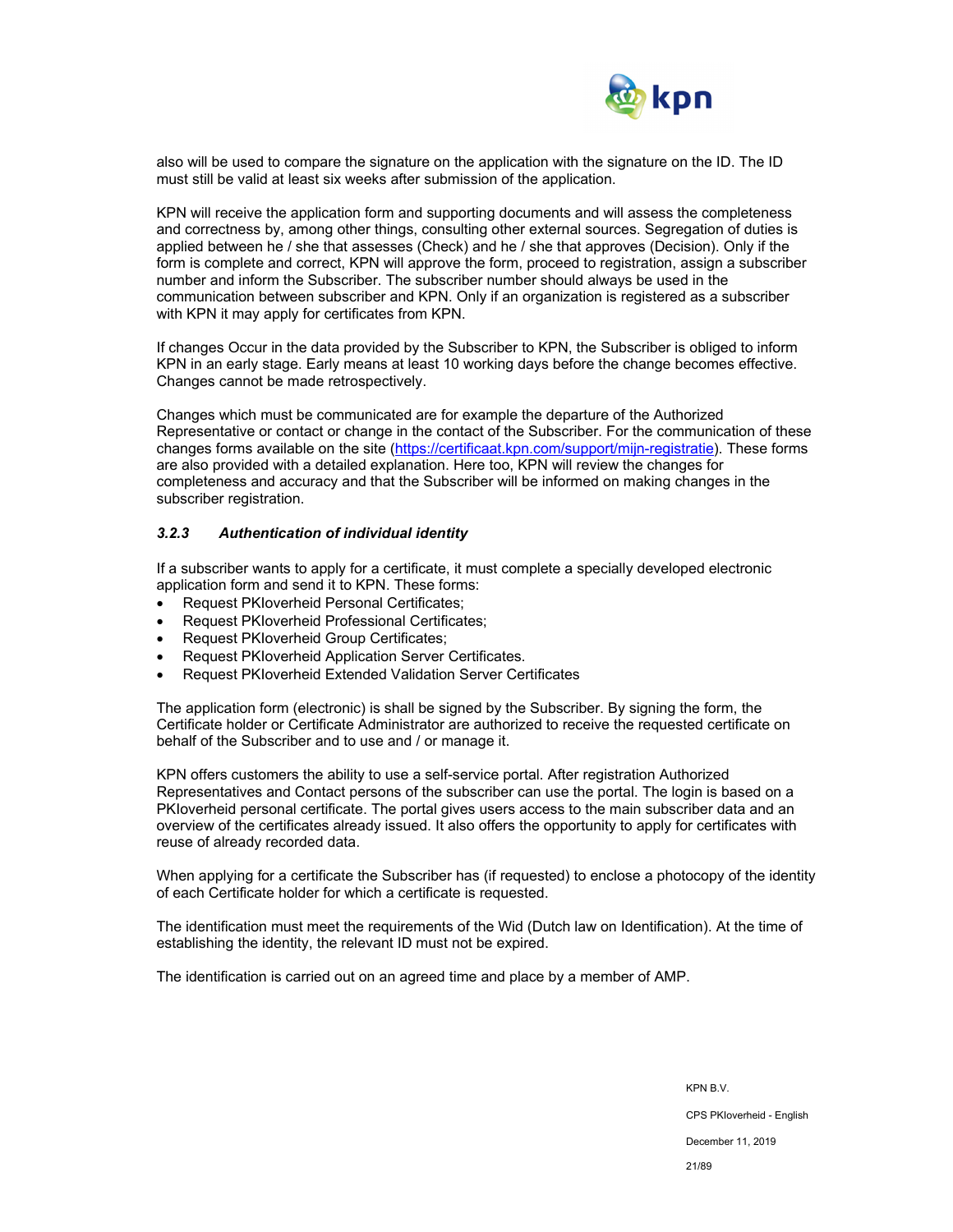also will be used to compare the signature on the application with the signature on the ID. The ID must still be valid at least six weeks after submission of the application.

KPN will receive the application form and supporting documents and will assess the completeness and correctness by, among other things, consulting other external sources. Segregation of duties is applied between he / she that assesses (Check) and he / she that approves (Decision). Only if the form is complete and correct, KPN will approve the form, proceed to registration, assign a subscriber number and inform the Subscriber. The subscriber number should always be used in the communication between subscriber and KPN. Only if an organization is registered as a subscriber with KPN it may apply for certificates from KPN.

If changes Occur in the data provided by the Subscriber to KPN, the Subscriber is obliged to inform KPN in an early stage. Early means at least 10 working days before the change becomes effective. Changes cannot be made retrospectively.

Changes which must be communicated are for example the departure of the Authorized Representative or contact or change in the contact of the Subscriber. For the communication of these changes forms available on the site (https://certificaat.kpn.com/support/mijn-registratie). These forms are also provided with a detailed explanation. Here too, KPN will review the changes for completeness and accuracy and that the Subscriber will be informed on making changes in the subscriber registration.

### *3.2.3 Authentication of individual identity*

If a subscriber wants to apply for a certificate, it must complete a specially developed electronic application form and send it to KPN. These forms:

- Request PKIoverheid Personal Certificates;
- Request PKIoverheid Professional Certificates;
- Request PKIoverheid Group Certificates;
- Request PKIoverheid Application Server Certificates.
- Request PKIoverheid Extended Validation Server Certificates

The application form (electronic) is shall be signed by the Subscriber. By signing the form, the Certificate holder or Certificate Administrator are authorized to receive the requested certificate on behalf of the Subscriber and to use and / or manage it.

KPN offers customers the ability to use a self-service portal. After registration Authorized Representatives and Contact persons of the subscriber can use the portal. The login is based on a PKIoverheid personal certificate. The portal gives users access to the main subscriber data and an overview of the certificates already issued. It also offers the opportunity to apply for certificates with reuse of already recorded data.

When applying for a certificate the Subscriber has (if requested) to enclose a photocopy of the identity of each Certificate holder for which a certificate is requested.

The identification must meet the requirements of the Wid (Dutch law on Identification). At the time of establishing the identity, the relevant ID must not be expired.

The identification is carried out on an agreed time and place by a member of AMP.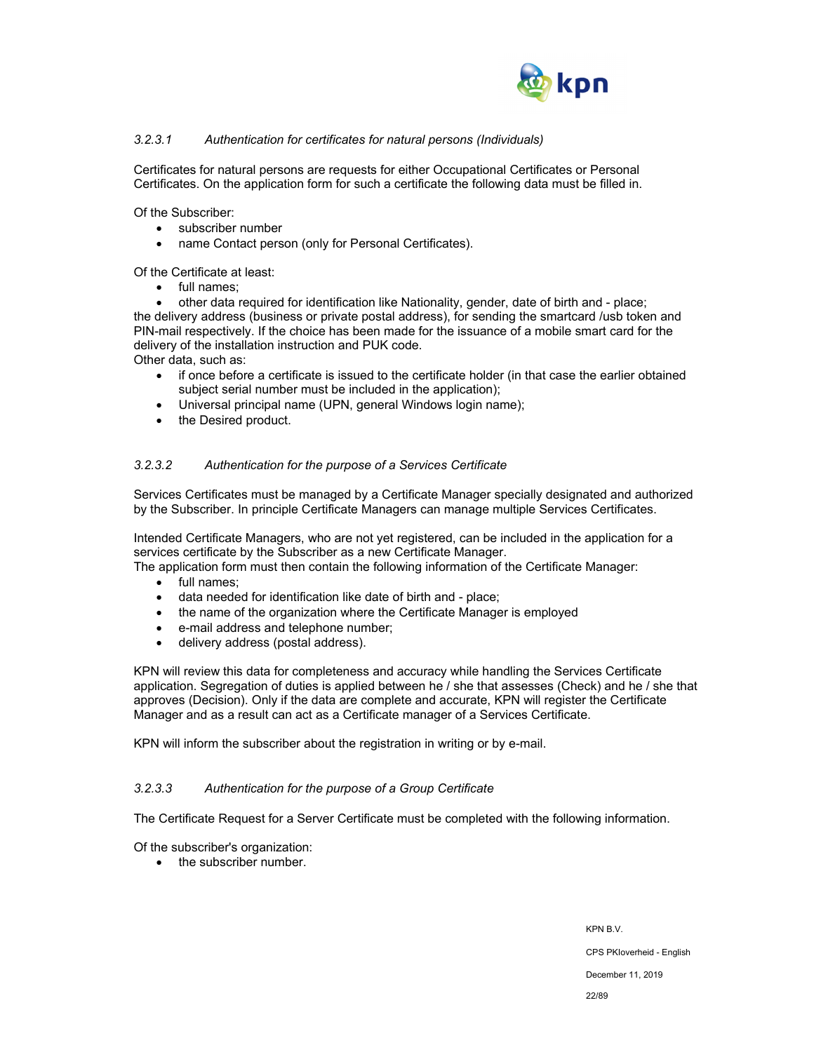#### *3.2.3.1 Authentication for certificates for natural persons (Individuals)*

Certificates for natural persons are requests for either Occupational Certificates or Personal Certificates. On the application form for such a certificate the following data must be filled in.

Of the Subscriber:

- subscriber number
- name Contact person (only for Personal Certificates).

Of the Certificate at least:

- full names;
- other data required for identification like Nationality, gender, date of birth and - place;

the delivery address (business or private postal address), for sending the smartcard /usb token and PIN-mail respectively. If the choice has been made for the issuance of a mobile smart card for the delivery of the installation instruction and PUK code.

Other data, such as:

- if once before a certificate is issued to the certificate holder (in that case the earlier obtained subject serial number must be included in the application);
- Universal principal name (UPN, general Windows login name);
- the Desired product.

#### *3.2.3.2 Authentication for the purpose of a Services Certificate*

Services Certificates must be managed by a Certificate Manager specially designated and authorized by the Subscriber. In principle Certificate Managers can manage multiple Services Certificates.

Intended Certificate Managers, who are not yet registered, can be included in the application for a services certificate by the Subscriber as a new Certificate Manager.

The application form must then contain the following information of the Certificate Manager:

- full names;
- data needed for identification like date of birth and - place;
- the name of the organization where the Certificate Manager is employed
- e-mail address and telephone number;
- delivery address (postal address).

KPN will review this data for completeness and accuracy while handling the Services Certificate application. Segregation of duties is applied between he / she that assesses (Check) and he / she that approves (Decision). Only if the data are complete and accurate, KPN will register the Certificate Manager and as a result can act as a Certificate manager of a Services Certificate.

KPN will inform the subscriber about the registration in writing or by e-mail.

#### *3.2.3.3 Authentication for the purpose of a Group Certificate*

The Certificate Request for a Server Certificate must be completed with the following information.

Of the subscriber's organization:

- the subscriber number.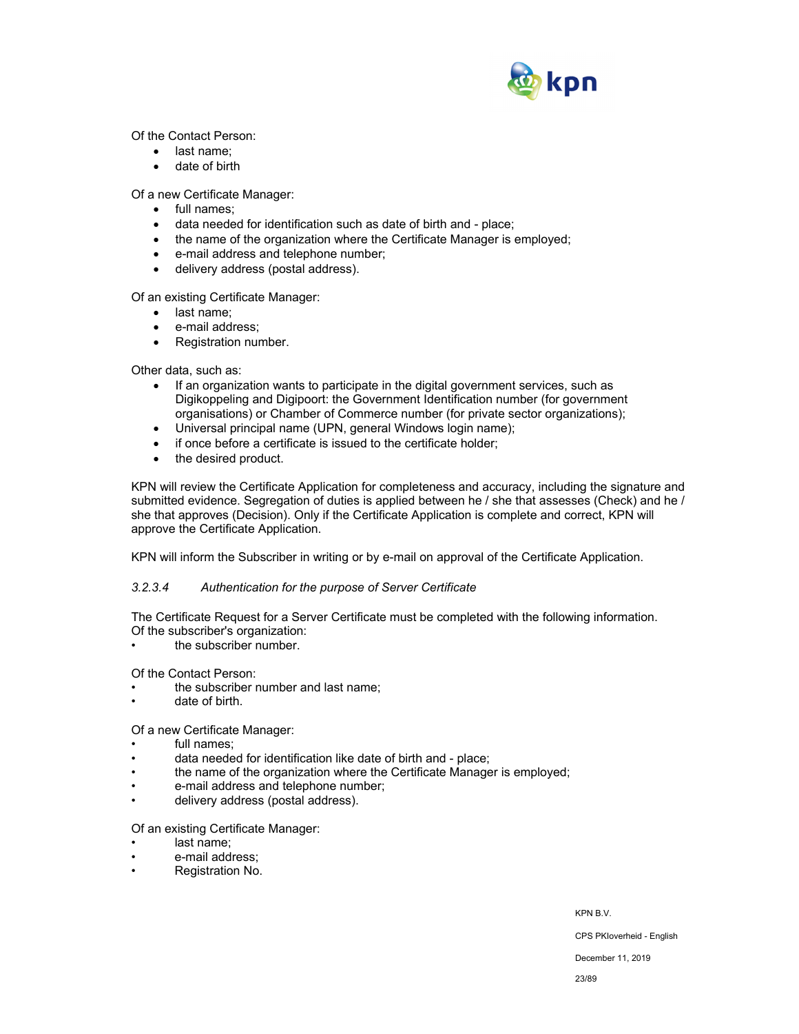Of the Contact Person:

- last name;
- date of birth

Of a new Certificate Manager:

- full names;
- data needed for identification such as date of birth and - place;
- the name of the organization where the Certificate Manager is employed;
- e-mail address and telephone number;
- delivery address (postal address).

Of an existing Certificate Manager:

- last name;
- e-mail address;
- Registration number.

Other data, such as:

- If an organization wants to participate in the digital government services, such as Digikoppeling and Digipoort: the Government Identification number (for government organisations) or Chamber of Commerce number (for private sector organizations);
- Universal principal name (UPN, general Windows login name);
- if once before a certificate is issued to the certificate holder;
- the desired product.

KPN will review the Certificate Application for completeness and accuracy, including the signature and submitted evidence. Segregation of duties is applied between he / she that assesses (Check) and he / she that approves (Decision). Only if the Certificate Application is complete and correct, KPN will approve the Certificate Application.

KPN will inform the Subscriber in writing or by e-mail on approval of the Certificate Application.

#### *3.2.3.4 Authentication for the purpose of Server Certificate*

The Certificate Request for a Server Certificate must be completed with the following information. Of the subscriber's organization:

- the subscriber number.

Of the Contact Person:

- the subscriber number and last name;
- date of birth.

Of a new Certificate Manager:

- full names;
- data needed for identification like date of birth and - place;
- the name of the organization where the Certificate Manager is employed;
- e-mail address and telephone number;
- delivery address (postal address).

Of an existing Certificate Manager:

- last name;
- e-mail address;
- Registration No.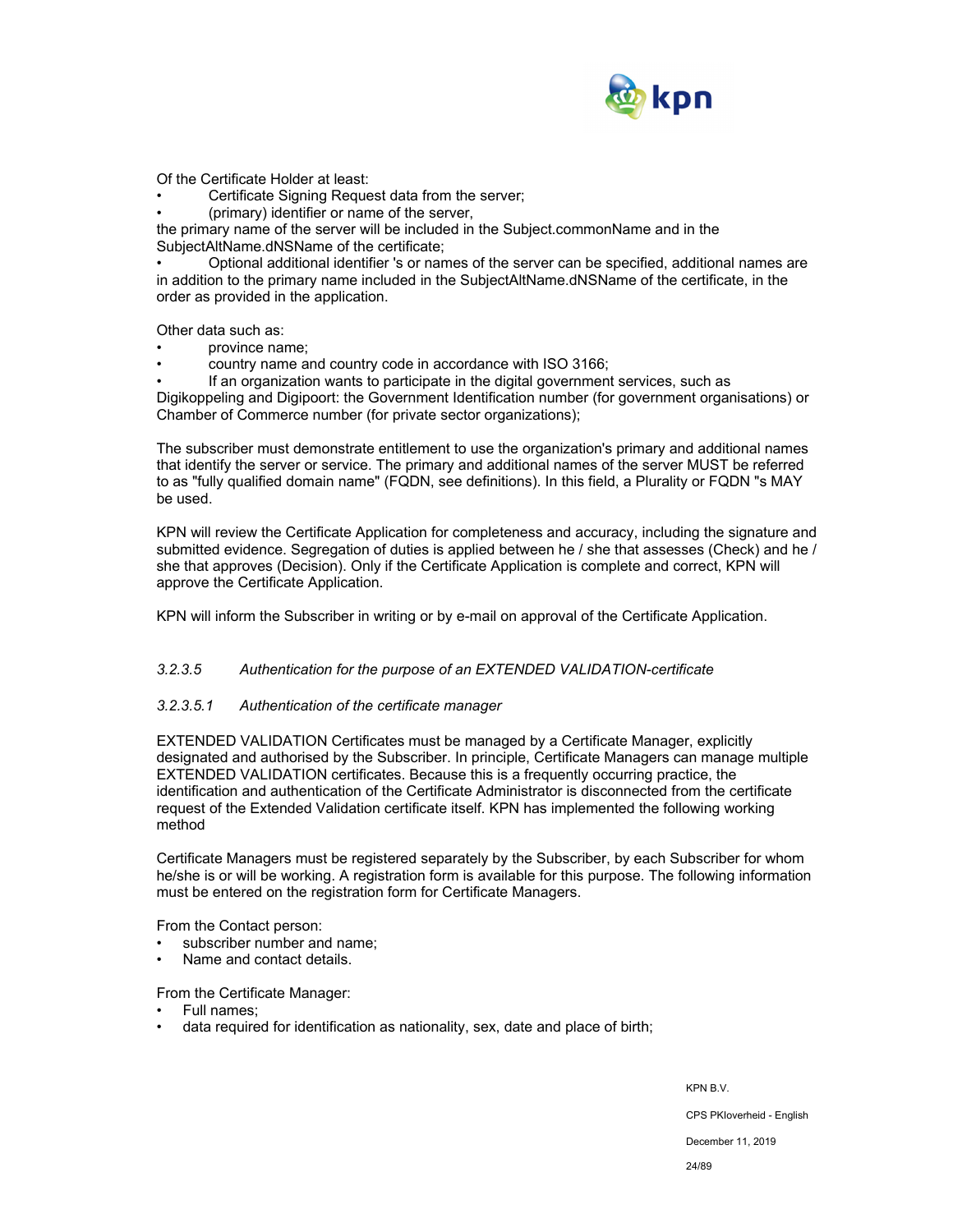Of the Certificate Holder at least:

- Certificate Signing Request data from the server;
- (primary) identifier or name of the server,

the primary name of the server will be included in the Subject.commonName and in the SubjectAltName.dNSName of the certificate;

- Optional additional identifier 's or names of the server can be specified, additional names are in addition to the primary name included in the SubjectAltName.dNSName of the certificate, in the order as provided in the application.

Other data such as:

- province name;
- country name and country code in accordance with ISO 3166;
- If an organization wants to participate in the digital government services, such as Digikoppeling and Digipoort: the Government Identification number (for government organisations) or Chamber of Commerce number (for private sector organizations);

The subscriber must demonstrate entitlement to use the organization's primary and additional names that identify the server or service. The primary and additional names of the server MUST be referred to as "fully qualified domain name" (FQDN, see definitions). In this field, a Plurality or FQDN "s MAY be used.

KPN will review the Certificate Application for completeness and accuracy, including the signature and submitted evidence. Segregation of duties is applied between he / she that assesses (Check) and he / she that approves (Decision). Only if the Certificate Application is complete and correct, KPN will approve the Certificate Application.

KPN will inform the Subscriber in writing or by e-mail on approval of the Certificate Application.

#### *3.2.3.5 Authentication for the purpose of an EXTENDED VALIDATION-certificate*

##### *3.2.3.5.1 Authentication of the certificate manager*

EXTENDED VALIDATION Certificates must be managed by a Certificate Manager, explicitly designated and authorised by the Subscriber. In principle, Certificate Managers can manage multiple EXTENDED VALIDATION certificates. Because this is a frequently occurring practice, the identification and authentication of the Certificate Administrator is disconnected from the certificate request of the Extended Validation certificate itself. KPN has implemented the following working method

Certificate Managers must be registered separately by the Subscriber, by each Subscriber for whom he/she is or will be working. A registration form is available for this purpose. The following information must be entered on the registration form for Certificate Managers.

From the Contact person:

- subscriber number and name;
- Name and contact details.

From the Certificate Manager:

- Full names;
- data required for identification as nationality, sex, date and place of birth;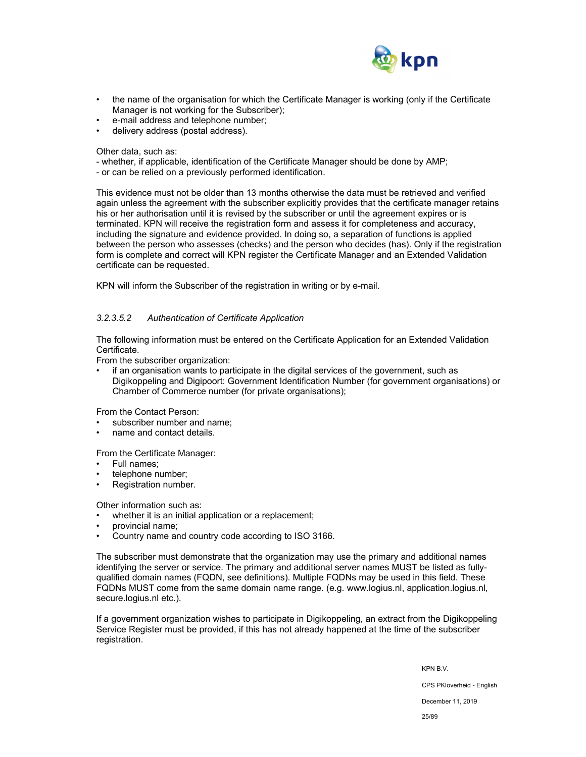- the name of the organisation for which the Certificate Manager is working (only if the Certificate Manager is not working for the Subscriber);
- e-mail address and telephone number;
- delivery address (postal address).

Other data, such as:
- whether, if applicable, identification of the Certificate Manager should be done by AMP;
- or can be relied on a previously performed identification.

This evidence must not be older than 13 months otherwise the data must be retrieved and verified again unless the agreement with the subscriber explicitly provides that the certificate manager retains his or her authorisation until it is revised by the subscriber or until the agreement expires or is terminated. KPN will receive the registration form and assess it for completeness and accuracy, including the signature and evidence provided. In doing so, a separation of functions is applied between the person who assesses (checks) and the person who decides (has). Only if the registration form is complete and correct will KPN register the Certificate Manager and an Extended Validation certificate can be requested.

KPN will inform the Subscriber of the registration in writing or by e-mail.

#### *3.2.3.5.2 Authentication of Certificate Application*

The following information must be entered on the Certificate Application for an Extended Validation Certificate.

From the subscriber organization:

- if an organisation wants to participate in the digital services of the government, such as Digikoppeling and Digipoort: Government Identification Number (for government organisations) or Chamber of Commerce number (for private organisations);

From the Contact Person:

- subscriber number and name;
- name and contact details.

From the Certificate Manager:

- Full names;
- telephone number;
- Registration number.

Other information such as:

- whether it is an initial application or a replacement;
- provincial name;
- Country name and country code according to ISO 3166.

The subscriber must demonstrate that the organization may use the primary and additional names identifying the server or service. The primary and additional server names MUST be listed as fully-qualified domain names (FQDN, see definitions). Multiple FQDNs may be used in this field. These FQDNs MUST come from the same domain name range. (e.g. www.logius.nl, application.logius.nl, secure.logius.nl etc.).

If a government organization wishes to participate in Digikoppeling, an extract from the Digikoppeling Service Register must be provided, if this has not already happened at the time of the subscriber registration.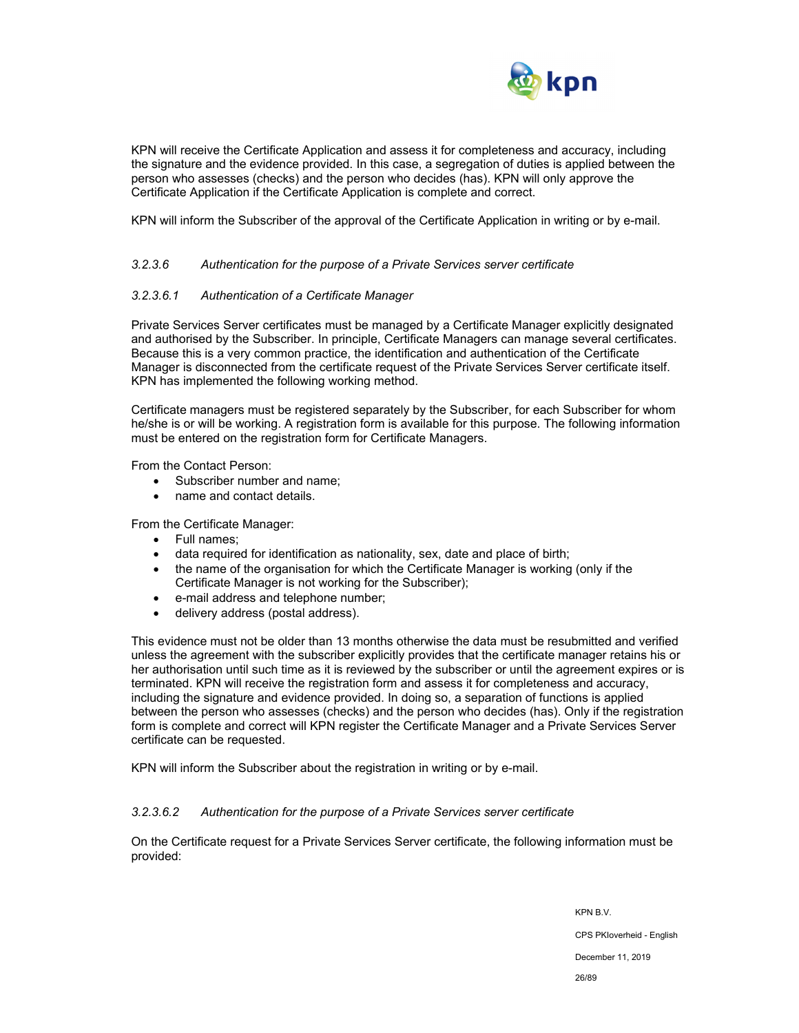KPN will receive the Certificate Application and assess it for completeness and accuracy, including the signature and the evidence provided. In this case, a segregation of duties is applied between the person who assesses (checks) and the person who decides (has). KPN will only approve the Certificate Application if the Certificate Application is complete and correct.

KPN will inform the Subscriber of the approval of the Certificate Application in writing or by e-mail.

#### *3.2.3.6 Authentication for the purpose of a Private Services server certificate*

##### *3.2.3.6.1 Authentication of a Certificate Manager*

Private Services Server certificates must be managed by a Certificate Manager explicitly designated and authorised by the Subscriber. In principle, Certificate Managers can manage several certificates. Because this is a very common practice, the identification and authentication of the Certificate Manager is disconnected from the certificate request of the Private Services Server certificate itself. KPN has implemented the following working method.

Certificate managers must be registered separately by the Subscriber, for each Subscriber for whom he/she is or will be working. A registration form is available for this purpose. The following information must be entered on the registration form for Certificate Managers.

From the Contact Person:

- Subscriber number and name;
- name and contact details.

From the Certificate Manager:

- Full names;
- data required for identification as nationality, sex, date and place of birth;
- the name of the organisation for which the Certificate Manager is working (only if the Certificate Manager is not working for the Subscriber);
- e-mail address and telephone number;
- delivery address (postal address).

This evidence must not be older than 13 months otherwise the data must be resubmitted and verified unless the agreement with the subscriber explicitly provides that the certificate manager retains his or her authorisation until such time as it is reviewed by the subscriber or until the agreement expires or is terminated. KPN will receive the registration form and assess it for completeness and accuracy, including the signature and evidence provided. In doing so, a separation of functions is applied between the person who assesses (checks) and the person who decides (has). Only if the registration form is complete and correct will KPN register the Certificate Manager and a Private Services Server certificate can be requested.

KPN will inform the Subscriber about the registration in writing or by e-mail.

##### *3.2.3.6.2 Authentication for the purpose of a Private Services server certificate*

On the Certificate request for a Private Services Server certificate, the following information must be provided: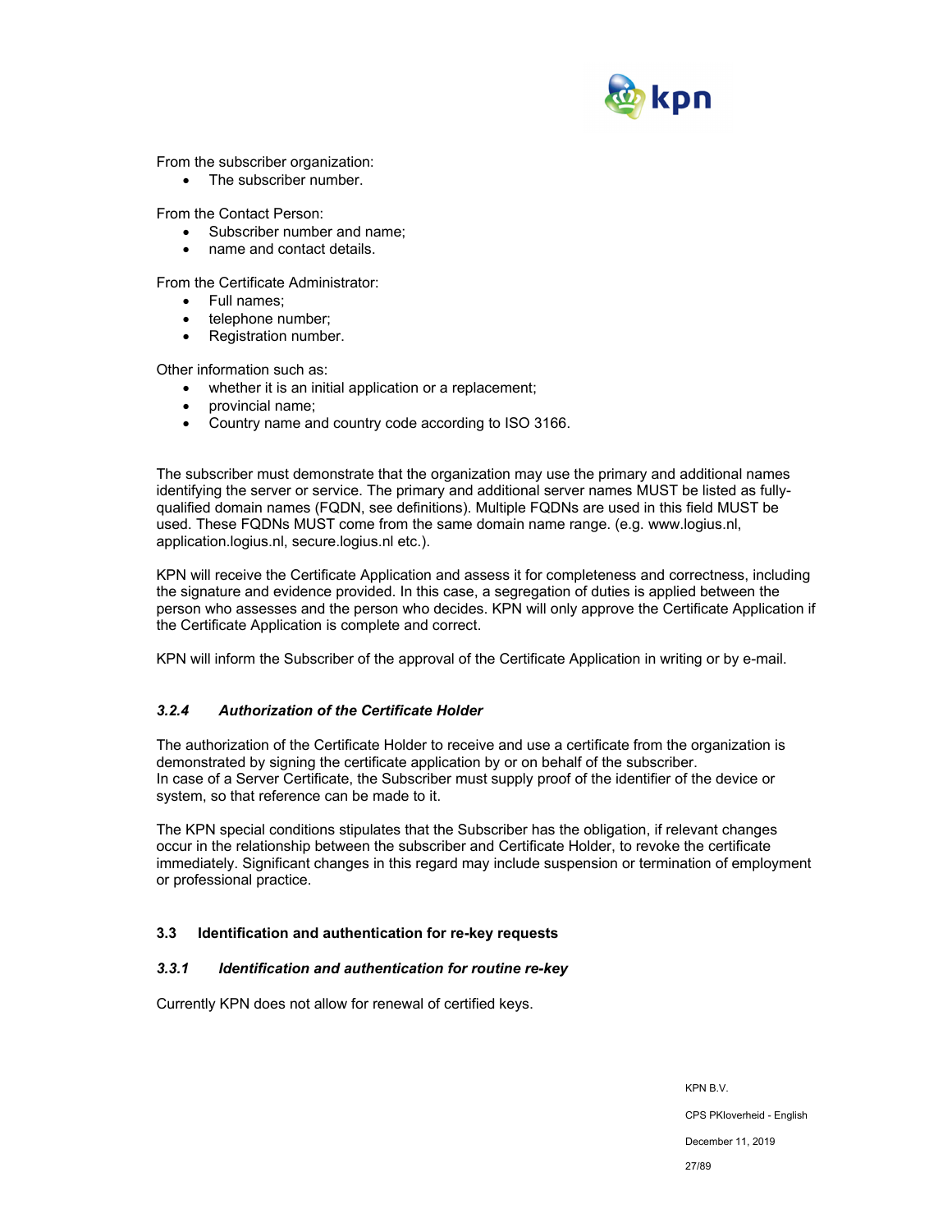From the subscriber organization:

- The subscriber number.

From the Contact Person:

- Subscriber number and name;
- name and contact details.

From the Certificate Administrator:

- Full names;
- telephone number;
- Registration number.

Other information such as:

- whether it is an initial application or a replacement;
- provincial name;
- Country name and country code according to ISO 3166.

The subscriber must demonstrate that the organization may use the primary and additional names identifying the server or service. The primary and additional server names MUST be listed as fully-qualified domain names (FQDN, see definitions). Multiple FQDNs are used in this field MUST be used. These FQDNs MUST come from the same domain name range. (e.g. www.logius.nl, application.logius.nl, secure.logius.nl etc.).

KPN will receive the Certificate Application and assess it for completeness and correctness, including the signature and evidence provided. In this case, a segregation of duties is applied between the person who assesses and the person who decides. KPN will only approve the Certificate Application if the Certificate Application is complete and correct.

KPN will inform the Subscriber of the approval of the Certificate Application in writing or by e-mail.

### *3.2.4 Authorization of the Certificate Holder*

The authorization of the Certificate Holder to receive and use a certificate from the organization is demonstrated by signing the certificate application by or on behalf of the subscriber.
In case of a Server Certificate, the Subscriber must supply proof of the identifier of the device or system, so that reference can be made to it.

The KPN special conditions stipulates that the Subscriber has the obligation, if relevant changes occur in the relationship between the subscriber and Certificate Holder, to revoke the certificate immediately. Significant changes in this regard may include suspension or termination of employment or professional practice.

## 3.3 Identification and authentication for re-key requests

### *3.3.1 Identification and authentication for routine re-key*

Currently KPN does not allow for renewal of certified keys.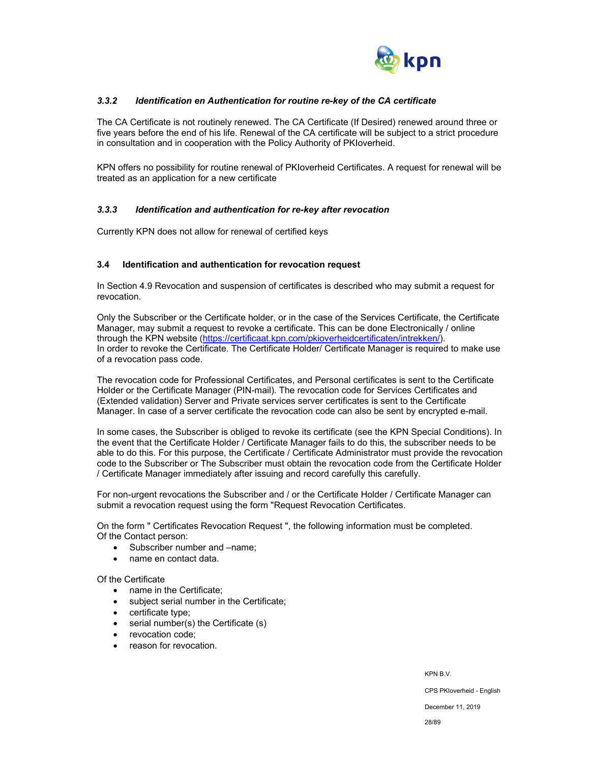### *3.3.2 Identification en Authentication for routine re-key of the CA certificate*

The CA Certificate is not routinely renewed. The CA Certificate (If Desired) renewed around three or five years before the end of his life. Renewal of the CA certificate will be subject to a strict procedure in consultation and in cooperation with the Policy Authority of PKIoverheid.

KPN offers no possibility for routine renewal of PKIoverheid Certificates. A request for renewal will be treated as an application for a new certificate

### *3.3.3 Identification and authentication for re-key after revocation*

Currently KPN does not allow for renewal of certified keys

## 3.4 Identification and authentication for revocation request

In Section 4.9 Revocation and suspension of certificates is described who may submit a request for revocation.

Only the Subscriber or the Certificate holder, or in the case of the Services Certificate, the Certificate Manager, may submit a request to revoke a certificate. This can be done Electronically / online through the KPN website (https://certificaat.kpn.com/pkioverheidcertificaten/intrekken/).
In order to revoke the Certificate. The Certificate Holder/ Certificate Manager is required to make use of a revocation pass code.

The revocation code for Professional Certificates, and Personal certificates is sent to the Certificate Holder or the Certificate Manager (PIN-mail). The revocation code for Services Certificates and (Extended validation) Server and Private services server certificates is sent to the Certificate Manager. In case of a server certificate the revocation code can also be sent by encrypted e-mail.

In some cases, the Subscriber is obliged to revoke its certificate (see the KPN Special Conditions). In the event that the Certificate Holder / Certificate Manager fails to do this, the subscriber needs to be able to do this. For this purpose, the Certificate / Certificate Administrator must provide the revocation code to the Subscriber or The Subscriber must obtain the revocation code from the Certificate Holder / Certificate Manager immediately after issuing and record carefully this carefully.

For non-urgent revocations the Subscriber and / or the Certificate Holder / Certificate Manager can submit a revocation request using the form "Request Revocation Certificates.

On the form " Certificates Revocation Request ", the following information must be completed.
Of the Contact person:

- Subscriber number and –name;
- name en contact data.

Of the Certificate

- name in the Certificate;
- subject serial number in the Certificate;
- certificate type;
- serial number(s) the Certificate (s)
- revocation code;
- reason for revocation.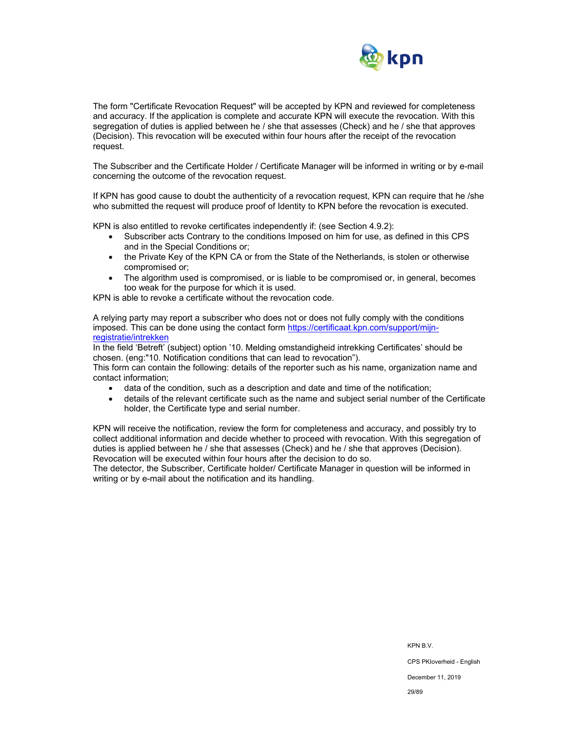The form "Certificate Revocation Request" will be accepted by KPN and reviewed for completeness and accuracy. If the application is complete and accurate KPN will execute the revocation. With this segregation of duties is applied between he / she that assesses (Check) and he / she that approves (Decision). This revocation will be executed within four hours after the receipt of the revocation request.

The Subscriber and the Certificate Holder / Certificate Manager will be informed in writing or by e-mail concerning the outcome of the revocation request.

If KPN has good cause to doubt the authenticity of a revocation request, KPN can require that he /she who submitted the request will produce proof of Identity to KPN before the revocation is executed.

KPN is also entitled to revoke certificates independently if: (see Section 4.9.2):

- Subscriber acts Contrary to the conditions Imposed on him for use, as defined in this CPS and in the Special Conditions or;
- the Private Key of the KPN CA or from the State of the Netherlands, is stolen or otherwise compromised or;
- The algorithm used is compromised, or is liable to be compromised or, in general, becomes too weak for the purpose for which it is used.

KPN is able to revoke a certificate without the revocation code.

A relying party may report a subscriber who does not or does not fully comply with the conditions imposed. This can be done using the contact form [https://certificaat.kpn.com/support/mijn-registratie/intrekken](https://certificaat.kpn.com/support/mijn-registratie/intrekken)
In the field 'Betreft' (subject) option '10. Melding omstandigheid intrekking Certificates' should be chosen. (eng:"10. Notification conditions that can lead to revocation").
This form can contain the following: details of the reporter such as his name, organization name and contact information;

- data of the condition, such as a description and date and time of the notification;
- details of the relevant certificate such as the name and subject serial number of the Certificate holder, the Certificate type and serial number.

KPN will receive the notification, review the form for completeness and accuracy, and possibly try to collect additional information and decide whether to proceed with revocation. With this segregation of duties is applied between he / she that assesses (Check) and he / she that approves (Decision). Revocation will be executed within four hours after the decision to do so.
The detector, the Subscriber, Certificate holder/ Certificate Manager in question will be informed in writing or by e-mail about the notification and its handling.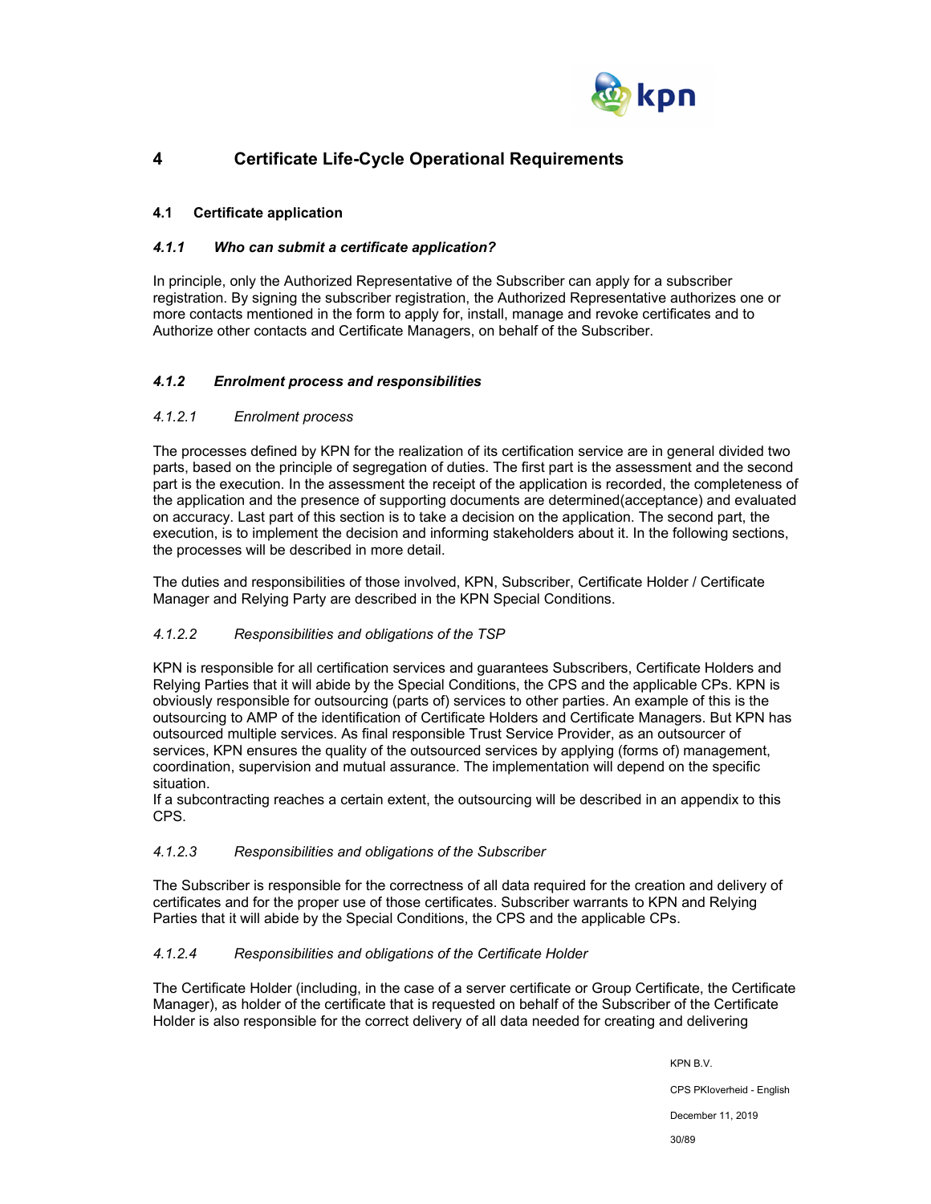# 4 Certificate Life-Cycle Operational Requirements

## 4.1 Certificate application

### *4.1.1 Who can submit a certificate application?*

In principle, only the Authorized Representative of the Subscriber can apply for a subscriber registration. By signing the subscriber registration, the Authorized Representative authorizes one or more contacts mentioned in the form to apply for, install, manage and revoke certificates and to Authorize other contacts and Certificate Managers, on behalf of the Subscriber.

### *4.1.2 Enrolment process and responsibilities*

#### *4.1.2.1 Enrolment process*

The processes defined by KPN for the realization of its certification service are in general divided two parts, based on the principle of segregation of duties. The first part is the assessment and the second part is the execution. In the assessment the receipt of the application is recorded, the completeness of the application and the presence of supporting documents are determined(acceptance) and evaluated on accuracy. Last part of this section is to take a decision on the application. The second part, the execution, is to implement the decision and informing stakeholders about it. In the following sections, the processes will be described in more detail.

The duties and responsibilities of those involved, KPN, Subscriber, Certificate Holder / Certificate Manager and Relying Party are described in the KPN Special Conditions.

#### *4.1.2.2 Responsibilities and obligations of the TSP*

KPN is responsible for all certification services and guarantees Subscribers, Certificate Holders and Relying Parties that it will abide by the Special Conditions, the CPS and the applicable CPs. KPN is obviously responsible for outsourcing (parts of) services to other parties. An example of this is the outsourcing to AMP of the identification of Certificate Holders and Certificate Managers. But KPN has outsourced multiple services. As final responsible Trust Service Provider, as an outsourcer of services, KPN ensures the quality of the outsourced services by applying (forms of) management, coordination, supervision and mutual assurance. The implementation will depend on the specific situation.
If a subcontracting reaches a certain extent, the outsourcing will be described in an appendix to this CPS.

#### *4.1.2.3 Responsibilities and obligations of the Subscriber*

The Subscriber is responsible for the correctness of all data required for the creation and delivery of certificates and for the proper use of those certificates. Subscriber warrants to KPN and Relying Parties that it will abide by the Special Conditions, the CPS and the applicable CPs.

#### *4.1.2.4 Responsibilities and obligations of the Certificate Holder*

The Certificate Holder (including, in the case of a server certificate or Group Certificate, the Certificate Manager), as holder of the certificate that is requested on behalf of the Subscriber of the Certificate Holder is also responsible for the correct delivery of all data needed for creating and delivering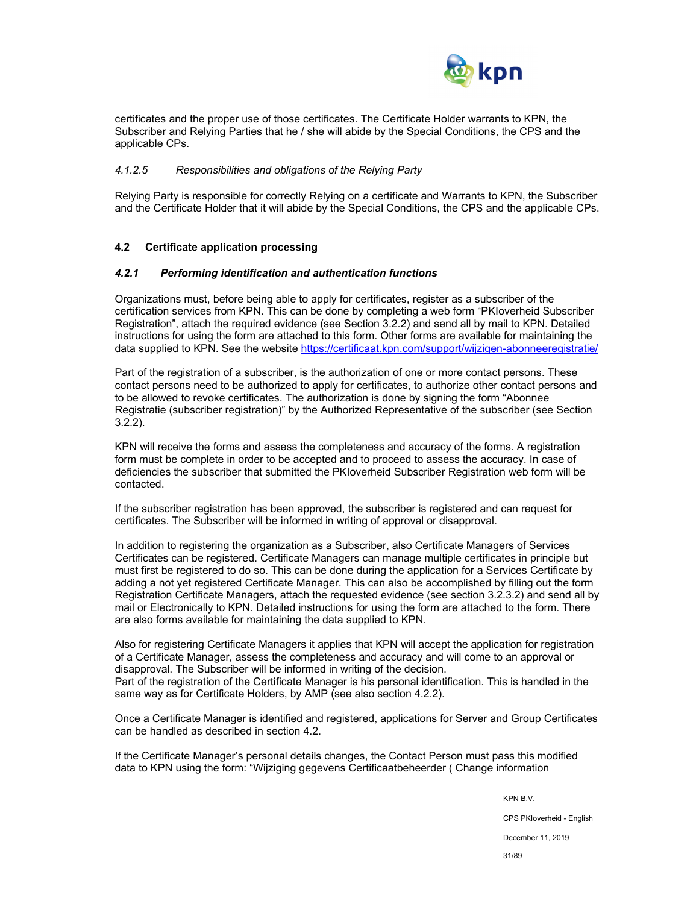certificates and the proper use of those certificates. The Certificate Holder warrants to KPN, the Subscriber and Relying Parties that he / she will abide by the Special Conditions, the CPS and the applicable CPs.

#### *4.1.2.5 Responsibilities and obligations of the Relying Party*

Relying Party is responsible for correctly Relying on a certificate and Warrants to KPN, the Subscriber and the Certificate Holder that it will abide by the Special Conditions, the CPS and the applicable CPs.

## 4.2 Certificate application processing

### *4.2.1 Performing identification and authentication functions*

Organizations must, before being able to apply for certificates, register as a subscriber of the certification services from KPN. This can be done by completing a web form "PKIoverheid Subscriber Registration", attach the required evidence (see Section 3.2.2) and send all by mail to KPN. Detailed instructions for using the form are attached to this form. Other forms are available for maintaining the data supplied to KPN. See the website https://certificaat.kpn.com/support/wijzigen-abonneeregistratie/

Part of the registration of a subscriber, is the authorization of one or more contact persons. These contact persons need to be authorized to apply for certificates, to authorize other contact persons and to be allowed to revoke certificates. The authorization is done by signing the form "Abonnee Registratie (subscriber registration)" by the Authorized Representative of the subscriber (see Section 3.2.2).

KPN will receive the forms and assess the completeness and accuracy of the forms. A registration form must be complete in order to be accepted and to proceed to assess the accuracy. In case of deficiencies the subscriber that submitted the PKIoverheid Subscriber Registration web form will be contacted.

If the subscriber registration has been approved, the subscriber is registered and can request for certificates. The Subscriber will be informed in writing of approval or disapproval.

In addition to registering the organization as a Subscriber, also Certificate Managers of Services Certificates can be registered. Certificate Managers can manage multiple certificates in principle but must first be registered to do so. This can be done during the application for a Services Certificate by adding a not yet registered Certificate Manager. This can also be accomplished by filling out the form Registration Certificate Managers, attach the requested evidence (see section 3.2.3.2) and send all by mail or Electronically to KPN. Detailed instructions for using the form are attached to the form. There are also forms available for maintaining the data supplied to KPN.

Also for registering Certificate Managers it applies that KPN will accept the application for registration of a Certificate Manager, assess the completeness and accuracy and will come to an approval or disapproval. The Subscriber will be informed in writing of the decision.
Part of the registration of the Certificate Manager is his personal identification. This is handled in the same way as for Certificate Holders, by AMP (see also section 4.2.2).

Once a Certificate Manager is identified and registered, applications for Server and Group Certificates can be handled as described in section 4.2.

If the Certificate Manager's personal details changes, the Contact Person must pass this modified data to KPN using the form: "Wijziging gegevens Certificaatbeheerder ( Change information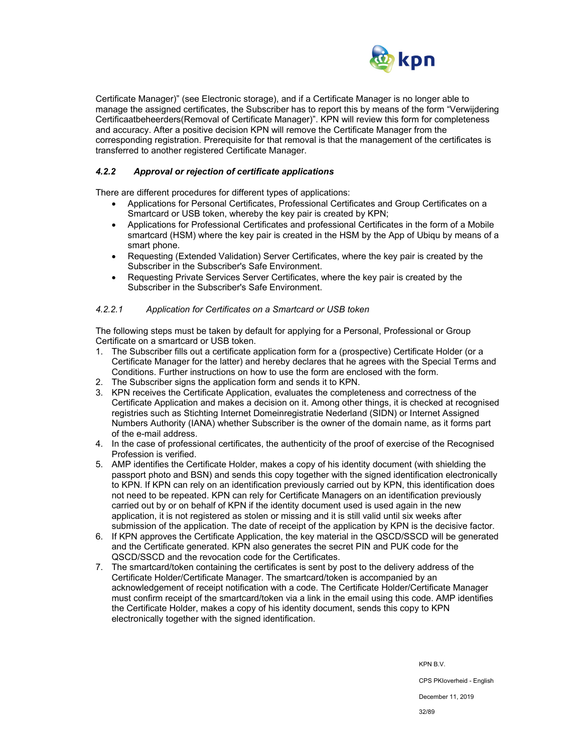Certificate Manager)" (see Electronic storage), and if a Certificate Manager is no longer able to manage the assigned certificates, the Subscriber has to report this by means of the form "Verwijdering Certificaatbeheerders(Removal of Certificate Manager)". KPN will review this form for completeness and accuracy. After a positive decision KPN will remove the Certificate Manager from the corresponding registration. Prerequisite for that removal is that the management of the certificates is transferred to another registered Certificate Manager.

### *4.2.2 Approval or rejection of certificate applications*

There are different procedures for different types of applications:

- Applications for Personal Certificates, Professional Certificates and Group Certificates on a Smartcard or USB token, whereby the key pair is created by KPN;
- Applications for Professional Certificates and professional Certificates in the form of a Mobile smartcard (HSM) where the key pair is created in the HSM by the App of Ubiqu by means of a smart phone.
- Requesting (Extended Validation) Server Certificates, where the key pair is created by the Subscriber in the Subscriber's Safe Environment.
- Requesting Private Services Server Certificates, where the key pair is created by the Subscriber in the Subscriber's Safe Environment.

#### *4.2.2.1 Application for Certificates on a Smartcard or USB token*

The following steps must be taken by default for applying for a Personal, Professional or Group Certificate on a smartcard or USB token.

1. The Subscriber fills out a certificate application form for a (prospective) Certificate Holder (or a Certificate Manager for the latter) and hereby declares that he agrees with the Special Terms and Conditions. Further instructions on how to use the form are enclosed with the form.
2. The Subscriber signs the application form and sends it to KPN.
3. KPN receives the Certificate Application, evaluates the completeness and correctness of the Certificate Application and makes a decision on it. Among other things, it is checked at recognised registries such as Stichting Internet Domeinregistratie Nederland (SIDN) or Internet Assigned Numbers Authority (IANA) whether Subscriber is the owner of the domain name, as it forms part of the e-mail address.
4. In the case of professional certificates, the authenticity of the proof of exercise of the Recognised Profession is verified.
5. AMP identifies the Certificate Holder, makes a copy of his identity document (with shielding the passport photo and BSN) and sends this copy together with the signed identification electronically to KPN. If KPN can rely on an identification previously carried out by KPN, this identification does not need to be repeated. KPN can rely for Certificate Managers on an identification previously carried out by or on behalf of KPN if the identity document used is used again in the new application, it is not registered as stolen or missing and it is still valid until six weeks after submission of the application. The date of receipt of the application by KPN is the decisive factor.
6. If KPN approves the Certificate Application, the key material in the QSCD/SSCD will be generated and the Certificate generated. KPN also generates the secret PIN and PUK code for the QSCD/SSCD and the revocation code for the Certificates.
7. The smartcard/token containing the certificates is sent by post to the delivery address of the Certificate Holder/Certificate Manager. The smartcard/token is accompanied by an acknowledgement of receipt notification with a code. The Certificate Holder/Certificate Manager must confirm receipt of the smartcard/token via a link in the email using this code. AMP identifies the Certificate Holder, makes a copy of his identity document, sends this copy to KPN electronically together with the signed identification.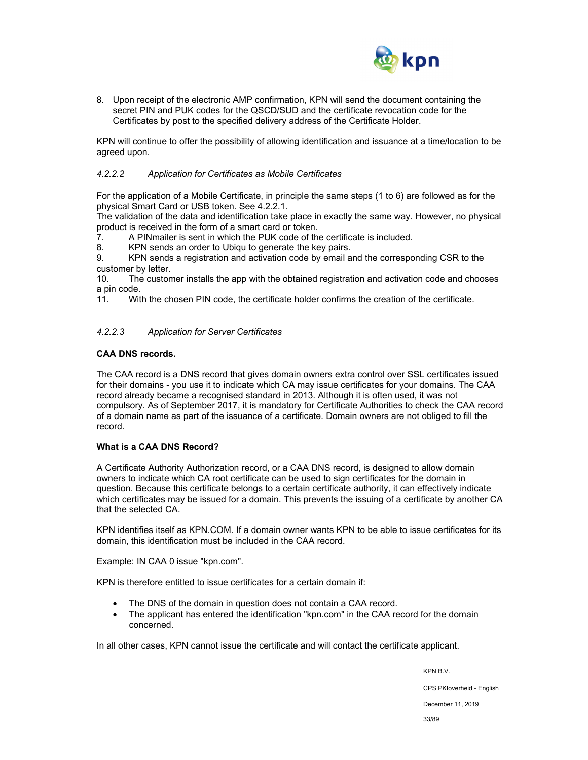8. Upon receipt of the electronic AMP confirmation, KPN will send the document containing the secret PIN and PUK codes for the QSCD/SUD and the certificate revocation code for the Certificates by post to the specified delivery address of the Certificate Holder.

KPN will continue to offer the possibility of allowing identification and issuance at a time/location to be agreed upon.

#### *4.2.2.2 Application for Certificates as Mobile Certificates*

For the application of a Mobile Certificate, in principle the same steps (1 to 6) are followed as for the physical Smart Card or USB token. See 4.2.2.1.
The validation of the data and identification take place in exactly the same way. However, no physical product is received in the form of a smart card or token.

7. A PINmailer is sent in which the PUK code of the certificate is included.
8. KPN sends an order to Ubiqu to generate the key pairs.
9. KPN sends a registration and activation code by email and the corresponding CSR to the customer by letter.
10. The customer installs the app with the obtained registration and activation code and chooses a pin code.
11. With the chosen PIN code, the certificate holder confirms the creation of the certificate.

#### *4.2.2.3 Application for Server Certificates*

**CAA DNS records.**

The CAA record is a DNS record that gives domain owners extra control over SSL certificates issued for their domains - you use it to indicate which CA may issue certificates for your domains. The CAA record already became a recognised standard in 2013. Although it is often used, it was not compulsory. As of September 2017, it is mandatory for Certificate Authorities to check the CAA record of a domain name as part of the issuance of a certificate. Domain owners are not obliged to fill the record.

**What is a CAA DNS Record?**

A Certificate Authority Authorization record, or a CAA DNS record, is designed to allow domain owners to indicate which CA root certificate can be used to sign certificates for the domain in question. Because this certificate belongs to a certain certificate authority, it can effectively indicate which certificates may be issued for a domain. This prevents the issuing of a certificate by another CA that the selected CA.

KPN identifies itself as KPN.COM. If a domain owner wants KPN to be able to issue certificates for its domain, this identification must be included in the CAA record.

Example: IN CAA 0 issue "kpn.com".

KPN is therefore entitled to issue certificates for a certain domain if:

- The DNS of the domain in question does not contain a CAA record.
- The applicant has entered the identification "kpn.com" in the CAA record for the domain concerned.

In all other cases, KPN cannot issue the certificate and will contact the certificate applicant.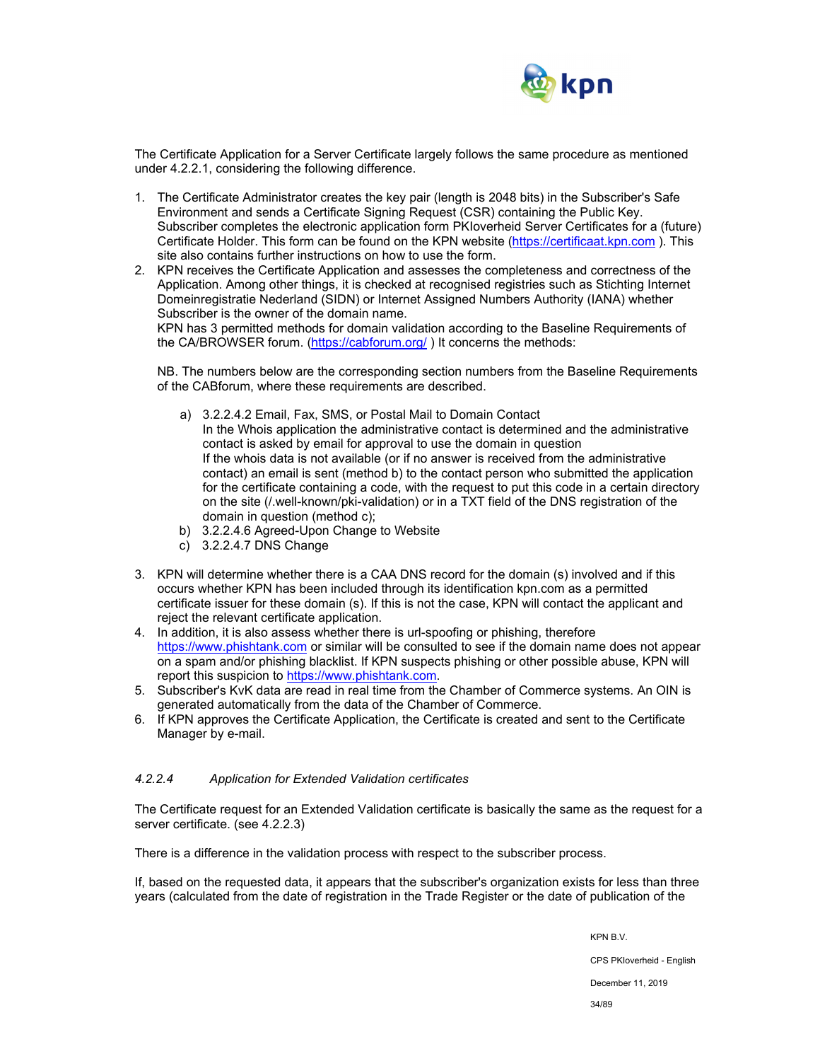The Certificate Application for a Server Certificate largely follows the same procedure as mentioned under 4.2.2.1, considering the following difference.

1. The Certificate Administrator creates the key pair (length is 2048 bits) in the Subscriber's Safe Environment and sends a Certificate Signing Request (CSR) containing the Public Key. Subscriber completes the electronic application form PKIoverheid Server Certificates for a (future) Certificate Holder. This form can be found on the KPN website (https://certificaat.kpn.com ). This site also contains further instructions on how to use the form.
2. KPN receives the Certificate Application and assesses the completeness and correctness of the Application. Among other things, it is checked at recognised registries such as Stichting Internet Domeinregistratie Nederland (SIDN) or Internet Assigned Numbers Authority (IANA) whether Subscriber is the owner of the domain name.
   KPN has 3 permitted methods for domain validation according to the Baseline Requirements of the CA/BROWSER forum. (https://cabforum.org/ ) It concerns the methods:

   NB. The numbers below are the corresponding section numbers from the Baseline Requirements of the CABforum, where these requirements are described.

   a) 3.2.2.4.2 Email, Fax, SMS, or Postal Mail to Domain Contact
      In the Whois application the administrative contact is determined and the administrative contact is asked by email for approval to use the domain in question
      If the whois data is not available (or if no answer is received from the administrative contact) an email is sent (method b) to the contact person who submitted the application for the certificate containing a code, with the request to put this code in a certain directory on the site (/.well-known/pki-validation) or in a TXT field of the DNS registration of the domain in question (method c);
   b) 3.2.2.4.6 Agreed-Upon Change to Website
   c) 3.2.2.4.7 DNS Change

3. KPN will determine whether there is a CAA DNS record for the domain (s) involved and if this occurs whether KPN has been included through its identification kpn.com as a permitted certificate issuer for these domain (s). If this is not the case, KPN will contact the applicant and reject the relevant certificate application.
4. In addition, it is also assess whether there is url-spoofing or phishing, therefore https://www.phishtank.com or similar will be consulted to see if the domain name does not appear on a spam and/or phishing blacklist. If KPN suspects phishing or other possible abuse, KPN will report this suspicion to https://www.phishtank.com.
5. Subscriber's KvK data are read in real time from the Chamber of Commerce systems. An OIN is generated automatically from the data of the Chamber of Commerce.
6. If KPN approves the Certificate Application, the Certificate is created and sent to the Certificate Manager by e-mail.

#### *4.2.2.4 Application for Extended Validation certificates*

The Certificate request for an Extended Validation certificate is basically the same as the request for a server certificate. (see 4.2.2.3)

There is a difference in the validation process with respect to the subscriber process.

If, based on the requested data, it appears that the subscriber's organization exists for less than three years (calculated from the date of registration in the Trade Register or the date of publication of the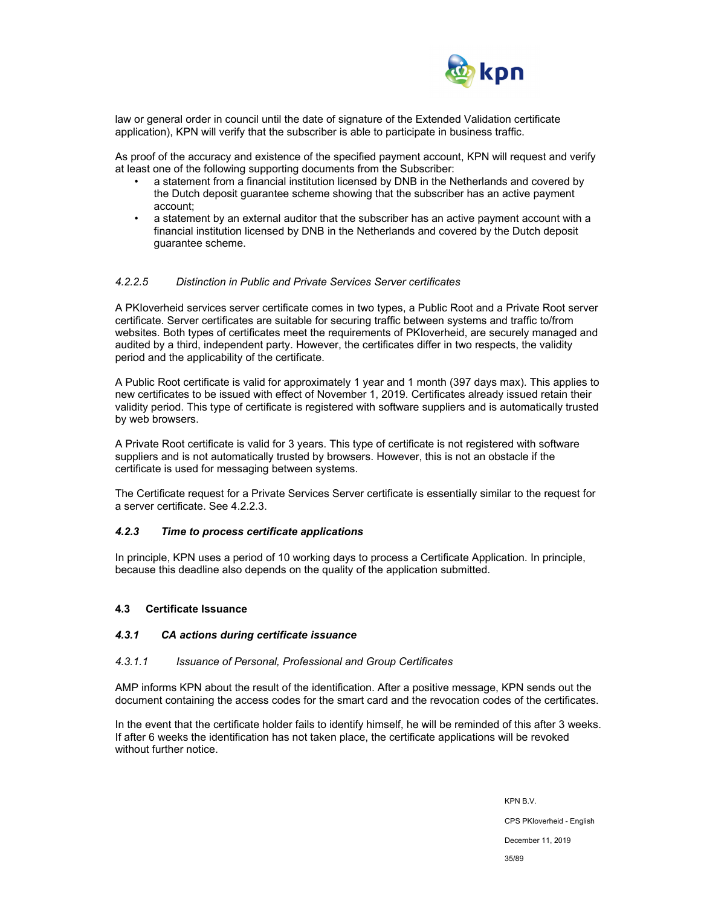law or general order in council until the date of signature of the Extended Validation certificate application), KPN will verify that the subscriber is able to participate in business traffic.

As proof of the accuracy and existence of the specified payment account, KPN will request and verify at least one of the following supporting documents from the Subscriber:

- a statement from a financial institution licensed by DNB in the Netherlands and covered by the Dutch deposit guarantee scheme showing that the subscriber has an active payment account;
- a statement by an external auditor that the subscriber has an active payment account with a financial institution licensed by DNB in the Netherlands and covered by the Dutch deposit guarantee scheme.

##### *4.2.2.5 Distinction in Public and Private Services Server certificates*

A PKIoverheid services server certificate comes in two types, a Public Root and a Private Root server certificate. Server certificates are suitable for securing traffic between systems and traffic to/from websites. Both types of certificates meet the requirements of PKIoverheid, are securely managed and audited by a third, independent party. However, the certificates differ in two respects, the validity period and the applicability of the certificate.

A Public Root certificate is valid for approximately 1 year and 1 month (397 days max). This applies to new certificates to be issued with effect of November 1, 2019. Certificates already issued retain their validity period. This type of certificate is registered with software suppliers and is automatically trusted by web browsers.

A Private Root certificate is valid for 3 years. This type of certificate is not registered with software suppliers and is not automatically trusted by browsers. However, this is not an obstacle if the certificate is used for messaging between systems.

The Certificate request for a Private Services Server certificate is essentially similar to the request for a server certificate. See 4.2.2.3.

### *4.2.3 Time to process certificate applications*

In principle, KPN uses a period of 10 working days to process a Certificate Application. In principle, because this deadline also depends on the quality of the application submitted.

## 4.3 Certificate Issuance

### *4.3.1 CA actions during certificate issuance*

#### *4.3.1.1 Issuance of Personal, Professional and Group Certificates*

AMP informs KPN about the result of the identification. After a positive message, KPN sends out the document containing the access codes for the smart card and the revocation codes of the certificates.

In the event that the certificate holder fails to identify himself, he will be reminded of this after 3 weeks. If after 6 weeks the identification has not taken place, the certificate applications will be revoked without further notice.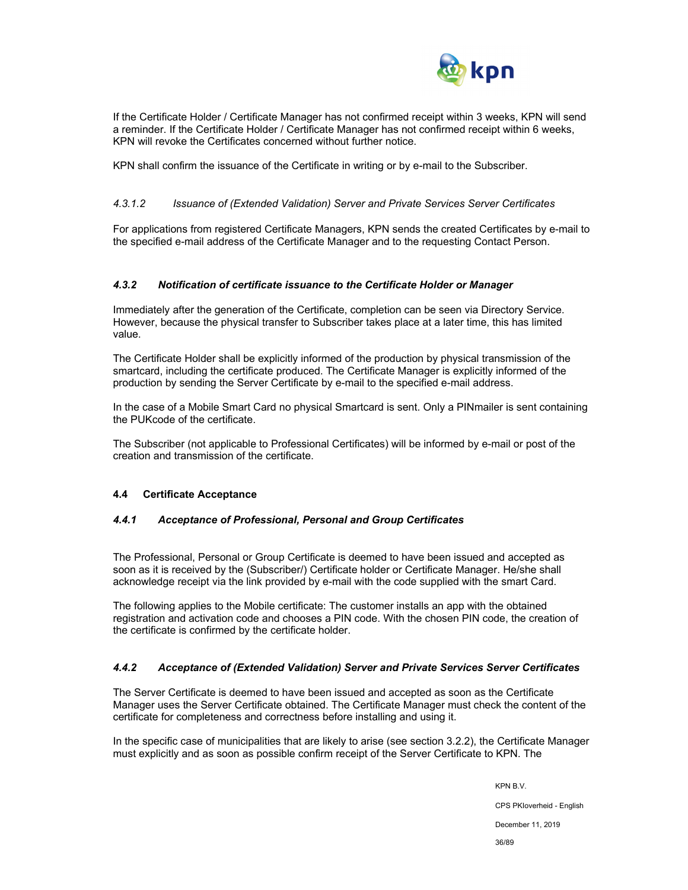If the Certificate Holder / Certificate Manager has not confirmed receipt within 3 weeks, KPN will send a reminder. If the Certificate Holder / Certificate Manager has not confirmed receipt within 6 weeks, KPN will revoke the Certificates concerned without further notice.

KPN shall confirm the issuance of the Certificate in writing or by e-mail to the Subscriber.

##### *4.3.1.2 Issuance of (Extended Validation) Server and Private Services Server Certificates*

For applications from registered Certificate Managers, KPN sends the created Certificates by e-mail to the specified e-mail address of the Certificate Manager and to the requesting Contact Person.

#### *4.3.2 Notification of certificate issuance to the Certificate Holder or Manager*

Immediately after the generation of the Certificate, completion can be seen via Directory Service. However, because the physical transfer to Subscriber takes place at a later time, this has limited value.

The Certificate Holder shall be explicitly informed of the production by physical transmission of the smartcard, including the certificate produced. The Certificate Manager is explicitly informed of the production by sending the Server Certificate by e-mail to the specified e-mail address.

In the case of a Mobile Smart Card no physical Smartcard is sent. Only a PINmailer is sent containing the PUKcode of the certificate.

The Subscriber (not applicable to Professional Certificates) will be informed by e-mail or post of the creation and transmission of the certificate.

### 4.4 Certificate Acceptance

#### *4.4.1 Acceptance of Professional, Personal and Group Certificates*

The Professional, Personal or Group Certificate is deemed to have been issued and accepted as soon as it is received by the (Subscriber/) Certificate holder or Certificate Manager. He/she shall acknowledge receipt via the link provided by e-mail with the code supplied with the smart Card.

The following applies to the Mobile certificate: The customer installs an app with the obtained registration and activation code and chooses a PIN code. With the chosen PIN code, the creation of the certificate is confirmed by the certificate holder.

#### *4.4.2 Acceptance of (Extended Validation) Server and Private Services Server Certificates*

The Server Certificate is deemed to have been issued and accepted as soon as the Certificate Manager uses the Server Certificate obtained. The Certificate Manager must check the content of the certificate for completeness and correctness before installing and using it.

In the specific case of municipalities that are likely to arise (see section 3.2.2), the Certificate Manager must explicitly and as soon as possible confirm receipt of the Server Certificate to KPN. The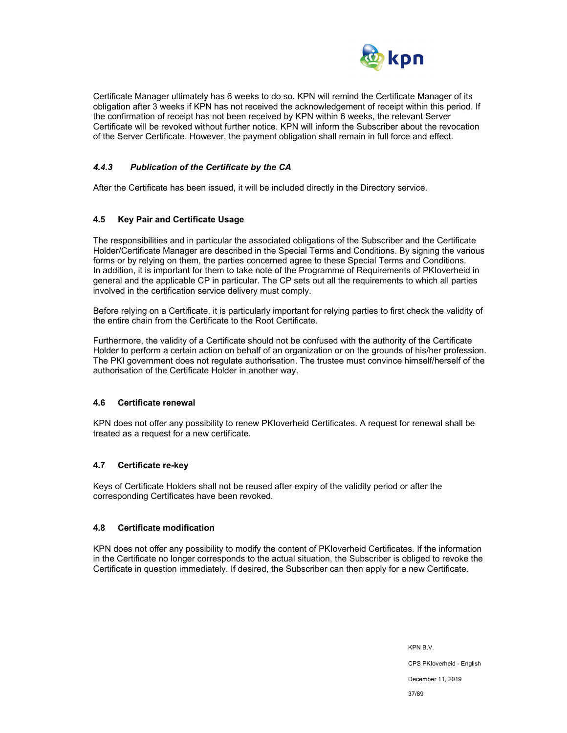Certificate Manager ultimately has 6 weeks to do so. KPN will remind the Certificate Manager of its obligation after 3 weeks if KPN has not received the acknowledgement of receipt within this period. If the confirmation of receipt has not been received by KPN within 6 weeks, the relevant Server Certificate will be revoked without further notice. KPN will inform the Subscriber about the revocation of the Server Certificate. However, the payment obligation shall remain in full force and effect.

#### *4.4.3 Publication of the Certificate by the CA*

After the Certificate has been issued, it will be included directly in the Directory service.

### 4.5 Key Pair and Certificate Usage

The responsibilities and in particular the associated obligations of the Subscriber and the Certificate Holder/Certificate Manager are described in the Special Terms and Conditions. By signing the various forms or by relying on them, the parties concerned agree to these Special Terms and Conditions. In addition, it is important for them to take note of the Programme of Requirements of PKIoverheid in general and the applicable CP in particular. The CP sets out all the requirements to which all parties involved in the certification service delivery must comply.

Before relying on a Certificate, it is particularly important for relying parties to first check the validity of the entire chain from the Certificate to the Root Certificate.

Furthermore, the validity of a Certificate should not be confused with the authority of the Certificate Holder to perform a certain action on behalf of an organization or on the grounds of his/her profession. The PKI government does not regulate authorisation. The trustee must convince himself/herself of the authorisation of the Certificate Holder in another way.

### 4.6 Certificate renewal

KPN does not offer any possibility to renew PKIoverheid Certificates. A request for renewal shall be treated as a request for a new certificate.

### 4.7 Certificate re-key

Keys of Certificate Holders shall not be reused after expiry of the validity period or after the corresponding Certificates have been revoked.

### 4.8 Certificate modification

KPN does not offer any possibility to modify the content of PKIoverheid Certificates. If the information in the Certificate no longer corresponds to the actual situation, the Subscriber is obliged to revoke the Certificate in question immediately. If desired, the Subscriber can then apply for a new Certificate.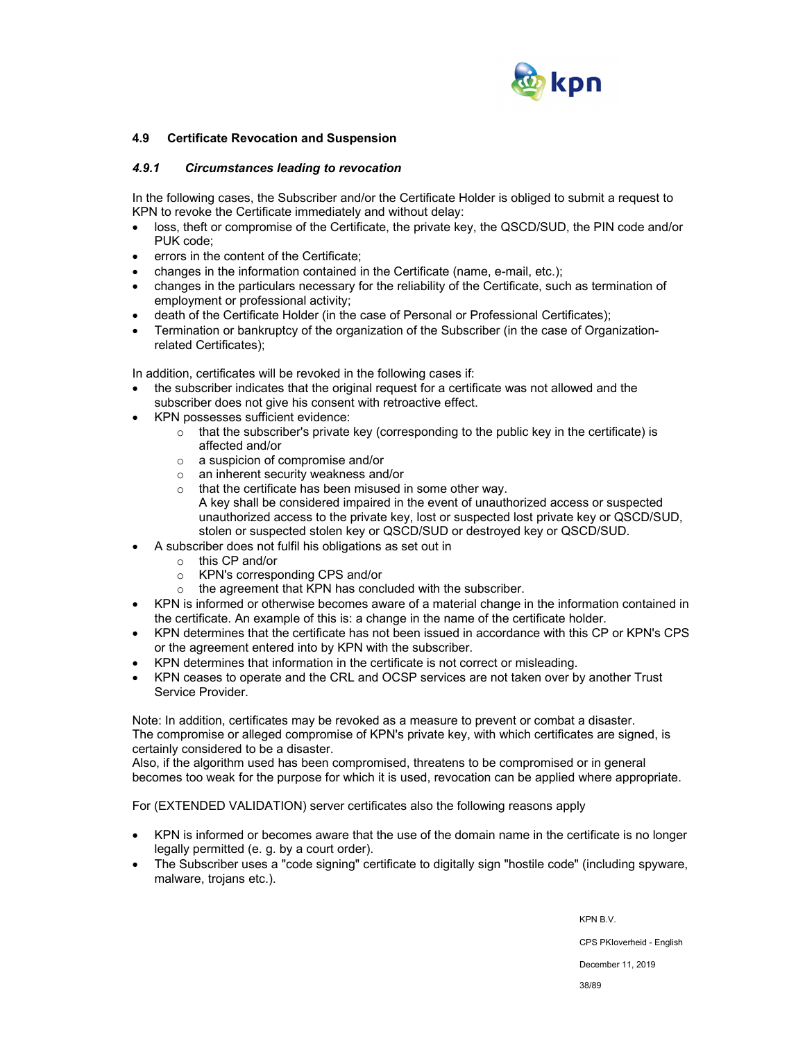## 4.9 Certificate Revocation and Suspension

### *4.9.1 Circumstances leading to revocation*

In the following cases, the Subscriber and/or the Certificate Holder is obliged to submit a request to KPN to revoke the Certificate immediately and without delay:

- loss, theft or compromise of the Certificate, the private key, the QSCD/SUD, the PIN code and/or PUK code;
- errors in the content of the Certificate;
- changes in the information contained in the Certificate (name, e-mail, etc.);
- changes in the particulars necessary for the reliability of the Certificate, such as termination of employment or professional activity;
- death of the Certificate Holder (in the case of Personal or Professional Certificates);
- Termination or bankruptcy of the organization of the Subscriber (in the case of Organization-related Certificates);

In addition, certificates will be revoked in the following cases if:

- the subscriber indicates that the original request for a certificate was not allowed and the subscriber does not give his consent with retroactive effect.
- KPN possesses sufficient evidence:
  - that the subscriber's private key (corresponding to the public key in the certificate) is affected and/or
  - a suspicion of compromise and/or
  - an inherent security weakness and/or
  - that the certificate has been misused in some other way.
    A key shall be considered impaired in the event of unauthorized access or suspected unauthorized access to the private key, lost or suspected lost private key or QSCD/SUD, stolen or suspected stolen key or QSCD/SUD or destroyed key or QSCD/SUD.
- A subscriber does not fulfil his obligations as set out in
  - this CP and/or
  - KPN's corresponding CPS and/or
  - the agreement that KPN has concluded with the subscriber.
- KPN is informed or otherwise becomes aware of a material change in the information contained in the certificate. An example of this is: a change in the name of the certificate holder.
- KPN determines that the certificate has not been issued in accordance with this CP or KPN's CPS or the agreement entered into by KPN with the subscriber.
- KPN determines that information in the certificate is not correct or misleading.
- KPN ceases to operate and the CRL and OCSP services are not taken over by another Trust Service Provider.

Note: In addition, certificates may be revoked as a measure to prevent or combat a disaster.
The compromise or alleged compromise of KPN's private key, with which certificates are signed, is certainly considered to be a disaster.
Also, if the algorithm used has been compromised, threatens to be compromised or in general becomes too weak for the purpose for which it is used, revocation can be applied where appropriate.

For (EXTENDED VALIDATION) server certificates also the following reasons apply

- KPN is informed or becomes aware that the use of the domain name in the certificate is no longer legally permitted (e. g. by a court order).
- The Subscriber uses a "code signing" certificate to digitally sign "hostile code" (including spyware, malware, trojans etc.).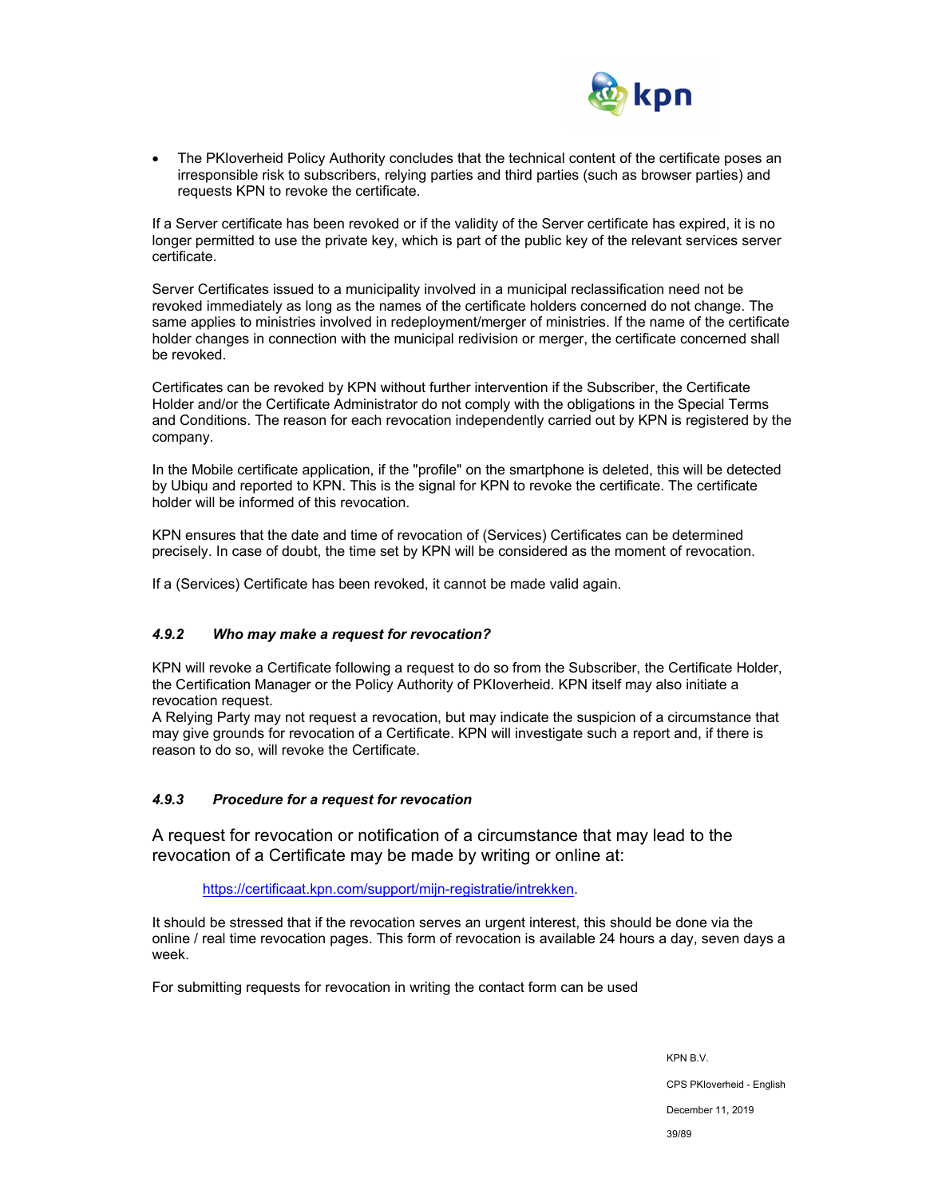- The PKIoverheid Policy Authority concludes that the technical content of the certificate poses an irresponsible risk to subscribers, relying parties and third parties (such as browser parties) and requests KPN to revoke the certificate.

If a Server certificate has been revoked or if the validity of the Server certificate has expired, it is no longer permitted to use the private key, which is part of the public key of the relevant services server certificate.

Server Certificates issued to a municipality involved in a municipal reclassification need not be revoked immediately as long as the names of the certificate holders concerned do not change. The same applies to ministries involved in redeployment/merger of ministries. If the name of the certificate holder changes in connection with the municipal redivision or merger, the certificate concerned shall be revoked.

Certificates can be revoked by KPN without further intervention if the Subscriber, the Certificate Holder and/or the Certificate Administrator do not comply with the obligations in the Special Terms and Conditions. The reason for each revocation independently carried out by KPN is registered by the company.

In the Mobile certificate application, if the "profile" on the smartphone is deleted, this will be detected by Ubiqu and reported to KPN. This is the signal for KPN to revoke the certificate. The certificate holder will be informed of this revocation.

KPN ensures that the date and time of revocation of (Services) Certificates can be determined precisely. In case of doubt, the time set by KPN will be considered as the moment of revocation.

If a (Services) Certificate has been revoked, it cannot be made valid again.

### *4.9.2 Who may make a request for revocation?*

KPN will revoke a Certificate following a request to do so from the Subscriber, the Certificate Holder, the Certification Manager or the Policy Authority of PKIoverheid. KPN itself may also initiate a revocation request.
A Relying Party may not request a revocation, but may indicate the suspicion of a circumstance that may give grounds for revocation of a Certificate. KPN will investigate such a report and, if there is reason to do so, will revoke the Certificate.

### *4.9.3 Procedure for a request for revocation*

A request for revocation or notification of a circumstance that may lead to the revocation of a Certificate may be made by writing or online at:

https://certificaat.kpn.com/support/mijn-registratie/intrekken.

It should be stressed that if the revocation serves an urgent interest, this should be done via the online / real time revocation pages. This form of revocation is available 24 hours a day, seven days a week.

For submitting requests for revocation in writing the contact form can be used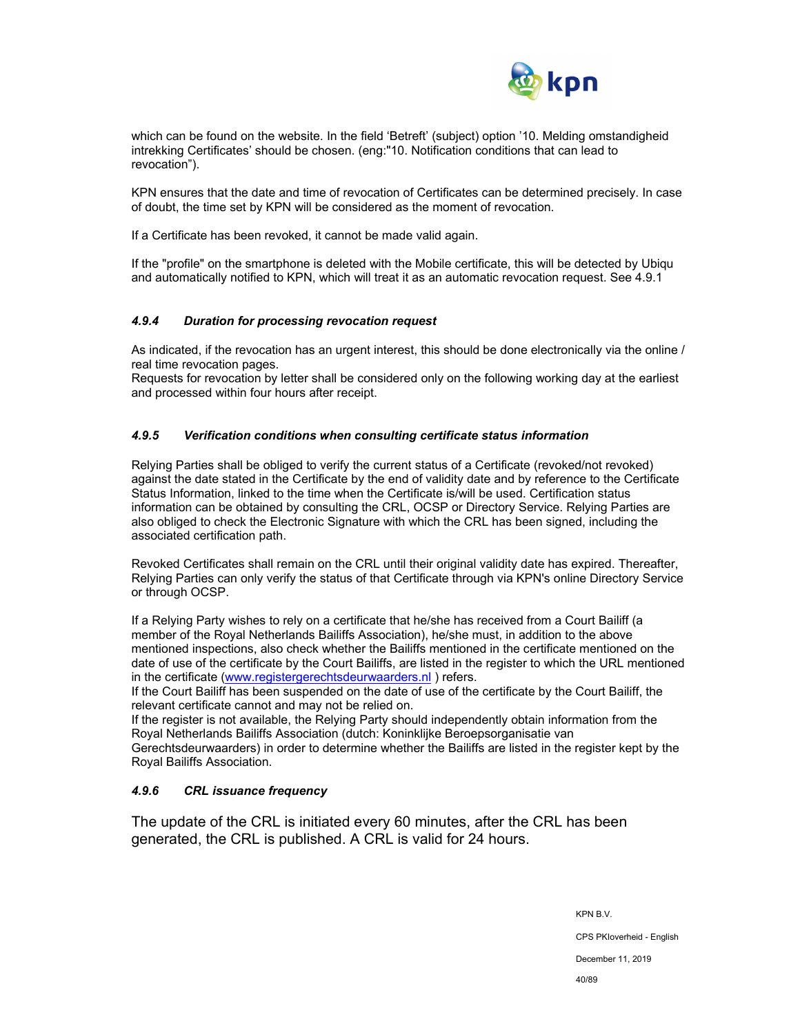which can be found on the website. In the field 'Betreft' (subject) option '10. Melding omstandigheid intrekking Certificates' should be chosen. (eng:"10. Notification conditions that can lead to revocation").

KPN ensures that the date and time of revocation of Certificates can be determined precisely. In case of doubt, the time set by KPN will be considered as the moment of revocation.

If a Certificate has been revoked, it cannot be made valid again.

If the "profile" on the smartphone is deleted with the Mobile certificate, this will be detected by Ubiqu and automatically notified to KPN, which will treat it as an automatic revocation request. See 4.9.1

#### *4.9.4 Duration for processing revocation request*

As indicated, if the revocation has an urgent interest, this should be done electronically via the online / real time revocation pages.
Requests for revocation by letter shall be considered only on the following working day at the earliest and processed within four hours after receipt.

#### *4.9.5 Verification conditions when consulting certificate status information*

Relying Parties shall be obliged to verify the current status of a Certificate (revoked/not revoked) against the date stated in the Certificate by the end of validity date and by reference to the Certificate Status Information, linked to the time when the Certificate is/will be used. Certification status information can be obtained by consulting the CRL, OCSP or Directory Service. Relying Parties are also obliged to check the Electronic Signature with which the CRL has been signed, including the associated certification path.

Revoked Certificates shall remain on the CRL until their original validity date has expired. Thereafter, Relying Parties can only verify the status of that Certificate through via KPN's online Directory Service or through OCSP.

If a Relying Party wishes to rely on a certificate that he/she has received from a Court Bailiff (a member of the Royal Netherlands Bailiffs Association), he/she must, in addition to the above mentioned inspections, also check whether the Bailiffs mentioned in the certificate mentioned on the date of use of the certificate by the Court Bailiffs, are listed in the register to which the URL mentioned in the certificate ([www.registergerechtsdeurwaarders.nl](www.registergerechtsdeurwaarders.nl) ) refers.
If the Court Bailiff has been suspended on the date of use of the certificate by the Court Bailiff, the relevant certificate cannot and may not be relied on.
If the register is not available, the Relying Party should independently obtain information from the Royal Netherlands Bailiffs Association (dutch: Koninklijke Beroepsorganisatie van Gerechtsdeurwaarders) in order to determine whether the Bailiffs are listed in the register kept by the Royal Bailiffs Association.

#### *4.9.6 CRL issuance frequency*

The update of the CRL is initiated every 60 minutes, after the CRL has been generated, the CRL is published. A CRL is valid for 24 hours.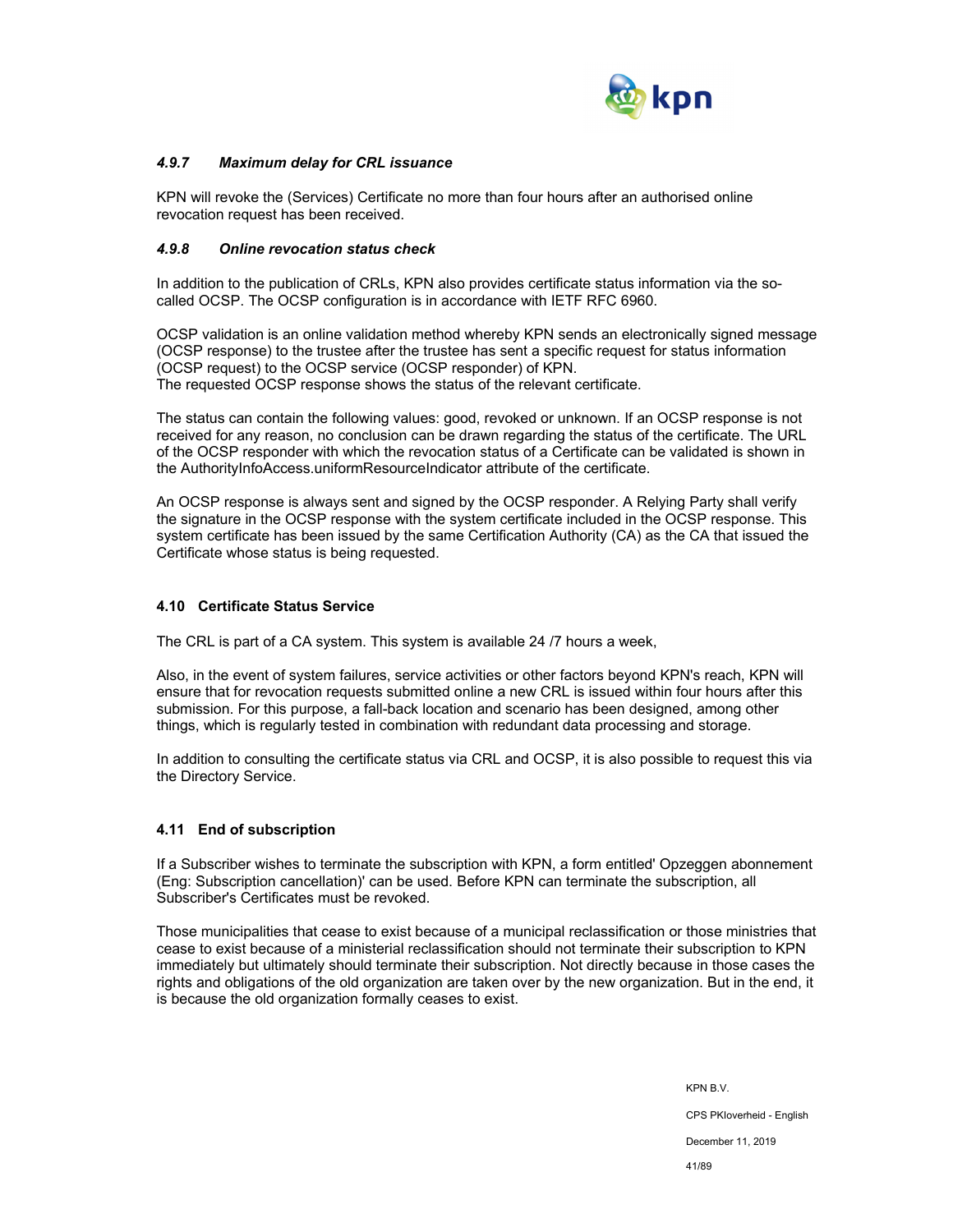#### *4.9.7 Maximum delay for CRL issuance*

KPN will revoke the (Services) Certificate no more than four hours after an authorised online revocation request has been received.

#### *4.9.8 Online revocation status check*

In addition to the publication of CRLs, KPN also provides certificate status information via the so-called OCSP. The OCSP configuration is in accordance with IETF RFC 6960.

OCSP validation is an online validation method whereby KPN sends an electronically signed message (OCSP response) to the trustee after the trustee has sent a specific request for status information (OCSP request) to the OCSP service (OCSP responder) of KPN.
The requested OCSP response shows the status of the relevant certificate.

The status can contain the following values: good, revoked or unknown. If an OCSP response is not received for any reason, no conclusion can be drawn regarding the status of the certificate. The URL of the OCSP responder with which the revocation status of a Certificate can be validated is shown in the AuthorityInfoAccess.uniformResourceIndicator attribute of the certificate.

An OCSP response is always sent and signed by the OCSP responder. A Relying Party shall verify the signature in the OCSP response with the system certificate included in the OCSP response. This system certificate has been issued by the same Certification Authority (CA) as the CA that issued the Certificate whose status is being requested.

### 4.10 Certificate Status Service

The CRL is part of a CA system. This system is available 24 /7 hours a week,

Also, in the event of system failures, service activities or other factors beyond KPN's reach, KPN will ensure that for revocation requests submitted online a new CRL is issued within four hours after this submission. For this purpose, a fall-back location and scenario has been designed, among other things, which is regularly tested in combination with redundant data processing and storage.

In addition to consulting the certificate status via CRL and OCSP, it is also possible to request this via the Directory Service.

### 4.11 End of subscription

If a Subscriber wishes to terminate the subscription with KPN, a form entitled' Opzeggen abonnement (Eng: Subscription cancellation)' can be used. Before KPN can terminate the subscription, all Subscriber's Certificates must be revoked.

Those municipalities that cease to exist because of a municipal reclassification or those ministries that cease to exist because of a ministerial reclassification should not terminate their subscription to KPN immediately but ultimately should terminate their subscription. Not directly because in those cases the rights and obligations of the old organization are taken over by the new organization. But in the end, it is because the old organization formally ceases to exist.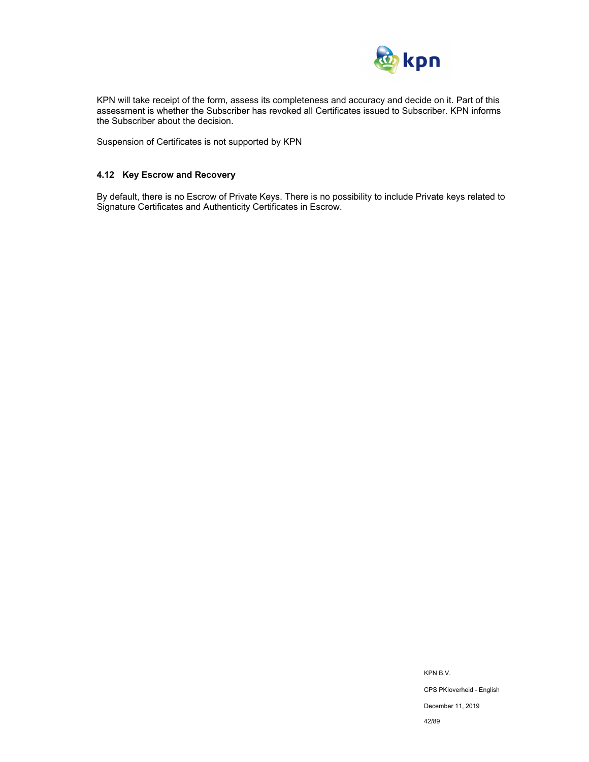KPN will take receipt of the form, assess its completeness and accuracy and decide on it. Part of this assessment is whether the Subscriber has revoked all Certificates issued to Subscriber. KPN informs the Subscriber about the decision.

Suspension of Certificates is not supported by KPN

## 4.12 Key Escrow and Recovery

By default, there is no Escrow of Private Keys. There is no possibility to include Private keys related to Signature Certificates and Authenticity Certificates in Escrow.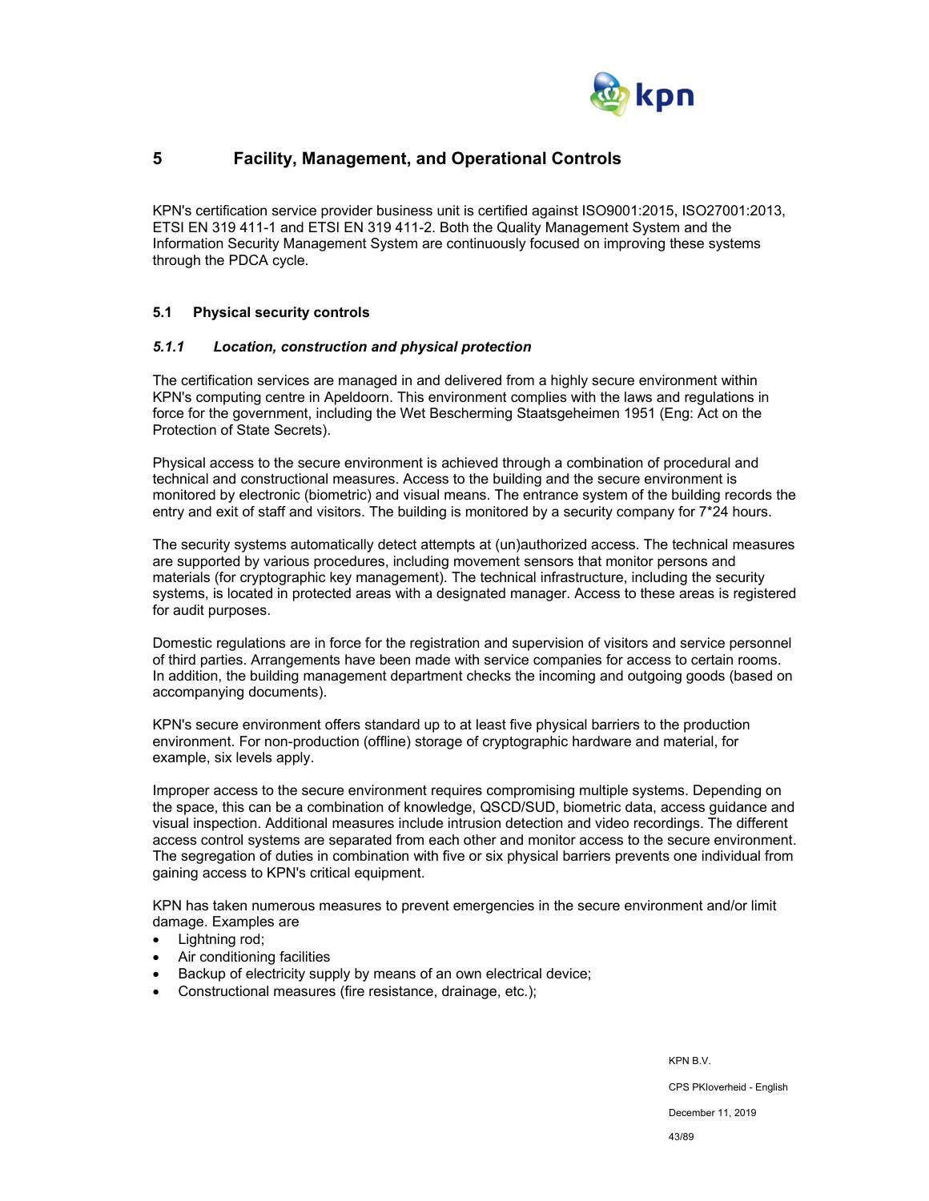# 5 Facility, Management, and Operational Controls

KPN's certification service provider business unit is certified against ISO9001:2015, ISO27001:2013, ETSI EN 319 411-1 and ETSI EN 319 411-2. Both the Quality Management System and the Information Security Management System are continuously focused on improving these systems through the PDCA cycle.

## 5.1 Physical security controls

### *5.1.1 Location, construction and physical protection*

The certification services are managed in and delivered from a highly secure environment within KPN's computing centre in Apeldoorn. This environment complies with the laws and regulations in force for the government, including the Wet Bescherming Staatsgeheimen 1951 (Eng: Act on the Protection of State Secrets).

Physical access to the secure environment is achieved through a combination of procedural and technical and constructional measures. Access to the building and the secure environment is monitored by electronic (biometric) and visual means. The entrance system of the building records the entry and exit of staff and visitors. The building is monitored by a security company for 7*24 hours.

The security systems automatically detect attempts at (un)authorized access. The technical measures are supported by various procedures, including movement sensors that monitor persons and materials (for cryptographic key management). The technical infrastructure, including the security systems, is located in protected areas with a designated manager. Access to these areas is registered for audit purposes.

Domestic regulations are in force for the registration and supervision of visitors and service personnel of third parties. Arrangements have been made with service companies for access to certain rooms. In addition, the building management department checks the incoming and outgoing goods (based on accompanying documents).

KPN's secure environment offers standard up to at least five physical barriers to the production environment. For non-production (offline) storage of cryptographic hardware and material, for example, six levels apply.

Improper access to the secure environment requires compromising multiple systems. Depending on the space, this can be a combination of knowledge, QSCD/SUD, biometric data, access guidance and visual inspection. Additional measures include intrusion detection and video recordings. The different access control systems are separated from each other and monitor access to the secure environment. The segregation of duties in combination with five or six physical barriers prevents one individual from gaining access to KPN's critical equipment.

KPN has taken numerous measures to prevent emergencies in the secure environment and/or limit damage. Examples are

- Lightning rod;
- Air conditioning facilities
- Backup of electricity supply by means of an own electrical device;
- Constructional measures (fire resistance, drainage, etc.);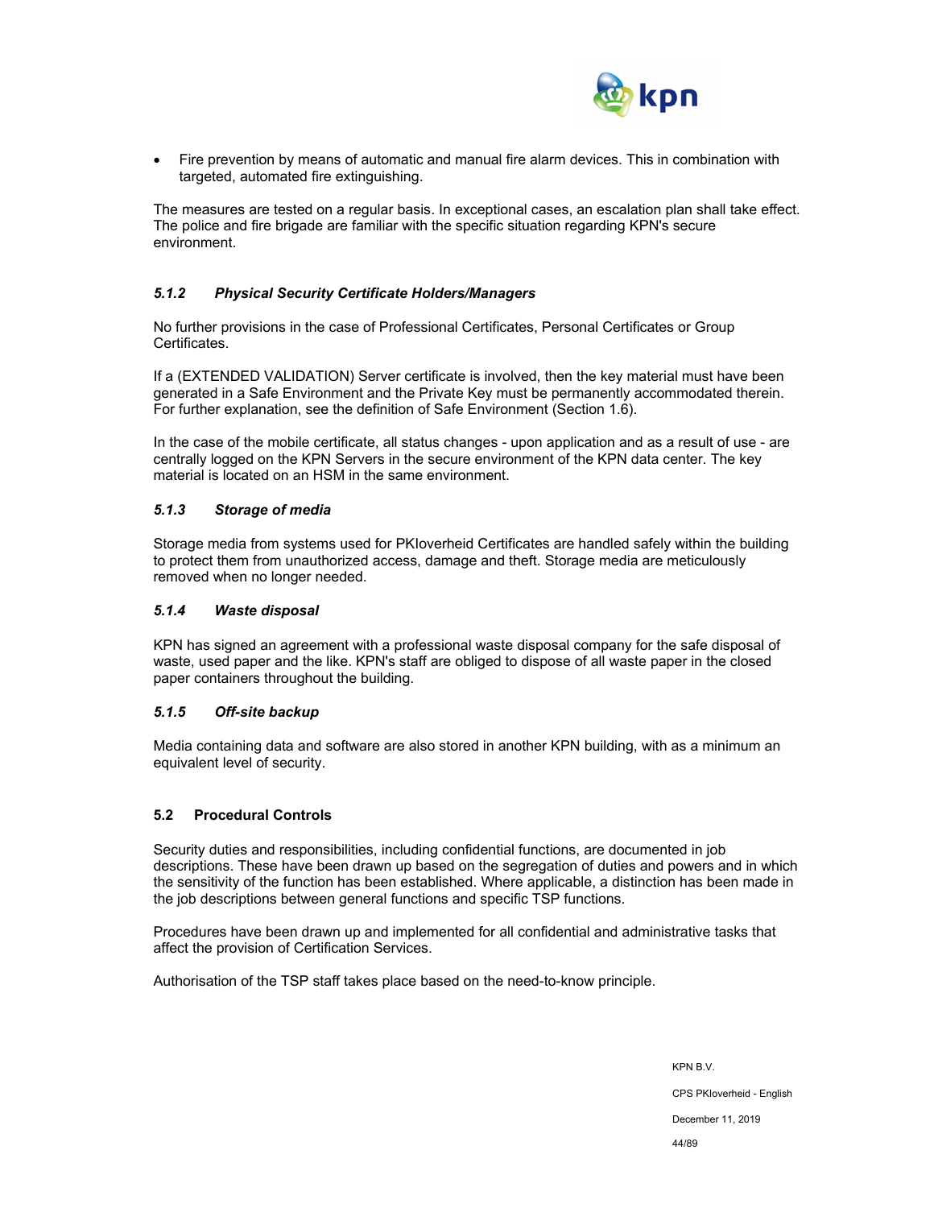- Fire prevention by means of automatic and manual fire alarm devices. This in combination with targeted, automated fire extinguishing.

The measures are tested on a regular basis. In exceptional cases, an escalation plan shall take effect. The police and fire brigade are familiar with the specific situation regarding KPN's secure environment.

### *5.1.2 Physical Security Certificate Holders/Managers*

No further provisions in the case of Professional Certificates, Personal Certificates or Group Certificates.

If a (EXTENDED VALIDATION) Server certificate is involved, then the key material must have been generated in a Safe Environment and the Private Key must be permanently accommodated therein. For further explanation, see the definition of Safe Environment (Section 1.6).

In the case of the mobile certificate, all status changes - upon application and as a result of use - are centrally logged on the KPN Servers in the secure environment of the KPN data center. The key material is located on an HSM in the same environment.

### *5.1.3 Storage of media*

Storage media from systems used for PKIoverheid Certificates are handled safely within the building to protect them from unauthorized access, damage and theft. Storage media are meticulously removed when no longer needed.

### *5.1.4 Waste disposal*

KPN has signed an agreement with a professional waste disposal company for the safe disposal of waste, used paper and the like. KPN's staff are obliged to dispose of all waste paper in the closed paper containers throughout the building.

### *5.1.5 Off-site backup*

Media containing data and software are also stored in another KPN building, with as a minimum an equivalent level of security.

## 5.2 Procedural Controls

Security duties and responsibilities, including confidential functions, are documented in job descriptions. These have been drawn up based on the segregation of duties and powers and in which the sensitivity of the function has been established. Where applicable, a distinction has been made in the job descriptions between general functions and specific TSP functions.

Procedures have been drawn up and implemented for all confidential and administrative tasks that affect the provision of Certification Services.

Authorisation of the TSP staff takes place based on the need-to-know principle.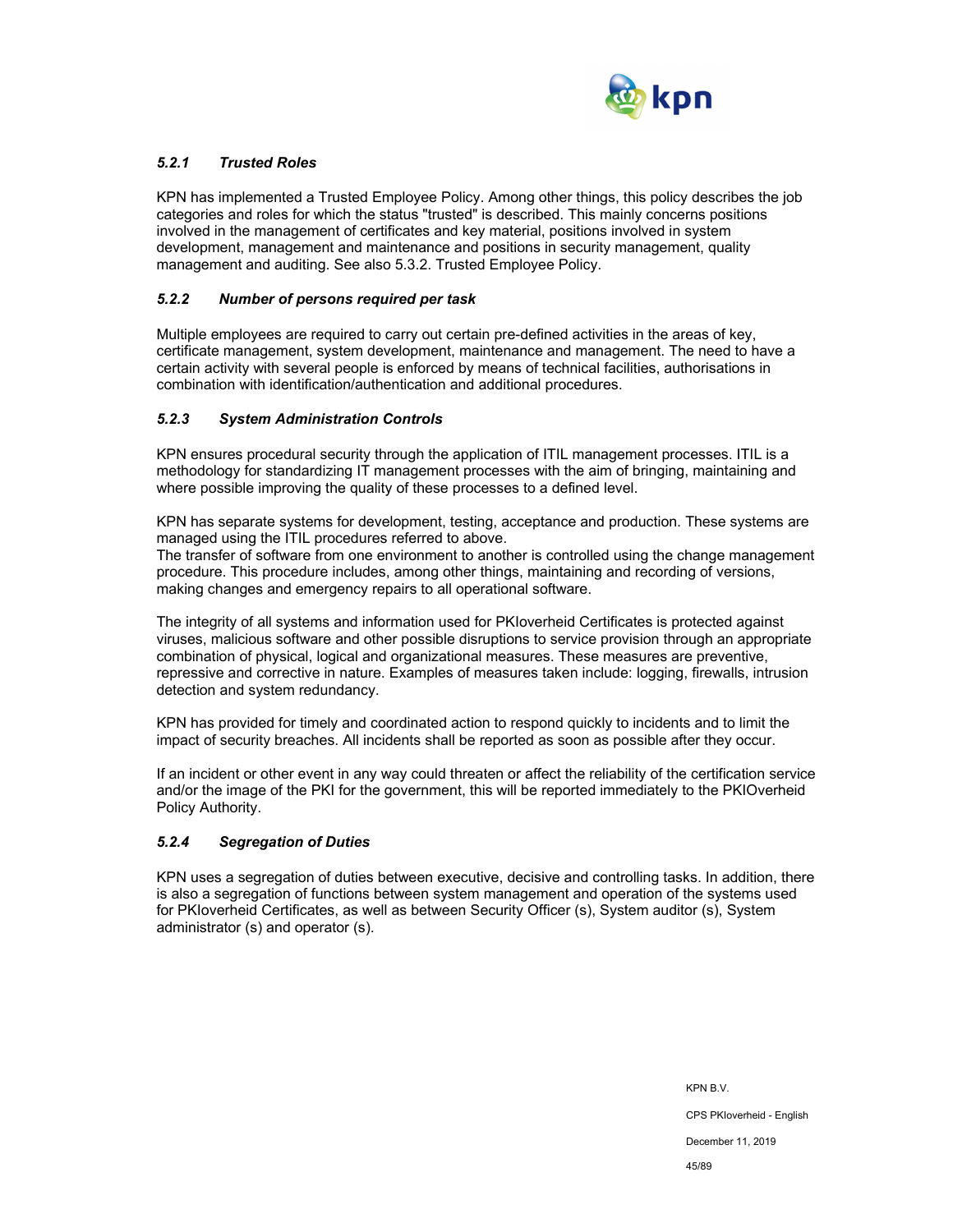### *5.2.1 Trusted Roles*

KPN has implemented a Trusted Employee Policy. Among other things, this policy describes the job categories and roles for which the status "trusted" is described. This mainly concerns positions involved in the management of certificates and key material, positions involved in system development, management and maintenance and positions in security management, quality management and auditing. See also 5.3.2. Trusted Employee Policy.

### *5.2.2 Number of persons required per task*

Multiple employees are required to carry out certain pre-defined activities in the areas of key, certificate management, system development, maintenance and management. The need to have a certain activity with several people is enforced by means of technical facilities, authorisations in combination with identification/authentication and additional procedures.

### *5.2.3 System Administration Controls*

KPN ensures procedural security through the application of ITIL management processes. ITIL is a methodology for standardizing IT management processes with the aim of bringing, maintaining and where possible improving the quality of these processes to a defined level.

KPN has separate systems for development, testing, acceptance and production. These systems are managed using the ITIL procedures referred to above.
The transfer of software from one environment to another is controlled using the change management procedure. This procedure includes, among other things, maintaining and recording of versions, making changes and emergency repairs to all operational software.

The integrity of all systems and information used for PKIoverheid Certificates is protected against viruses, malicious software and other possible disruptions to service provision through an appropriate combination of physical, logical and organizational measures. These measures are preventive, repressive and corrective in nature. Examples of measures taken include: logging, firewalls, intrusion detection and system redundancy.

KPN has provided for timely and coordinated action to respond quickly to incidents and to limit the impact of security breaches. All incidents shall be reported as soon as possible after they occur.

If an incident or other event in any way could threaten or affect the reliability of the certification service and/or the image of the PKI for the government, this will be reported immediately to the PKIOverheid Policy Authority.

### *5.2.4 Segregation of Duties*

KPN uses a segregation of duties between executive, decisive and controlling tasks. In addition, there is also a segregation of functions between system management and operation of the systems used for PKIoverheid Certificates, as well as between Security Officer (s), System auditor (s), System administrator (s) and operator (s).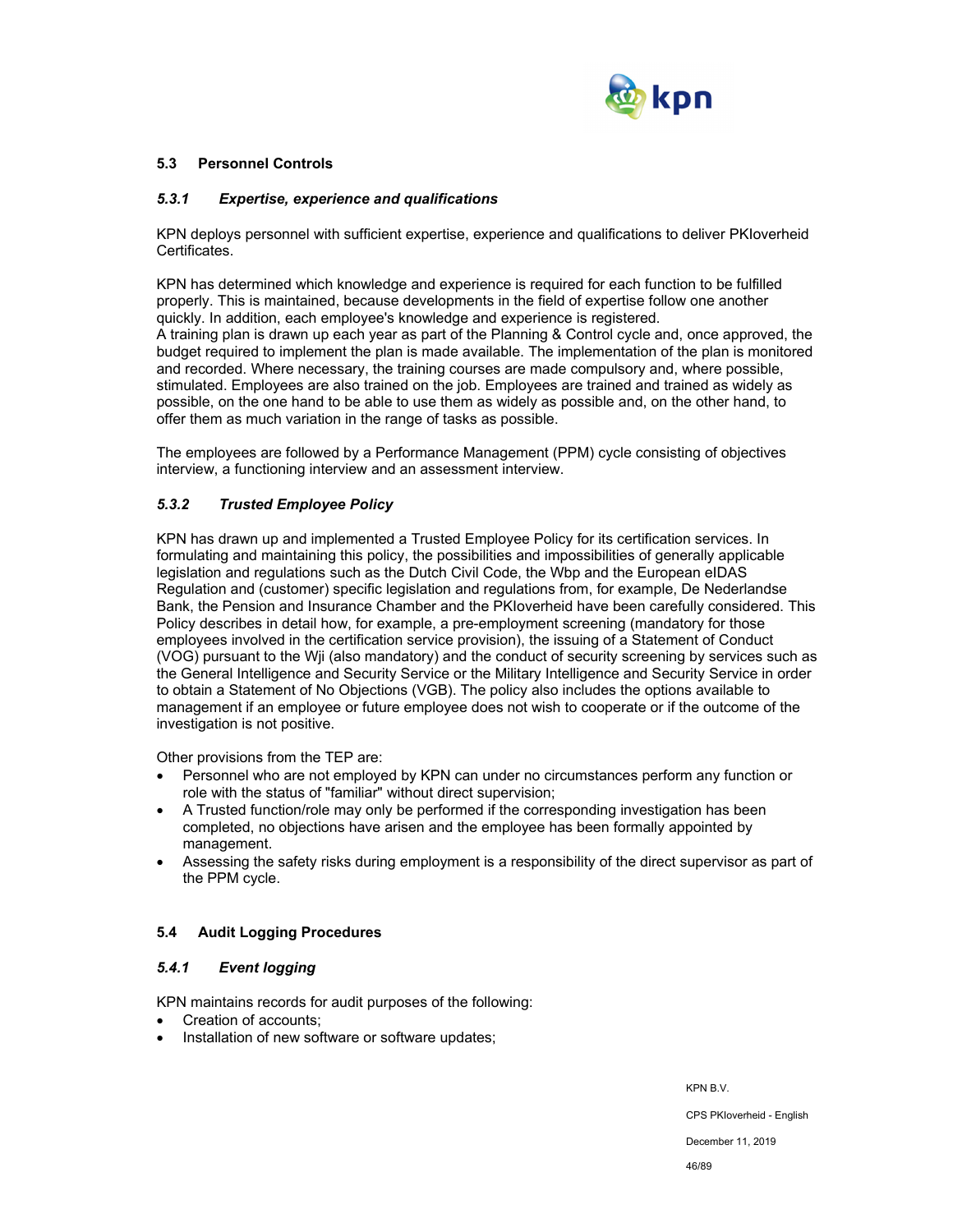## 5.3 Personnel Controls

### *5.3.1 Expertise, experience and qualifications*

KPN deploys personnel with sufficient expertise, experience and qualifications to deliver PKIoverheid Certificates.

KPN has determined which knowledge and experience is required for each function to be fulfilled properly. This is maintained, because developments in the field of expertise follow one another quickly. In addition, each employee's knowledge and experience is registered.
A training plan is drawn up each year as part of the Planning & Control cycle and, once approved, the budget required to implement the plan is made available. The implementation of the plan is monitored and recorded. Where necessary, the training courses are made compulsory and, where possible, stimulated. Employees are also trained on the job. Employees are trained and trained as widely as possible, on the one hand to be able to use them as widely as possible and, on the other hand, to offer them as much variation in the range of tasks as possible.

The employees are followed by a Performance Management (PPM) cycle consisting of objectives interview, a functioning interview and an assessment interview.

### *5.3.2 Trusted Employee Policy*

KPN has drawn up and implemented a Trusted Employee Policy for its certification services. In formulating and maintaining this policy, the possibilities and impossibilities of generally applicable legislation and regulations such as the Dutch Civil Code, the Wbp and the European eIDAS Regulation and (customer) specific legislation and regulations from, for example, De Nederlandse Bank, the Pension and Insurance Chamber and the PKIoverheid have been carefully considered. This Policy describes in detail how, for example, a pre-employment screening (mandatory for those employees involved in the certification service provision), the issuing of a Statement of Conduct (VOG) pursuant to the Wji (also mandatory) and the conduct of security screening by services such as the General Intelligence and Security Service or the Military Intelligence and Security Service in order to obtain a Statement of No Objections (VGB). The policy also includes the options available to management if an employee or future employee does not wish to cooperate or if the outcome of the investigation is not positive.

Other provisions from the TEP are:

- Personnel who are not employed by KPN can under no circumstances perform any function or role with the status of "familiar" without direct supervision;
- A Trusted function/role may only be performed if the corresponding investigation has been completed, no objections have arisen and the employee has been formally appointed by management.
- Assessing the safety risks during employment is a responsibility of the direct supervisor as part of the PPM cycle.

## 5.4 Audit Logging Procedures

### *5.4.1 Event logging*

KPN maintains records for audit purposes of the following:

- Creation of accounts;
- Installation of new software or software updates;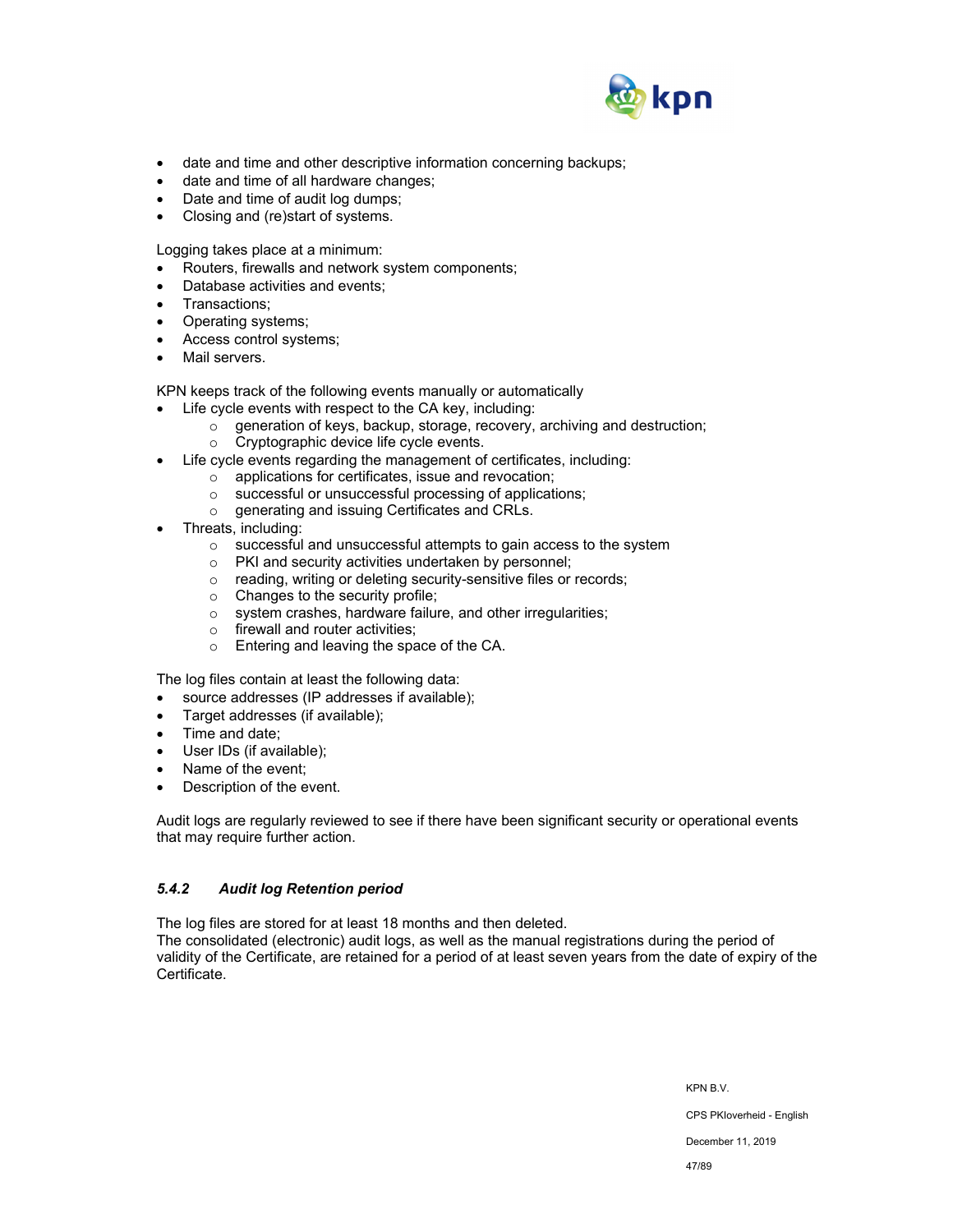- date and time and other descriptive information concerning backups;
- date and time of all hardware changes;
- Date and time of audit log dumps;
- Closing and (re)start of systems.

Logging takes place at a minimum:
- Routers, firewalls and network system components;
- Database activities and events;
- Transactions;
- Operating systems;
- Access control systems;
- Mail servers.

KPN keeps track of the following events manually or automatically
- Life cycle events with respect to the CA key, including:
  - generation of keys, backup, storage, recovery, archiving and destruction;
  - Cryptographic device life cycle events.
- Life cycle events regarding the management of certificates, including:
  - applications for certificates, issue and revocation;
  - successful or unsuccessful processing of applications;
  - generating and issuing Certificates and CRLs.
- Threats, including:
  - successful and unsuccessful attempts to gain access to the system
  - PKI and security activities undertaken by personnel;
  - reading, writing or deleting security-sensitive files or records;
  - Changes to the security profile;
  - system crashes, hardware failure, and other irregularities;
  - firewall and router activities;
  - Entering and leaving the space of the CA.

The log files contain at least the following data:
- source addresses (IP addresses if available);
- Target addresses (if available);
- Time and date;
- User IDs (if available);
- Name of the event;
- Description of the event.

Audit logs are regularly reviewed to see if there have been significant security or operational events that may require further action.

### *5.4.2 Audit log Retention period*

The log files are stored for at least 18 months and then deleted.
The consolidated (electronic) audit logs, as well as the manual registrations during the period of validity of the Certificate, are retained for a period of at least seven years from the date of expiry of the Certificate.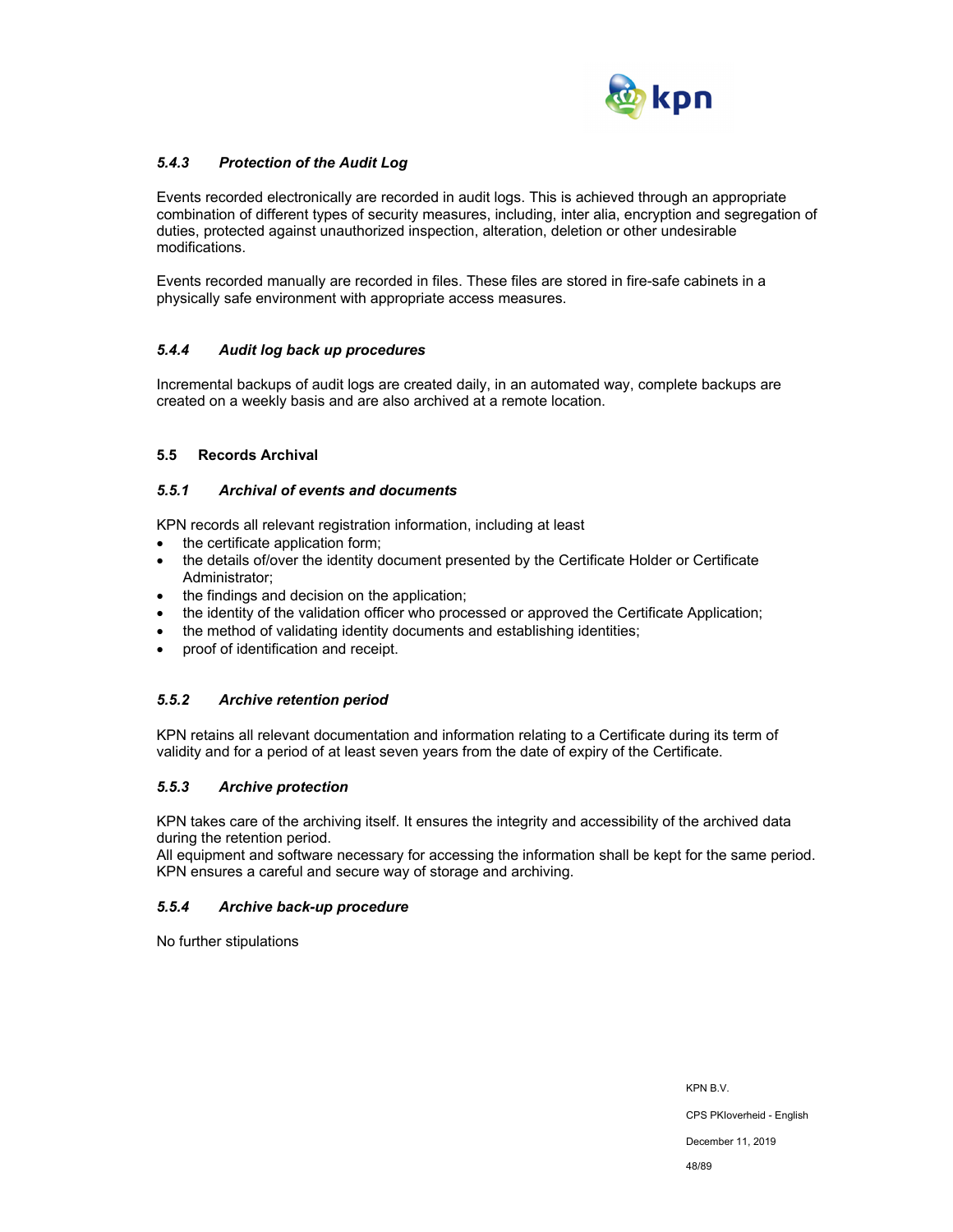### *5.4.3 Protection of the Audit Log*

Events recorded electronically are recorded in audit logs. This is achieved through an appropriate combination of different types of security measures, including, inter alia, encryption and segregation of duties, protected against unauthorized inspection, alteration, deletion or other undesirable modifications.

Events recorded manually are recorded in files. These files are stored in fire-safe cabinets in a physically safe environment with appropriate access measures.

### *5.4.4 Audit log back up procedures*

Incremental backups of audit logs are created daily, in an automated way, complete backups are created on a weekly basis and are also archived at a remote location.

## 5.5 Records Archival

### *5.5.1 Archival of events and documents*

KPN records all relevant registration information, including at least

- the certificate application form;
- the details of/over the identity document presented by the Certificate Holder or Certificate Administrator;
- the findings and decision on the application;
- the identity of the validation officer who processed or approved the Certificate Application;
- the method of validating identity documents and establishing identities;
- proof of identification and receipt.

### *5.5.2 Archive retention period*

KPN retains all relevant documentation and information relating to a Certificate during its term of validity and for a period of at least seven years from the date of expiry of the Certificate.

### *5.5.3 Archive protection*

KPN takes care of the archiving itself. It ensures the integrity and accessibility of the archived data during the retention period.
All equipment and software necessary for accessing the information shall be kept for the same period. KPN ensures a careful and secure way of storage and archiving.

### *5.5.4 Archive back-up procedure*

No further stipulations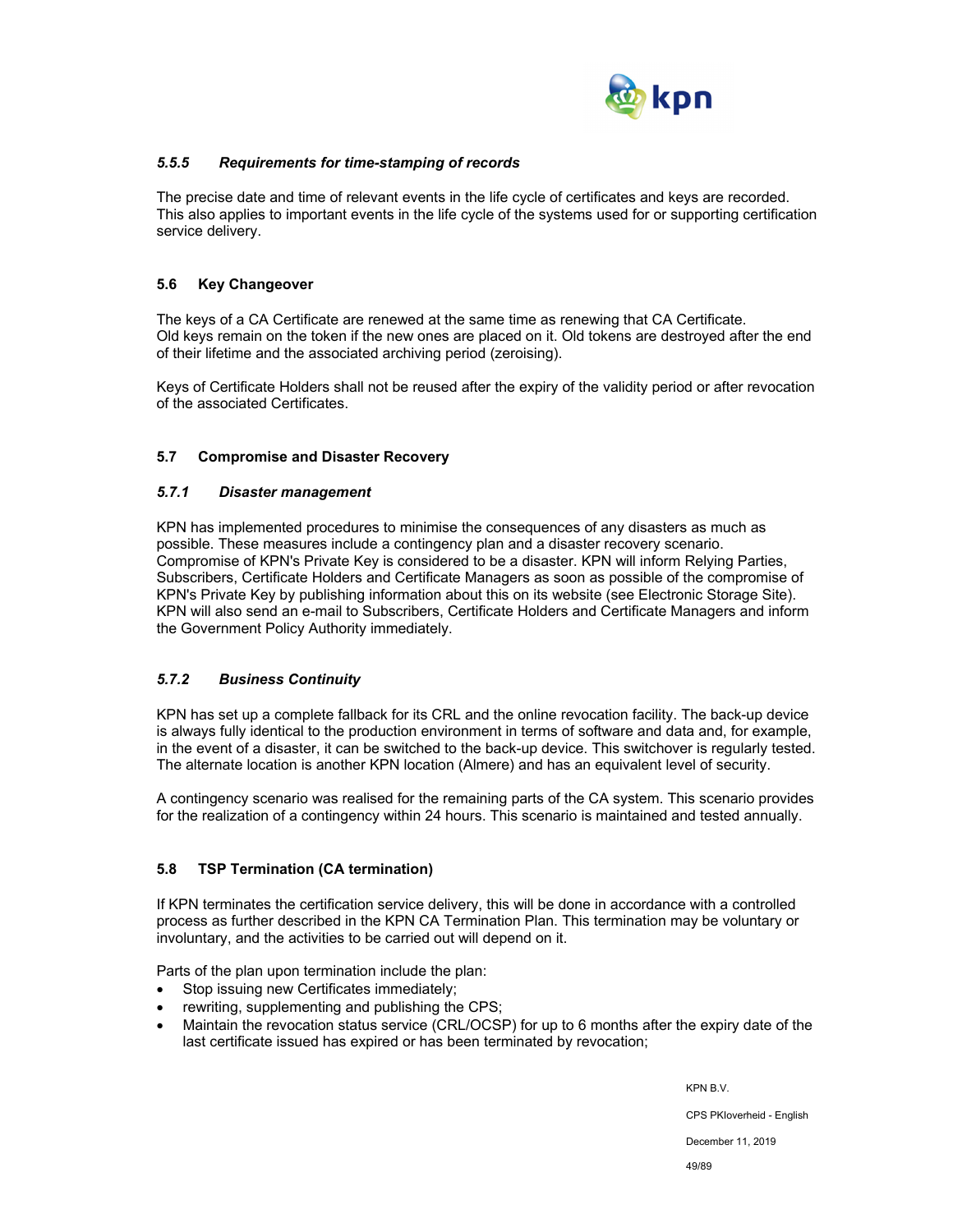### *5.5.5 Requirements for time-stamping of records*

The precise date and time of relevant events in the life cycle of certificates and keys are recorded. This also applies to important events in the life cycle of the systems used for or supporting certification service delivery.

## 5.6 Key Changeover

The keys of a CA Certificate are renewed at the same time as renewing that CA Certificate. Old keys remain on the token if the new ones are placed on it. Old tokens are destroyed after the end of their lifetime and the associated archiving period (zeroising).

Keys of Certificate Holders shall not be reused after the expiry of the validity period or after revocation of the associated Certificates.

## 5.7 Compromise and Disaster Recovery

### *5.7.1 Disaster management*

KPN has implemented procedures to minimise the consequences of any disasters as much as possible. These measures include a contingency plan and a disaster recovery scenario. Compromise of KPN's Private Key is considered to be a disaster. KPN will inform Relying Parties, Subscribers, Certificate Holders and Certificate Managers as soon as possible of the compromise of KPN's Private Key by publishing information about this on its website (see Electronic Storage Site). KPN will also send an e-mail to Subscribers, Certificate Holders and Certificate Managers and inform the Government Policy Authority immediately.

### *5.7.2 Business Continuity*

KPN has set up a complete fallback for its CRL and the online revocation facility. The back-up device is always fully identical to the production environment in terms of software and data and, for example, in the event of a disaster, it can be switched to the back-up device. This switchover is regularly tested. The alternate location is another KPN location (Almere) and has an equivalent level of security.

A contingency scenario was realised for the remaining parts of the CA system. This scenario provides for the realization of a contingency within 24 hours. This scenario is maintained and tested annually.

## 5.8 TSP Termination (CA termination)

If KPN terminates the certification service delivery, this will be done in accordance with a controlled process as further described in the KPN CA Termination Plan. This termination may be voluntary or involuntary, and the activities to be carried out will depend on it.

Parts of the plan upon termination include the plan:

- Stop issuing new Certificates immediately;
- rewriting, supplementing and publishing the CPS;
- Maintain the revocation status service (CRL/OCSP) for up to 6 months after the expiry date of the last certificate issued has expired or has been terminated by revocation;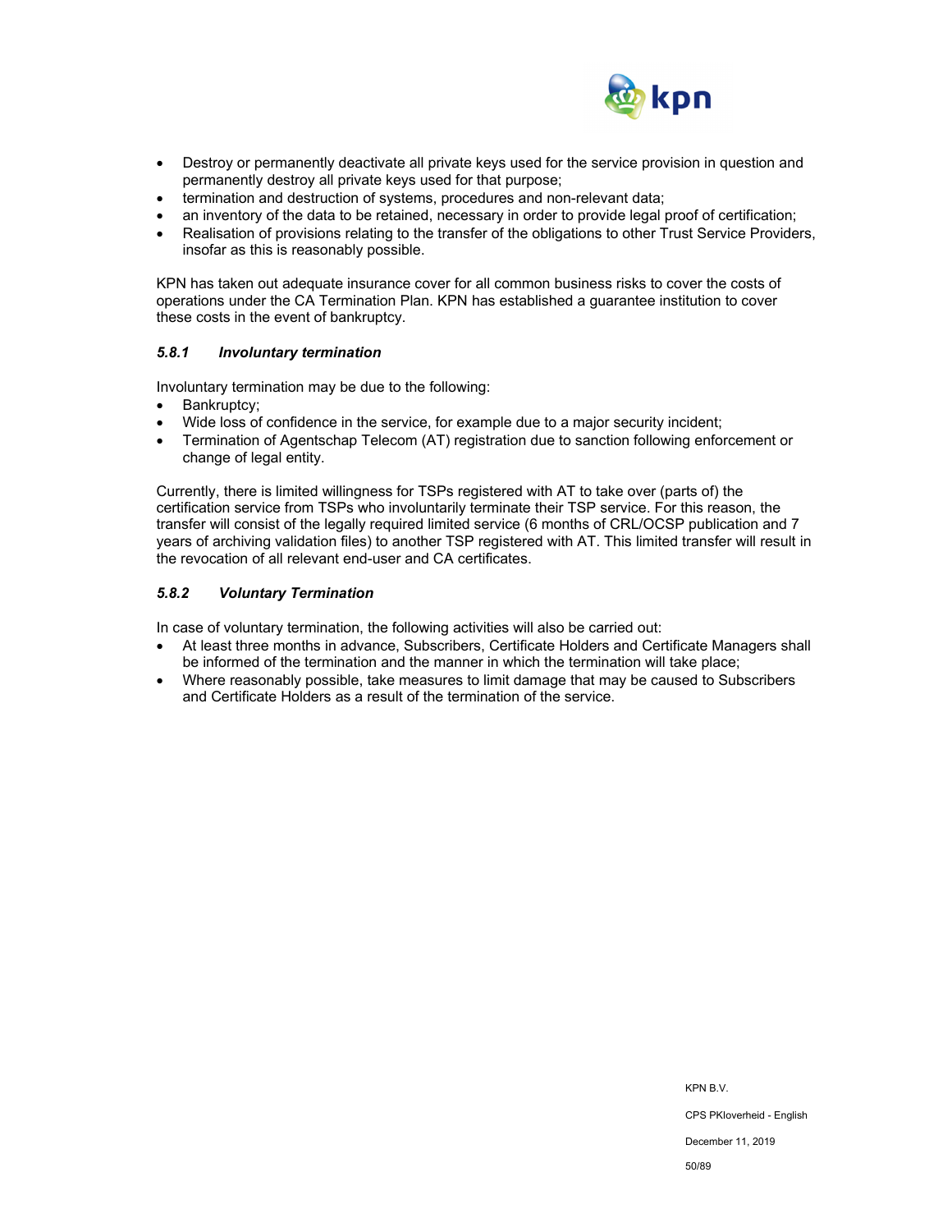- Destroy or permanently deactivate all private keys used for the service provision in question and permanently destroy all private keys used for that purpose;
- termination and destruction of systems, procedures and non-relevant data;
- an inventory of the data to be retained, necessary in order to provide legal proof of certification;
- Realisation of provisions relating to the transfer of the obligations to other Trust Service Providers, insofar as this is reasonably possible.

KPN has taken out adequate insurance cover for all common business risks to cover the costs of operations under the CA Termination Plan. KPN has established a guarantee institution to cover these costs in the event of bankruptcy.

### *5.8.1 Involuntary termination*

Involuntary termination may be due to the following:

- Bankruptcy;
- Wide loss of confidence in the service, for example due to a major security incident;
- Termination of Agentschap Telecom (AT) registration due to sanction following enforcement or change of legal entity.

Currently, there is limited willingness for TSPs registered with AT to take over (parts of) the certification service from TSPs who involuntarily terminate their TSP service. For this reason, the transfer will consist of the legally required limited service (6 months of CRL/OCSP publication and 7 years of archiving validation files) to another TSP registered with AT. This limited transfer will result in the revocation of all relevant end-user and CA certificates.

### *5.8.2 Voluntary Termination*

In case of voluntary termination, the following activities will also be carried out:

- At least three months in advance, Subscribers, Certificate Holders and Certificate Managers shall be informed of the termination and the manner in which the termination will take place;
- Where reasonably possible, take measures to limit damage that may be caused to Subscribers and Certificate Holders as a result of the termination of the service.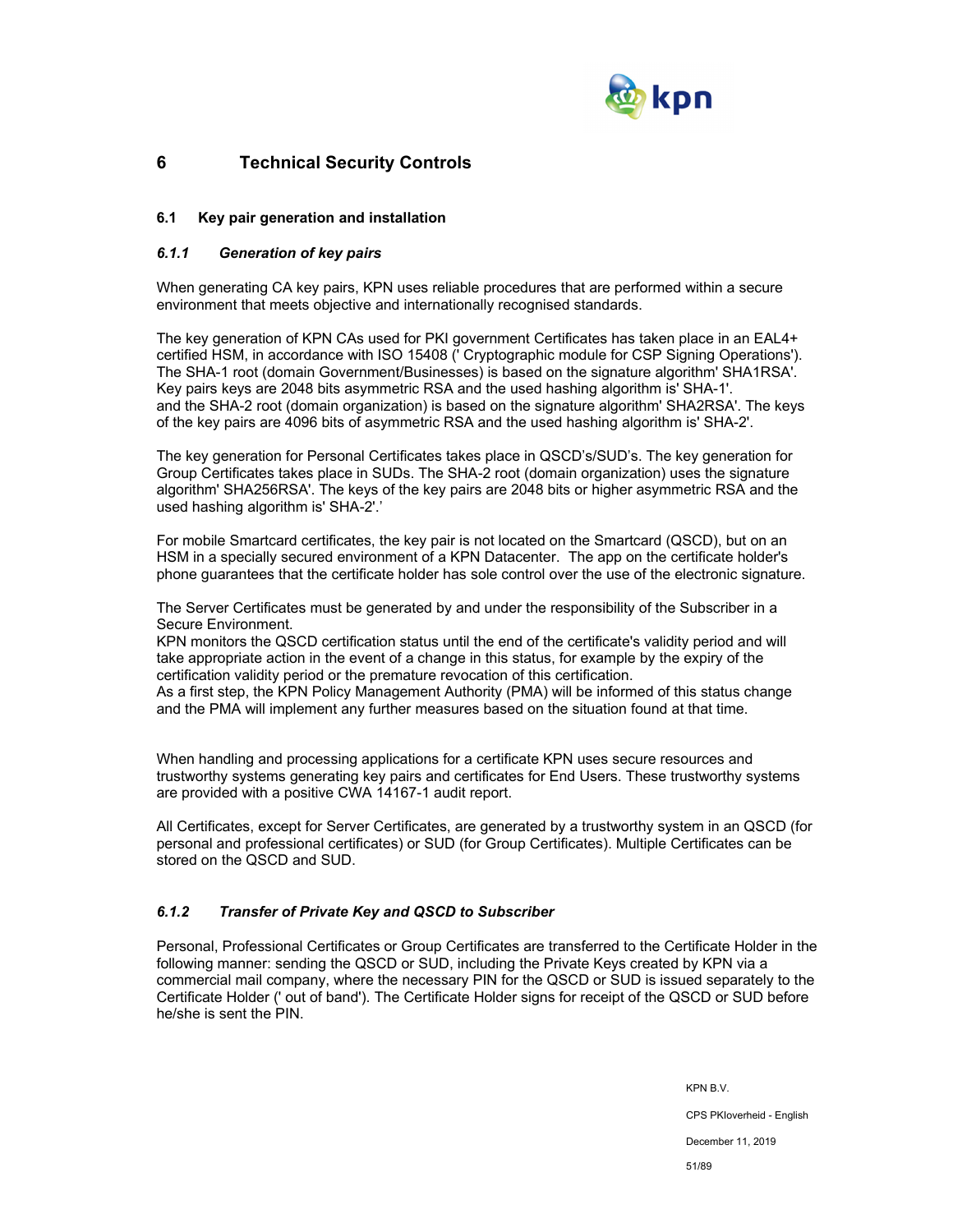# 6 Technical Security Controls

## 6.1 Key pair generation and installation

### *6.1.1 Generation of key pairs*

When generating CA key pairs, KPN uses reliable procedures that are performed within a secure environment that meets objective and internationally recognised standards.

The key generation of KPN CAs used for PKI government Certificates has taken place in an EAL4+ certified HSM, in accordance with ISO 15408 (' Cryptographic module for CSP Signing Operations'). The SHA-1 root (domain Government/Businesses) is based on the signature algorithm' SHA1RSA'. Key pairs keys are 2048 bits asymmetric RSA and the used hashing algorithm is' SHA-1'. and the SHA-2 root (domain organization) is based on the signature algorithm' SHA2RSA'. The keys of the key pairs are 4096 bits of asymmetric RSA and the used hashing algorithm is' SHA-2'.

The key generation for Personal Certificates takes place in QSCD's/SUD's. The key generation for Group Certificates takes place in SUDs. The SHA-2 root (domain organization) uses the signature algorithm' SHA256RSA'. The keys of the key pairs are 2048 bits or higher asymmetric RSA and the used hashing algorithm is' SHA-2'.'

For mobile Smartcard certificates, the key pair is not located on the Smartcard (QSCD), but on an HSM in a specially secured environment of a KPN Datacenter. The app on the certificate holder's phone guarantees that the certificate holder has sole control over the use of the electronic signature.

The Server Certificates must be generated by and under the responsibility of the Subscriber in a Secure Environment.
KPN monitors the QSCD certification status until the end of the certificate's validity period and will take appropriate action in the event of a change in this status, for example by the expiry of the certification validity period or the premature revocation of this certification.
As a first step, the KPN Policy Management Authority (PMA) will be informed of this status change and the PMA will implement any further measures based on the situation found at that time.

When handling and processing applications for a certificate KPN uses secure resources and trustworthy systems generating key pairs and certificates for End Users. These trustworthy systems are provided with a positive CWA 14167-1 audit report.

All Certificates, except for Server Certificates, are generated by a trustworthy system in an QSCD (for personal and professional certificates) or SUD (for Group Certificates). Multiple Certificates can be stored on the QSCD and SUD.

### *6.1.2 Transfer of Private Key and QSCD to Subscriber*

Personal, Professional Certificates or Group Certificates are transferred to the Certificate Holder in the following manner: sending the QSCD or SUD, including the Private Keys created by KPN via a commercial mail company, where the necessary PIN for the QSCD or SUD is issued separately to the Certificate Holder (' out of band'). The Certificate Holder signs for receipt of the QSCD or SUD before he/she is sent the PIN.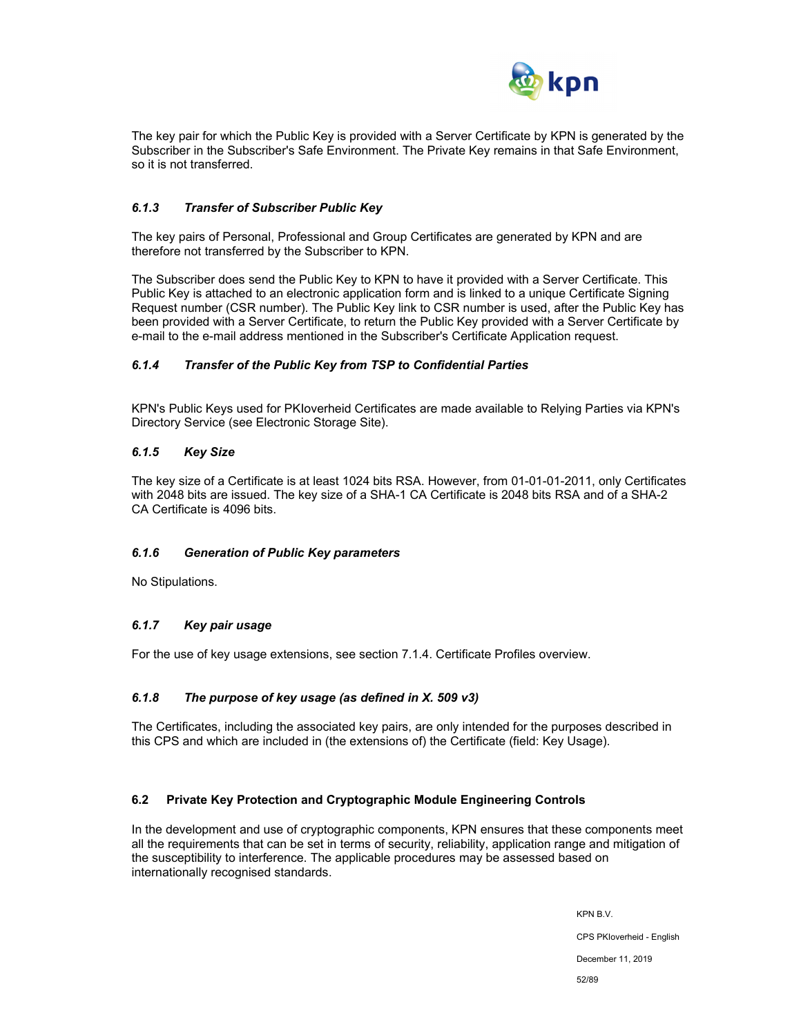The key pair for which the Public Key is provided with a Server Certificate by KPN is generated by the Subscriber in the Subscriber's Safe Environment. The Private Key remains in that Safe Environment, so it is not transferred.

### *6.1.3 Transfer of Subscriber Public Key*

The key pairs of Personal, Professional and Group Certificates are generated by KPN and are therefore not transferred by the Subscriber to KPN.

The Subscriber does send the Public Key to KPN to have it provided with a Server Certificate. This Public Key is attached to an electronic application form and is linked to a unique Certificate Signing Request number (CSR number). The Public Key link to CSR number is used, after the Public Key has been provided with a Server Certificate, to return the Public Key provided with a Server Certificate by e-mail to the e-mail address mentioned in the Subscriber's Certificate Application request.

### *6.1.4 Transfer of the Public Key from TSP to Confidential Parties*

KPN's Public Keys used for PKIoverheid Certificates are made available to Relying Parties via KPN's Directory Service (see Electronic Storage Site).

### *6.1.5 Key Size*

The key size of a Certificate is at least 1024 bits RSA. However, from 01-01-01-2011, only Certificates with 2048 bits are issued. The key size of a SHA-1 CA Certificate is 2048 bits RSA and of a SHA-2 CA Certificate is 4096 bits.

### *6.1.6 Generation of Public Key parameters*

No Stipulations.

### *6.1.7 Key pair usage*

For the use of key usage extensions, see section 7.1.4. Certificate Profiles overview.

### *6.1.8 The purpose of key usage (as defined in X. 509 v3)*

The Certificates, including the associated key pairs, are only intended for the purposes described in this CPS and which are included in (the extensions of) the Certificate (field: Key Usage).

## 6.2 Private Key Protection and Cryptographic Module Engineering Controls

In the development and use of cryptographic components, KPN ensures that these components meet all the requirements that can be set in terms of security, reliability, application range and mitigation of the susceptibility to interference. The applicable procedures may be assessed based on internationally recognised standards.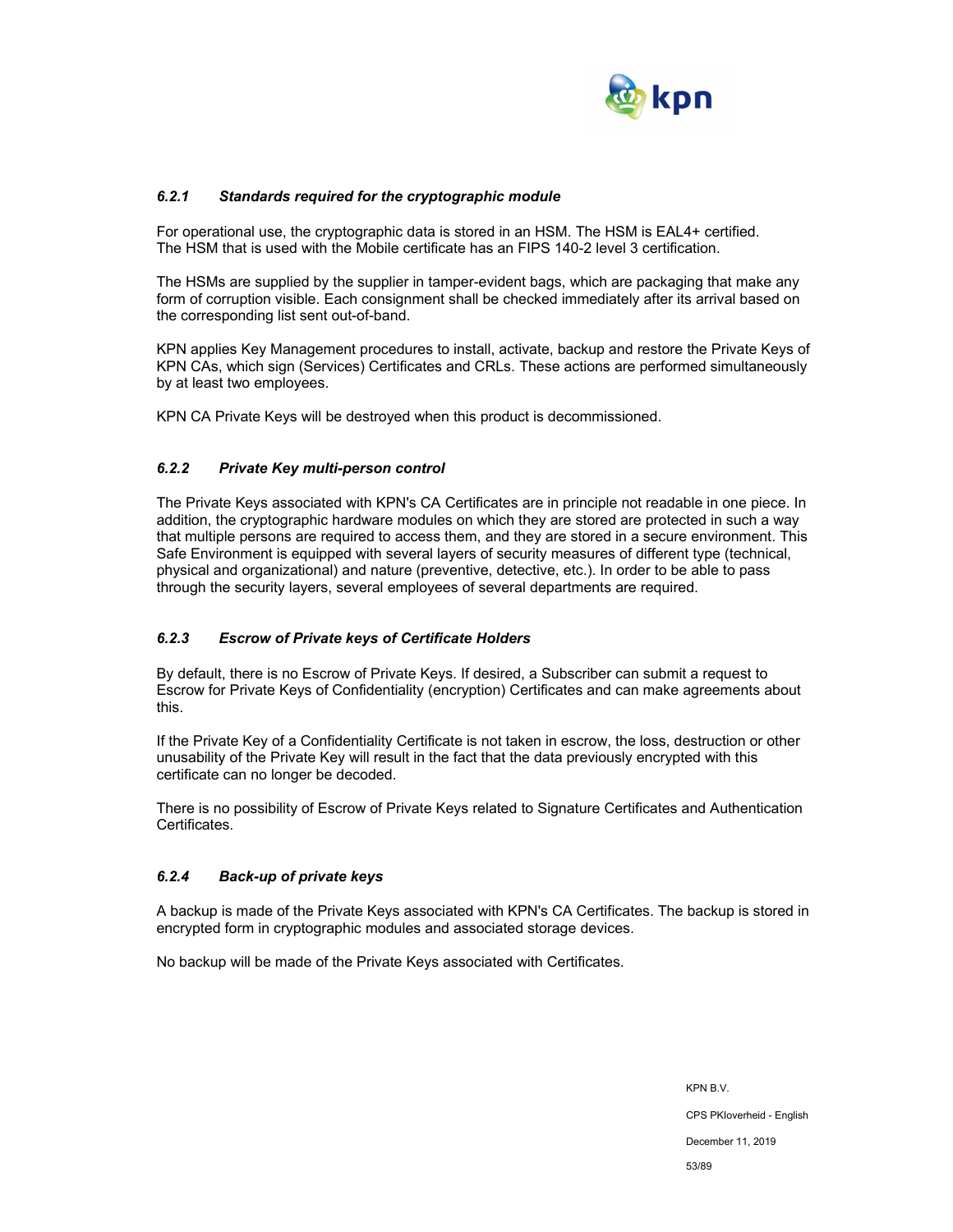### *6.2.1 Standards required for the cryptographic module*

For operational use, the cryptographic data is stored in an HSM. The HSM is EAL4+ certified. The HSM that is used with the Mobile certificate has an FIPS 140-2 level 3 certification.

The HSMs are supplied by the supplier in tamper-evident bags, which are packaging that make any form of corruption visible. Each consignment shall be checked immediately after its arrival based on the corresponding list sent out-of-band.

KPN applies Key Management procedures to install, activate, backup and restore the Private Keys of KPN CAs, which sign (Services) Certificates and CRLs. These actions are performed simultaneously by at least two employees.

KPN CA Private Keys will be destroyed when this product is decommissioned.

### *6.2.2 Private Key multi-person control*

The Private Keys associated with KPN's CA Certificates are in principle not readable in one piece. In addition, the cryptographic hardware modules on which they are stored are protected in such a way that multiple persons are required to access them, and they are stored in a secure environment. This Safe Environment is equipped with several layers of security measures of different type (technical, physical and organizational) and nature (preventive, detective, etc.). In order to be able to pass through the security layers, several employees of several departments are required.

### *6.2.3 Escrow of Private keys of Certificate Holders*

By default, there is no Escrow of Private Keys. If desired, a Subscriber can submit a request to Escrow for Private Keys of Confidentiality (encryption) Certificates and can make agreements about this.

If the Private Key of a Confidentiality Certificate is not taken in escrow, the loss, destruction or other unusability of the Private Key will result in the fact that the data previously encrypted with this certificate can no longer be decoded.

There is no possibility of Escrow of Private Keys related to Signature Certificates and Authentication Certificates.

### *6.2.4 Back-up of private keys*

A backup is made of the Private Keys associated with KPN's CA Certificates. The backup is stored in encrypted form in cryptographic modules and associated storage devices.

No backup will be made of the Private Keys associated with Certificates.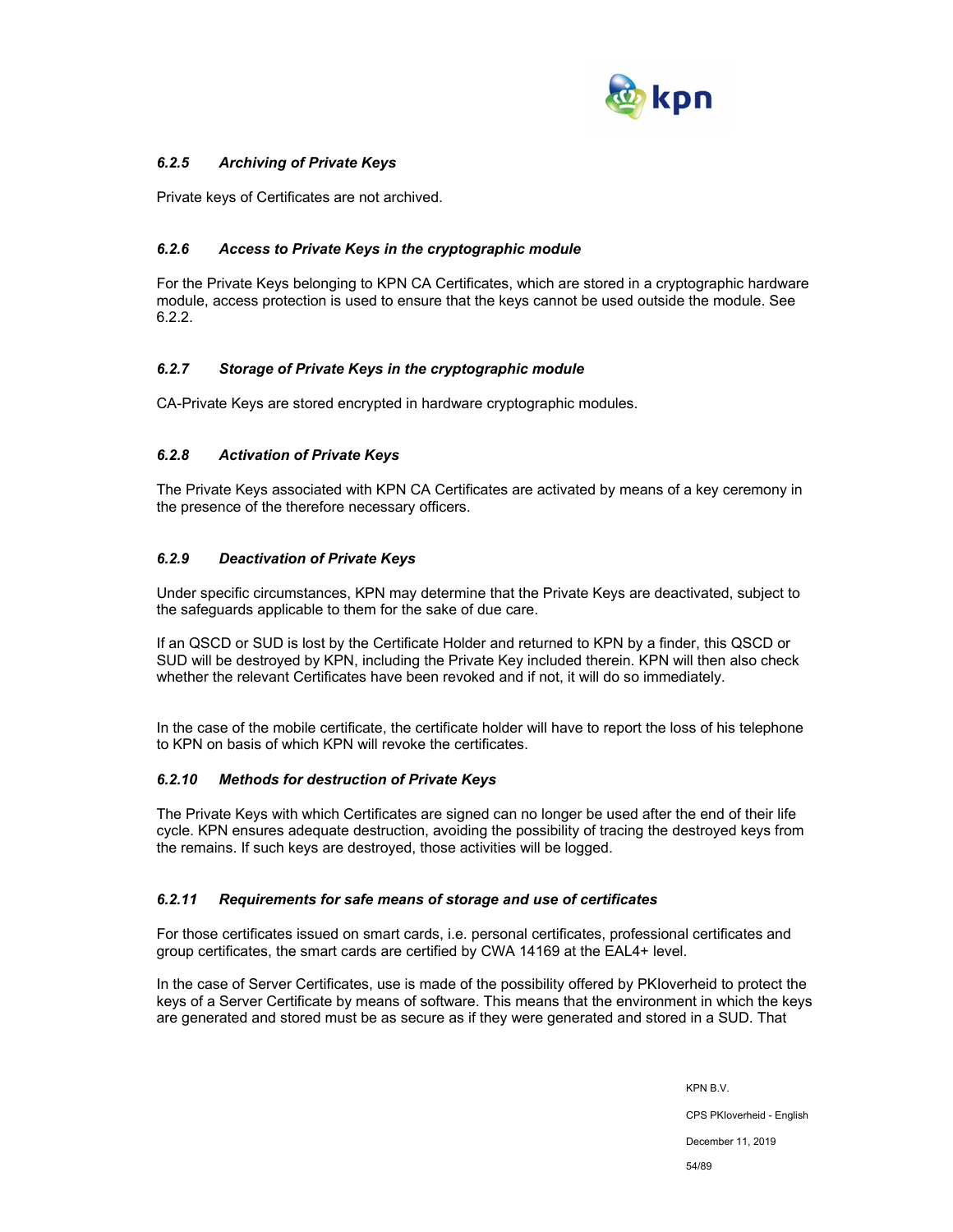### *6.2.5 Archiving of Private Keys*

Private keys of Certificates are not archived.

### *6.2.6 Access to Private Keys in the cryptographic module*

For the Private Keys belonging to KPN CA Certificates, which are stored in a cryptographic hardware module, access protection is used to ensure that the keys cannot be used outside the module. See 6.2.2.

### *6.2.7 Storage of Private Keys in the cryptographic module*

CA-Private Keys are stored encrypted in hardware cryptographic modules.

### *6.2.8 Activation of Private Keys*

The Private Keys associated with KPN CA Certificates are activated by means of a key ceremony in the presence of the therefore necessary officers.

### *6.2.9 Deactivation of Private Keys*

Under specific circumstances, KPN may determine that the Private Keys are deactivated, subject to the safeguards applicable to them for the sake of due care.

If an QSCD or SUD is lost by the Certificate Holder and returned to KPN by a finder, this QSCD or SUD will be destroyed by KPN, including the Private Key included therein. KPN will then also check whether the relevant Certificates have been revoked and if not, it will do so immediately.

In the case of the mobile certificate, the certificate holder will have to report the loss of his telephone to KPN on basis of which KPN will revoke the certificates.

### *6.2.10 Methods for destruction of Private Keys*

The Private Keys with which Certificates are signed can no longer be used after the end of their life cycle. KPN ensures adequate destruction, avoiding the possibility of tracing the destroyed keys from the remains. If such keys are destroyed, those activities will be logged.

### *6.2.11 Requirements for safe means of storage and use of certificates*

For those certificates issued on smart cards, i.e. personal certificates, professional certificates and group certificates, the smart cards are certified by CWA 14169 at the EAL4+ level.

In the case of Server Certificates, use is made of the possibility offered by PKIoverheid to protect the keys of a Server Certificate by means of software. This means that the environment in which the keys are generated and stored must be as secure as if they were generated and stored in a SUD. That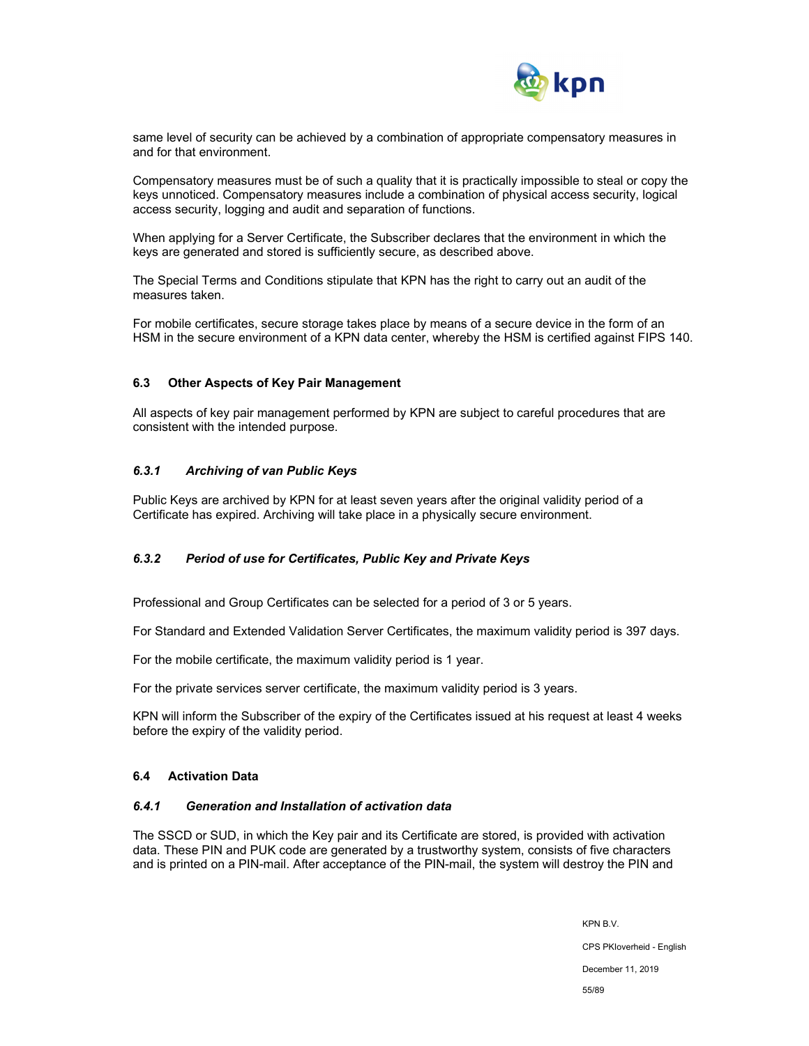same level of security can be achieved by a combination of appropriate compensatory measures in and for that environment.

Compensatory measures must be of such a quality that it is practically impossible to steal or copy the keys unnoticed. Compensatory measures include a combination of physical access security, logical access security, logging and audit and separation of functions.

When applying for a Server Certificate, the Subscriber declares that the environment in which the keys are generated and stored is sufficiently secure, as described above.

The Special Terms and Conditions stipulate that KPN has the right to carry out an audit of the measures taken.

For mobile certificates, secure storage takes place by means of a secure device in the form of an HSM in the secure environment of a KPN data center, whereby the HSM is certified against FIPS 140.

## 6.3 Other Aspects of Key Pair Management

All aspects of key pair management performed by KPN are subject to careful procedures that are consistent with the intended purpose.

### *6.3.1 Archiving of van Public Keys*

Public Keys are archived by KPN for at least seven years after the original validity period of a Certificate has expired. Archiving will take place in a physically secure environment.

### *6.3.2 Period of use for Certificates, Public Key and Private Keys*

Professional and Group Certificates can be selected for a period of 3 or 5 years.

For Standard and Extended Validation Server Certificates, the maximum validity period is 397 days.

For the mobile certificate, the maximum validity period is 1 year.

For the private services server certificate, the maximum validity period is 3 years.

KPN will inform the Subscriber of the expiry of the Certificates issued at his request at least 4 weeks before the expiry of the validity period.

## 6.4 Activation Data

### *6.4.1 Generation and Installation of activation data*

The SSCD or SUD, in which the Key pair and its Certificate are stored, is provided with activation data. These PIN and PUK code are generated by a trustworthy system, consists of five characters and is printed on a PIN-mail. After acceptance of the PIN-mail, the system will destroy the PIN and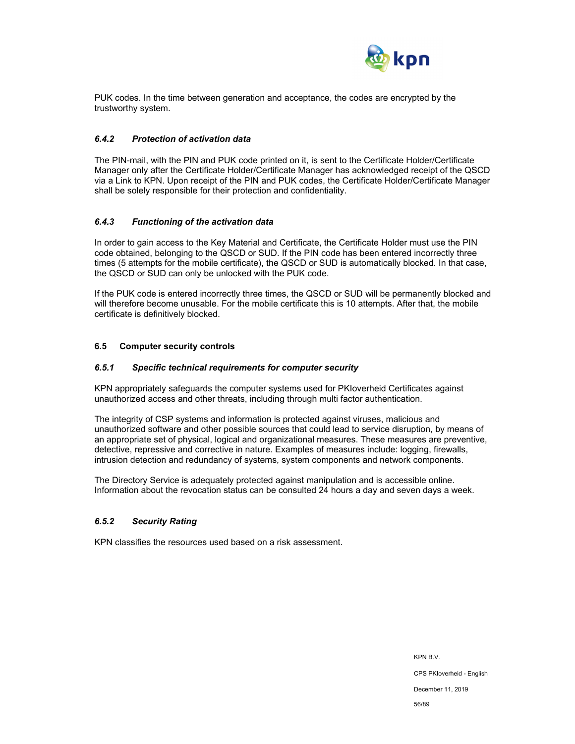PUK codes. In the time between generation and acceptance, the codes are encrypted by the trustworthy system.

### *6.4.2 Protection of activation data*

The PIN-mail, with the PIN and PUK code printed on it, is sent to the Certificate Holder/Certificate Manager only after the Certificate Holder/Certificate Manager has acknowledged receipt of the QSCD via a Link to KPN. Upon receipt of the PIN and PUK codes, the Certificate Holder/Certificate Manager shall be solely responsible for their protection and confidentiality.

### *6.4.3 Functioning of the activation data*

In order to gain access to the Key Material and Certificate, the Certificate Holder must use the PIN code obtained, belonging to the QSCD or SUD. If the PIN code has been entered incorrectly three times (5 attempts for the mobile certificate), the QSCD or SUD is automatically blocked. In that case, the QSCD or SUD can only be unlocked with the PUK code.

If the PUK code is entered incorrectly three times, the QSCD or SUD will be permanently blocked and will therefore become unusable. For the mobile certificate this is 10 attempts. After that, the mobile certificate is definitively blocked.

## 6.5 Computer security controls

### *6.5.1 Specific technical requirements for computer security*

KPN appropriately safeguards the computer systems used for PKIoverheid Certificates against unauthorized access and other threats, including through multi factor authentication.

The integrity of CSP systems and information is protected against viruses, malicious and unauthorized software and other possible sources that could lead to service disruption, by means of an appropriate set of physical, logical and organizational measures. These measures are preventive, detective, repressive and corrective in nature. Examples of measures include: logging, firewalls, intrusion detection and redundancy of systems, system components and network components.

The Directory Service is adequately protected against manipulation and is accessible online. Information about the revocation status can be consulted 24 hours a day and seven days a week.

### *6.5.2 Security Rating*

KPN classifies the resources used based on a risk assessment.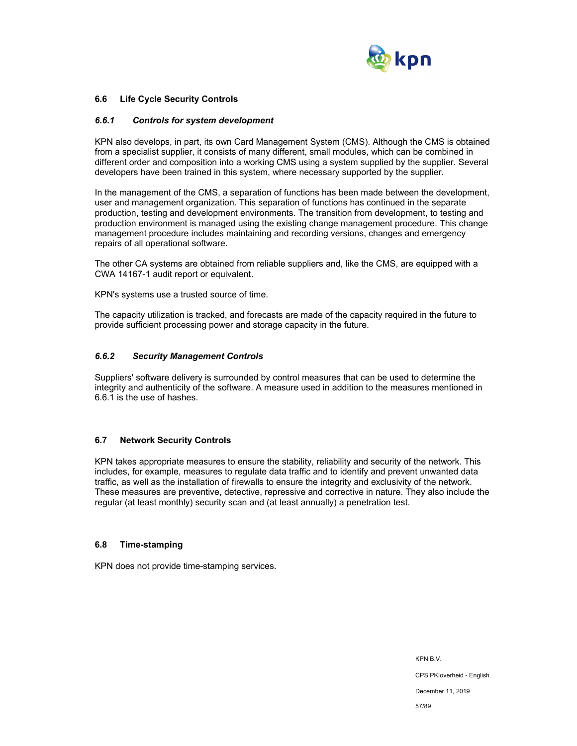## 6.6 Life Cycle Security Controls

### *6.6.1 Controls for system development*

KPN also develops, in part, its own Card Management System (CMS). Although the CMS is obtained from a specialist supplier, it consists of many different, small modules, which can be combined in different order and composition into a working CMS using a system supplied by the supplier. Several developers have been trained in this system, where necessary supported by the supplier.

In the management of the CMS, a separation of functions has been made between the development, user and management organization. This separation of functions has continued in the separate production, testing and development environments. The transition from development, to testing and production environment is managed using the existing change management procedure. This change management procedure includes maintaining and recording versions, changes and emergency repairs of all operational software.

The other CA systems are obtained from reliable suppliers and, like the CMS, are equipped with a CWA 14167-1 audit report or equivalent.

KPN's systems use a trusted source of time.

The capacity utilization is tracked, and forecasts are made of the capacity required in the future to provide sufficient processing power and storage capacity in the future.

### *6.6.2 Security Management Controls*

Suppliers' software delivery is surrounded by control measures that can be used to determine the integrity and authenticity of the software. A measure used in addition to the measures mentioned in 6.6.1 is the use of hashes.

## 6.7 Network Security Controls

KPN takes appropriate measures to ensure the stability, reliability and security of the network. This includes, for example, measures to regulate data traffic and to identify and prevent unwanted data traffic, as well as the installation of firewalls to ensure the integrity and exclusivity of the network. These measures are preventive, detective, repressive and corrective in nature. They also include the regular (at least monthly) security scan and (at least annually) a penetration test.

## 6.8 Time-stamping

KPN does not provide time-stamping services.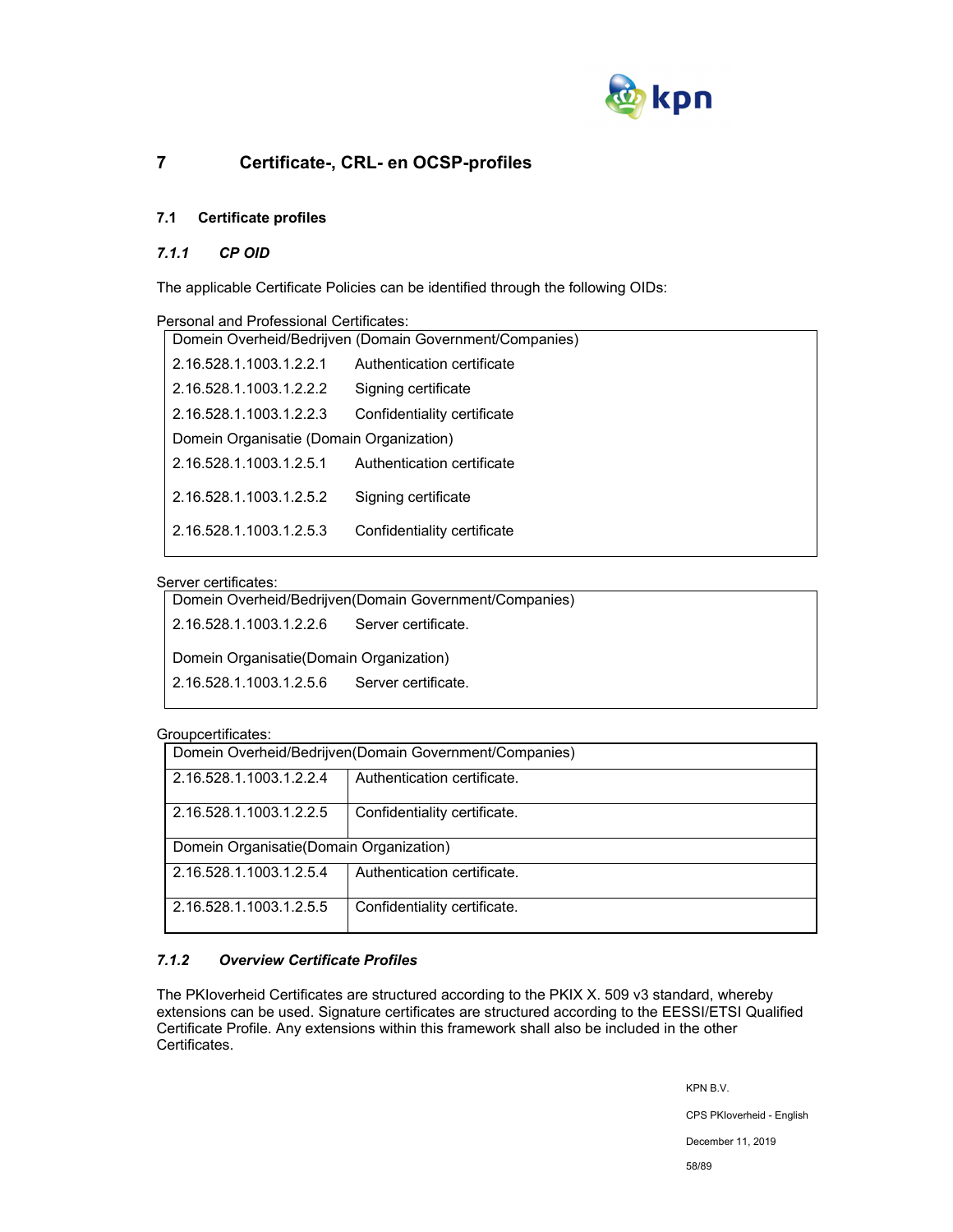# 7 Certificate-, CRL- en OCSP-profiles

## 7.1 Certificate profiles

### *7.1.1 CP OID*

The applicable Certificate Policies can be identified through the following OIDs:

Personal and Professional Certificates:

| Domein Overheid/Bedrijven (Domain Government/Companies) | |
|---|---|
| 2.16.528.1.1003.1.2.2.1 | Authentication certificate |
| 2.16.528.1.1003.1.2.2.2 | Signing certificate |
| 2.16.528.1.1003.1.2.2.3 | Confidentiality certificate |
| Domein Organisatie (Domain Organization) | |
| 2.16.528.1.1003.1.2.5.1 | Authentication certificate |
| 2.16.528.1.1003.1.2.5.2 | Signing certificate |
| 2.16.528.1.1003.1.2.5.3 | Confidentiality certificate |

Server certificates:

| Domein Overheid/Bedrijven(Domain Government/Companies) | |
|---|---|
| 2.16.528.1.1003.1.2.2.6 | Server certificate. |
| Domein Organisatie(Domain Organization) | |
| 2.16.528.1.1003.1.2.5.6 | Server certificate. |

Groupcertificates:

| Domein Overheid/Bedrijven(Domain Government/Companies) | |
|---|---|
| 2.16.528.1.1003.1.2.2.4 | Authentication certificate. |
| 2.16.528.1.1003.1.2.2.5 | Confidentiality certificate. |
| Domein Organisatie(Domain Organization) | |
| 2.16.528.1.1003.1.2.5.4 | Authentication certificate. |
| 2.16.528.1.1003.1.2.5.5 | Confidentiality certificate. |

### *7.1.2 Overview Certificate Profiles*

The PKIoverheid Certificates are structured according to the PKIX X. 509 v3 standard, whereby extensions can be used. Signature certificates are structured according to the EESSI/ETSI Qualified Certificate Profile. Any extensions within this framework shall also be included in the other Certificates.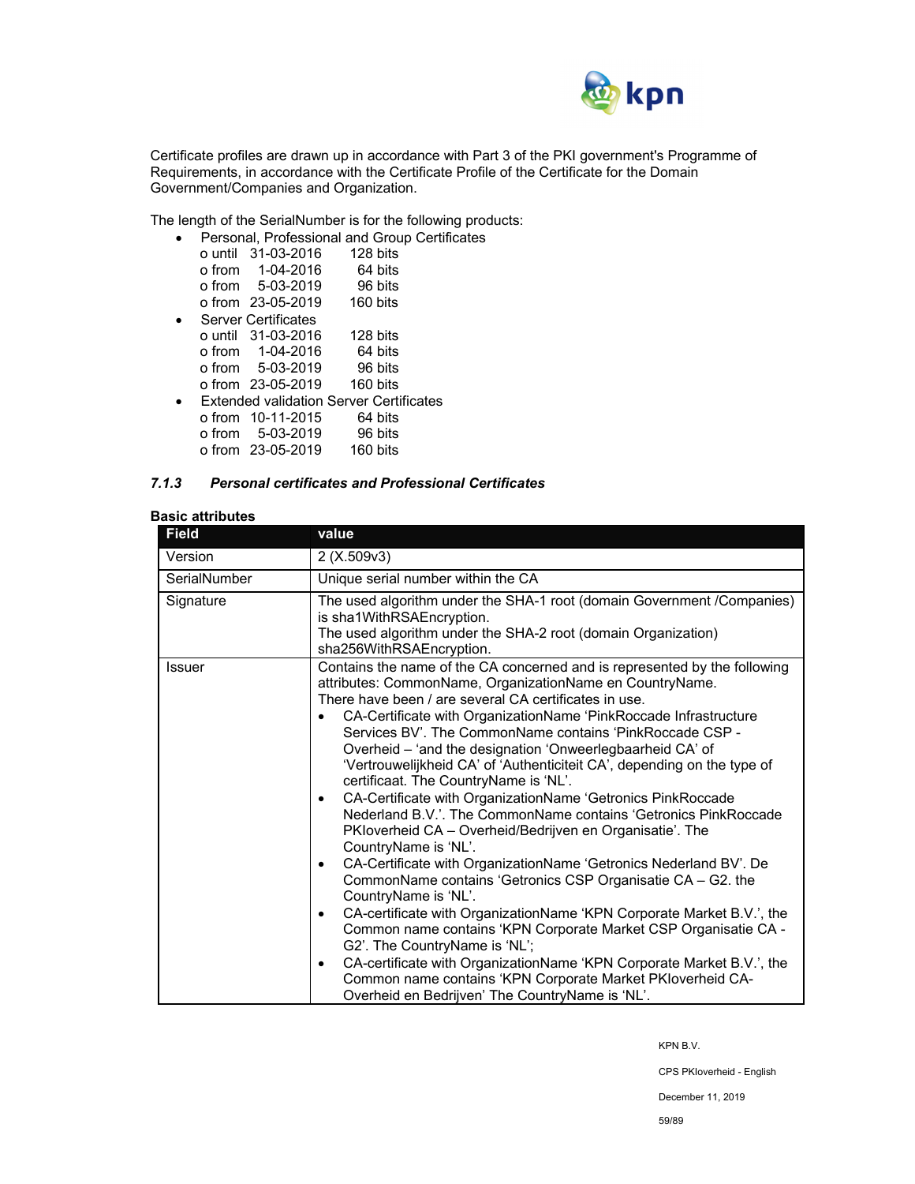Certificate profiles are drawn up in accordance with Part 3 of the PKI government's Programme of Requirements, in accordance with the Certificate Profile of the Certificate for the Domain Government/Companies and Organization.

The length of the SerialNumber is for the following products:

- Personal, Professional and Group Certificates
  - o until 31-03-2016 128 bits
  - o from 1-04-2016 64 bits
  - o from 5-03-2019 96 bits
  - o from 23-05-2019 160 bits
- Server Certificates
  - o until 31-03-2016 128 bits
  - o from 1-04-2016 64 bits
  - o from 5-03-2019 96 bits
  - o from 23-05-2019 160 bits
- Extended validation Server Certificates
  - o from 10-11-2015 64 bits
  - o from 5-03-2019 96 bits
  - o from 23-05-2019 160 bits

### *7.1.3 Personal certificates and Professional Certificates*

**Basic attributes**

| Field | value |
|---|---|
| Version | 2 (X.509v3) |
| SerialNumber | Unique serial number within the CA |
| Signature | The used algorithm under the SHA-1 root (domain Government /Companies) is sha1WithRSAEncryption.<br>The used algorithm under the SHA-2 root (domain Organization) sha256WithRSAEncryption. |
| Issuer | Contains the name of the CA concerned and is represented by the following attributes: CommonName, OrganizationName en CountryName.<br>There have been / are several CA certificates in use.<br>• CA-Certificate with OrganizationName 'PinkRoccade Infrastructure Services BV'. The CommonName contains 'PinkRoccade CSP - Overheid – 'and the designation 'Onweerlegbaarheid CA' of 'Vertrouwelijkheid CA' of 'Authenticiteit CA', depending on the type of certificaat. The CountryName is 'NL'.<br>• CA-Certificate with OrganizationName 'Getronics PinkRoccade Nederland B.V.'. The CommonName contains 'Getronics PinkRoccade PKIoverheid CA – Overheid/Bedrijven en Organisatie'. The CountryName is 'NL'.<br>• CA-Certificate with OrganizationName 'Getronics Nederland BV'. De CommonName contains 'Getronics CSP Organisatie CA – G2. the CountryName is 'NL'.<br>• CA-certificate with OrganizationName 'KPN Corporate Market B.V.', the Common name contains 'KPN Corporate Market CSP Organisatie CA - G2'. The CountryName is 'NL';<br>• CA-certificate with OrganizationName 'KPN Corporate Market B.V.', the Common name contains 'KPN Corporate Market PKIoverheid CA- Overheid en Bedrijven' The CountryName is 'NL'. |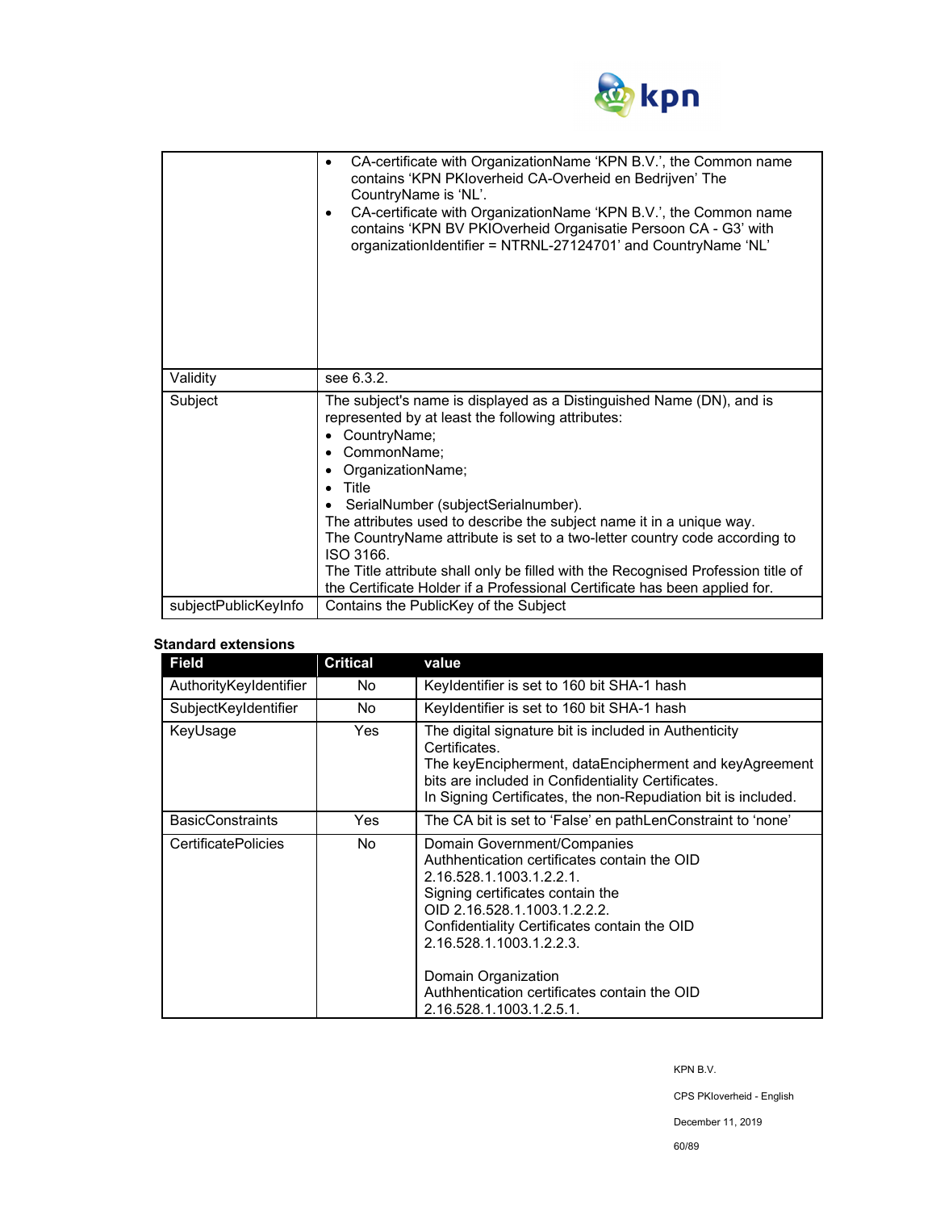| | |
|---|---|
| | • CA-certificate with OrganizationName 'KPN B.V.', the Common name contains 'KPN PKIoverheid CA-Overheid en Bedrijven' The CountryName is 'NL'.<br>• CA-certificate with OrganizationName 'KPN B.V.', the Common name contains 'KPN BV PKIOverheid Organisatie Persoon CA - G3' with organizationIdentifier = NTRNL-27124701' and CountryName 'NL' |
| Validity | see 6.3.2. |
| Subject | The subject's name is displayed as a Distinguished Name (DN), and is represented by at least the following attributes:<br>• CountryName;<br>• CommonName;<br>• OrganizationName;<br>• Title<br>• SerialNumber (subjectSerialnumber).<br>The attributes used to describe the subject name it in a unique way.<br>The CountryName attribute is set to a two-letter country code according to ISO 3166.<br>The Title attribute shall only be filled with the Recognised Profession title of the Certificate Holder if a Professional Certificate has been applied for. |
| subjectPublicKeyInfo | Contains the PublicKey of the Subject |

**Standard extensions**

| Field | Critical | value |
|---|---|---|
| AuthorityKeyIdentifier | No | KeyIdentifier is set to 160 bit SHA-1 hash |
| SubjectKeyIdentifier | No | KeyIdentifier is set to 160 bit SHA-1 hash |
| KeyUsage | Yes | The digital signature bit is included in Authenticity Certificates.<br>The keyEncipherment, dataEncipherment and keyAgreement bits are included in Confidentiality Certificates.<br>In Signing Certificates, the non-Repudiation bit is included. |
| BasicConstraints | Yes | The CA bit is set to 'False' en pathLenConstraint to 'none' |
| CertificatePolicies | No | Domain Government/Companies<br>Authhentication certificates contain the OID 2.16.528.1.1003.1.2.2.1.<br>Signing certificates contain the OID 2.16.528.1.1003.1.2.2.2.<br>Confidentiality Certificates contain the OID 2.16.528.1.1003.1.2.2.3.<br><br>Domain Organization<br>Authhentication certificates contain the OID 2.16.528.1.1003.1.2.5.1. |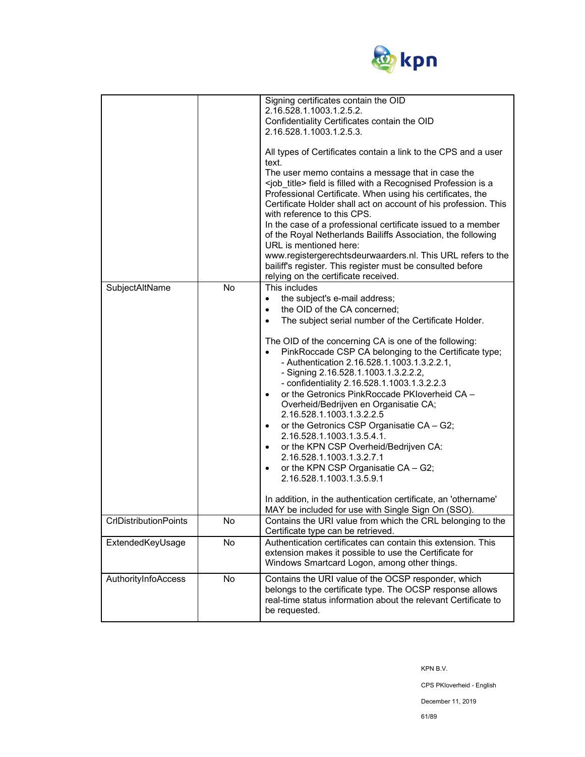| | | |
|---|---|---|
| | | Signing certificates contain the OID 2.16.528.1.1003.1.2.5.2.<br>Confidentiality Certificates contain the OID 2.16.528.1.1003.1.2.5.3.<br><br>All types of Certificates contain a link to the CPS and a user text.<br>The user memo contains a message that in case the <job_title> field is filled with a Recognised Profession is a Professional Certificate. When using his certificates, the Certificate Holder shall act on account of his profession. This with reference to this CPS.<br>In the case of a professional certificate issued to a member of the Royal Netherlands Bailiffs Association, the following URL is mentioned here: www.registergerechtsdeurwaarders.nl. This URL refers to the bailiff's register. This register must be consulted before relying on the certificate received. |
| SubjectAltName | No | This includes<br>• the subject's e-mail address;<br>• the OID of the CA concerned;<br>• The subject serial number of the Certificate Holder.<br><br>The OID of the concerning CA is one of the following:<br>• PinkRoccade CSP CA belonging to the Certificate type;<br>- Authentication 2.16.528.1.1003.1.3.2.2.1,<br>- Signing 2.16.528.1.1003.1.3.2.2.2,<br>- confidentiality 2.16.528.1.1003.1.3.2.2.3<br>• or the Getronics PinkRoccade PKIoverheid CA – Overheid/Bedrijven en Organisatie CA; 2.16.528.1.1003.1.3.2.2.5<br>• or the Getronics CSP Organisatie CA – G2; 2.16.528.1.1003.1.3.5.4.1.<br>• or the KPN CSP Overheid/Bedrijven CA: 2.16.528.1.1003.1.3.2.7.1<br>• or the KPN CSP Organisatie CA – G2; 2.16.528.1.1003.1.3.5.9.1<br><br>In addition, in the authentication certificate, an 'othername' MAY be included for use with Single Sign On (SSO). |
| CrlDistributionPoints | No | Contains the URI value from which the CRL belonging to the Certificate type can be retrieved. |
| ExtendedKeyUsage | No | Authentication certificates can contain this extension. This extension makes it possible to use the Certificate for Windows Smartcard Logon, among other things. |
| AuthorityInfoAccess | No | Contains the URI value of the OCSP responder, which belongs to the certificate type. The OCSP response allows real-time status information about the relevant Certificate to be requested. |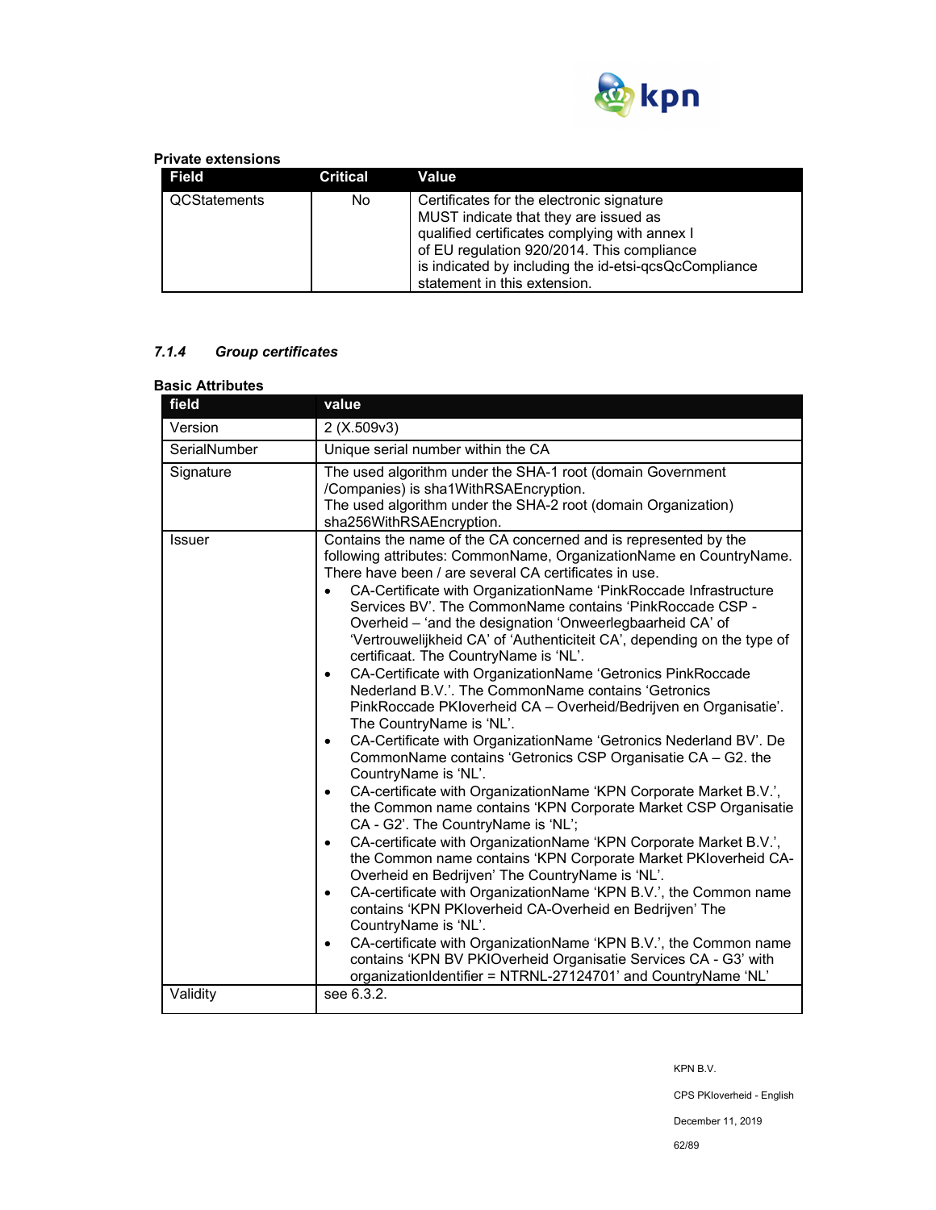**Private extensions**

| Field | Critical | Value |
|---|---|---|
| QCStatements | No | Certificates for the electronic signature MUST indicate that they are issued as qualified certificates complying with annex I of EU regulation 920/2014. This compliance is indicated by including the id-etsi-qcsQcCompliance statement in this extension. |

### *7.1.4 Group certificates*

**Basic Attributes**

| field | value |
|---|---|
| Version | 2 (X.509v3) |
| SerialNumber | Unique serial number within the CA |
| Signature | The used algorithm under the SHA-1 root (domain Government /Companies) is sha1WithRSAEncryption.<br>The used algorithm under the SHA-2 root (domain Organization) sha256WithRSAEncryption. |
| Issuer | Contains the name of the CA concerned and is represented by the following attributes: CommonName, OrganizationName en CountryName. There have been / are several CA certificates in use.<br>• CA-Certificate with OrganizationName 'PinkRoccade Infrastructure Services BV'. The CommonName contains 'PinkRoccade CSP - Overheid – 'and the designation 'Onweerlegbaarheid CA' of 'Vertrouwelijkheid CA' of 'Authenticiteit CA', depending on the type of certificaat. The CountryName is 'NL'.<br>• CA-Certificate with OrganizationName 'Getronics PinkRoccade Nederland B.V.'. The CommonName contains 'Getronics PinkRoccade PKIoverheid CA – Overheid/Bedrijven en Organisatie'. The CountryName is 'NL'.<br>• CA-Certificate with OrganizationName 'Getronics Nederland BV'. De CommonName contains 'Getronics CSP Organisatie CA – G2. the CountryName is 'NL'.<br>• CA-certificate with OrganizationName 'KPN Corporate Market B.V.', the Common name contains 'KPN Corporate Market CSP Organisatie CA - G2'. The CountryName is 'NL';<br>• CA-certificate with OrganizationName 'KPN Corporate Market B.V.', the Common name contains 'KPN Corporate Market PKIoverheid CA-Overheid en Bedrijven' The CountryName is 'NL'.<br>• CA-certificate with OrganizationName 'KPN B.V.', the Common name contains 'KPN PKIoverheid CA-Overheid en Bedrijven' The CountryName is 'NL'.<br>• CA-certificate with OrganizationName 'KPN B.V.', the Common name contains 'KPN BV PKIOverheid Organisatie Services CA - G3' with organizationIdentifier = NTRNL-27124701' and CountryName 'NL' |
| Validity | see 6.3.2. |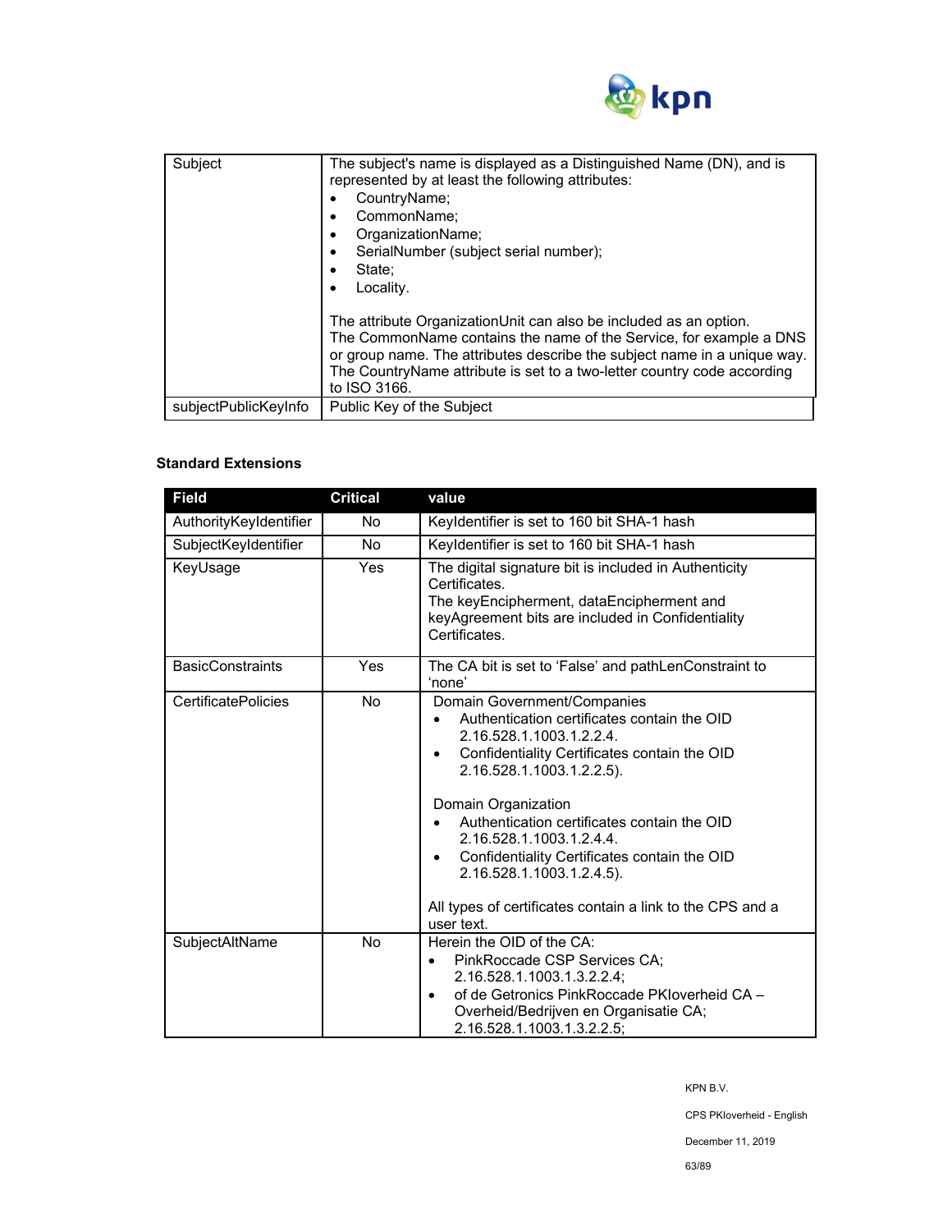| Subject | The subject's name is displayed as a Distinguished Name (DN), and is represented by at least the following attributes:<br>• CountryName;<br>• CommonName;<br>• OrganizationName;<br>• SerialNumber (subject serial number);<br>• State;<br>• Locality.<br><br>The attribute OrganizationUnit can also be included as an option. The CommonName contains the name of the Service, for example a DNS or group name. The attributes describe the subject name in a unique way. The CountryName attribute is set to a two-letter country code according to ISO 3166. |
|---|---|
| subjectPublicKeyInfo | Public Key of the Subject |

**Standard Extensions**

| Field | Critical | value |
|---|---|---|
| AuthorityKeyIdentifier | No | KeyIdentifier is set to 160 bit SHA-1 hash |
| SubjectKeyIdentifier | No | KeyIdentifier is set to 160 bit SHA-1 hash |
| KeyUsage | Yes | The digital signature bit is included in Authenticity Certificates.<br>The keyEncipherment, dataEncipherment and keyAgreement bits are included in Confidentiality Certificates. |
| BasicConstraints | Yes | The CA bit is set to 'False' and pathLenConstraint to 'none' |
| CertificatePolicies | No | Domain Government/Companies<br>• Authentication certificates contain the OID 2.16.528.1.1003.1.2.2.4.<br>• Confidentiality Certificates contain the OID 2.16.528.1.1003.1.2.2.5).<br><br>Domain Organization<br>• Authentication certificates contain the OID 2.16.528.1.1003.1.2.4.4.<br>• Confidentiality Certificates contain the OID 2.16.528.1.1003.1.2.4.5).<br><br>All types of certificates contain a link to the CPS and a user text. |
| SubjectAltName | No | Herein the OID of the CA:<br>• PinkRoccade CSP Services CA; 2.16.528.1.1003.1.3.2.2.4;<br>• of de Getronics PinkRoccade PKIoverheid CA – Overheid/Bedrijven en Organisatie CA; 2.16.528.1.1003.1.3.2.2.5; |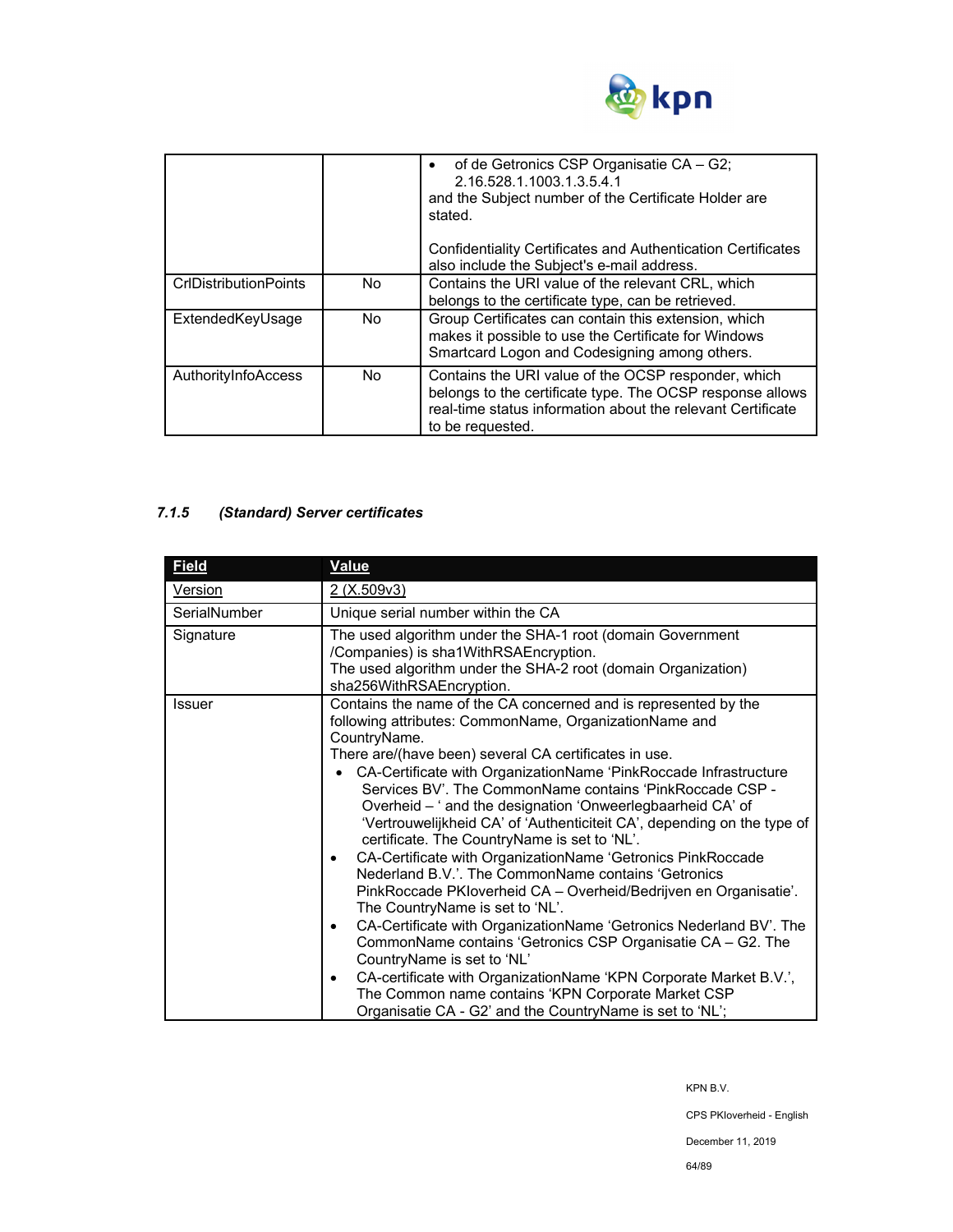|  |  |  |
|---|---|---|
|  |  | • of de Getronics CSP Organisatie CA – G2; 2.16.528.1.1003.1.3.5.4.1<br>and the Subject number of the Certificate Holder are stated.<br><br>Confidentiality Certificates and Authentication Certificates also include the Subject's e-mail address. |
| CrlDistributionPoints | No | Contains the URI value of the relevant CRL, which belongs to the certificate type, can be retrieved. |
| ExtendedKeyUsage | No | Group Certificates can contain this extension, which makes it possible to use the Certificate for Windows Smartcard Logon and Codesigning among others. |
| AuthorityInfoAccess | No | Contains the URI value of the OCSP responder, which belongs to the certificate type. The OCSP response allows real-time status information about the relevant Certificate to be requested. |

### *7.1.5 (Standard) Server certificates*

| Field | Value |
|---|---|
| Version | 2 (X.509v3) |
| SerialNumber | Unique serial number within the CA |
| Signature | The used algorithm under the SHA-1 root (domain Government /Companies) is sha1WithRSAEncryption.<br>The used algorithm under the SHA-2 root (domain Organization) sha256WithRSAEncryption. |
| Issuer | Contains the name of the CA concerned and is represented by the following attributes: CommonName, OrganizationName and CountryName.<br>There are/(have been) several CA certificates in use.<br>• CA-Certificate with OrganizationName 'PinkRoccade Infrastructure Services BV'. The CommonName contains 'PinkRoccade CSP - Overheid – ' and the designation 'Onweerlegbaarheid CA' of 'Vertrouwelijkheid CA' of 'Authenticiteit CA', depending on the type of certificate. The CountryName is set to 'NL'.<br>• CA-Certificate with OrganizationName 'Getronics PinkRoccade Nederland B.V.'. The CommonName contains 'Getronics PinkRoccade PKIoverheid CA – Overheid/Bedrijven en Organisatie'. The CountryName is set to 'NL'.<br>• CA-Certificate with OrganizationName 'Getronics Nederland BV'. The CommonName contains 'Getronics CSP Organisatie CA – G2. The CountryName is set to 'NL'<br>• CA-certificate with OrganizationName 'KPN Corporate Market B.V.', The Common name contains 'KPN Corporate Market CSP Organisatie CA - G2' and the CountryName is set to 'NL'; |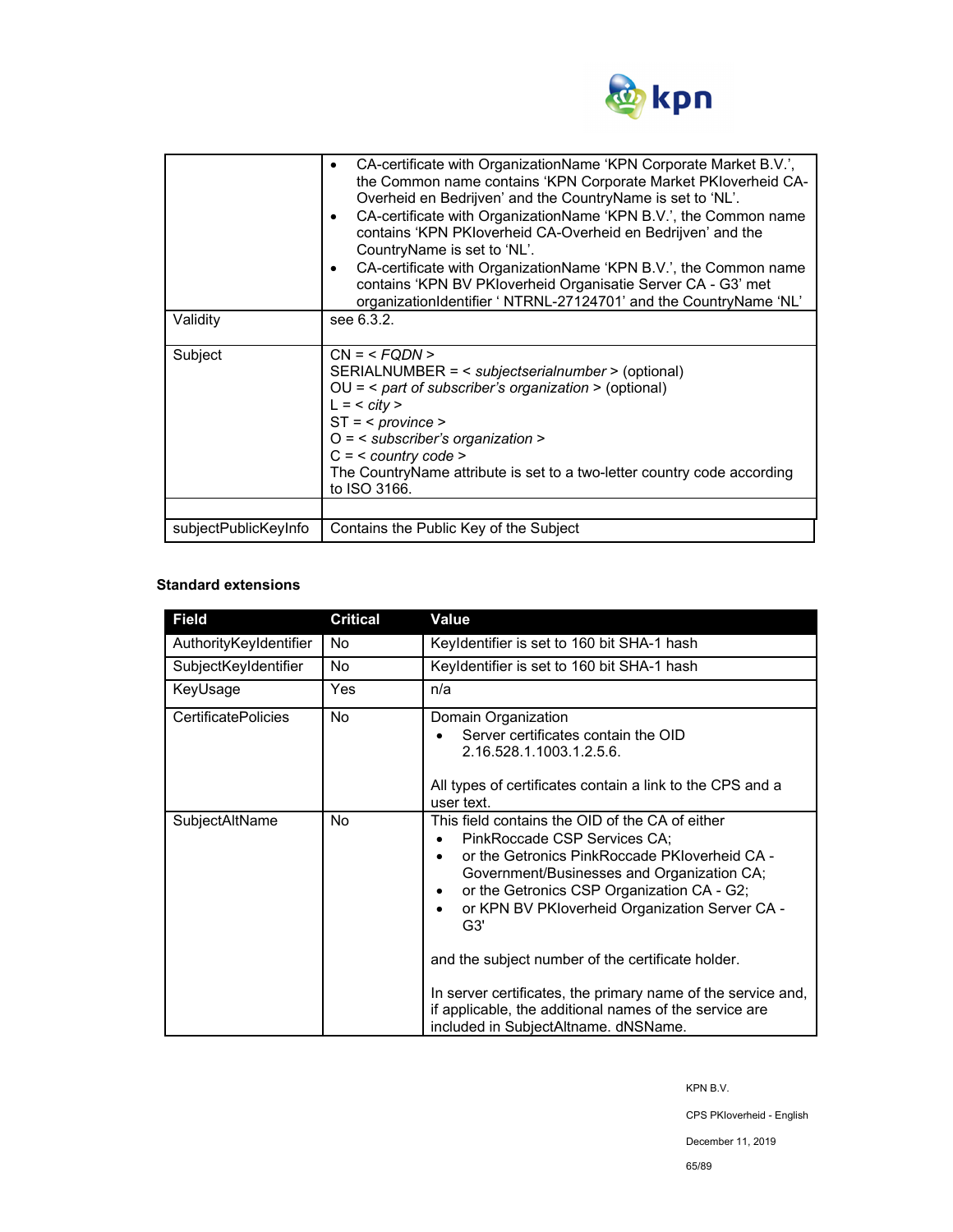|  |  |
|---|---|
|  | • CA-certificate with OrganizationName 'KPN Corporate Market B.V.', the Common name contains 'KPN Corporate Market PKIoverheid CA-Overheid en Bedrijven' and the CountryName is set to 'NL'.<br>• CA-certificate with OrganizationName 'KPN B.V.', the Common name contains 'KPN PKIoverheid CA-Overheid en Bedrijven' and the CountryName is set to 'NL'.<br>• CA-certificate with OrganizationName 'KPN B.V.', the Common name contains 'KPN BV PKIoverheid Organisatie Server CA - G3' met organizationIdentifier ' NTRNL-27124701' and the CountryName 'NL' |
| Validity | see 6.3.2. |
| Subject | CN = < *FQDN* ><br>SERIALNUMBER = < *subjectserialnumber* > (optional)<br>OU = < *part of subscriber's organization* > (optional)<br>L = < *city* ><br>ST = < *province* ><br>O = < *subscriber's organization* ><br>C = < *country code* ><br>The CountryName attribute is set to a two-letter country code according to ISO 3166. |
|  |  |
| subjectPublicKeyInfo | Contains the Public Key of the Subject |

**Standard extensions**

| Field | Critical | Value |
|---|---|---|
| AuthorityKeyIdentifier | No | KeyIdentifier is set to 160 bit SHA-1 hash |
| SubjectKeyIdentifier | No | KeyIdentifier is set to 160 bit SHA-1 hash |
| KeyUsage | Yes | n/a |
| CertificatePolicies | No | Domain Organization<br>• Server certificates contain the OID 2.16.528.1.1003.1.2.5.6.<br><br>All types of certificates contain a link to the CPS and a user text. |
| SubjectAltName | No | This field contains the OID of the CA of either<br>• PinkRoccade CSP Services CA;<br>• or the Getronics PinkRoccade PKIoverheid CA - Government/Businesses and Organization CA;<br>• or the Getronics CSP Organization CA - G2;<br>• or KPN BV PKIoverheid Organization Server CA - G3'<br><br>and the subject number of the certificate holder.<br><br>In server certificates, the primary name of the service and, if applicable, the additional names of the service are included in SubjectAltname. dNSName. |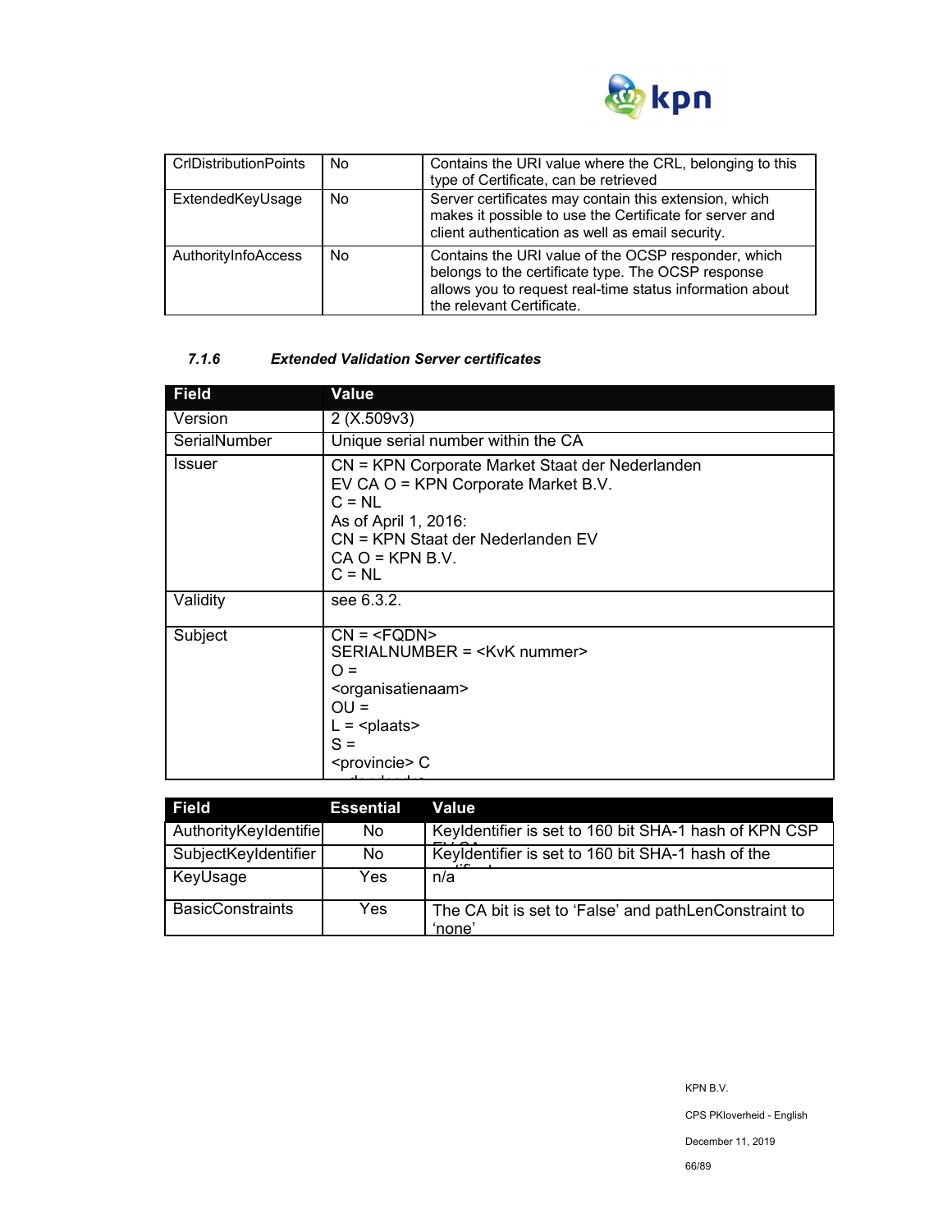| CrlDistributionPoints | No | Contains the URI value where the CRL, belonging to this type of Certificate, can be retrieved |
|---|---|---|
| ExtendedKeyUsage | No | Server certificates may contain this extension, which makes it possible to use the Certificate for server and client authentication as well as email security. |
| AuthorityInfoAccess | No | Contains the URI value of the OCSP responder, which belongs to the certificate type. The OCSP response allows you to request real-time status information about the relevant Certificate. |

#### *7.1.6 Extended Validation Server certificates*

| Field | Value |
|---|---|
| Version | 2 (X.509v3) |
| SerialNumber | Unique serial number within the CA |
| Issuer | CN = KPN Corporate Market Staat der Nederlanden EV CA O = KPN Corporate Market B.V.<br>C = NL<br>As of April 1, 2016:<br>CN = KPN Staat der Nederlanden EV CA O = KPN B.V.<br>C = NL |
| Validity | see 6.3.2. |
| Subject | CN = <FQDN><br>SERIALNUMBER = <KvK nummer><br>O = <organisatienaam><br>OU =<br>L = <plaats><br>S = <provincie> C |

| Field | Essential | Value |
|---|---|---|
| AuthorityKeyIdentifie | No | KeyIdentifier is set to 160 bit SHA-1 hash of KPN CSP EV CA |
| SubjectKeyIdentifier | No | KeyIdentifier is set to 160 bit SHA-1 hash of the certificate |
| KeyUsage | Yes | n/a |
| BasicConstraints | Yes | The CA bit is set to 'False' and pathLenConstraint to 'none' |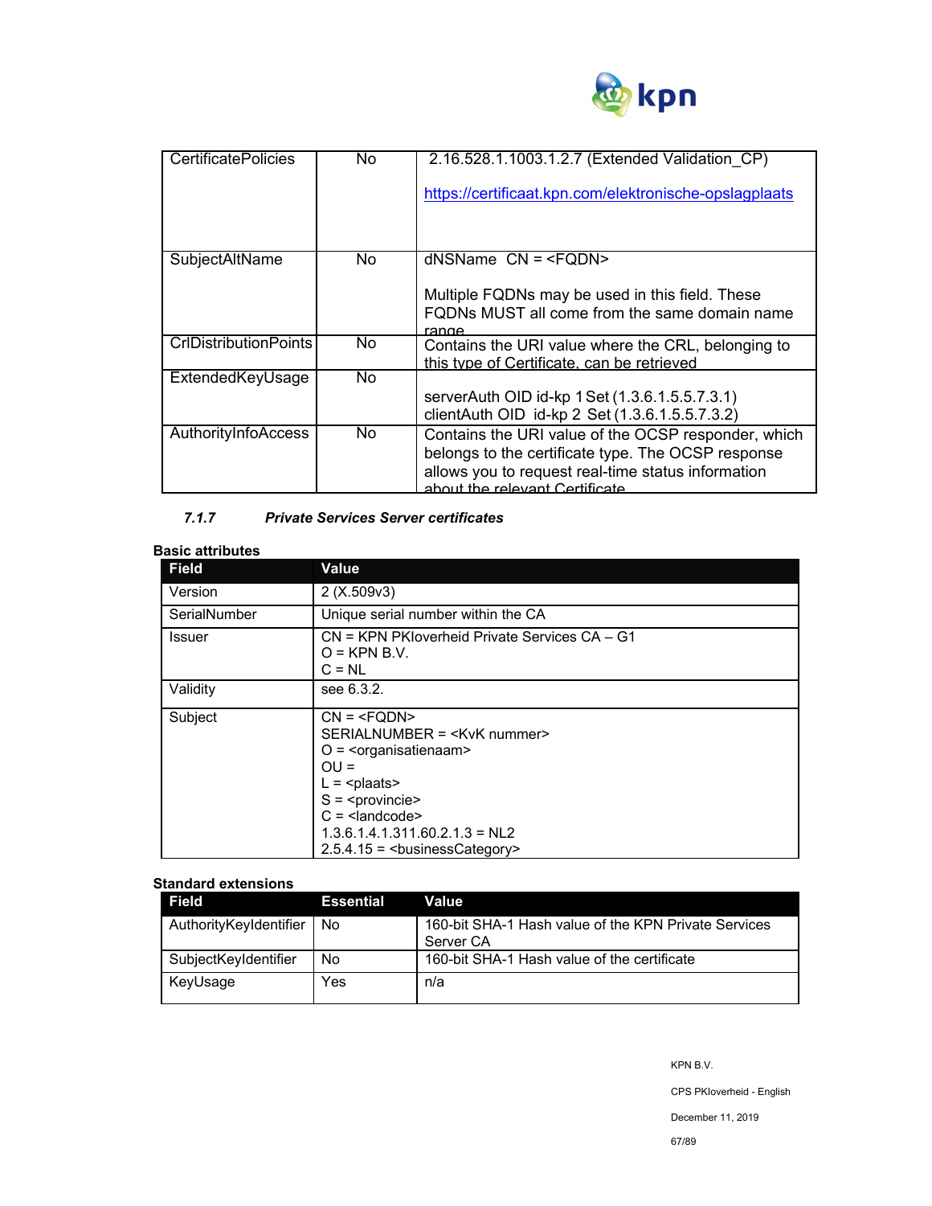| | | |
|---|---|---|
| CertificatePolicies | No | 2.16.528.1.1003.1.2.7 (Extended Validation_CP)<br><br>https://certificaat.kpn.com/elektronische-opslagplaats |
| SubjectAltName | No | dNSName CN = <FQDN><br><br>Multiple FQDNs may be used in this field. These FQDNs MUST all come from the same domain name range |
| CrlDistributionPoints | No | Contains the URI value where the CRL, belonging to this type of Certificate, can be retrieved |
| ExtendedKeyUsage | No | serverAuth OID id-kp 1 Set (1.3.6.1.5.5.7.3.1)<br>clientAuth OID id-kp 2 Set (1.3.6.1.5.5.7.3.2) |
| AuthorityInfoAccess | No | Contains the URI value of the OCSP responder, which belongs to the certificate type. The OCSP response allows you to request real-time status information about the relevant Certificate |

### *7.1.7 Private Services Server certificates*

**Basic attributes**

| Field | Value |
|---|---|
| Version | 2 (X.509v3) |
| SerialNumber | Unique serial number within the CA |
| Issuer | CN = KPN PKIoverheid Private Services CA – G1<br>O = KPN B.V.<br>C = NL |
| Validity | see 6.3.2. |
| Subject | CN = <FQDN><br>SERIALNUMBER = <KvK nummer><br>O = <organisatienaam><br>OU =<br>L = <plaats><br>S = <provincie><br>C = <landcode><br>1.3.6.1.4.1.311.60.2.1.3 = NL2<br>2.5.4.15 = <businessCategory> |

**Standard extensions**

| Field | Essential | Value |
|---|---|---|
| AuthorityKeyIdentifier | No | 160-bit SHA-1 Hash value of the KPN Private Services Server CA |
| SubjectKeyIdentifier | No | 160-bit SHA-1 Hash value of the certificate |
| KeyUsage | Yes | n/a |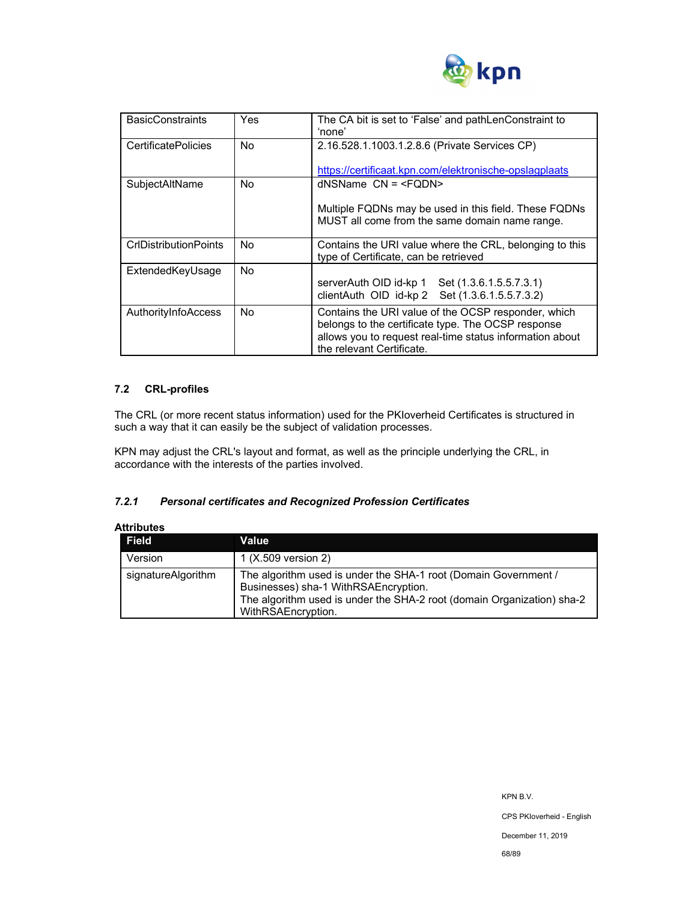| BasicConstraints | Yes | The CA bit is set to 'False' and pathLenConstraint to 'none' |
|---|---|---|
| CertificatePolicies | No | 2.16.528.1.1003.1.2.8.6 (Private Services CP)<br><br>https://certificaat.kpn.com/elektronische-opslagplaats |
| SubjectAltName | No | dNSName CN = <FQDN><br><br>Multiple FQDNs may be used in this field. These FQDNs MUST all come from the same domain name range. |
| CrlDistributionPoints | No | Contains the URI value where the CRL, belonging to this type of Certificate, can be retrieved |
| ExtendedKeyUsage | No | serverAuth OID id-kp 1 Set (1.3.6.1.5.5.7.3.1)<br>clientAuth OID id-kp 2 Set (1.3.6.1.5.5.7.3.2) |
| AuthorityInfoAccess | No | Contains the URI value of the OCSP responder, which belongs to the certificate type. The OCSP response allows you to request real-time status information about the relevant Certificate. |

### 7.2 CRL-profiles

The CRL (or more recent status information) used for the PKIoverheid Certificates is structured in such a way that it can easily be the subject of validation processes.

KPN may adjust the CRL's layout and format, as well as the principle underlying the CRL, in accordance with the interests of the parties involved.

#### *7.2.1 Personal certificates and Recognized Profession Certificates*

**Attributes**

| Field | Value |
|---|---|
| Version | 1 (X.509 version 2) |
| signatureAlgorithm | The algorithm used is under the SHA-1 root (Domain Government / Businesses) sha-1 WithRSAEncryption.<br>The algorithm used is under the SHA-2 root (domain Organization) sha-2 WithRSAEncryption. |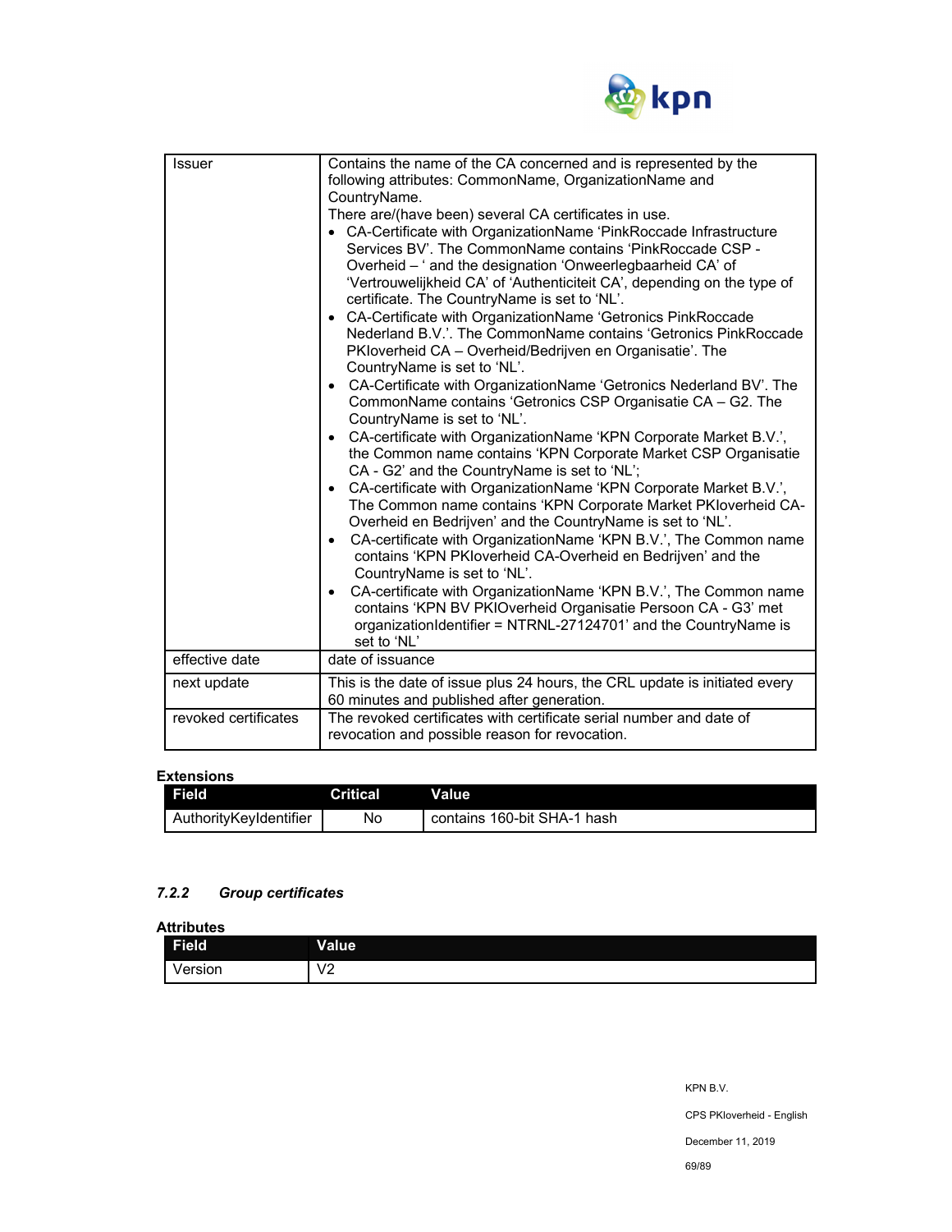| | |
|---|---|
| Issuer | Contains the name of the CA concerned and is represented by the following attributes: CommonName, OrganizationName and CountryName.<br>There are/(have been) several CA certificates in use.<br>• CA-Certificate with OrganizationName 'PinkRoccade Infrastructure Services BV'. The CommonName contains 'PinkRoccade CSP - Overheid – ' and the designation 'Onweerlegbaarheid CA' of 'Vertrouwelijkheid CA' of 'Authenticiteit CA', depending on the type of certificate. The CountryName is set to 'NL'.<br>• CA-Certificate with OrganizationName 'Getronics PinkRoccade Nederland B.V.'. The CommonName contains 'Getronics PinkRoccade PKIoverheid CA – Overheid/Bedrijven en Organisatie'. The CountryName is set to 'NL'.<br>• CA-Certificate with OrganizationName 'Getronics Nederland BV'. The CommonName contains 'Getronics CSP Organisatie CA – G2. The CountryName is set to 'NL'.<br>• CA-certificate with OrganizationName 'KPN Corporate Market B.V.', the Common name contains 'KPN Corporate Market CSP Organisatie CA - G2' and the CountryName is set to 'NL';<br>• CA-certificate with OrganizationName 'KPN Corporate Market B.V.', The Common name contains 'KPN Corporate Market PKIoverheid CA-Overheid en Bedrijven' and the CountryName is set to 'NL'.<br>• CA-certificate with OrganizationName 'KPN B.V.', The Common name contains 'KPN PKIoverheid CA-Overheid en Bedrijven' and the CountryName is set to 'NL'.<br>• CA-certificate with OrganizationName 'KPN B.V.', The Common name contains 'KPN BV PKIOverheid Organisatie Persoon CA - G3' met organizationIdentifier = NTRNL-27124701' and the CountryName is set to 'NL' |
| effective date | date of issuance |
| next update | This is the date of issue plus 24 hours, the CRL update is initiated every 60 minutes and published after generation. |
| revoked certificates | The revoked certificates with certificate serial number and date of revocation and possible reason for revocation. |

**Extensions**

| Field | Critical | Value |
|---|---|---|
| AuthorityKeyIdentifier | No | contains 160-bit SHA-1 hash |

### *7.2.2 Group certificates*

**Attributes**

| Field | Value |
|---|---|
| Version | V2 |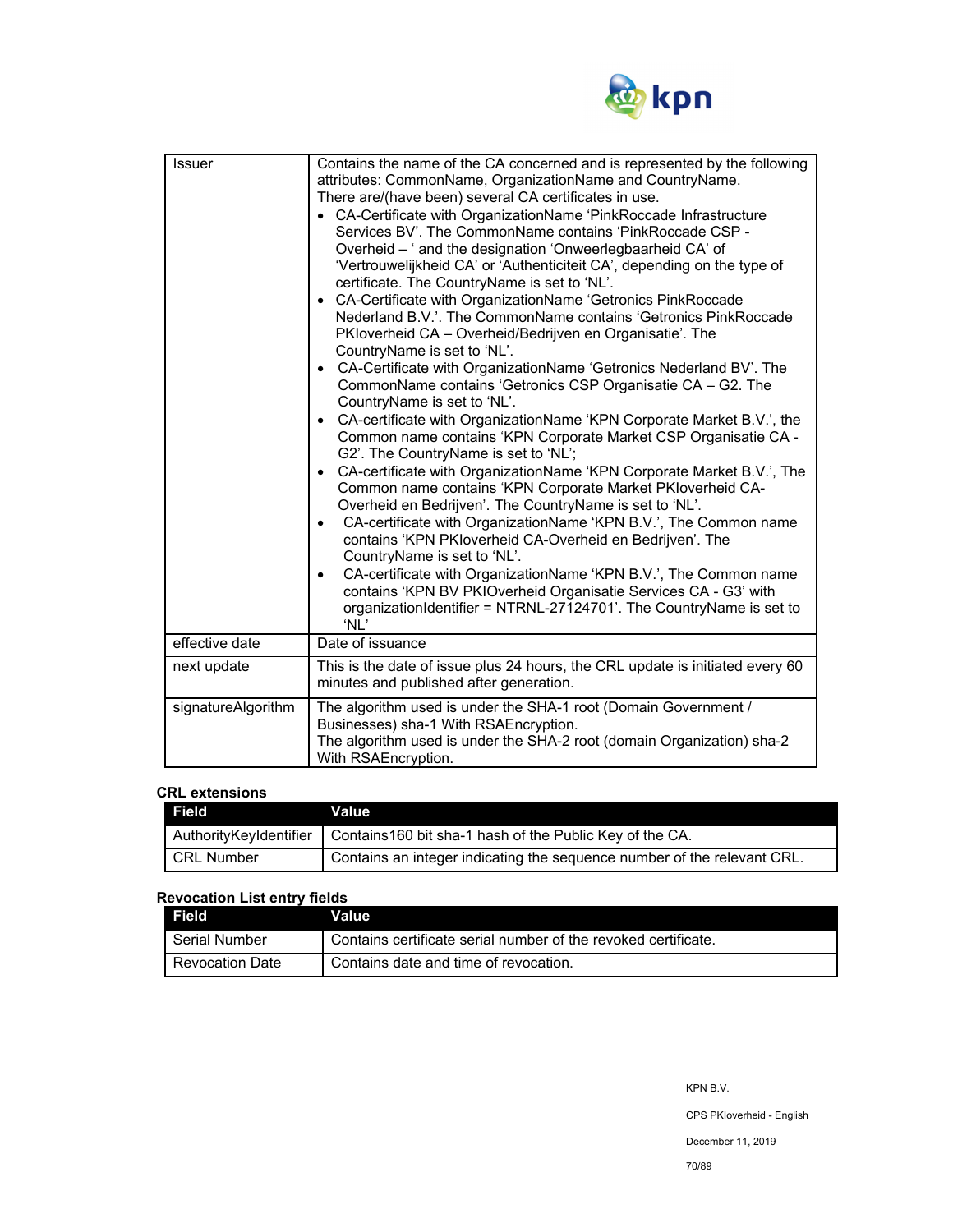| | |
|---|---|
| Issuer | Contains the name of the CA concerned and is represented by the following attributes: CommonName, OrganizationName and CountryName.<br>There are/(have been) several CA certificates in use.<br>• CA-Certificate with OrganizationName 'PinkRoccade Infrastructure Services BV'. The CommonName contains 'PinkRoccade CSP - Overheid – ' and the designation 'Onweerlegbaarheid CA' of 'Vertrouwelijkheid CA' or 'Authenticiteit CA', depending on the type of certificate. The CountryName is set to 'NL'.<br>• CA-Certificate with OrganizationName 'Getronics PinkRoccade Nederland B.V.'. The CommonName contains 'Getronics PinkRoccade PKIoverheid CA – Overheid/Bedrijven en Organisatie'. The CountryName is set to 'NL'.<br>• CA-Certificate with OrganizationName 'Getronics Nederland BV'. The CommonName contains 'Getronics CSP Organisatie CA – G2. The CountryName is set to 'NL'.<br>• CA-certificate with OrganizationName 'KPN Corporate Market B.V.', the Common name contains 'KPN Corporate Market CSP Organisatie CA - G2'. The CountryName is set to 'NL';<br>• CA-certificate with OrganizationName 'KPN Corporate Market B.V.', The Common name contains 'KPN Corporate Market PKIoverheid CA-Overheid en Bedrijven'. The CountryName is set to 'NL'.<br>• CA-certificate with OrganizationName 'KPN B.V.', The Common name contains 'KPN PKIoverheid CA-Overheid en Bedrijven'. The CountryName is set to 'NL'.<br>• CA-certificate with OrganizationName 'KPN B.V.', The Common name contains 'KPN BV PKIOverheid Organisatie Services CA - G3' with organizationIdentifier = NTRNL-27124701'. The CountryName is set to 'NL' |
| effective date | Date of issuance |
| next update | This is the date of issue plus 24 hours, the CRL update is initiated every 60 minutes and published after generation. |
| signatureAlgorithm | The algorithm used is under the SHA-1 root (Domain Government / Businesses) sha-1 With RSAEncryption.<br>The algorithm used is under the SHA-2 root (domain Organization) sha-2 With RSAEncryption. |

**CRL extensions**

| Field | Value |
|---|---|
| AuthorityKeyIdentifier | Contains160 bit sha-1 hash of the Public Key of the CA. |
| CRL Number | Contains an integer indicating the sequence number of the relevant CRL. |

**Revocation List entry fields**

| Field | Value |
|---|---|
| Serial Number | Contains certificate serial number of the revoked certificate. |
| Revocation Date | Contains date and time of revocation. |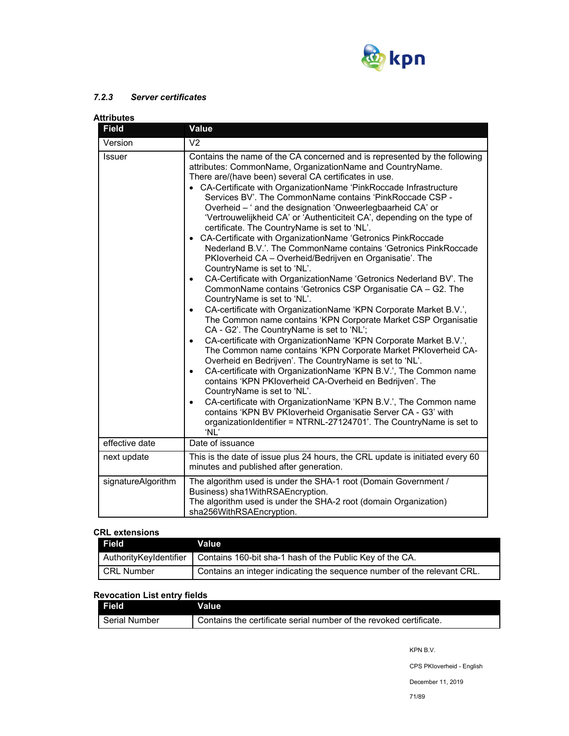### *7.2.3 Server certificates*

**Attributes**

| Field | Value |
|---|---|
| Version | V2 |
| Issuer | Contains the name of the CA concerned and is represented by the following attributes: CommonName, OrganizationName and CountryName.<br>There are/(have been) several CA certificates in use.<br>• CA-Certificate with OrganizationName 'PinkRoccade Infrastructure Services BV'. The CommonName contains 'PinkRoccade CSP - Overheid – ' and the designation 'Onweerlegbaarheid CA' or 'Vertrouwelijkheid CA' or 'Authenticiteit CA', depending on the type of certificate. The CountryName is set to 'NL'.<br>• CA-Certificate with OrganizationName 'Getronics PinkRoccade Nederland B.V.'. The CommonName contains 'Getronics PinkRoccade PKIoverheid CA – Overheid/Bedrijven en Organisatie'. The CountryName is set to 'NL'.<br>• CA-Certificate with OrganizationName 'Getronics Nederland BV'. The CommonName contains 'Getronics CSP Organisatie CA – G2. The CountryName is set to 'NL'.<br>• CA-certificate with OrganizationName 'KPN Corporate Market B.V.', The Common name contains 'KPN Corporate Market CSP Organisatie CA - G2'. The CountryName is set to 'NL';<br>• CA-certificate with OrganizationName 'KPN Corporate Market B.V.', The Common name contains 'KPN Corporate Market PKIoverheid CA-Overheid en Bedrijven'. The CountryName is set to 'NL'.<br>• CA-certificate with OrganizationName 'KPN B.V.', The Common name contains 'KPN PKIoverheid CA-Overheid en Bedrijven'. The CountryName is set to 'NL'.<br>• CA-certificate with OrganizationName 'KPN B.V.', The Common name contains 'KPN BV PKIoverheid Organisatie Server CA - G3' with organizationIdentifier = NTRNL-27124701'. The CountryName is set to 'NL' |
| effective date | Date of issuance |
| next update | This is the date of issue plus 24 hours, the CRL update is initiated every 60 minutes and published after generation. |
| signatureAlgorithm | The algorithm used is under the SHA-1 root (Domain Government / Business) sha1WithRSAEncryption.<br>The algorithm used is under the SHA-2 root (domain Organization) sha256WithRSAEncryption. |

**CRL extensions**

| Field | Value |
|---|---|
| AuthorityKeyIdentifier | Contains 160-bit sha-1 hash of the Public Key of the CA. |
| CRL Number | Contains an integer indicating the sequence number of the relevant CRL. |

**Revocation List entry fields**

| Field | Value |
|---|---|
| Serial Number | Contains the certificate serial number of the revoked certificate. |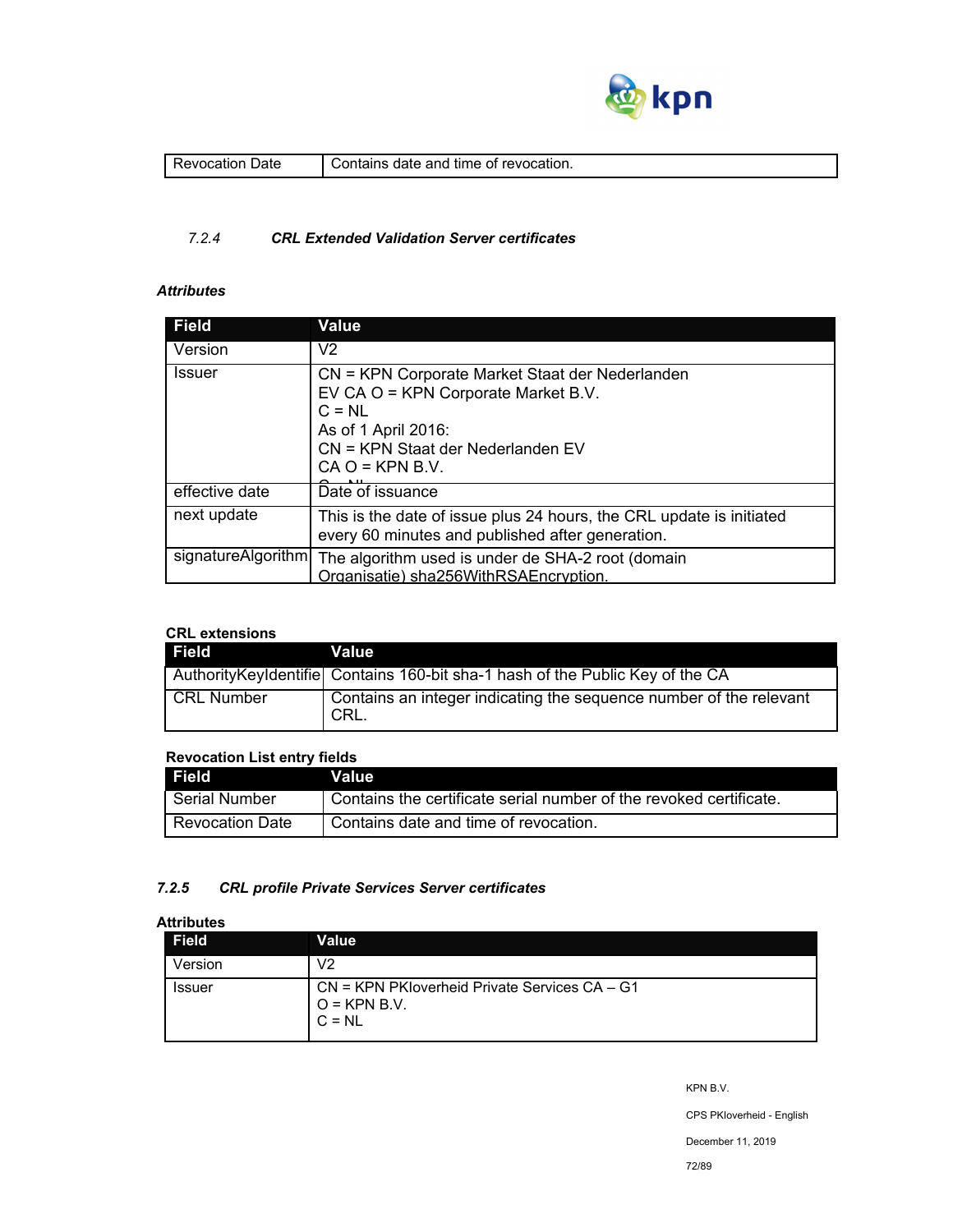| Revocation Date | Contains date and time of revocation. |
|---|---|

### 7.2.4 CRL Extended Validation Server certificates

***Attributes***

| Field | Value |
|---|---|
| Version | V2 |
| Issuer | CN = KPN Corporate Market Staat der Nederlanden EV CA O = KPN Corporate Market B.V.<br>C = NL<br>As of 1 April 2016:<br>CN = KPN Staat der Nederlanden EV CA O = KPN B.V.<br>C = NL |
| effective date | Date of issuance |
| next update | This is the date of issue plus 24 hours, the CRL update is initiated every 60 minutes and published after generation. |
| signatureAlgorithm | The algorithm used is under de SHA-2 root (domain Organisatie) sha256WithRSAEncryption. |

**CRL extensions**

| Field | Value |
|---|---|
| AuthorityKeyIdentifie | Contains 160-bit sha-1 hash of the Public Key of the CA |
| CRL Number | Contains an integer indicating the sequence number of the relevant CRL. |

**Revocation List entry fields**

| Field | Value |
|---|---|
| Serial Number | Contains the certificate serial number of the revoked certificate. |
| Revocation Date | Contains date and time of revocation. |

### 7.2.5 CRL profile Private Services Server certificates

**Attributes**

| Field | Value |
|---|---|
| Version | V2 |
| Issuer | CN = KPN PKIoverheid Private Services CA – G1<br>O = KPN B.V.<br>C = NL |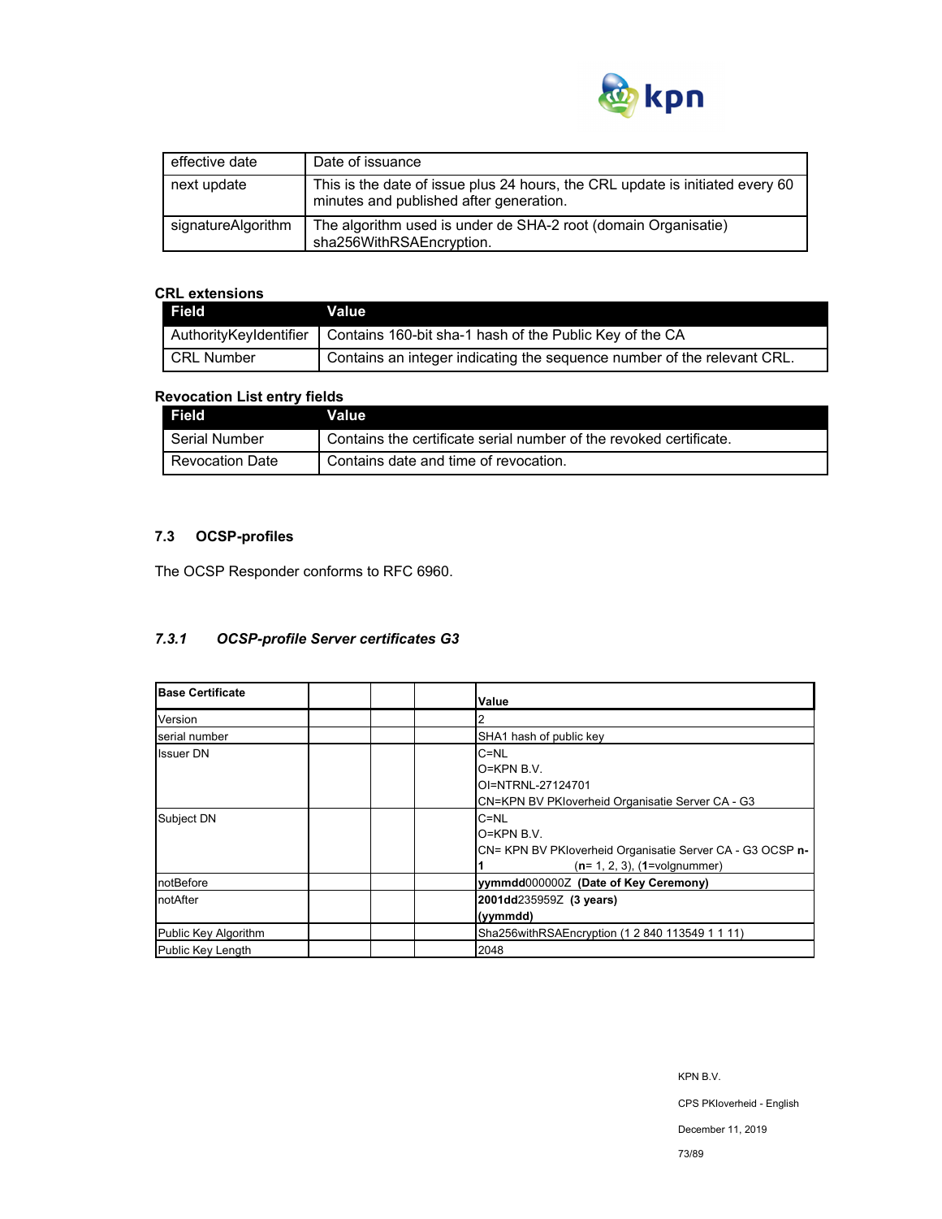| | |
|---|---|
| effective date | Date of issuance |
| next update | This is the date of issue plus 24 hours, the CRL update is initiated every 60 minutes and published after generation. |
| signatureAlgorithm | The algorithm used is under de SHA-2 root (domain Organisatie) sha256WithRSAEncryption. |

**CRL extensions**

| Field | Value |
|---|---|
| AuthorityKeyIdentifier | Contains 160-bit sha-1 hash of the Public Key of the CA |
| CRL Number | Contains an integer indicating the sequence number of the relevant CRL. |

**Revocation List entry fields**

| Field | Value |
|---|---|
| Serial Number | Contains the certificate serial number of the revoked certificate. |
| Revocation Date | Contains date and time of revocation. |

### 7.3 OCSP-profiles

The OCSP Responder conforms to RFC 6960.

#### *7.3.1 OCSP-profile Server certificates G3*

| **Base Certificate** | | | | **Value** |
|---|---|---|---|---|
| Version | | | | 2 |
| serial number | | | | SHA1 hash of public key |
| Issuer DN | | | | C=NL<br>O=KPN B.V.<br>OI=NTRNL-27124701<br>CN=KPN BV PKIoverheid Organisatie Server CA - G3 |
| Subject DN | | | | C=NL<br>O=KPN B.V.<br>CN= KPN BV PKIoverheid Organisatie Server CA - G3 OCSP **n-1** (**n**= 1, 2, 3), (**1**=volgnummer) |
| notBefore | | | | **yymmdd**000000Z **(Date of Key Ceremony)** |
| notAfter | | | | **2001dd**235959Z **(3 years)**<br>**(yymmdd)** |
| Public Key Algorithm | | | | Sha256withRSAEncryption (1 2 840 113549 1 1 11) |
| Public Key Length | | | | 2048 |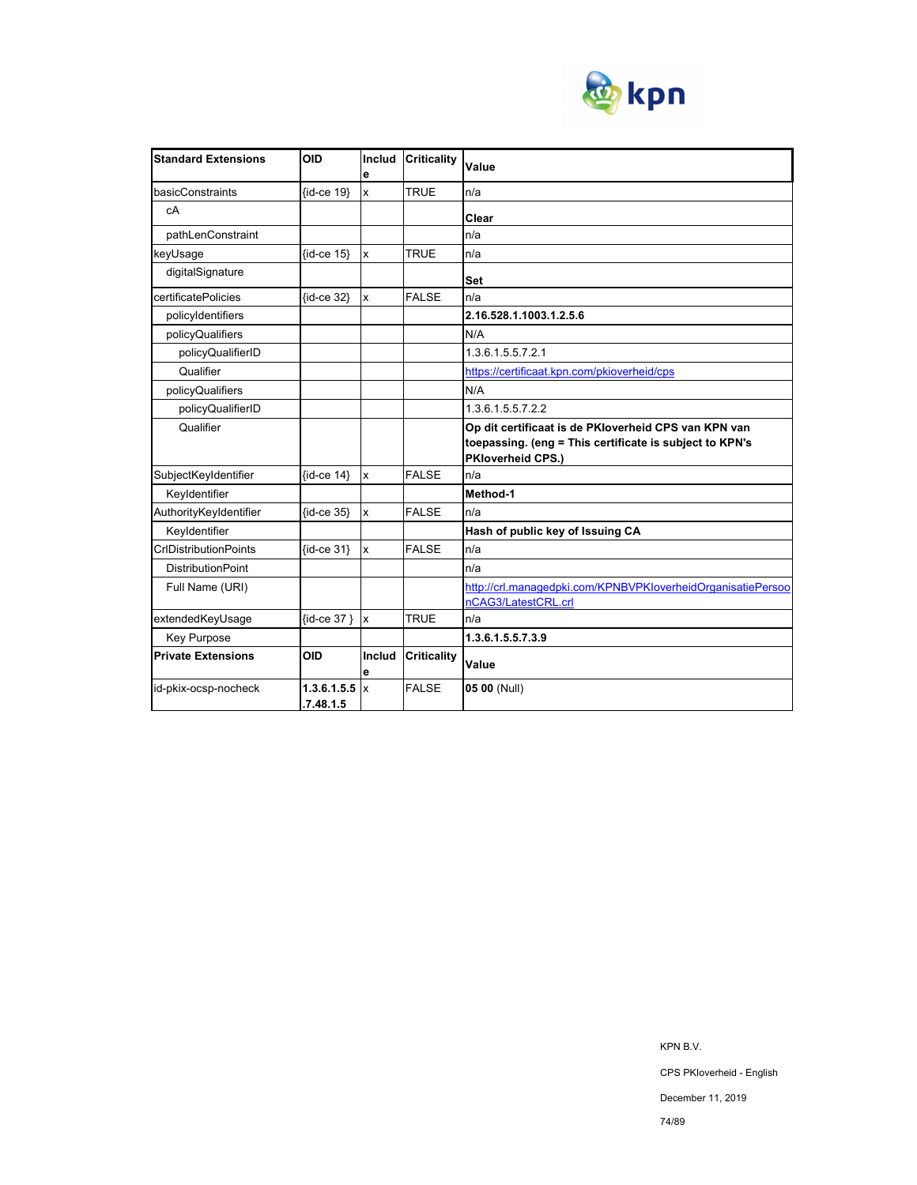| Standard Extensions | OID | Include | Criticality | Value |
|---|---|---|---|---|
| basicConstraints | {id-ce 19} | x | TRUE | n/a |
| cA | | | | **Clear** |
| pathLenConstraint | | | | n/a |
| keyUsage | {id-ce 15} | x | TRUE | n/a |
| digitalSignature | | | | **Set** |
| certificatePolicies | {id-ce 32} | x | FALSE | n/a |
| policyIdentifiers | | | | **2.16.528.1.1003.1.2.5.6** |
| policyQualifiers | | | | N/A |
| policyQualifierID | | | | 1.3.6.1.5.5.7.2.1 |
| Qualifier | | | | https://certificaat.kpn.com/pkioverheid/cps |
| policyQualifiers | | | | N/A |
| policyQualifierID | | | | 1.3.6.1.5.5.7.2.2 |
| Qualifier | | | | **Op dit certificaat is de PKIoverheid CPS van KPN van toepassing. (eng = This certificate is subject to KPN's PKIoverheid CPS.)** |
| SubjectKeyIdentifier | {id-ce 14} | x | FALSE | n/a |
| KeyIdentifier | | | | **Method-1** |
| AuthorityKeyIdentifier | {id-ce 35} | x | FALSE | n/a |
| KeyIdentifier | | | | **Hash of public key of Issuing CA** |
| CrlDistributionPoints | {id-ce 31} | x | FALSE | n/a |
| DistributionPoint | | | | n/a |
| Full Name (URI) | | | | http://crl.managedpki.com/KPNBVPKIoverheidOrganisatiePersoonCAG3/LatestCRL.crl |
| extendedKeyUsage | {id-ce 37 } | x | TRUE | n/a |
| Key Purpose | | | | **1.3.6.1.5.5.7.3.9** |
| **Private Extensions** | **OID** | **Include** | **Criticality** | **Value** |
| id-pkix-ocsp-nocheck | **1.3.6.1.5.5.7.48.1.5** | x | FALSE | **05 00** (Null) |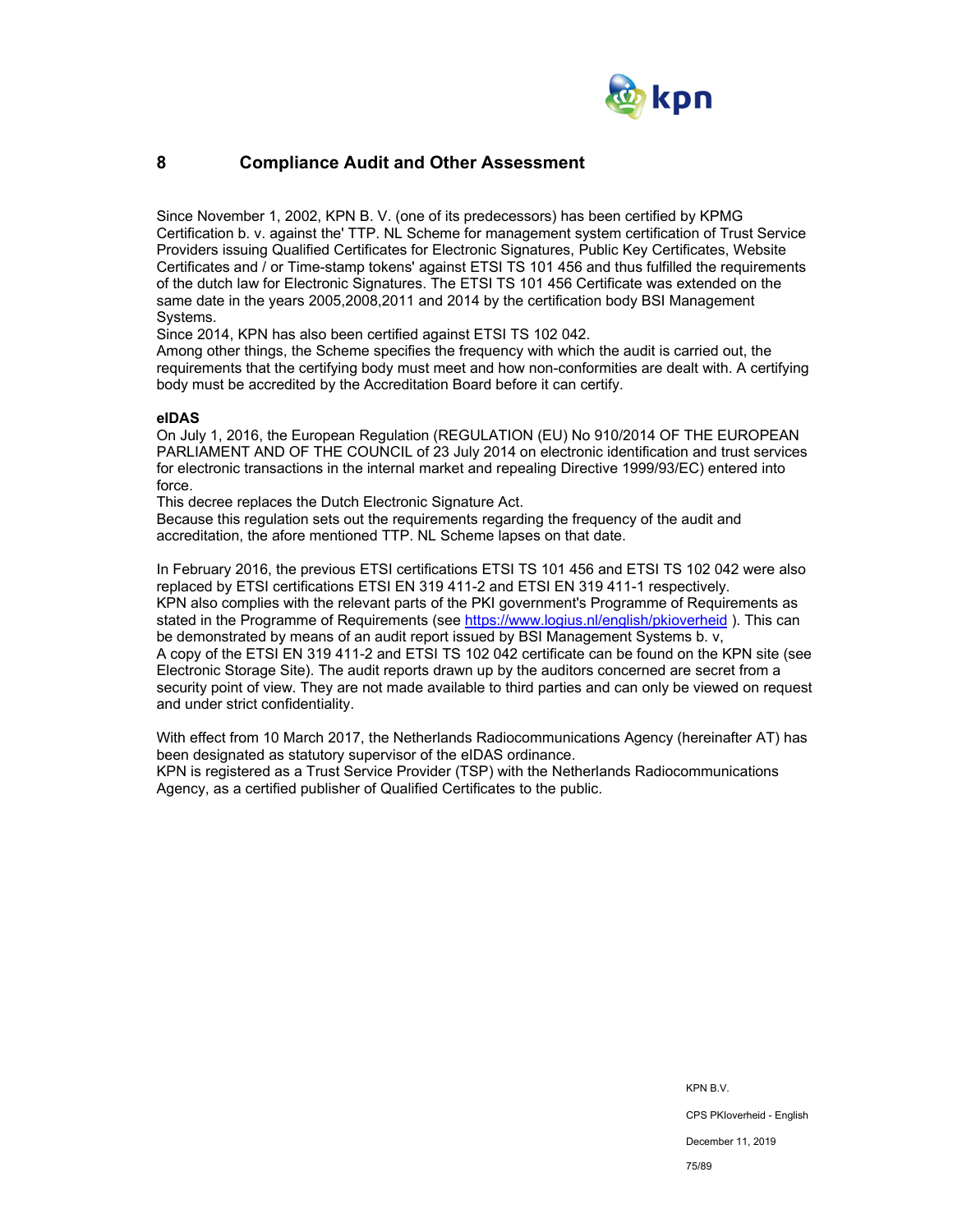# 8 Compliance Audit and Other Assessment

Since November 1, 2002, KPN B. V. (one of its predecessors) has been certified by KPMG Certification b. v. against the' TTP. NL Scheme for management system certification of Trust Service Providers issuing Qualified Certificates for Electronic Signatures, Public Key Certificates, Website Certificates and / or Time-stamp tokens' against ETSI TS 101 456 and thus fulfilled the requirements of the dutch law for Electronic Signatures. The ETSI TS 101 456 Certificate was extended on the same date in the years 2005,2008,2011 and 2014 by the certification body BSI Management Systems.
Since 2014, KPN has also been certified against ETSI TS 102 042.
Among other things, the Scheme specifies the frequency with which the audit is carried out, the requirements that the certifying body must meet and how non-conformities are dealt with. A certifying body must be accredited by the Accreditation Board before it can certify.

**eIDAS**
On July 1, 2016, the European Regulation (REGULATION (EU) No 910/2014 OF THE EUROPEAN PARLIAMENT AND OF THE COUNCIL of 23 July 2014 on electronic identification and trust services for electronic transactions in the internal market and repealing Directive 1999/93/EC) entered into force.
This decree replaces the Dutch Electronic Signature Act.
Because this regulation sets out the requirements regarding the frequency of the audit and accreditation, the afore mentioned TTP. NL Scheme lapses on that date.

In February 2016, the previous ETSI certifications ETSI TS 101 456 and ETSI TS 102 042 were also replaced by ETSI certifications ETSI EN 319 411-2 and ETSI EN 319 411-1 respectively.
KPN also complies with the relevant parts of the PKI government's Programme of Requirements as stated in the Programme of Requirements (see https://www.logius.nl/english/pkioverheid ). This can be demonstrated by means of an audit report issued by BSI Management Systems b. v,
A copy of the ETSI EN 319 411-2 and ETSI TS 102 042 certificate can be found on the KPN site (see Electronic Storage Site). The audit reports drawn up by the auditors concerned are secret from a security point of view. They are not made available to third parties and can only be viewed on request and under strict confidentiality.

With effect from 10 March 2017, the Netherlands Radiocommunications Agency (hereinafter AT) has been designated as statutory supervisor of the eIDAS ordinance.
KPN is registered as a Trust Service Provider (TSP) with the Netherlands Radiocommunications Agency, as a certified publisher of Qualified Certificates to the public.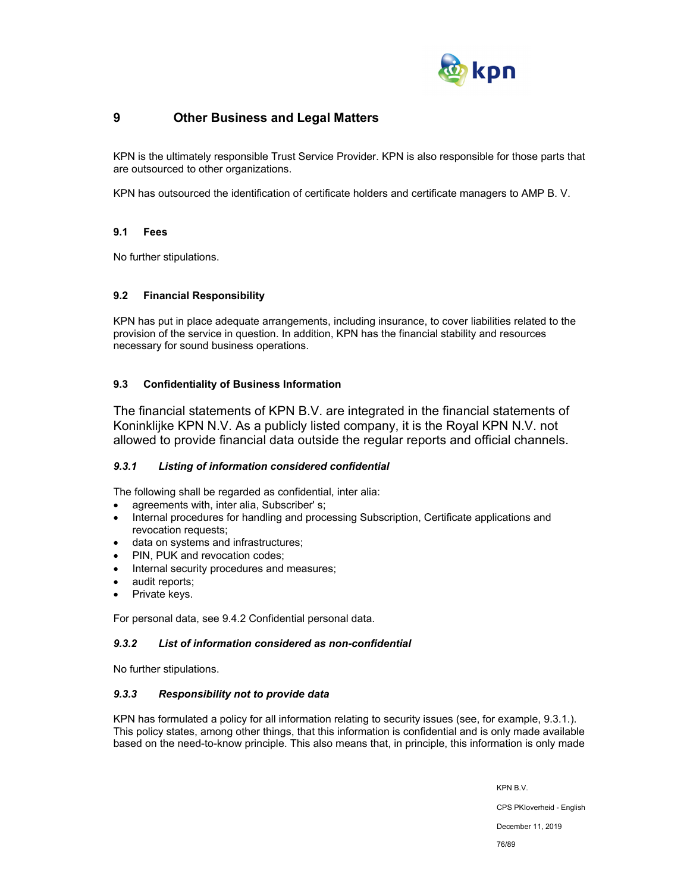# 9 Other Business and Legal Matters

KPN is the ultimately responsible Trust Service Provider. KPN is also responsible for those parts that are outsourced to other organizations.

KPN has outsourced the identification of certificate holders and certificate managers to AMP B. V.

## 9.1 Fees

No further stipulations.

## 9.2 Financial Responsibility

KPN has put in place adequate arrangements, including insurance, to cover liabilities related to the provision of the service in question. In addition, KPN has the financial stability and resources necessary for sound business operations.

## 9.3 Confidentiality of Business Information

The financial statements of KPN B.V. are integrated in the financial statements of Koninklijke KPN N.V. As a publicly listed company, it is the Royal KPN N.V. not allowed to provide financial data outside the regular reports and official channels.

### *9.3.1 Listing of information considered confidential*

The following shall be regarded as confidential, inter alia:

- agreements with, inter alia, Subscriber' s;
- Internal procedures for handling and processing Subscription, Certificate applications and revocation requests;
- data on systems and infrastructures;
- PIN, PUK and revocation codes;
- Internal security procedures and measures;
- audit reports;
- Private keys.

For personal data, see 9.4.2 Confidential personal data.

### *9.3.2 List of information considered as non-confidential*

No further stipulations.

### *9.3.3 Responsibility not to provide data*

KPN has formulated a policy for all information relating to security issues (see, for example, 9.3.1.). This policy states, among other things, that this information is confidential and is only made available based on the need-to-know principle. This also means that, in principle, this information is only made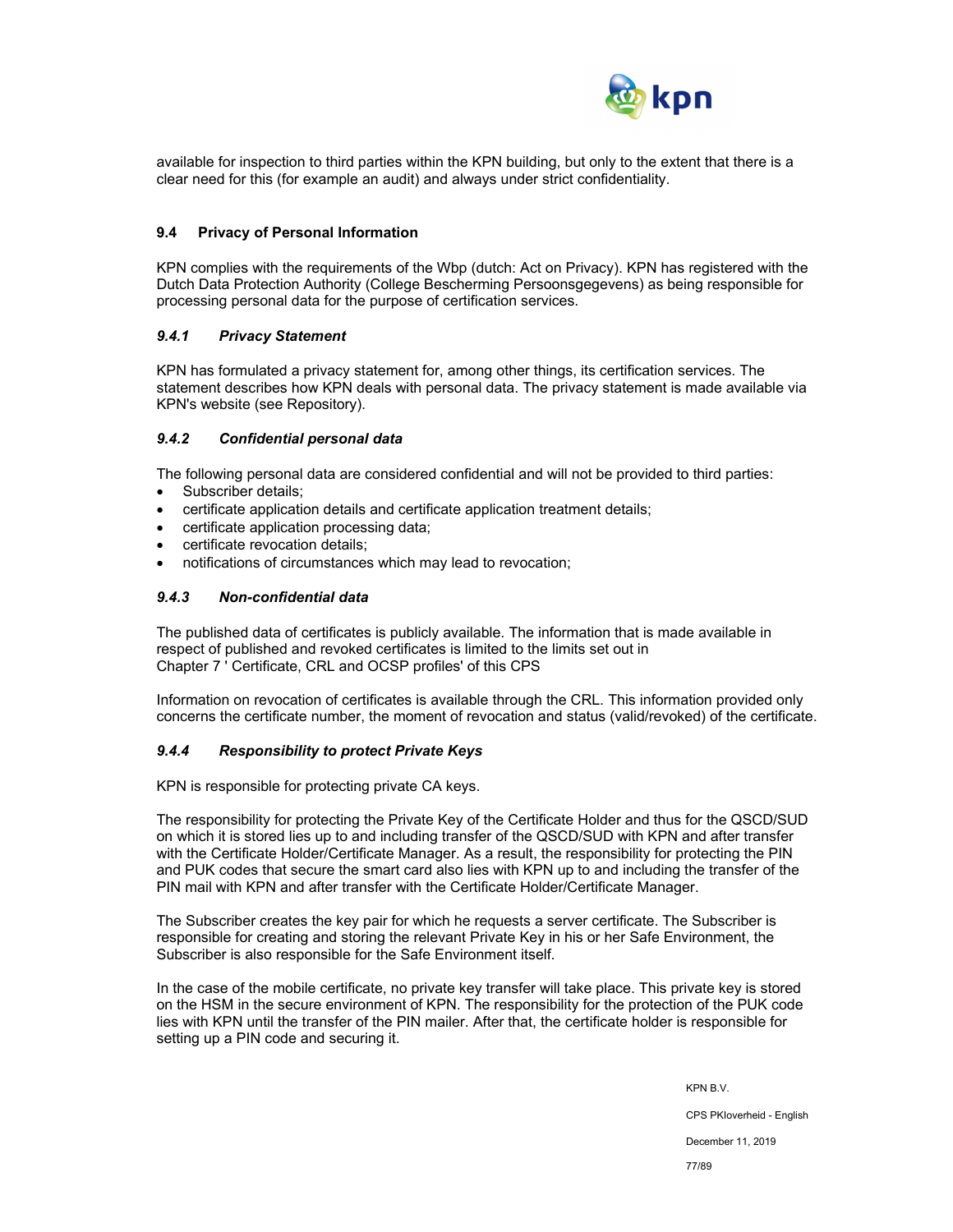available for inspection to third parties within the KPN building, but only to the extent that there is a clear need for this (for example an audit) and always under strict confidentiality.

## 9.4 Privacy of Personal Information

KPN complies with the requirements of the Wbp (dutch: Act on Privacy). KPN has registered with the Dutch Data Protection Authority (College Bescherming Persoonsgegevens) as being responsible for processing personal data for the purpose of certification services.

### *9.4.1 Privacy Statement*

KPN has formulated a privacy statement for, among other things, its certification services. The statement describes how KPN deals with personal data. The privacy statement is made available via KPN's website (see Repository).

### *9.4.2 Confidential personal data*

The following personal data are considered confidential and will not be provided to third parties:

- Subscriber details;
- certificate application details and certificate application treatment details;
- certificate application processing data;
- certificate revocation details;
- notifications of circumstances which may lead to revocation;

### *9.4.3 Non-confidential data*

The published data of certificates is publicly available. The information that is made available in respect of published and revoked certificates is limited to the limits set out in Chapter 7 ' Certificate, CRL and OCSP profiles' of this CPS

Information on revocation of certificates is available through the CRL. This information provided only concerns the certificate number, the moment of revocation and status (valid/revoked) of the certificate.

### *9.4.4 Responsibility to protect Private Keys*

KPN is responsible for protecting private CA keys.

The responsibility for protecting the Private Key of the Certificate Holder and thus for the QSCD/SUD on which it is stored lies up to and including transfer of the QSCD/SUD with KPN and after transfer with the Certificate Holder/Certificate Manager. As a result, the responsibility for protecting the PIN and PUK codes that secure the smart card also lies with KPN up to and including the transfer of the PIN mail with KPN and after transfer with the Certificate Holder/Certificate Manager.

The Subscriber creates the key pair for which he requests a server certificate. The Subscriber is responsible for creating and storing the relevant Private Key in his or her Safe Environment, the Subscriber is also responsible for the Safe Environment itself.

In the case of the mobile certificate, no private key transfer will take place. This private key is stored on the HSM in the secure environment of KPN. The responsibility for the protection of the PUK code lies with KPN until the transfer of the PIN mailer. After that, the certificate holder is responsible for setting up a PIN code and securing it.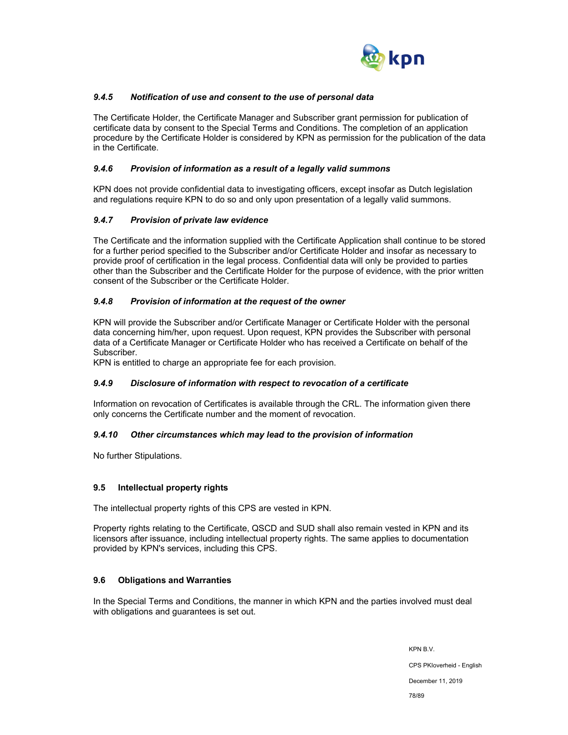#### *9.4.5 Notification of use and consent to the use of personal data*

The Certificate Holder, the Certificate Manager and Subscriber grant permission for publication of certificate data by consent to the Special Terms and Conditions. The completion of an application procedure by the Certificate Holder is considered by KPN as permission for the publication of the data in the Certificate.

#### *9.4.6 Provision of information as a result of a legally valid summons*

KPN does not provide confidential data to investigating officers, except insofar as Dutch legislation and regulations require KPN to do so and only upon presentation of a legally valid summons.

#### *9.4.7 Provision of private law evidence*

The Certificate and the information supplied with the Certificate Application shall continue to be stored for a further period specified to the Subscriber and/or Certificate Holder and insofar as necessary to provide proof of certification in the legal process. Confidential data will only be provided to parties other than the Subscriber and the Certificate Holder for the purpose of evidence, with the prior written consent of the Subscriber or the Certificate Holder.

#### *9.4.8 Provision of information at the request of the owner*

KPN will provide the Subscriber and/or Certificate Manager or Certificate Holder with the personal data concerning him/her, upon request. Upon request, KPN provides the Subscriber with personal data of a Certificate Manager or Certificate Holder who has received a Certificate on behalf of the Subscriber.
KPN is entitled to charge an appropriate fee for each provision.

#### *9.4.9 Disclosure of information with respect to revocation of a certificate*

Information on revocation of Certificates is available through the CRL. The information given there only concerns the Certificate number and the moment of revocation.

#### *9.4.10 Other circumstances which may lead to the provision of information*

No further Stipulations.

### 9.5 Intellectual property rights

The intellectual property rights of this CPS are vested in KPN.

Property rights relating to the Certificate, QSCD and SUD shall also remain vested in KPN and its licensors after issuance, including intellectual property rights. The same applies to documentation provided by KPN's services, including this CPS.

### 9.6 Obligations and Warranties

In the Special Terms and Conditions, the manner in which KPN and the parties involved must deal with obligations and guarantees is set out.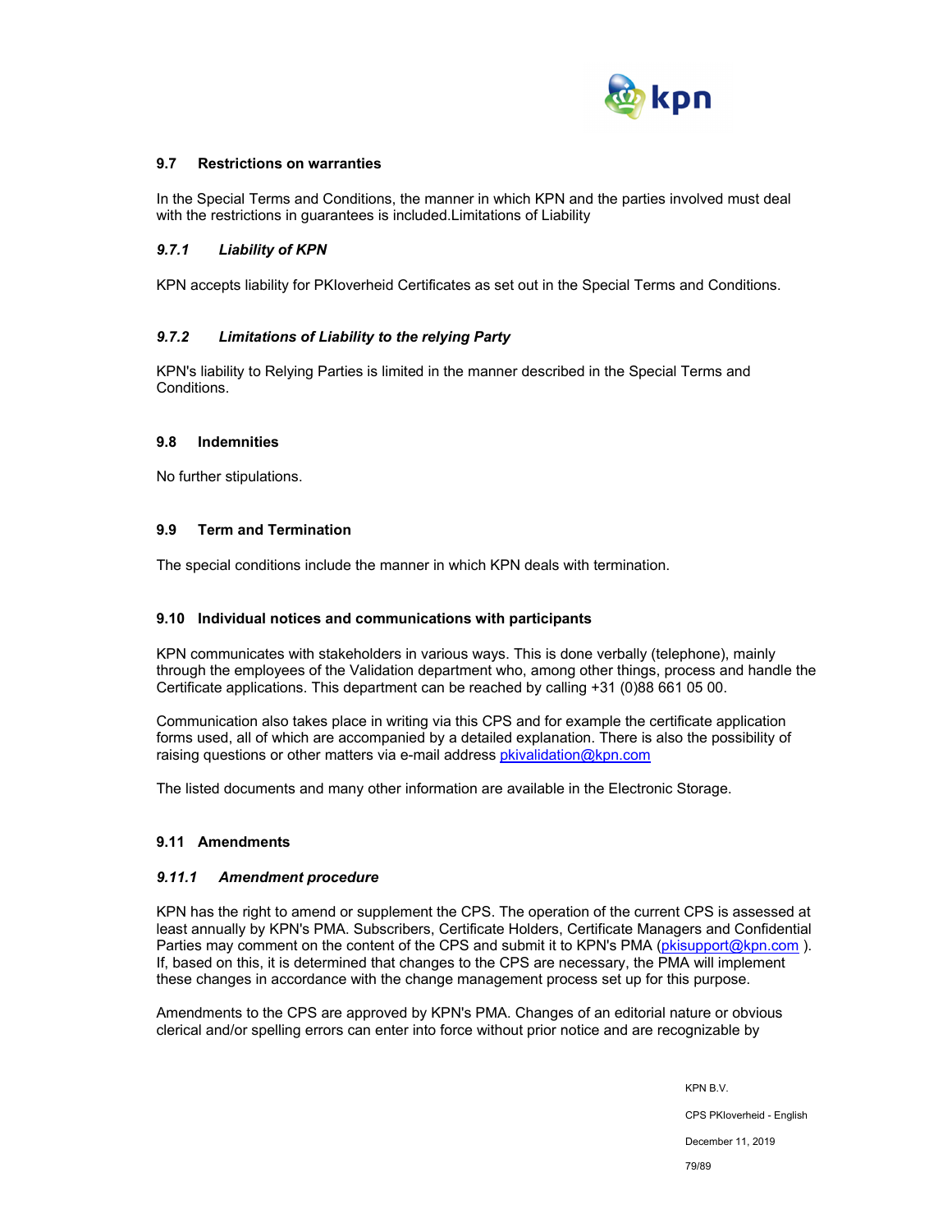### 9.7 Restrictions on warranties

In the Special Terms and Conditions, the manner in which KPN and the parties involved must deal with the restrictions in guarantees is included.Limitations of Liability

#### *9.7.1 Liability of KPN*

KPN accepts liability for PKIoverheid Certificates as set out in the Special Terms and Conditions.

#### *9.7.2 Limitations of Liability to the relying Party*

KPN's liability to Relying Parties is limited in the manner described in the Special Terms and Conditions.

### 9.8 Indemnities

No further stipulations.

### 9.9 Term and Termination

The special conditions include the manner in which KPN deals with termination.

### 9.10 Individual notices and communications with participants

KPN communicates with stakeholders in various ways. This is done verbally (telephone), mainly through the employees of the Validation department who, among other things, process and handle the Certificate applications. This department can be reached by calling +31 (0)88 661 05 00.

Communication also takes place in writing via this CPS and for example the certificate application forms used, all of which are accompanied by a detailed explanation. There is also the possibility of raising questions or other matters via e-mail address pkivalidation@kpn.com

The listed documents and many other information are available in the Electronic Storage.

### 9.11 Amendments

#### *9.11.1 Amendment procedure*

KPN has the right to amend or supplement the CPS. The operation of the current CPS is assessed at least annually by KPN's PMA. Subscribers, Certificate Holders, Certificate Managers and Confidential Parties may comment on the content of the CPS and submit it to KPN's PMA (pkisupport@kpn.com ). If, based on this, it is determined that changes to the CPS are necessary, the PMA will implement these changes in accordance with the change management process set up for this purpose.

Amendments to the CPS are approved by KPN's PMA. Changes of an editorial nature or obvious clerical and/or spelling errors can enter into force without prior notice and are recognizable by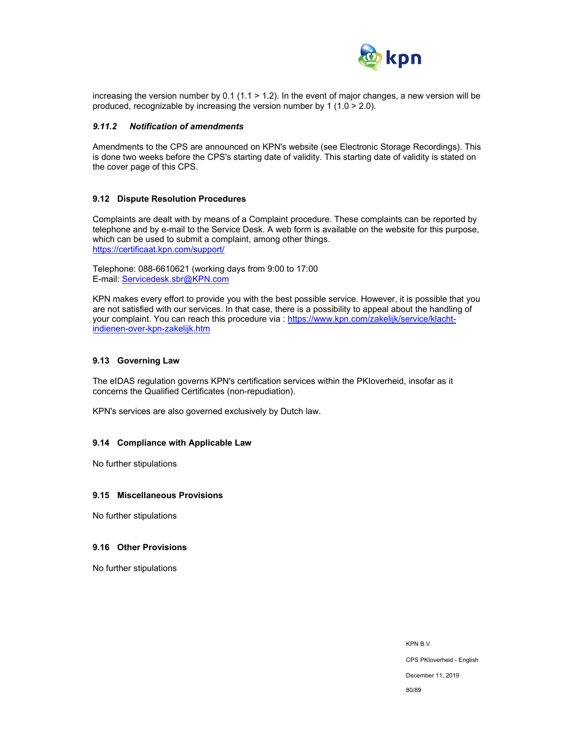increasing the version number by 0.1 (1.1 > 1.2). In the event of major changes, a new version will be produced, recognizable by increasing the version number by 1 (1.0 > 2.0).

#### *9.11.2 Notification of amendments*

Amendments to the CPS are announced on KPN's website (see Electronic Storage Recordings). This is done two weeks before the CPS's starting date of validity. This starting date of validity is stated on the cover page of this CPS.

### 9.12 Dispute Resolution Procedures

Complaints are dealt with by means of a Complaint procedure. These complaints can be reported by telephone and by e-mail to the Service Desk. A web form is available on the website for this purpose, which can be used to submit a complaint, among other things.
https://certificaat.kpn.com/support/

Telephone: 088-6610621 (working days from 9:00 to 17:00
E-mail: Servicedesk.sbr@KPN.com

KPN makes every effort to provide you with the best possible service. However, it is possible that you are not satisfied with our services. In that case, there is a possibility to appeal about the handling of your complaint. You can reach this procedure via : https://www.kpn.com/zakelijk/service/klacht-indienen-over-kpn-zakelijk.htm

### 9.13 Governing Law

The eIDAS regulation governs KPN's certification services within the PKIoverheid, insofar as it concerns the Qualified Certificates (non-repudiation).

KPN's services are also governed exclusively by Dutch law.

### 9.14 Compliance with Applicable Law

No further stipulations

### 9.15 Miscellaneous Provisions

No further stipulations

### 9.16 Other Provisions

No further stipulations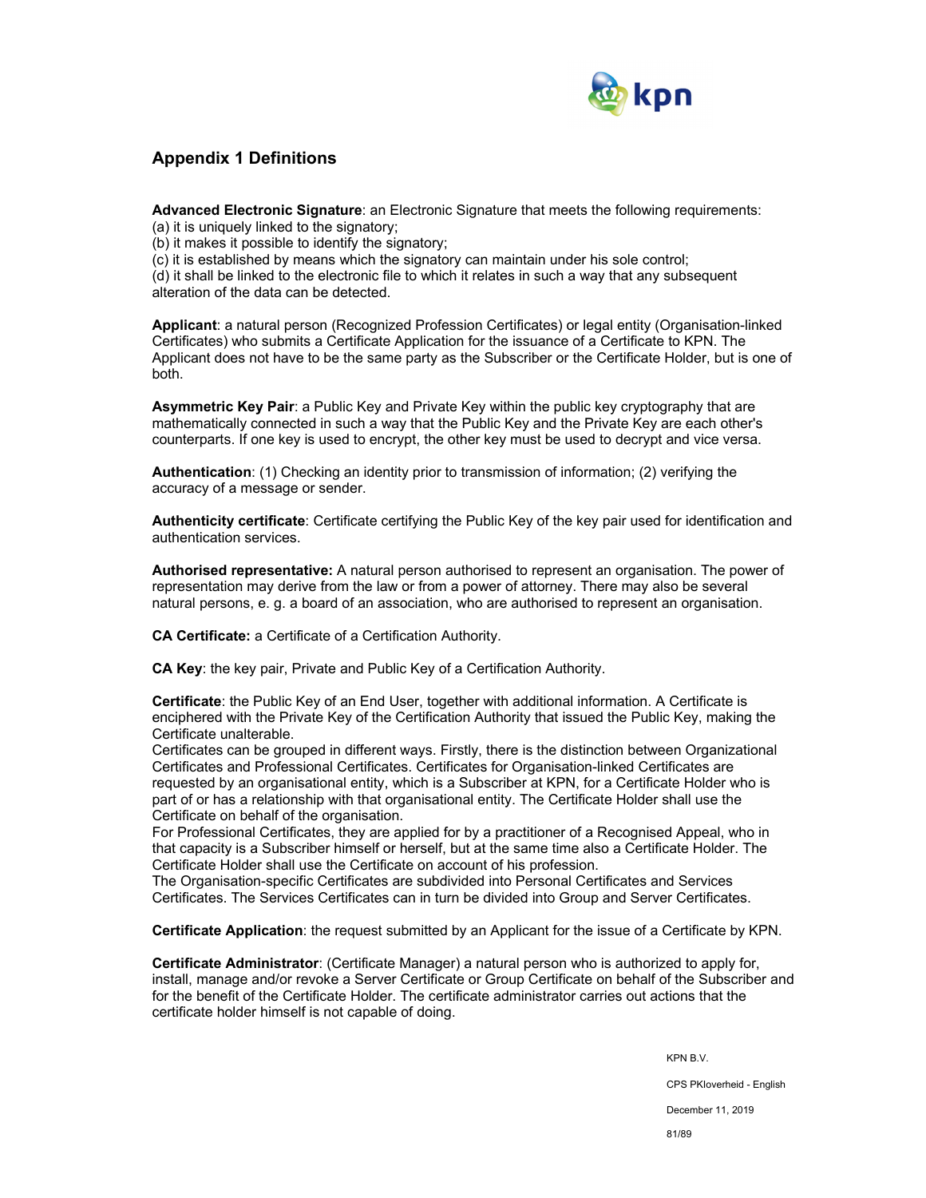# Appendix 1 Definitions

**Advanced Electronic Signature**: an Electronic Signature that meets the following requirements:
(a) it is uniquely linked to the signatory;
(b) it makes it possible to identify the signatory;
(c) it is established by means which the signatory can maintain under his sole control;
(d) it shall be linked to the electronic file to which it relates in such a way that any subsequent alteration of the data can be detected.

**Applicant**: a natural person (Recognized Profession Certificates) or legal entity (Organisation-linked Certificates) who submits a Certificate Application for the issuance of a Certificate to KPN. The Applicant does not have to be the same party as the Subscriber or the Certificate Holder, but is one of both.

**Asymmetric Key Pair**: a Public Key and Private Key within the public key cryptography that are mathematically connected in such a way that the Public Key and the Private Key are each other's counterparts. If one key is used to encrypt, the other key must be used to decrypt and vice versa.

**Authentication**: (1) Checking an identity prior to transmission of information; (2) verifying the accuracy of a message or sender.

**Authenticity certificate**: Certificate certifying the Public Key of the key pair used for identification and authentication services.

**Authorised representative:** A natural person authorised to represent an organisation. The power of representation may derive from the law or from a power of attorney. There may also be several natural persons, e. g. a board of an association, who are authorised to represent an organisation.

**CA Certificate:** a Certificate of a Certification Authority.

**CA Key**: the key pair, Private and Public Key of a Certification Authority.

**Certificate**: the Public Key of an End User, together with additional information. A Certificate is enciphered with the Private Key of the Certification Authority that issued the Public Key, making the Certificate unalterable.
Certificates can be grouped in different ways. Firstly, there is the distinction between Organizational Certificates and Professional Certificates. Certificates for Organisation-linked Certificates are requested by an organisational entity, which is a Subscriber at KPN, for a Certificate Holder who is part of or has a relationship with that organisational entity. The Certificate Holder shall use the Certificate on behalf of the organisation.
For Professional Certificates, they are applied for by a practitioner of a Recognised Appeal, who in that capacity is a Subscriber himself or herself, but at the same time also a Certificate Holder. The Certificate Holder shall use the Certificate on account of his profession.
The Organisation-specific Certificates are subdivided into Personal Certificates and Services Certificates. The Services Certificates can in turn be divided into Group and Server Certificates.

**Certificate Application**: the request submitted by an Applicant for the issue of a Certificate by KPN.

**Certificate Administrator**: (Certificate Manager) a natural person who is authorized to apply for, install, manage and/or revoke a Server Certificate or Group Certificate on behalf of the Subscriber and for the benefit of the Certificate Holder. The certificate administrator carries out actions that the certificate holder himself is not capable of doing.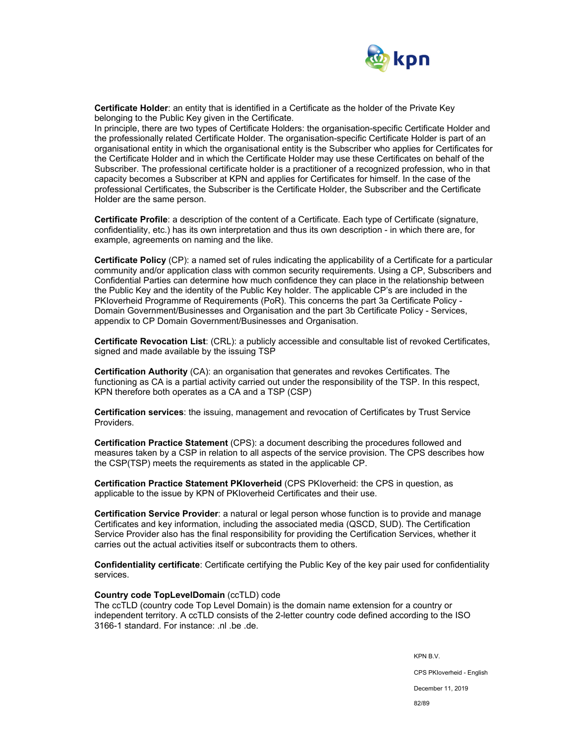**Certificate Holder**: an entity that is identified in a Certificate as the holder of the Private Key belonging to the Public Key given in the Certificate.
In principle, there are two types of Certificate Holders: the organisation-specific Certificate Holder and the professionally related Certificate Holder. The organisation-specific Certificate Holder is part of an organisational entity in which the organisational entity is the Subscriber who applies for Certificates for the Certificate Holder and in which the Certificate Holder may use these Certificates on behalf of the Subscriber. The professional certificate holder is a practitioner of a recognized profession, who in that capacity becomes a Subscriber at KPN and applies for Certificates for himself. In the case of the professional Certificates, the Subscriber is the Certificate Holder, the Subscriber and the Certificate Holder are the same person.

**Certificate Profile**: a description of the content of a Certificate. Each type of Certificate (signature, confidentiality, etc.) has its own interpretation and thus its own description - in which there are, for example, agreements on naming and the like.

**Certificate Policy** (CP): a named set of rules indicating the applicability of a Certificate for a particular community and/or application class with common security requirements. Using a CP, Subscribers and Confidential Parties can determine how much confidence they can place in the relationship between the Public Key and the identity of the Public Key holder. The applicable CP's are included in the PKIoverheid Programme of Requirements (PoR). This concerns the part 3a Certificate Policy - Domain Government/Businesses and Organisation and the part 3b Certificate Policy - Services, appendix to CP Domain Government/Businesses and Organisation.

**Certificate Revocation List**: (CRL): a publicly accessible and consultable list of revoked Certificates, signed and made available by the issuing TSP

**Certification Authority** (CA): an organisation that generates and revokes Certificates. The functioning as CA is a partial activity carried out under the responsibility of the TSP. In this respect, KPN therefore both operates as a CA and a TSP (CSP)

**Certification services**: the issuing, management and revocation of Certificates by Trust Service Providers.

**Certification Practice Statement** (CPS): a document describing the procedures followed and measures taken by a CSP in relation to all aspects of the service provision. The CPS describes how the CSP(TSP) meets the requirements as stated in the applicable CP.

**Certification Practice Statement PKIoverheid** (CPS PKIoverheid: the CPS in question, as applicable to the issue by KPN of PKIoverheid Certificates and their use.

**Certification Service Provider**: a natural or legal person whose function is to provide and manage Certificates and key information, including the associated media (QSCD, SUD). The Certification Service Provider also has the final responsibility for providing the Certification Services, whether it carries out the actual activities itself or subcontracts them to others.

**Confidentiality certificate**: Certificate certifying the Public Key of the key pair used for confidentiality services.

**Country code TopLevelDomain** (ccTLD) code
The ccTLD (country code Top Level Domain) is the domain name extension for a country or independent territory. A ccTLD consists of the 2-letter country code defined according to the ISO 3166-1 standard. For instance: .nl .be .de.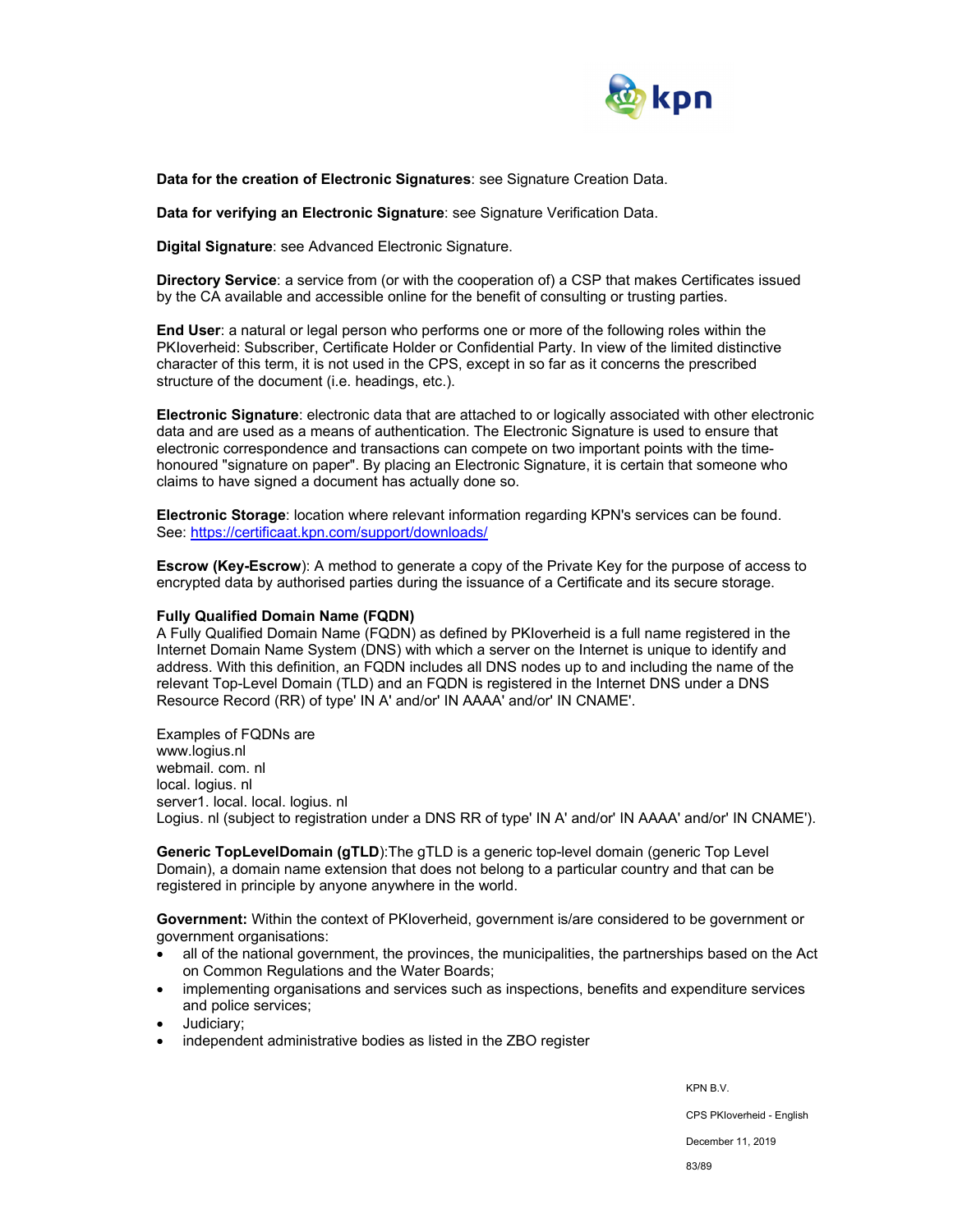**Data for the creation of Electronic Signatures**: see Signature Creation Data.

**Data for verifying an Electronic Signature**: see Signature Verification Data.

**Digital Signature**: see Advanced Electronic Signature.

**Directory Service**: a service from (or with the cooperation of) a CSP that makes Certificates issued by the CA available and accessible online for the benefit of consulting or trusting parties.

**End User**: a natural or legal person who performs one or more of the following roles within the PKIoverheid: Subscriber, Certificate Holder or Confidential Party. In view of the limited distinctive character of this term, it is not used in the CPS, except in so far as it concerns the prescribed structure of the document (i.e. headings, etc.).

**Electronic Signature**: electronic data that are attached to or logically associated with other electronic data and are used as a means of authentication. The Electronic Signature is used to ensure that electronic correspondence and transactions can compete on two important points with the time-honoured "signature on paper". By placing an Electronic Signature, it is certain that someone who claims to have signed a document has actually done so.

**Electronic Storage**: location where relevant information regarding KPN's services can be found. See: https://certificaat.kpn.com/support/downloads/

**Escrow (Key-Escrow**): A method to generate a copy of the Private Key for the purpose of access to encrypted data by authorised parties during the issuance of a Certificate and its secure storage.

**Fully Qualified Domain Name (FQDN)**
A Fully Qualified Domain Name (FQDN) as defined by PKIoverheid is a full name registered in the Internet Domain Name System (DNS) with which a server on the Internet is unique to identify and address. With this definition, an FQDN includes all DNS nodes up to and including the name of the relevant Top-Level Domain (TLD) and an FQDN is registered in the Internet DNS under a DNS Resource Record (RR) of type' IN A' and/or' IN AAAA' and/or' IN CNAME'.

Examples of FQDNs are
www.logius.nl
webmail. com. nl
local. logius. nl
server1. local. local. logius. nl
Logius. nl (subject to registration under a DNS RR of type' IN A' and/or' IN AAAA' and/or' IN CNAME').

**Generic TopLevelDomain (gTLD**):The gTLD is a generic top-level domain (generic Top Level Domain), a domain name extension that does not belong to a particular country and that can be registered in principle by anyone anywhere in the world.

**Government:** Within the context of PKIoverheid, government is/are considered to be government or government organisations:

- all of the national government, the provinces, the municipalities, the partnerships based on the Act on Common Regulations and the Water Boards;
- implementing organisations and services such as inspections, benefits and expenditure services and police services;
- Judiciary;
- independent administrative bodies as listed in the ZBO register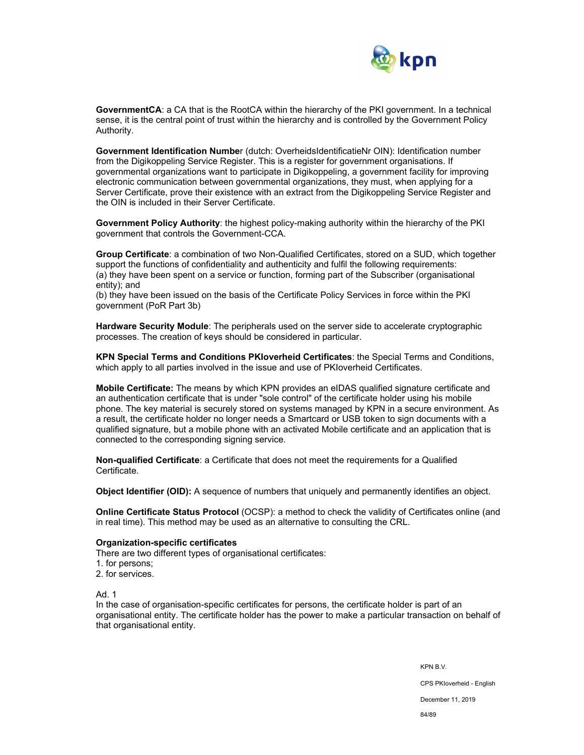**GovernmentCA**: a CA that is the RootCA within the hierarchy of the PKI government. In a technical sense, it is the central point of trust within the hierarchy and is controlled by the Government Policy Authority.

**Government Identification Numbe**r (dutch: OverheidsIdentificatieNr OIN): Identification number from the Digikoppeling Service Register. This is a register for government organisations. If governmental organizations want to participate in Digikoppeling, a government facility for improving electronic communication between governmental organizations, they must, when applying for a Server Certificate, prove their existence with an extract from the Digikoppeling Service Register and the OIN is included in their Server Certificate.

**Government Policy Authority**: the highest policy-making authority within the hierarchy of the PKI government that controls the Government-CCA.

**Group Certificate**: a combination of two Non-Qualified Certificates, stored on a SUD, which together support the functions of confidentiality and authenticity and fulfil the following requirements:
(a) they have been spent on a service or function, forming part of the Subscriber (organisational entity); and
(b) they have been issued on the basis of the Certificate Policy Services in force within the PKI government (PoR Part 3b)

**Hardware Security Module**: The peripherals used on the server side to accelerate cryptographic processes. The creation of keys should be considered in particular.

**KPN Special Terms and Conditions PKIoverheid Certificates**: the Special Terms and Conditions, which apply to all parties involved in the issue and use of PKIoverheid Certificates.

**Mobile Certificate:** The means by which KPN provides an eIDAS qualified signature certificate and an authentication certificate that is under "sole control" of the certificate holder using his mobile phone. The key material is securely stored on systems managed by KPN in a secure environment. As a result, the certificate holder no longer needs a Smartcard or USB token to sign documents with a qualified signature, but a mobile phone with an activated Mobile certificate and an application that is connected to the corresponding signing service.

**Non-qualified Certificate**: a Certificate that does not meet the requirements for a Qualified Certificate.

**Object Identifier (OID):** A sequence of numbers that uniquely and permanently identifies an object.

**Online Certificate Status Protocol** (OCSP): a method to check the validity of Certificates online (and in real time). This method may be used as an alternative to consulting the CRL.

**Organization-specific certificates**
There are two different types of organisational certificates:
1. for persons;
2. for services.

Ad. 1
In the case of organisation-specific certificates for persons, the certificate holder is part of an organisational entity. The certificate holder has the power to make a particular transaction on behalf of that organisational entity.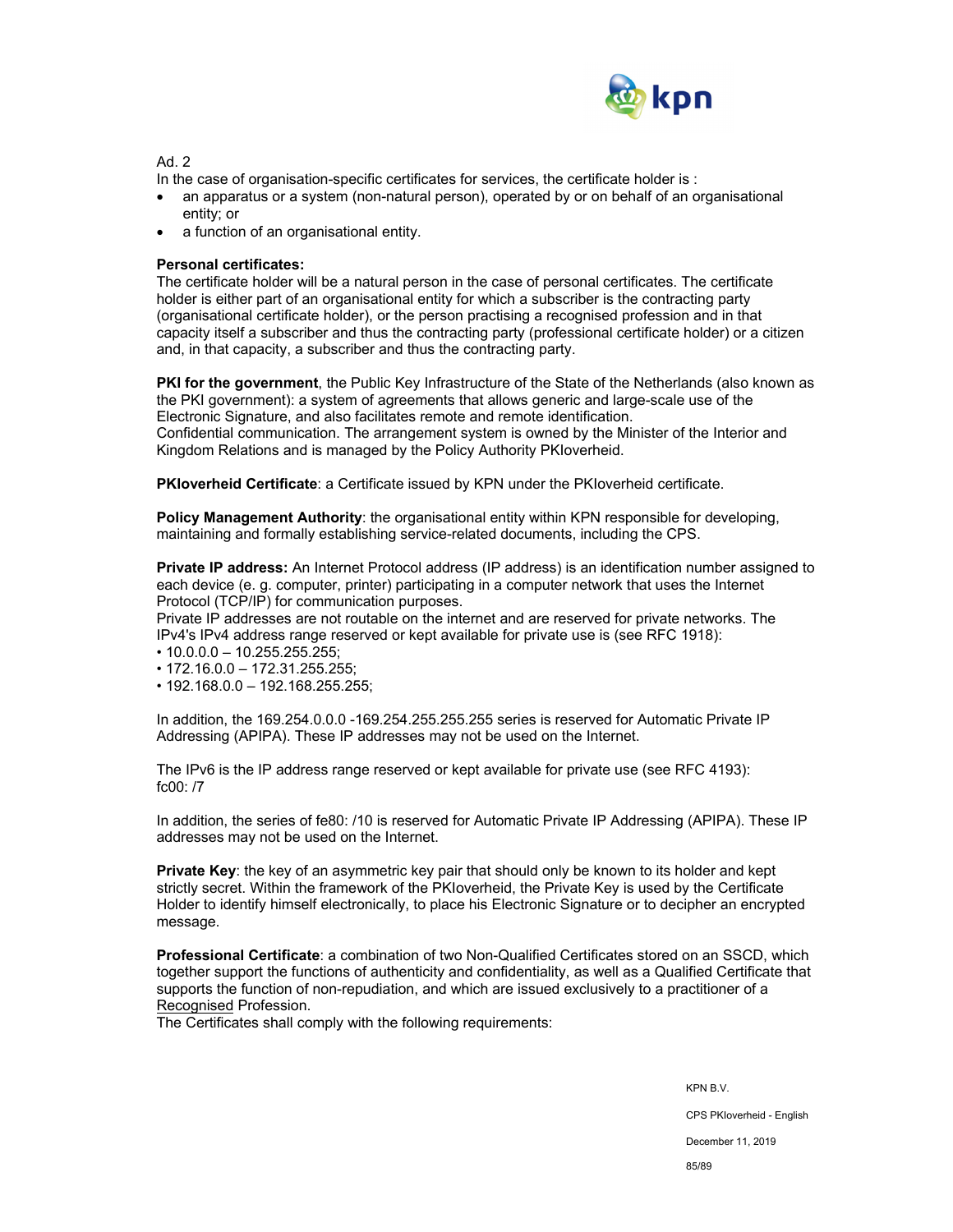Ad. 2

In the case of organisation-specific certificates for services, the certificate holder is :

- an apparatus or a system (non-natural person), operated by or on behalf of an organisational entity; or
- a function of an organisational entity.

**Personal certificates:**

The certificate holder will be a natural person in the case of personal certificates. The certificate holder is either part of an organisational entity for which a subscriber is the contracting party (organisational certificate holder), or the person practising a recognised profession and in that capacity itself a subscriber and thus the contracting party (professional certificate holder) or a citizen and, in that capacity, a subscriber and thus the contracting party.

**PKI for the government**, the Public Key Infrastructure of the State of the Netherlands (also known as the PKI government): a system of agreements that allows generic and large-scale use of the Electronic Signature, and also facilitates remote and remote identification.
Confidential communication. The arrangement system is owned by the Minister of the Interior and Kingdom Relations and is managed by the Policy Authority PKIoverheid.

**PKIoverheid Certificate**: a Certificate issued by KPN under the PKIoverheid certificate.

**Policy Management Authority**: the organisational entity within KPN responsible for developing, maintaining and formally establishing service-related documents, including the CPS.

**Private IP address:** An Internet Protocol address (IP address) is an identification number assigned to each device (e. g. computer, printer) participating in a computer network that uses the Internet Protocol (TCP/IP) for communication purposes.
Private IP addresses are not routable on the internet and are reserved for private networks. The IPv4's IPv4 address range reserved or kept available for private use is (see RFC 1918):

- 10.0.0.0 – 10.255.255.255;
- 172.16.0.0 – 172.31.255.255;
- 192.168.0.0 – 192.168.255.255;

In addition, the 169.254.0.0.0 -169.254.255.255.255 series is reserved for Automatic Private IP Addressing (APIPA). These IP addresses may not be used on the Internet.

The IPv6 is the IP address range reserved or kept available for private use (see RFC 4193):
fc00: /7

In addition, the series of fe80: /10 is reserved for Automatic Private IP Addressing (APIPA). These IP addresses may not be used on the Internet.

**Private Key**: the key of an asymmetric key pair that should only be known to its holder and kept strictly secret. Within the framework of the PKIoverheid, the Private Key is used by the Certificate Holder to identify himself electronically, to place his Electronic Signature or to decipher an encrypted message.

**Professional Certificate**: a combination of two Non-Qualified Certificates stored on an SSCD, which together support the functions of authenticity and confidentiality, as well as a Qualified Certificate that supports the function of non-repudiation, and which are issued exclusively to a practitioner of a Recognised Profession.
The Certificates shall comply with the following requirements: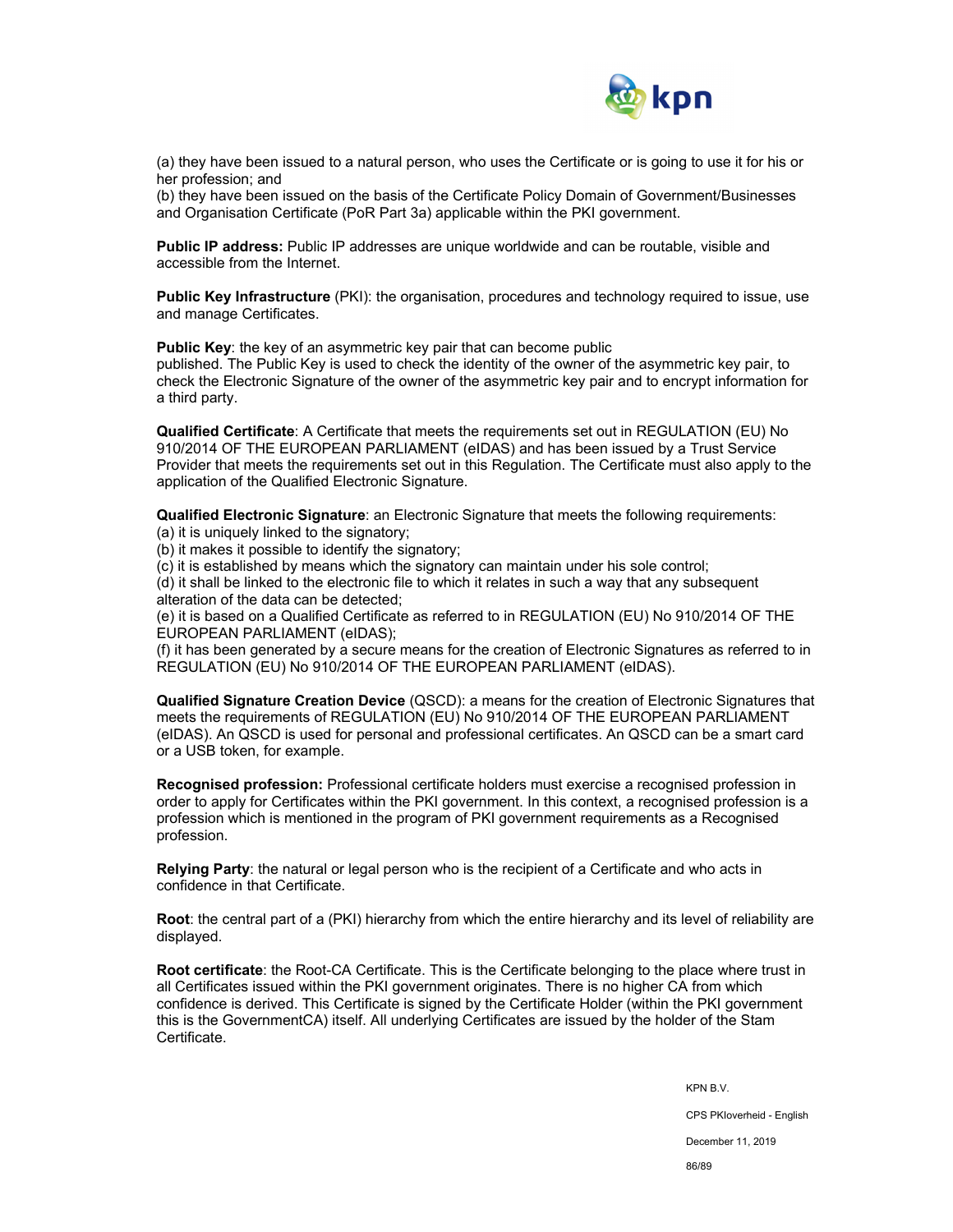(a) they have been issued to a natural person, who uses the Certificate or is going to use it for his or her profession; and
(b) they have been issued on the basis of the Certificate Policy Domain of Government/Businesses and Organisation Certificate (PoR Part 3a) applicable within the PKI government.

**Public IP address:** Public IP addresses are unique worldwide and can be routable, visible and accessible from the Internet.

**Public Key Infrastructure** (PKI): the organisation, procedures and technology required to issue, use and manage Certificates.

**Public Key**: the key of an asymmetric key pair that can become public published. The Public Key is used to check the identity of the owner of the asymmetric key pair, to check the Electronic Signature of the owner of the asymmetric key pair and to encrypt information for a third party.

**Qualified Certificate**: A Certificate that meets the requirements set out in REGULATION (EU) No 910/2014 OF THE EUROPEAN PARLIAMENT (eIDAS) and has been issued by a Trust Service Provider that meets the requirements set out in this Regulation. The Certificate must also apply to the application of the Qualified Electronic Signature.

**Qualified Electronic Signature**: an Electronic Signature that meets the following requirements:
(a) it is uniquely linked to the signatory;
(b) it makes it possible to identify the signatory;
(c) it is established by means which the signatory can maintain under his sole control;
(d) it shall be linked to the electronic file to which it relates in such a way that any subsequent alteration of the data can be detected;
(e) it is based on a Qualified Certificate as referred to in REGULATION (EU) No 910/2014 OF THE EUROPEAN PARLIAMENT (eIDAS);
(f) it has been generated by a secure means for the creation of Electronic Signatures as referred to in REGULATION (EU) No 910/2014 OF THE EUROPEAN PARLIAMENT (eIDAS).

**Qualified Signature Creation Device** (QSCD): a means for the creation of Electronic Signatures that meets the requirements of REGULATION (EU) No 910/2014 OF THE EUROPEAN PARLIAMENT (eIDAS). An QSCD is used for personal and professional certificates. An QSCD can be a smart card or a USB token, for example.

**Recognised profession:** Professional certificate holders must exercise a recognised profession in order to apply for Certificates within the PKI government. In this context, a recognised profession is a profession which is mentioned in the program of PKI government requirements as a Recognised profession.

**Relying Party**: the natural or legal person who is the recipient of a Certificate and who acts in confidence in that Certificate.

**Root**: the central part of a (PKI) hierarchy from which the entire hierarchy and its level of reliability are displayed.

**Root certificate**: the Root-CA Certificate. This is the Certificate belonging to the place where trust in all Certificates issued within the PKI government originates. There is no higher CA from which confidence is derived. This Certificate is signed by the Certificate Holder (within the PKI government this is the GovernmentCA) itself. All underlying Certificates are issued by the holder of the Stam Certificate.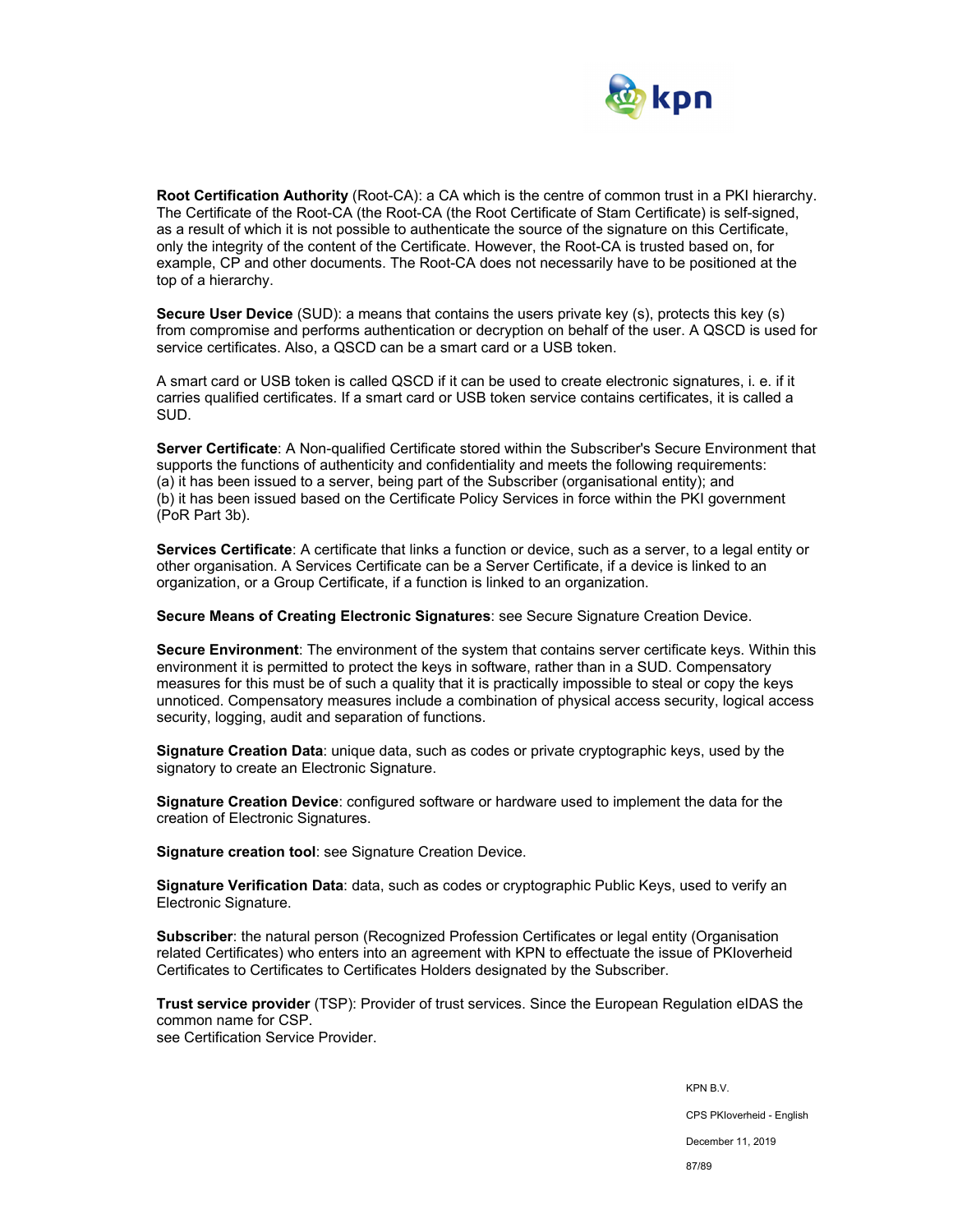**Root Certification Authority** (Root-CA): a CA which is the centre of common trust in a PKI hierarchy. The Certificate of the Root-CA (the Root-CA (the Root Certificate of Stam Certificate) is self-signed, as a result of which it is not possible to authenticate the source of the signature on this Certificate, only the integrity of the content of the Certificate. However, the Root-CA is trusted based on, for example, CP and other documents. The Root-CA does not necessarily have to be positioned at the top of a hierarchy.

**Secure User Device** (SUD): a means that contains the users private key (s), protects this key (s) from compromise and performs authentication or decryption on behalf of the user. A QSCD is used for service certificates. Also, a QSCD can be a smart card or a USB token.

A smart card or USB token is called QSCD if it can be used to create electronic signatures, i. e. if it carries qualified certificates. If a smart card or USB token service contains certificates, it is called a SUD.

**Server Certificate**: A Non-qualified Certificate stored within the Subscriber's Secure Environment that supports the functions of authenticity and confidentiality and meets the following requirements:
(a) it has been issued to a server, being part of the Subscriber (organisational entity); and
(b) it has been issued based on the Certificate Policy Services in force within the PKI government (PoR Part 3b).

**Services Certificate**: A certificate that links a function or device, such as a server, to a legal entity or other organisation. A Services Certificate can be a Server Certificate, if a device is linked to an organization, or a Group Certificate, if a function is linked to an organization.

**Secure Means of Creating Electronic Signatures**: see Secure Signature Creation Device.

**Secure Environment**: The environment of the system that contains server certificate keys. Within this environment it is permitted to protect the keys in software, rather than in a SUD. Compensatory measures for this must be of such a quality that it is practically impossible to steal or copy the keys unnoticed. Compensatory measures include a combination of physical access security, logical access security, logging, audit and separation of functions.

**Signature Creation Data**: unique data, such as codes or private cryptographic keys, used by the signatory to create an Electronic Signature.

**Signature Creation Device**: configured software or hardware used to implement the data for the creation of Electronic Signatures.

**Signature creation tool**: see Signature Creation Device.

**Signature Verification Data**: data, such as codes or cryptographic Public Keys, used to verify an Electronic Signature.

**Subscriber**: the natural person (Recognized Profession Certificates or legal entity (Organisation related Certificates) who enters into an agreement with KPN to effectuate the issue of PKIoverheid Certificates to Certificates to Certificates Holders designated by the Subscriber.

**Trust service provider** (TSP): Provider of trust services. Since the European Regulation eIDAS the common name for CSP.
see Certification Service Provider.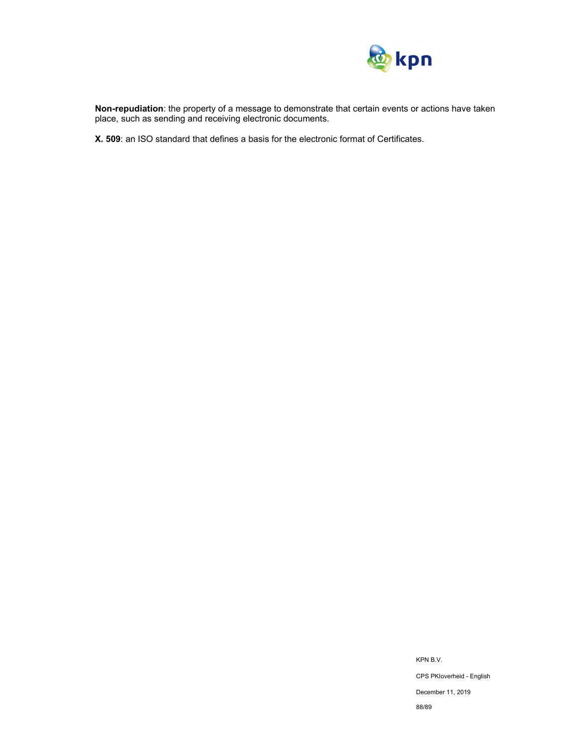**Non-repudiation**: the property of a message to demonstrate that certain events or actions have taken place, such as sending and receiving electronic documents.

**X. 509**: an ISO standard that defines a basis for the electronic format of Certificates.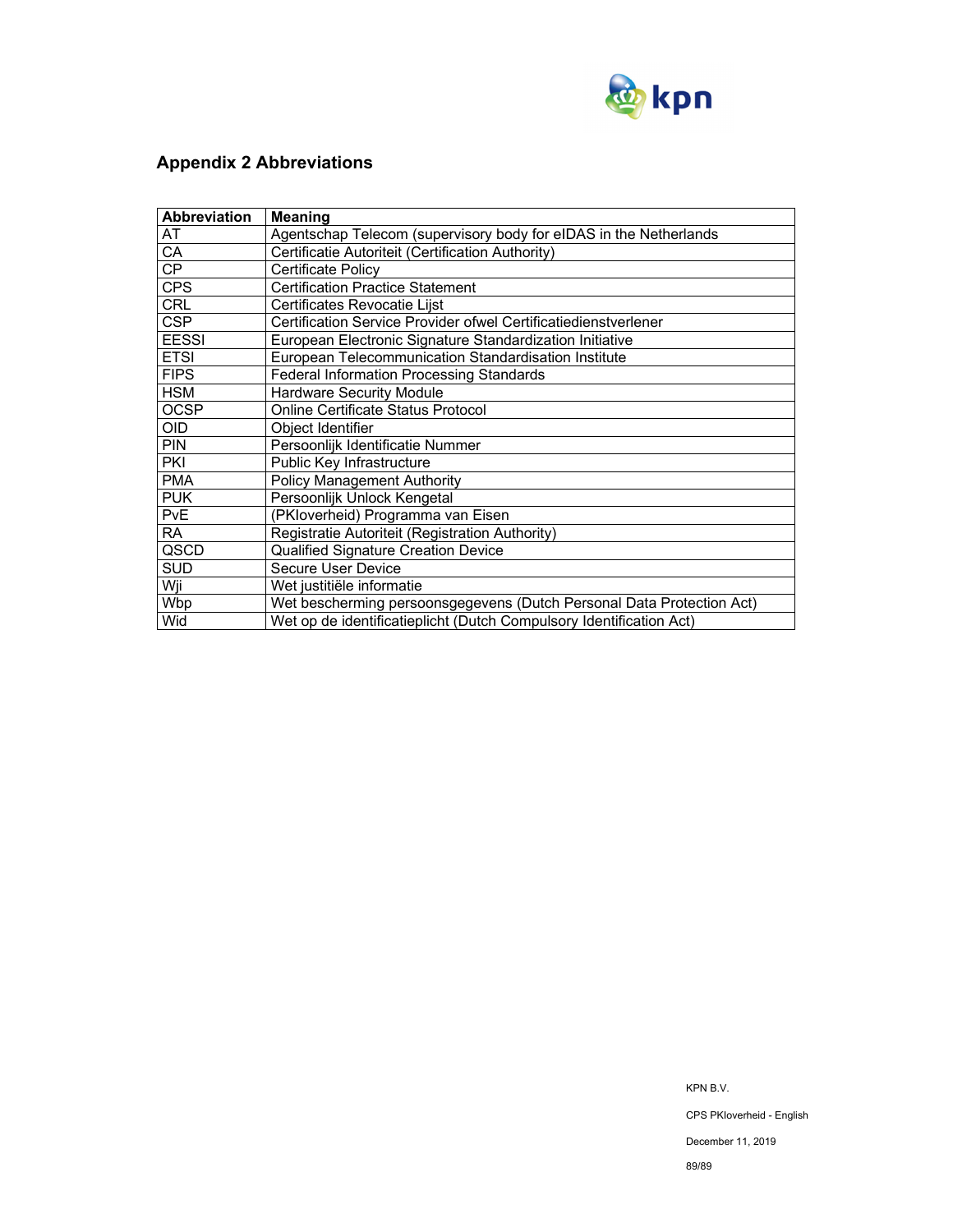## Appendix 2 Abbreviations

| Abbreviation | Meaning |
| --- | --- |
| AT | Agentschap Telecom (supervisory body for eIDAS in the Netherlands |
| CA | Certificatie Autoriteit (Certification Authority) |
| CP | Certificate Policy |
| CPS | Certification Practice Statement |
| CRL | Certificates Revocatie Lijst |
| CSP | Certification Service Provider ofwel Certificatiedienstverlener |
| EESSI | European Electronic Signature Standardization Initiative |
| ETSI | European Telecommunication Standardisation Institute |
| FIPS | Federal Information Processing Standards |
| HSM | Hardware Security Module |
| OCSP | Online Certificate Status Protocol |
| OID | Object Identifier |
| PIN | Persoonlijk Identificatie Nummer |
| PKI | Public Key Infrastructure |
| PMA | Policy Management Authority |
| PUK | Persoonlijk Unlock Kengetal |
| PvE | (PKIoverheid) Programma van Eisen |
| RA | Registratie Autoriteit (Registration Authority) |
| QSCD | Qualified Signature Creation Device |
| SUD | Secure User Device |
| Wji | Wet justitiële informatie |
| Wbp | Wet bescherming persoonsgegevens (Dutch Personal Data Protection Act) |
| Wid | Wet op de identificatieplicht (Dutch Compulsory Identification Act) |